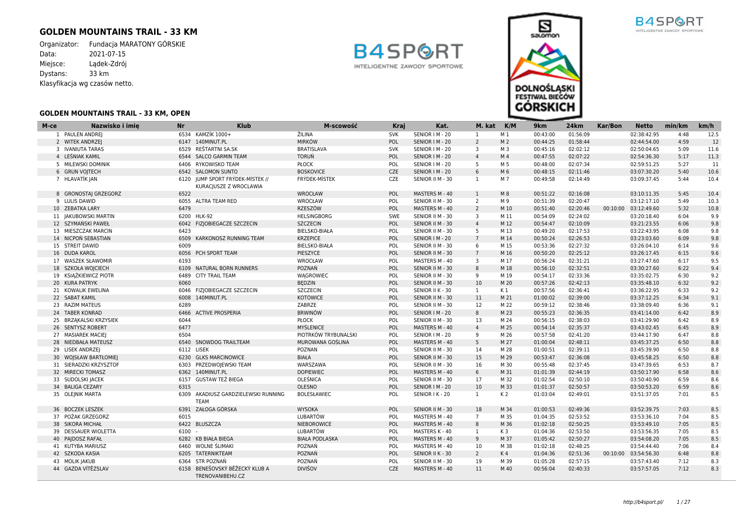# GOLDEN MOUNTAINS TRAIL - 33 KM

Organizator: Fundacja MARATONY GÓRSKIE
Data: 2021-07-15
Miejsce: Lądek-Zdrój
Dystans: 33 km
Klasyfikacja wg czasów netto.

## GOLDEN MOUNTAINS TRAIL - 33 KM, OPEN

| M-ce | Nazwisko i imię | Nr | Klub | M-scowość | Kraj | Kat. | M. kat | K/M | 9km | 24km | Kar/Bon | Netto | min/km | km/h |
|---|---|---|---|---|---|---|---|---|---|---|---|---|---|---|
| 1 | PAULEN ANDREJ | 6534 | KAMZÍK 1000+ | ŽILINA | SVK | SENIOR I M - 20 | 1 | M 1 | 00:43:00 | 01:56:09 | | 02:38:42.95 | 4:48 | 12.5 |
| 2 | WITEK ANDRZEJ | 6147 | 140MINUT.PL | MIRKÓW | POL | SENIOR I M - 20 | 2 | M 2 | 00:44:25 | 01:58:44 | | 02:44:54.00 | 4:59 | 12 |
| 3 | IVANIUTA TARAS | 6529 | REŠTARTNI SA.SK | BRATISLAVA | SVK | SENIOR I M - 20 | 3 | M 3 | 00:45:16 | 02:02:12 | | 02:50:04.65 | 5:09 | 11.6 |
| 4 | LEŚNIAK KAMIL | 6544 | SALCO GARMIN TEAM | TORUŃ | POL | SENIOR I M - 20 | 4 | M 4 | 00:47:55 | 02:07:22 | | 02:54:36.30 | 5:17 | 11.3 |
| 5 | MILEWSKI DOMINIK | 6406 | RYKOWISKO TEAM | PŁOCK | POL | SENIOR I M - 20 | 5 | M 5 | 00:48:00 | 02:07:34 | | 02:59:51.25 | 5:27 | 11 |
| 6 | GRUN VOJTECH | 6542 | SALOMON SUNTO | BOSKOVICE | CZE | SENIOR I M - 20 | 6 | M 6 | 00:48:15 | 02:11:46 | | 03:07:30.20 | 5:40 | 10.6 |
| 7 | HLAVATÍK JAN | 6120 | JUMP SPORT FRÝDEK-MÍSTEK // KURACJUSZE Z WROCLAWIA | FRÝDEK-MÍSTEK | CZE | SENIOR II M - 30 | 1 | M 7 | 00:49:58 | 02:14:49 | | 03:09:37.45 | 5:44 | 10.4 |
| 8 | GRONOSTAJ GRZEGORZ | 6522 | | WROCŁAW | POL | MASTERS M - 40 | 1 | M 8 | 00:51:22 | 02:16:08 | | 03:10:11.35 | 5:45 | 10.4 |
| 9 | LULIS DAWID | 6055 | ALTRA TEAM RED | WROCŁAW | POL | SENIOR II M - 30 | 2 | M 9 | 00:51:39 | 02:20:47 | | 03:12:17.10 | 5:49 | 10.3 |
| 10 | ZEBATKA LARY | 6479 | | RZESZÓW | POL | MASTERS M - 40 | 2 | M 10 | 00:51:40 | 02:20:46 | 00:10:00 | 03:12:49.60 | 5:32 | 10.8 |
| 11 | JAKUBOWSKI MARTIN | 6200 | HLK-92 | HELSINGBORG | SWE | SENIOR II M - 30 | 3 | M 11 | 00:54:09 | 02:24:02 | | 03:20:18.40 | 6:04 | 9.9 |
| 12 | SZYMAŃSKI PAWEŁ | 6042 | FIZJOBIEGACZE SZCZECIN | SZCZECIN | POL | SENIOR II M - 30 | 4 | M 12 | 00:54:47 | 02:10:09 | | 03:21:23.55 | 6:06 | 9.8 |
| 13 | MIESZCZAK MARCIN | 6423 | | BIELSKO-BIAŁA | POL | SENIOR II M - 30 | 5 | M 13 | 00:49:20 | 02:17:53 | | 03:22:43.95 | 6:08 | 9.8 |
| 14 | NICPOŃ SEBASTIAN | 6509 | KARKONOSZ RUNNING TEAM | KRZEPICE | POL | SENIOR I M - 20 | 7 | M 14 | 00:50:24 | 02:26:53 | | 03:23:03.60 | 6:09 | 9.8 |
| 15 | STREIT DAWID | 6009 | | BIELSKO-BIAŁA | POL | SENIOR II M - 30 | 6 | M 15 | 00:53:36 | 02:27:32 | | 03:26:04.10 | 6:14 | 9.6 |
| 16 | DUDA KAROL | 6056 | PCH SPORT TEAM | PIESZYCE | POL | SENIOR II M - 30 | 7 | M 16 | 00:50:20 | 02:25:12 | | 03:26:17.45 | 6:15 | 9.6 |
| 17 | WASZEK SŁAWOMIR | 6193 | | WROCŁAW | POL | MASTERS M - 40 | 3 | M 17 | 00:56:24 | 02:31:21 | | 03:27:47.60 | 6:17 | 9.5 |
| 18 | SZKOŁA WOJCIECH | 6109 | NATURAL BORN RUNNERS | POZNAŃ | POL | SENIOR II M - 30 | 8 | M 18 | 00:56:10 | 02:32:51 | | 03:30:27.60 | 6:22 | 9.4 |
| 19 | KSIĄŻKIEWICZ PIOTR | 6489 | CITY TRAIL TEAM | WĄGROWIEC | POL | SENIOR II M - 30 | 9 | M 19 | 00:54:17 | 02:33:36 | | 03:35:02.75 | 6:30 | 9.2 |
| 20 | KURA PATRYK | 6060 | | BĘDZIN | POL | SENIOR II M - 30 | 10 | M 20 | 00:57:26 | 02:42:13 | | 03:35:48.10 | 6:32 | 9.2 |
| 21 | KOWALIK EWELINA | 6046 | FIZJOBIEGACZE SZCZECIN | SZCZECIN | POL | SENIOR II K - 30 | 1 | K 1 | 00:57:56 | 02:36:41 | | 03:36:22.95 | 6:33 | 9.2 |
| 22 | SABAT KAMIL | 6008 | 140MINUT.PL | KOTOWICE | POL | SENIOR II M - 30 | 11 | M 21 | 01:00:02 | 02:39:00 | | 03:37:12.25 | 6:34 | 9.1 |
| 23 | RAZIM MATEUS | 6289 | | ZABRZE | POL | SENIOR II M - 30 | 12 | M 22 | 00:59:12 | 02:38:46 | | 03:38:09.40 | 6:36 | 9.1 |
| 24 | TABER KONRAD | 6466 | ACTIVE PROSPERIA | BRWINÓW | POL | SENIOR I M - 20 | 8 | M 23 | 00:55:23 | 02:36:35 | | 03:41:14.00 | 6:42 | 8.9 |
| 25 | BRZĄKALSKI KRZYSIEK | 6044 | | PŁOCK | POL | SENIOR II M - 30 | 13 | M 24 | 00:56:15 | 02:38:03 | | 03:41:29.90 | 6:42 | 8.9 |
| 26 | SENTYSZ ROBERT | 6477 | | MYŚLENICE | POL | MASTERS M - 40 | 4 | M 25 | 00:54:14 | 02:35:37 | | 03:43:02.45 | 6:45 | 8.9 |
| 27 | MASIAREK MACIEJ | 6504 | | PIOTRKÓW TRYBUNALSKI | POL | SENIOR I M - 20 | 9 | M 26 | 00:57:58 | 02:41:20 | | 03:44:17.90 | 6:47 | 8.8 |
| 28 | NIEDBAŁA MATEUSZ | 6540 | SNOWDOG TRAILTEAM | MUROWANA GOŚLINA | POL | MASTERS M - 40 | 5 | M 27 | 01:00:04 | 02:48:11 | | 03:45:37.25 | 6:50 | 8.8 |
| 29 | LISEK ANDRZEJ | 6112 | LISEK | POZNAN | POL | SENIOR II M - 30 | 14 | M 28 | 01:00:51 | 02:39:11 | | 03:45:39.90 | 6:50 | 8.8 |
| 30 | WOJSŁAW BARTŁOMIEJ | 6230 | GLKS MARCINOWICE | BIAŁA | POL | SENIOR II M - 30 | 15 | M 29 | 00:53:47 | 02:36:08 | | 03:45:58.25 | 6:50 | 8.8 |
| 31 | SIERADZKI KRZYSZTOF | 6303 | PRZEDWOJEWSKI TEAM | WARSZAWA | POL | SENIOR II M - 30 | 16 | M 30 | 00:55:48 | 02:37:45 | | 03:47:39.65 | 6:53 | 8.7 |
| 32 | MIRECKI TOMASZ | 6362 | 140MINUT.PL | DOPIEWIEC | POL | MASTERS M - 40 | 6 | M 31 | 01:01:39 | 02:44:19 | | 03:50:17.90 | 6:58 | 8.6 |
| 33 | SUDOLSKI JACEK | 6157 | GUSTAW TEŻ BIEGA | OLEŚNICA | POL | SENIOR II M - 30 | 17 | M 32 | 01:02:54 | 02:50:10 | | 03:50:40.90 | 6:59 | 8.6 |
| 34 | BALIGA CEZARY | 6315 | | OLESNO | POL | SENIOR I M - 20 | 10 | M 33 | 01:01:37 | 02:50:57 | | 03:50:53.20 | 6:59 | 8.6 |
| 35 | OLEJNIK MARTA | 6309 | AKADIUSZ GARDZIELEWSKI RUNNING TEAM | BOLESŁAWIEC | POL | SENIOR I K - 20 | 1 | K 2 | 01:03:04 | 02:49:01 | | 03:51:37.05 | 7:01 | 8.5 |
| 36 | BOCZEK LESZEK | 6391 | ZAŁOGA GÓRSKA | WYSOKA | POL | SENIOR II M - 30 | 18 | M 34 | 01:00:53 | 02:49:36 | | 03:52:39.75 | 7:03 | 8.5 |
| 37 | POŻAK GRZEGORZ | 6015 | | LUBARTÓW | POL | MASTERS M - 40 | 7 | M 35 | 01:04:35 | 02:53:52 | | 03:53:36.10 | 7:04 | 8.5 |
| 38 | SIKORA MICHAŁ | 6422 | BLUSZCZA | NIEBOROWICE | POL | MASTERS M - 40 | 8 | M 36 | 01:02:18 | 02:50:25 | | 03:53:49.10 | 7:05 | 8.5 |
| 39 | DESSAUER WIOLETTA | 6100 | - | LUBARTÓW | POL | MASTERS K - 40 | 1 | K 3 | 01:04:36 | 02:53:50 | | 03:53:56.35 | 7:05 | 8.5 |
| 40 | PAJDOSZ RAFAŁ | 6282 | KB BIAŁA BIEGA | BIAŁA PODLASKA | POL | MASTERS M - 40 | 9 | M 37 | 01:05:42 | 02:50:27 | | 03:54:08.20 | 7:05 | 8.5 |
| 41 | KUTYBA MARIUSZ | 6460 | WOLNE ŚLIMAKI | POZNAŃ | POL | MASTERS M - 40 | 10 | M 38 | 01:02:18 | 02:48:25 | | 03:54:44.40 | 7:06 | 8.4 |
| 42 | SZKODA KASIA | 6205 | TATERNIKTEAM | POZNAŃ | POL | SENIOR II K - 30 | 2 | K 4 | 01:04:36 | 02:51:36 | 00:10:00 | 03:54:56.30 | 6:48 | 8.8 |
| 43 | MOLIK JAKUB | 6364 | STR POZNAŃ | POZNAŃ | POL | SENIOR II M - 30 | 19 | M 39 | 01:05:28 | 02:57:15 | | 03:57:43.40 | 7:12 | 8.3 |
| 44 | GAZDA VÍTĚZSLAV | 6158 | BENEŠOVSKÝ BĚŽECKÝ KLUB A TRENOVANIBEHU.CZ | DIVIŠOV | CZE | MASTERS M - 40 | 11 | M 40 | 00:56:04 | 02:40:33 | | 03:57:57.05 | 7:12 | 8.3 |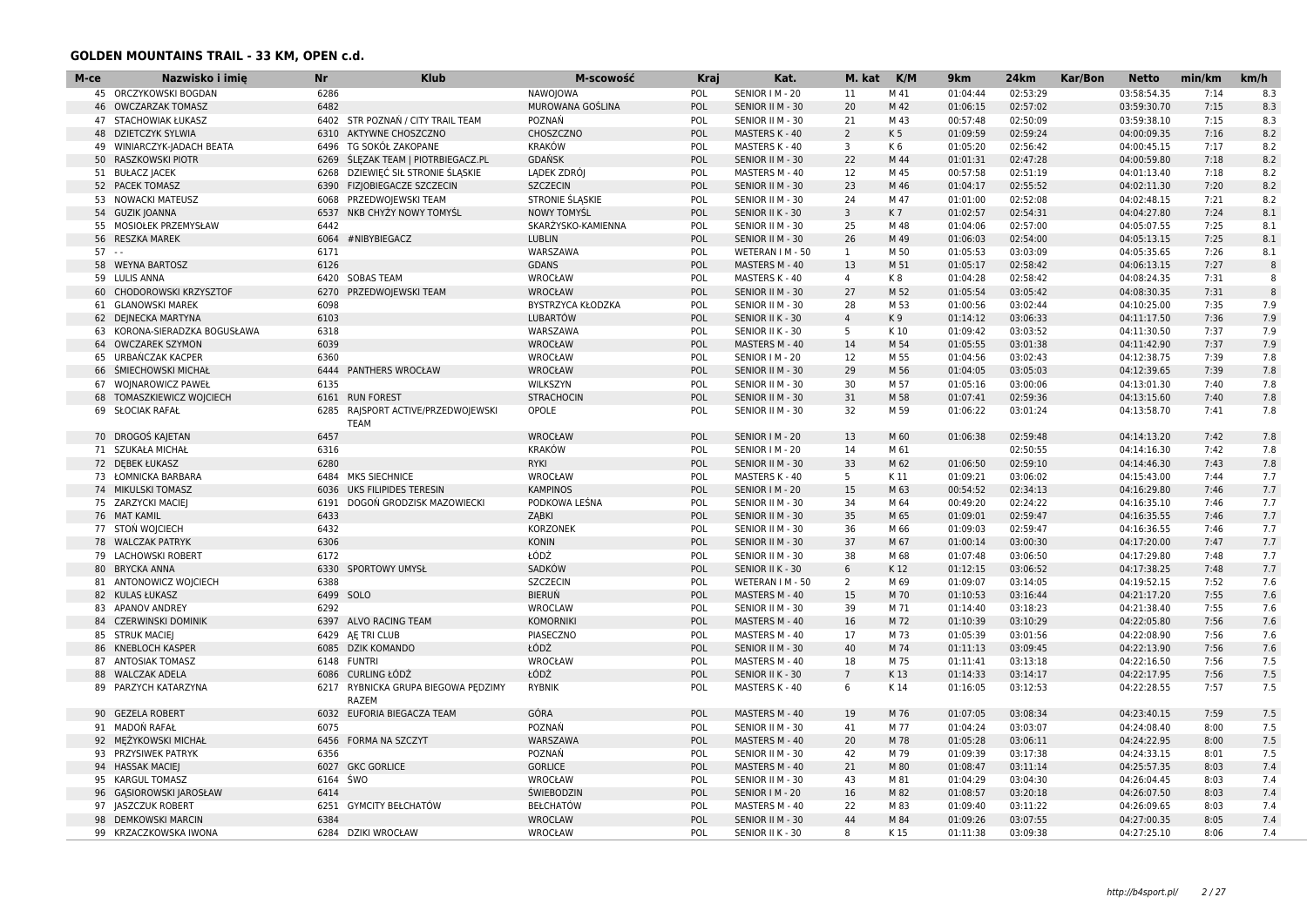## GOLDEN MOUNTAINS TRAIL - 33 KM, OPEN c.d.

| M-ce | Nazwisko i imię | Nr | Klub | M-scowość | Kraj | Kat. | M. kat | K/M | 9km | 24km | Kar/Bon | Netto | min/km | km/h |
|---|---|---|---|---|---|---|---|---|---|---|---|---|---|---|
| 45 | ORCZYKOWSKI BOGDAN | 6286 | | NAWOJOWA | POL | SENIOR I M - 20 | 11 | M 41 | 01:04:44 | 02:53:29 | | 03:58:54.35 | 7:14 | 8.3 |
| 46 | OWCZARZAK TOMASZ | 6482 | | MUROWANA GOŚLINA | POL | SENIOR II M - 30 | 20 | M 42 | 01:06:15 | 02:57:02 | | 03:59:30.70 | 7:15 | 8.3 |
| 47 | STACHOWIAK ŁUKASZ | 6402 | STR POZNAŃ / CITY TRAIL TEAM | POZNAŃ | POL | SENIOR II M - 30 | 21 | M 43 | 00:57:48 | 02:50:09 | | 03:59:38.10 | 7:15 | 8.3 |
| 48 | DZIETCZYK SYLWIA | 6310 | AKTYWNE CHOSZCZNO | CHOSZCZNO | POL | MASTERS K - 40 | 2 | K 5 | 01:09:59 | 02:59:24 | | 04:00:09.35 | 7:16 | 8.2 |
| 49 | WINIARCZYK-JADACH BEATA | 6496 | TG SOKÓŁ ZAKOPANE | KRAKÓW | POL | MASTERS K - 40 | 3 | K 6 | 01:05:20 | 02:56:42 | | 04:00:45.15 | 7:17 | 8.2 |
| 50 | RASZKOWSKI PIOTR | 6269 | ŚLĘZAK TEAM \| PIOTRBIEGACZ.PL | GDAŃSK | POL | SENIOR II M - 30 | 22 | M 44 | 01:01:31 | 02:47:28 | | 04:00:59.80 | 7:18 | 8.2 |
| 51 | BUŁACZ JACEK | 6268 | DZIEWIĘĆ SIŁ STRONIE ŚLĄSKIE | LĄDEK ZDRÓJ | POL | MASTERS M - 40 | 12 | M 45 | 00:57:58 | 02:51:19 | | 04:01:13.40 | 7:18 | 8.2 |
| 52 | PACEK TOMASZ | 6390 | FIZJOBIEGACZE SZCZECIN | SZCZECIN | POL | SENIOR II M - 30 | 23 | M 46 | 01:04:17 | 02:55:52 | | 04:02:11.30 | 7:20 | 8.2 |
| 53 | NOWACKI MATEUSZ | 6068 | PRZEDWOJEWSKI TEAM | STRONIE ŚLĄSKIE | POL | SENIOR II M - 30 | 24 | M 47 | 01:01:00 | 02:52:08 | | 04:02:48.15 | 7:21 | 8.2 |
| 54 | GUZIK JOANNA | 6537 | NKB CHYŻY NOWY TOMYŚL | NOWY TOMYŚL | POL | SENIOR II K - 30 | 3 | K 7 | 01:02:57 | 02:54:31 | | 04:04:27.80 | 7:24 | 8.1 |
| 55 | MOSIOŁEK PRZEMYSŁAW | 6442 | | SKARŻYSKO-KAMIENNA | POL | SENIOR II M - 30 | 25 | M 48 | 01:04:06 | 02:57:00 | | 04:05:07.55 | 7:25 | 8.1 |
| 56 | RESZKA MAREK | 6064 | #NIBYBIEGACZ | LUBLIN | POL | SENIOR II M - 30 | 26 | M 49 | 01:06:03 | 02:54:00 | | 04:05:13.15 | 7:25 | 8.1 |
| 57 | - - | 6171 | | WARSZAWA | POL | WETERAN I M - 50 | 1 | M 50 | 01:05:53 | 03:03:09 | | 04:05:35.65 | 7:26 | 8.1 |
| 58 | WEYNA BARTOSZ | 6126 | | GDANS | POL | MASTERS M - 40 | 13 | M 51 | 01:05:17 | 02:58:42 | | 04:06:13.15 | 7:27 | 8 |
| 59 | LULIS ANNA | 6420 | SOBAS TEAM | WROCŁAW | POL | MASTERS K - 40 | 4 | K 8 | 01:04:28 | 02:58:42 | | 04:08:24.35 | 7:31 | 8 |
| 60 | CHODOROWSKI KRZYSZTOF | 6270 | PRZEDWOJEWSKI TEAM | WROCŁAW | POL | SENIOR II M - 30 | 27 | M 52 | 01:05:54 | 03:05:42 | | 04:08:30.35 | 7:31 | 8 |
| 61 | GLANOWSKI MAREK | 6098 | | BYSTRZYCA KŁODZKA | POL | SENIOR II M - 30 | 28 | M 53 | 01:00:56 | 03:02:44 | | 04:10:25.00 | 7:35 | 7.9 |
| 62 | DEJNECKA MARTYNA | 6103 | | LUBARTÓW | POL | SENIOR II K - 30 | 4 | K 9 | 01:14:12 | 03:06:33 | | 04:11:17.50 | 7:36 | 7.9 |
| 63 | KORONA-SIERADZKA BOGUSŁAWA | 6318 | | WARSZAWA | POL | SENIOR II K - 30 | 5 | K 10 | 01:09:42 | 03:03:52 | | 04:11:30.50 | 7:37 | 7.9 |
| 64 | OWCZAREK SZYMON | 6039 | | WROCŁAW | POL | MASTERS M - 40 | 14 | M 54 | 01:05:55 | 03:01:38 | | 04:11:42.90 | 7:37 | 7.9 |
| 65 | URBAŃCZAK KACPER | 6360 | | WROCŁAW | POL | SENIOR I M - 20 | 12 | M 55 | 01:04:56 | 03:02:43 | | 04:12:38.75 | 7:39 | 7.8 |
| 66 | ŚMIECHOWSKI MICHAŁ | 6444 | PANTHERS WROCŁAW | WROCŁAW | POL | SENIOR II M - 30 | 29 | M 56 | 01:04:05 | 03:05:03 | | 04:12:39.65 | 7:39 | 7.8 |
| 67 | WOJNAROWICZ PAWEŁ | 6135 | | WILKSZYN | POL | SENIOR II M - 30 | 30 | M 57 | 01:05:16 | 03:00:06 | | 04:13:01.30 | 7:40 | 7.8 |
| 68 | TOMASZKIEWICZ WOJCIECH | 6161 | RUN FOREST | STRACHOCIN | POL | SENIOR II M - 30 | 31 | M 58 | 01:07:41 | 02:59:36 | | 04:13:15.60 | 7:40 | 7.8 |
| 69 | SŁOCIAK RAFAŁ | 6285 | RAJSPORT ACTIVE/PRZEDWOJEWSKI TEAM | OPOLE | POL | SENIOR II M - 30 | 32 | M 59 | 01:06:22 | 03:01:24 | | 04:13:58.70 | 7:41 | 7.8 |
| 70 | DROGOŚ KAJETAN | 6457 | | WROCŁAW | POL | SENIOR I M - 20 | 13 | M 60 | 01:06:38 | 02:59:48 | | 04:14:13.20 | 7:42 | 7.8 |
| 71 | SZUKAŁA MICHAŁ | 6316 | | KRAKÓW | POL | SENIOR I M - 20 | 14 | M 61 | | 02:50:55 | | 04:14:16.30 | 7:42 | 7.8 |
| 72 | DĘBEK ŁUKASZ | 6280 | | RYKI | POL | SENIOR II M - 30 | 33 | M 62 | 01:06:50 | 02:59:10 | | 04:14:46.30 | 7:43 | 7.8 |
| 73 | ŁOMNICKA BARBARA | 6484 | MKS SIECHNICE | WROCŁAW | POL | MASTERS K - 40 | 5 | K 11 | 01:09:21 | 03:06:02 | | 04:15:43.00 | 7:44 | 7.7 |
| 74 | MIKULSKI TOMASZ | 6036 | UKS FILIPIDES TERESIN | KAMPINOS | POL | SENIOR I M - 20 | 15 | M 63 | 00:54:52 | 02:34:13 | | 04:16:29.80 | 7:46 | 7.7 |
| 75 | ZARZYCKI MACIEJ | 6191 | DOGOŃ GRODZISK MAZOWIECKI | PODKOWA LEŚNA | POL | SENIOR II M - 30 | 34 | M 64 | 00:49:20 | 02:24:22 | | 04:16:35.10 | 7:46 | 7.7 |
| 76 | MAT KAMIL | 6433 | | ZĄBKI | POL | SENIOR II M - 30 | 35 | M 65 | 01:09:01 | 02:59:47 | | 04:16:35.55 | 7:46 | 7.7 |
| 77 | STOŃ WOJCIECH | 6432 | | KORZONEK | POL | SENIOR II M - 30 | 36 | M 66 | 01:09:03 | 02:59:47 | | 04:16:36.55 | 7:46 | 7.7 |
| 78 | WALCZAK PATRYK | 6306 | | KONIN | POL | SENIOR II M - 30 | 37 | M 67 | 01:00:14 | 03:00:30 | | 04:17:20.00 | 7:47 | 7.7 |
| 79 | LACHOWSKI ROBERT | 6172 | | ŁÓDŹ | POL | SENIOR II M - 30 | 38 | M 68 | 01:07:48 | 03:06:50 | | 04:17:29.80 | 7:48 | 7.7 |
| 80 | BRYCKA ANNA | 6330 | SPORTOWY UMYSŁ | SADKÓW | POL | SENIOR II K - 30 | 6 | K 12 | 01:12:15 | 03:06:52 | | 04:17:38.25 | 7:48 | 7.7 |
| 81 | ANTONOWICZ WOJCIECH | 6388 | | SZCZECIN | POL | WETERAN I M - 50 | 2 | M 69 | 01:09:07 | 03:14:05 | | 04:19:52.15 | 7:52 | 7.6 |
| 82 | KULAS ŁUKASZ | 6499 | SOLO | BIERUŃ | POL | MASTERS M - 40 | 15 | M 70 | 01:10:53 | 03:16:44 | | 04:21:17.20 | 7:55 | 7.6 |
| 83 | APANOV ANDREY | 6292 | | WROCLAW | POL | SENIOR II M - 30 | 39 | M 71 | 01:14:40 | 03:18:23 | | 04:21:38.40 | 7:55 | 7.6 |
| 84 | CZERWINSKI DOMINIK | 6397 | ALVO RACING TEAM | KOMORNIKI | POL | MASTERS M - 40 | 16 | M 72 | 01:10:39 | 03:10:29 | | 04:22:05.80 | 7:56 | 7.6 |
| 85 | STRUK MACIEJ | 6429 | AĘ TRI CLUB | PIASECZNO | POL | MASTERS M - 40 | 17 | M 73 | 01:05:39 | 03:01:56 | | 04:22:08.90 | 7:56 | 7.6 |
| 86 | KNEBLOCH KASPER | 6085 | DZIK KOMANDO | ŁÓDŹ | POL | SENIOR II M - 30 | 40 | M 74 | 01:11:13 | 03:09:45 | | 04:22:13.90 | 7:56 | 7.6 |
| 87 | ANTOSIAK TOMASZ | 6148 | FUNTRI | WROCŁAW | POL | MASTERS M - 40 | 18 | M 75 | 01:11:41 | 03:13:18 | | 04:22:16.50 | 7:56 | 7.5 |
| 88 | WALCZAK ADELA | 6086 | CURLING ŁÓDŹ | ŁÓDŹ | POL | SENIOR II K - 30 | 7 | K 13 | 01:14:33 | 03:14:17 | | 04:22:17.95 | 7:56 | 7.5 |
| 89 | PARZYCH KATARZYNA | 6217 | RYBNICKA GRUPA BIEGOWA PĘDZIMY RAZEM | RYBNIK | POL | MASTERS K - 40 | 6 | K 14 | 01:16:05 | 03:12:53 | | 04:22:28.55 | 7:57 | 7.5 |
| 90 | GEZELA ROBERT | 6032 | EUFORIA BIEGACZA TEAM | GÓRA | POL | MASTERS M - 40 | 19 | M 76 | 01:07:05 | 03:08:34 | | 04:23:40.15 | 7:59 | 7.5 |
| 91 | MADOŃ RAFAŁ | 6075 | | POZNAŃ | POL | SENIOR II M - 30 | 41 | M 77 | 01:04:24 | 03:03:07 | | 04:24:08.40 | 8:00 | 7.5 |
| 92 | MĘŻYKOWSKI MICHAŁ | 6456 | FORMA NA SZCZYT | WARSZAWA | POL | MASTERS M - 40 | 20 | M 78 | 01:05:28 | 03:06:11 | | 04:24:22.95 | 8:00 | 7.5 |
| 93 | PRZYSIWEK PATRYK | 6356 | | POZNAŃ | POL | SENIOR II M - 30 | 42 | M 79 | 01:09:39 | 03:17:38 | | 04:24:33.15 | 8:01 | 7.5 |
| 94 | HASSAK MACIEJ | 6027 | GKC GORLICE | GORLICE | POL | MASTERS M - 40 | 21 | M 80 | 01:08:47 | 03:11:14 | | 04:25:57.35 | 8:03 | 7.4 |
| 95 | KARGUL TOMASZ | 6164 | ŚWO | WROCŁAW | POL | SENIOR II M - 30 | 43 | M 81 | 01:04:29 | 03:04:30 | | 04:26:04.45 | 8:03 | 7.4 |
| 96 | GĄSIOROWSKI JAROSŁAW | 6414 | | ŚWIEBODZIN | POL | SENIOR I M - 20 | 16 | M 82 | 01:08:57 | 03:20:18 | | 04:26:07.50 | 8:03 | 7.4 |
| 97 | JASZCZUK ROBERT | 6251 | GYMCITY BEŁCHATÓW | BEŁCHATÓW | POL | MASTERS M - 40 | 22 | M 83 | 01:09:40 | 03:11:22 | | 04:26:09.65 | 8:03 | 7.4 |
| 98 | DEMKOWSKI MARCIN | 6384 | | WROCLAW | POL | SENIOR II M - 30 | 44 | M 84 | 01:09:26 | 03:07:55 | | 04:27:00.35 | 8:05 | 7.4 |
| 99 | KRZACZKOWSKA IWONA | 6284 | DZIKI WROCŁAW | WROCŁAW | POL | SENIOR II K - 30 | 8 | K 15 | 01:11:38 | 03:09:38 | | 04:27:25.10 | 8:06 | 7.4 |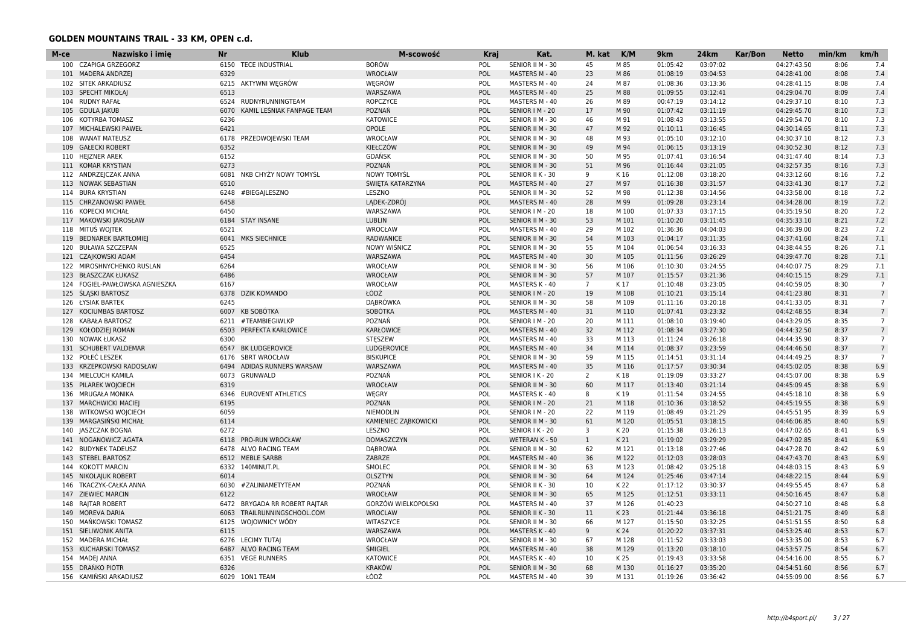## GOLDEN MOUNTAINS TRAIL - 33 KM, OPEN c.d.

| M-ce | Nazwisko i imię | Nr | Klub | M-scowość | Kraj | Kat. | M. kat | K/M | 9km | 24km | Kar/Bon | Netto | min/km | km/h |
|---|---|---|---|---|---|---|---|---|---|---|---|---|---|---|
| 100 | CZAPIGA GRZEGORZ | 6150 | TECE INDUSTRIAL | BORÓW | POL | SENIOR II M - 30 | 45 | M 85 | 01:05:42 | 03:07:02 | | 04:27:43.50 | 8:06 | 7.4 |
| 101 | MADERA ANDRZEJ | 6329 | | WROCŁAW | POL | MASTERS M - 40 | 23 | M 86 | 01:08:19 | 03:04:53 | | 04:28:41.00 | 8:08 | 7.4 |
| 102 | SITEK ARKADIUSZ | 6215 | AKTYWNI WĘGRÓW | WĘGRÓW | POL | MASTERS M - 40 | 24 | M 87 | 01:08:36 | 03:13:36 | | 04:28:41.15 | 8:08 | 7.4 |
| 103 | SPECHT MIKOŁAJ | 6513 | | WARSZAWA | POL | MASTERS M - 40 | 25 | M 88 | 01:09:55 | 03:12:41 | | 04:29:04.70 | 8:09 | 7.4 |
| 104 | RUDNY RAFAŁ | 6524 | RUDNYRUNNINGTEAM | ROPCZYCE | POL | MASTERS M - 40 | 26 | M 89 | 00:47:19 | 03:14:12 | | 04:29:37.10 | 8:10 | 7.3 |
| 105 | GDULA JAKUB | 6070 | KAMIL LEŚNIAK FANPAGE TEAM | POZNAŃ | POL | SENIOR I M - 20 | 17 | M 90 | 01:07:42 | 03:11:19 | | 04:29:45.70 | 8:10 | 7.3 |
| 106 | KOTYRBA TOMASZ | 6236 | | KATOWICE | POL | SENIOR II M - 30 | 46 | M 91 | 01:08:43 | 03:13:55 | | 04:29:54.70 | 8:10 | 7.3 |
| 107 | MICHALEWSKI PAWEŁ | 6421 | | OPOLE | POL | SENIOR II M - 30 | 47 | M 92 | 01:10:11 | 03:16:45 | | 04:30:14.65 | 8:11 | 7.3 |
| 108 | WANAT MATEUSZ | 6178 | PRZEDWOJEWSKI TEAM | WROCŁAW | POL | SENIOR II M - 30 | 48 | M 93 | 01:05:10 | 03:12:10 | | 04:30:37.10 | 8:12 | 7.3 |
| 109 | GAŁECKI ROBERT | 6352 | | KIEŁCZÓW | POL | SENIOR II M - 30 | 49 | M 94 | 01:06:15 | 03:13:19 | | 04:30:52.30 | 8:12 | 7.3 |
| 110 | HEJZNER AREK | 6152 | | GDAŃSK | POL | SENIOR II M - 30 | 50 | M 95 | 01:07:41 | 03:16:54 | | 04:31:47.40 | 8:14 | 7.3 |
| 111 | KOMAR KRYSTIAN | 6273 | | POZNAŃ | POL | SENIOR II M - 30 | 51 | M 96 | 01:16:44 | 03:21:05 | | 04:32:57.35 | 8:16 | 7.3 |
| 112 | ANDRZEJCZAK ANNA | 6081 | NKB CHYŻY NOWY TOMYŚL | NOWY TOMYŚL | POL | SENIOR II K - 30 | 9 | K 16 | 01:12:08 | 03:18:20 | | 04:33:12.60 | 8:16 | 7.2 |
| 113 | NOWAK SEBASTIAN | 6510 | | ŚWIĘTA KATARZYNA | POL | MASTERS M - 40 | 27 | M 97 | 01:16:38 | 03:31:57 | | 04:33:41.30 | 8:17 | 7.2 |
| 114 | BURA KRYSTIAN | 6248 | #BIEGAJLESZNO | LESZNO | POL | SENIOR II M - 30 | 52 | M 98 | 01:12:38 | 03:14:56 | | 04:33:58.00 | 8:18 | 7.2 |
| 115 | CHRZANOWSKI PAWEŁ | 6458 | | LĄDEK-ZDRÓJ | POL | MASTERS M - 40 | 28 | M 99 | 01:09:28 | 03:23:14 | | 04:34:28.00 | 8:19 | 7.2 |
| 116 | KOPECKI MICHAŁ | 6450 | | WARSZAWA | POL | SENIOR I M - 20 | 18 | M 100 | 01:07:33 | 03:17:15 | | 04:35:19.50 | 8:20 | 7.2 |
| 117 | MAKOWSKI JAROSŁAW | 6184 | STAY INSANE | LUBLIN | POL | SENIOR II M - 30 | 53 | M 101 | 01:10:20 | 03:11:45 | | 04:35:33.10 | 8:21 | 7.2 |
| 118 | MITUŚ WOJTEK | 6521 | | WROCŁAW | POL | MASTERS M - 40 | 29 | M 102 | 01:36:36 | 04:04:03 | | 04:36:39.00 | 8:23 | 7.2 |
| 119 | BEDNAREK BARTŁOMIEJ | 6041 | MKS SIECHNICE | RADWANICE | POL | SENIOR II M - 30 | 54 | M 103 | 01:04:17 | 03:11:35 | | 04:37:41.60 | 8:24 | 7.1 |
| 120 | BUŁAWA SZCZEPAN | 6525 | | NOWY WIŚNICZ | POL | SENIOR II M - 30 | 55 | M 104 | 01:06:54 | 03:16:33 | | 04:38:44.55 | 8:26 | 7.1 |
| 121 | CZAJKOWSKI ADAM | 6454 | | WARSZAWA | POL | MASTERS M - 40 | 30 | M 105 | 01:11:56 | 03:26:29 | | 04:39:47.70 | 8:28 | 7.1 |
| 122 | MIROSHNYCHENKO RUSLAN | 6264 | | WROCŁAW | POL | SENIOR II M - 30 | 56 | M 106 | 01:10:30 | 03:24:55 | | 04:40:07.75 | 8:29 | 7.1 |
| 123 | BŁASZCZAK ŁUKASZ | 6486 | | WROCŁAW | POL | SENIOR II M - 30 | 57 | M 107 | 01:15:57 | 03:21:36 | | 04:40:15.15 | 8:29 | 7.1 |
| 124 | FOGIEL-PAWŁOWSKA AGNIESZKA | 6167 | | WROCŁAW | POL | MASTERS K - 40 | 7 | K 17 | 01:10:48 | 03:23:05 | | 04:40:59.05 | 8:30 | 7 |
| 125 | ŚLĄSKI BARTOSZ | 6378 | DZIK KOMANDO | ŁÓDŹ | POL | SENIOR I M - 20 | 19 | M 108 | 01:10:21 | 03:15:14 | | 04:41:23.80 | 8:31 | 7 |
| 126 | ŁYSIAK BARTEK | 6245 | | DĄBRÓWKA | POL | SENIOR II M - 30 | 58 | M 109 | 01:11:16 | 03:20:18 | | 04:41:33.05 | 8:31 | 7 |
| 127 | KOCIUMBAS BARTOSZ | 6007 | KB SOBÓTKA | SOBÓTKA | POL | MASTERS M - 40 | 31 | M 110 | 01:07:41 | 03:23:32 | | 04:42:48.55 | 8:34 | 7 |
| 128 | KABAŁA BARTOSZ | 6211 | #TEAMBIEGIWLKP | POZNAŃ | POL | SENIOR I M - 20 | 20 | M 111 | 01:08:10 | 03:19:40 | | 04:43:29.05 | 8:35 | 7 |
| 129 | KOŁODZIEJ ROMAN | 6503 | PERFEKTA KARLOWICE | KARŁOWICE | POL | MASTERS M - 40 | 32 | M 112 | 01:08:34 | 03:27:30 | | 04:44:32.50 | 8:37 | 7 |
| 130 | NOWAK ŁUKASZ | 6300 | | STĘSZEW | POL | MASTERS M - 40 | 33 | M 113 | 01:11:24 | 03:26:18 | | 04:44:35.90 | 8:37 | 7 |
| 131 | SCHUBERT VALDEMAR | 6547 | BK LUDGEROVICE | LUDGEROVICE | POL | MASTERS M - 40 | 34 | M 114 | 01:08:37 | 03:23:59 | | 04:44:46.50 | 8:37 | 7 |
| 132 | POŁEĆ LESZEK | 6176 | SBRT WROCŁAW | BISKUPICE | POL | SENIOR II M - 30 | 59 | M 115 | 01:14:51 | 03:31:14 | | 04:44:49.25 | 8:37 | 7 |
| 133 | KRZEPKOWSKI RADOSŁAW | 6494 | ADIDAS RUNNERS WARSAW | WARSZAWA | POL | MASTERS M - 40 | 35 | M 116 | 01:17:57 | 03:30:34 | | 04:45:02.05 | 8:38 | 6.9 |
| 134 | MIELCUCH KAMILA | 6073 | GRUNWALD | POZNAŃ | POL | SENIOR I K - 20 | 2 | K 18 | 01:19:09 | 03:33:27 | | 04:45:07.00 | 8:38 | 6.9 |
| 135 | PILAREK WOJCIECH | 6319 | | WROCŁAW | POL | SENIOR II M - 30 | 60 | M 117 | 01:13:40 | 03:21:14 | | 04:45:09.45 | 8:38 | 6.9 |
| 136 | MRUGAŁA MONIKA | 6346 | EUROVENT ATHLETICS | WĘGRY | POL | MASTERS K - 40 | 8 | K 19 | 01:11:54 | 03:24:55 | | 04:45:18.10 | 8:38 | 6.9 |
| 137 | MARCHWICKI MACIEJ | 6195 | | POZNAN | POL | SENIOR I M - 20 | 21 | M 118 | 01:10:36 | 03:18:52 | | 04:45:19.55 | 8:38 | 6.9 |
| 138 | WITKOWSKI WOJCIECH | 6059 | | NIEMODLIN | POL | SENIOR I M - 20 | 22 | M 119 | 01:08:49 | 03:21:29 | | 04:45:51.95 | 8:39 | 6.9 |
| 139 | MARGASIŃSKI MICHAŁ | 6114 | | KAMIENIEC ZĄBKOWICKI | POL | SENIOR II M - 30 | 61 | M 120 | 01:05:51 | 03:18:15 | | 04:46:06.85 | 8:40 | 6.9 |
| 140 | JASZCZAK BOGNA | 6272 | | LESZNO | POL | SENIOR I K - 20 | 3 | K 20 | 01:15:38 | 03:26:13 | | 04:47:02.65 | 8:41 | 6.9 |
| 141 | NOGANOWICZ AGATA | 6118 | PRO-RUN WROCŁAW | DOMASZCZYN | POL | WETERAN K - 50 | 1 | K 21 | 01:19:02 | 03:29:29 | | 04:47:02.85 | 8:41 | 6.9 |
| 142 | BUDYNEK TADEUSZ | 6478 | ALVO RACING TEAM | DĄBROWA | POL | SENIOR II M - 30 | 62 | M 121 | 01:13:18 | 03:27:46 | | 04:47:28.70 | 8:42 | 6.9 |
| 143 | STEBEL BARTOSZ | 6512 | MEBLE SARBB | ZABRZE | POL | MASTERS M - 40 | 36 | M 122 | 01:12:03 | 03:28:03 | | 04:47:43.70 | 8:43 | 6.9 |
| 144 | KOKOTT MARCIN | 6332 | 140MINUT.PL | SMOLEC | POL | SENIOR II M - 30 | 63 | M 123 | 01:08:42 | 03:25:18 | | 04:48:03.15 | 8:43 | 6.9 |
| 145 | NIKOLAJUK ROBERT | 6014 | | OLSZTYN | POL | SENIOR II M - 30 | 64 | M 124 | 01:25:46 | 03:47:14 | | 04:48:22.15 | 8:44 | 6.9 |
| 146 | TKACZYK-CAŁKA ANNA | 6030 | #ZALINIAMETYTEAM | POZNAŃ | POL | SENIOR II K - 30 | 10 | K 22 | 01:17:12 | 03:30:37 | | 04:49:55.45 | 8:47 | 6.8 |
| 147 | ZIEWIEC MARCIN | 6122 | | WROCŁAW | POL | SENIOR II M - 30 | 65 | M 125 | 01:12:51 | 03:33:11 | | 04:50:16.45 | 8:47 | 6.8 |
| 148 | RAJTAR ROBERT | 6472 | BRYGADA RR ROBERT RAJTAR | GORZÓW WIELKOPOLSKI | POL | MASTERS M - 40 | 37 | M 126 | 01:40:23 | | | 04:50:27.10 | 8:48 | 6.8 |
| 149 | MOREVA DARIA | 6063 | TRAILRUNNINGSCHOOL.COM | WROCLAW | POL | SENIOR II K - 30 | 11 | K 23 | 01:21:44 | 03:36:18 | | 04:51:21.75 | 8:49 | 6.8 |
| 150 | MAŃKOWSKI TOMASZ | 6125 | WOJOWNICY WÓDY | WITASZYCE | POL | SENIOR II M - 30 | 66 | M 127 | 01:15:50 | 03:32:25 | | 04:51:51.55 | 8:50 | 6.8 |
| 151 | SIELIWONIK ANITA | 6115 | | WARSZAWA | POL | MASTERS K - 40 | 9 | K 24 | 01:20:22 | 03:37:31 | | 04:53:25.40 | 8:53 | 6.7 |
| 152 | MADERA MICHAŁ | 6276 | LECIMY TUTAJ | WROCŁAW | POL | SENIOR II M - 30 | 67 | M 128 | 01:11:52 | 03:33:03 | | 04:53:35.00 | 8:53 | 6.7 |
| 153 | KUCHARSKI TOMASZ | 6487 | ALVO RACING TEAM | ŚMIGIEL | POL | MASTERS M - 40 | 38 | M 129 | 01:13:20 | 03:18:10 | | 04:53:57.75 | 8:54 | 6.7 |
| 154 | MADEJ ANNA | 6351 | VEGE RUNNERS | KATOWICE | POL | MASTERS K - 40 | 10 | K 25 | 01:19:43 | 03:33:58 | | 04:54:16.00 | 8:55 | 6.7 |
| 155 | DRAŃKO PIOTR | 6326 | | KRAKÓW | POL | SENIOR II M - 30 | 68 | M 130 | 01:16:27 | 03:35:20 | | 04:54:51.60 | 8:56 | 6.7 |
| 156 | KAMIŃSKI ARKADIUSZ | 6029 | 1ON1 TEAM | ŁÓDŹ | POL | MASTERS M - 40 | 39 | M 131 | 01:19:26 | 03:36:42 | | 04:55:09.00 | 8:56 | 6.7 |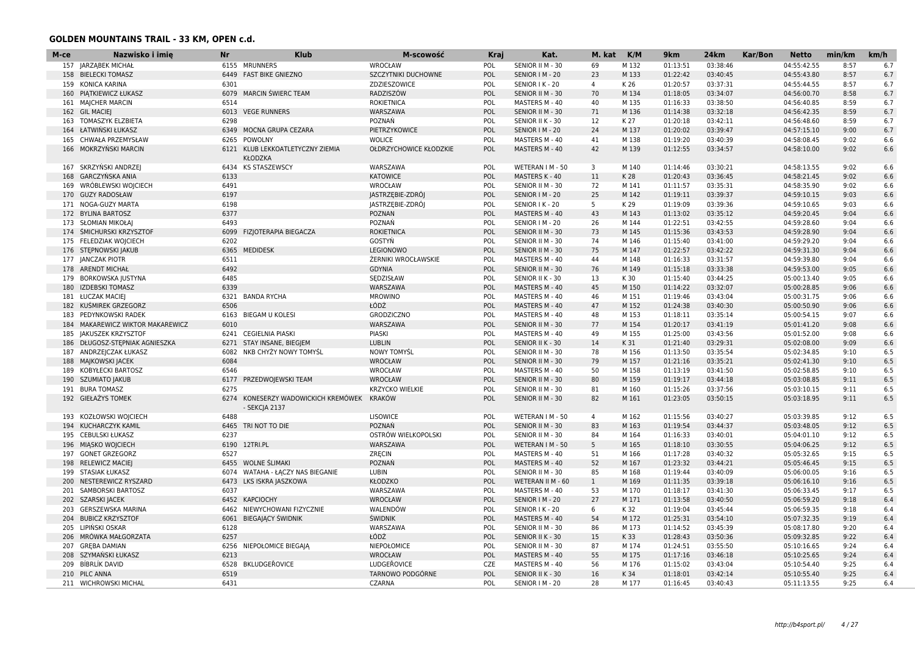## GOLDEN MOUNTAINS TRAIL - 33 KM, OPEN c.d.

| M-ce | Nazwisko i imię | Nr | Klub | M-scowość | Kraj | Kat. | M. kat | K/M | 9km | 24km | Kar/Bon | Netto | min/km | km/h |
|---|---|---|---|---|---|---|---|---|---|---|---|---|---|---|
| 157 | JARZĄBEK MICHAŁ | 6155 | MRUNNERS | WROCŁAW | POL | SENIOR II M - 30 | 69 | M 132 | 01:13:51 | 03:38:46 | | 04:55:42.55 | 8:57 | 6.7 |
| 158 | BIELECKI TOMASZ | 6449 | FAST BIKE GNIEZNO | SZCZYTNIKI DUCHOWNE | POL | SENIOR I M - 20 | 23 | M 133 | 01:22:42 | 03:40:45 | | 04:55:43.80 | 8:57 | 6.7 |
| 159 | KONICA KARINA | 6301 | | ZDZIESZOWICE | POL | SENIOR I K - 20 | 4 | K 26 | 01:20:57 | 03:37:31 | | 04:55:44.55 | 8:57 | 6.7 |
| 160 | PIĄTKIEWICZ ŁUKASZ | 6079 | MARCIN ŚWIERC TEAM | RADZISZÓW | POL | SENIOR II M - 30 | 70 | M 134 | 01:18:05 | 03:34:07 | | 04:56:00.70 | 8:58 | 6.7 |
| 161 | MAJCHER MARCIN | 6514 | | ROKIETNICA | POL | MASTERS M - 40 | 40 | M 135 | 01:16:33 | 03:38:50 | | 04:56:40.85 | 8:59 | 6.7 |
| 162 | GIL MACIEJ | 6013 | VEGE RUNNERS | WARSZAWA | POL | SENIOR II M - 30 | 71 | M 136 | 01:14:38 | 03:32:18 | | 04:56:42.35 | 8:59 | 6.7 |
| 163 | TOMASZYK ELZBIETA | 6298 | | POZNAŃ | POL | SENIOR II K - 30 | 12 | K 27 | 01:20:18 | 03:42:11 | | 04:56:48.60 | 8:59 | 6.7 |
| 164 | ŁATWIŃSKI ŁUKASZ | 6349 | MOCNA GRUPA CEZARA | PIETRZYKOWICE | POL | SENIOR I M - 20 | 24 | M 137 | 01:20:02 | 03:39:47 | | 04:57:15.10 | 9:00 | 6.7 |
| 165 | CHWAŁA PRZEMYSŁAW | 6265 | POWOLNY | WOLICE | POL | MASTERS M - 40 | 41 | M 138 | 01:19:20 | 03:40:39 | | 04:58:08.45 | 9:02 | 6.6 |
| 166 | MOKRZYŃSKI MARCIN | 6121 | KLUB LEKKOATLETYCZNY ZIEMIA KŁODZKA | OŁDRZYCHOWICE KŁODZKIE | POL | MASTERS M - 40 | 42 | M 139 | 01:12:55 | 03:34:57 | | 04:58:10.00 | 9:02 | 6.6 |
| 167 | SKRZYŃSKI ANDRZEJ | 6434 | KS STASZEWSCY | WARSZAWA | POL | WETERAN I M - 50 | 3 | M 140 | 01:14:46 | 03:30:21 | | 04:58:13.55 | 9:02 | 6.6 |
| 168 | GARCZYŃSKA ANIA | 6133 | | KATOWICE | POL | MASTERS K - 40 | 11 | K 28 | 01:20:43 | 03:36:45 | | 04:58:21.45 | 9:02 | 6.6 |
| 169 | WRÓBLEWSKI WOJCIECH | 6491 | | WROCŁAW | POL | SENIOR II M - 30 | 72 | M 141 | 01:11:57 | 03:35:31 | | 04:58:35.90 | 9:02 | 6.6 |
| 170 | GUZY RADOSŁAW | 6197 | | JASTRZĘBIE-ZDRÓJ | POL | SENIOR I M - 20 | 25 | M 142 | 01:19:11 | 03:39:37 | | 04:59:10.15 | 9:03 | 6.6 |
| 171 | NOGA-GUZY MARTA | 6198 | | JASTRZĘBIE-ZDRÓJ | POL | SENIOR I K - 20 | 5 | K 29 | 01:19:09 | 03:39:36 | | 04:59:10.65 | 9:03 | 6.6 |
| 172 | BYLINA BARTOSZ | 6377 | | POZNAN | POL | MASTERS M - 40 | 43 | M 143 | 01:13:02 | 03:35:12 | | 04:59:20.45 | 9:04 | 6.6 |
| 173 | SŁOMIAN MIKOŁAJ | 6493 | | POZNAŃ | POL | SENIOR I M - 20 | 26 | M 144 | 01:22:51 | 03:42:55 | | 04:59:28.60 | 9:04 | 6.6 |
| 174 | ŚMICHURSKI KRZYSZTOF | 6099 | FIZJOTERAPIA BIEGACZA | ROKIETNICA | POL | SENIOR II M - 30 | 73 | M 145 | 01:15:36 | 03:43:53 | | 04:59:28.90 | 9:04 | 6.6 |
| 175 | FELEDZIAK WOJCIECH | 6202 | | GOSTYŃ | POL | SENIOR II M - 30 | 74 | M 146 | 01:15:40 | 03:41:00 | | 04:59:29.20 | 9:04 | 6.6 |
| 176 | STĘPNOWSKI JAKUB | 6365 | MEDIDESK | LEGIONOWO | POL | SENIOR II M - 30 | 75 | M 147 | 01:22:57 | 03:42:22 | | 04:59:31.30 | 9:04 | 6.6 |
| 177 | JANCZAK PIOTR | 6511 | | ŻERNIKI WROCŁAWSKIE | POL | MASTERS M - 40 | 44 | M 148 | 01:16:33 | 03:31:57 | | 04:59:39.80 | 9:04 | 6.6 |
| 178 | ARENDT MICHAŁ | 6492 | | GDYNIA | POL | SENIOR II M - 30 | 76 | M 149 | 01:15:18 | 03:33:38 | | 04:59:53.00 | 9:05 | 6.6 |
| 179 | BORKOWSKA JUSTYNA | 6485 | | SĘDZISŁAW | POL | SENIOR II K - 30 | 13 | K 30 | 01:15:40 | 03:44:25 | | 05:00:13.40 | 9:05 | 6.6 |
| 180 | IZDEBSKI TOMASZ | 6339 | | WARSZAWA | POL | MASTERS M - 40 | 45 | M 150 | 01:14:22 | 03:32:07 | | 05:00:28.85 | 9:06 | 6.6 |
| 181 | ŁUCZAK MACIEJ | 6321 | BANDA RYCHA | MROWINO | POL | MASTERS M - 40 | 46 | M 151 | 01:19:46 | 03:43:04 | | 05:00:31.75 | 9:06 | 6.6 |
| 182 | KUŚMIREK GRZEGORZ | 6506 | | ŁÓDŹ | POL | MASTERS M - 40 | 47 | M 152 | 01:24:38 | 03:40:30 | | 05:00:50.90 | 9:06 | 6.6 |
| 183 | PEDYNKOWSKI RADEK | 6163 | BIEGAM U KOLESI | GRODZICZNO | POL | MASTERS M - 40 | 48 | M 153 | 01:18:11 | 03:35:14 | | 05:00:54.15 | 9:07 | 6.6 |
| 184 | MAKAREWICZ WIKTOR MAKAREWICZ | 6010 | | WARSZAWA | POL | SENIOR II M - 30 | 77 | M 154 | 01:20:17 | 03:41:19 | | 05:01:41.20 | 9:08 | 6.6 |
| 185 | JAKUSZEK KRZYSZTOF | 6241 | CEGIELNIA PIASKI | PIASKI | POL | MASTERS M - 40 | 49 | M 155 | 01:25:00 | 03:43:56 | | 05:01:52.00 | 9:08 | 6.6 |
| 186 | DŁUGOSZ-STĘPNIAK AGNIESZKA | 6271 | STAY INSANE, BIEGJEM | LUBLIN | POL | SENIOR II K - 30 | 14 | K 31 | 01:21:40 | 03:29:31 | | 05:02:08.00 | 9:09 | 6.6 |
| 187 | ANDRZEJCZAK ŁUKASZ | 6082 | NKB CHYŻY NOWY TOMYŚL | NOWY TOMYŚL | POL | SENIOR II M - 30 | 78 | M 156 | 01:13:50 | 03:35:54 | | 05:02:34.85 | 9:10 | 6.5 |
| 188 | MAJKOWSKI JACEK | 6084 | | WROCŁAW | POL | SENIOR II M - 30 | 79 | M 157 | 01:21:16 | 03:35:21 | | 05:02:41.30 | 9:10 | 6.5 |
| 189 | KOBYŁECKI BARTOSZ | 6546 | | WROCŁAW | POL | MASTERS M - 40 | 50 | M 158 | 01:13:19 | 03:41:50 | | 05:02:58.85 | 9:10 | 6.5 |
| 190 | SZUMIATO JAKUB | 6177 | PRZEDWOJEWSKI TEAM | WROCŁAW | POL | SENIOR II M - 30 | 80 | M 159 | 01:19:17 | 03:44:18 | | 05:03:08.85 | 9:11 | 6.5 |
| 191 | BURA TOMASZ | 6275 | | KRZYCKO WIELKIE | POL | SENIOR II M - 30 | 81 | M 160 | 01:15:26 | 03:37:56 | | 05:03:10.15 | 9:11 | 6.5 |
| 192 | GIEŁAŻYS TOMEK | 6274 | KONESERZY WADOWICKICH KREMÓWEK - SEKCJA 2137 | KRAKÓW | POL | SENIOR II M - 30 | 82 | M 161 | 01:23:05 | 03:50:15 | | 05:03:18.95 | 9:11 | 6.5 |
| 193 | KOZŁOWSKI WOJCIECH | 6488 | | LISOWICE | POL | WETERAN I M - 50 | 4 | M 162 | 01:15:56 | 03:40:27 | | 05:03:39.85 | 9:12 | 6.5 |
| 194 | KUCHARCZYK KAMIL | 6465 | TRI NOT TO DIE | POZNAŃ | POL | SENIOR II M - 30 | 83 | M 163 | 01:19:54 | 03:44:37 | | 05:03:48.05 | 9:12 | 6.5 |
| 195 | CEBULSKI ŁUKASZ | 6237 | | OSTRÓW WIELKOPOLSKI | POL | SENIOR II M - 30 | 84 | M 164 | 01:16:33 | 03:40:01 | | 05:04:01.10 | 9:12 | 6.5 |
| 196 | MIĄSKO WOJCIECH | 6190 | 12TRI.PL | WARSZAWA | POL | WETERAN I M - 50 | 5 | M 165 | 01:18:10 | 03:30:55 | | 05:04:06.25 | 9:12 | 6.5 |
| 197 | GONET GRZEGORZ | 6527 | | ZRĘCIN | POL | MASTERS M - 40 | 51 | M 166 | 01:17:28 | 03:40:32 | | 05:05:32.65 | 9:15 | 6.5 |
| 198 | RELEWICZ MACIEJ | 6455 | WOLNE ŚLIMAKI | POZNAŃ | POL | MASTERS M - 40 | 52 | M 167 | 01:23:32 | 03:44:21 | | 05:05:46.45 | 9:15 | 6.5 |
| 199 | STASIAK ŁUKASZ | 6074 | WATAHA - ŁĄCZY NAS BIEGANIE | LUBIN | POL | SENIOR II M - 30 | 85 | M 168 | 01:19:44 | 03:40:09 | | 05:06:00.05 | 9:16 | 6.5 |
| 200 | NESTEREWICZ RYSZARD | 6473 | LKS ISKRA JASZKOWA | KŁODZKO | POL | WETERAN II M - 60 | 1 | M 169 | 01:11:35 | 03:39:18 | | 05:06:16.10 | 9:16 | 6.5 |
| 201 | SAMBORSKI BARTOSZ | 6037 | | WARSZAWA | POL | MASTERS M - 40 | 53 | M 170 | 01:18:17 | 03:41:30 | | 05:06:33.45 | 9:17 | 6.5 |
| 202 | SZARSKI JACEK | 6452 | KAPCIOCHY | WROCŁAW | POL | SENIOR I M - 20 | 27 | M 171 | 01:13:58 | 03:40:50 | | 05:06:59.20 | 9:18 | 6.4 |
| 203 | GERSZEWSKA MARINA | 6462 | NIEWYCHOWANI FIZYCZNIE | WALENDÓW | POL | SENIOR I K - 20 | 6 | K 32 | 01:19:04 | 03:45:44 | | 05:06:59.35 | 9:18 | 6.4 |
| 204 | BUBICZ KRZYSZTOF | 6061 | BIEGAJĄCY ŚWIDNIK | ŚWIDNIK | POL | MASTERS M - 40 | 54 | M 172 | 01:25:31 | 03:54:10 | | 05:07:32.35 | 9:19 | 6.4 |
| 205 | LIPIŃSKI OSKAR | 6128 | | WARSZAWA | POL | SENIOR II M - 30 | 86 | M 173 | 01:14:52 | 03:45:39 | | 05:08:17.80 | 9:20 | 6.4 |
| 206 | MRÓWKA MAŁGORZATA | 6257 | | ŁÓDŹ | POL | SENIOR II K - 30 | 15 | K 33 | 01:28:43 | 03:50:36 | | 05:09:32.85 | 9:22 | 6.4 |
| 207 | GRĘBA DAMIAN | 6256 | NIEPOŁOMICE BIEGAJĄ | NIEPOŁOMICE | POL | SENIOR II M - 30 | 87 | M 174 | 01:24:51 | 03:55:50 | | 05:10:16.65 | 9:24 | 6.4 |
| 208 | SZYMAŃSKI ŁUKASZ | 6213 | | WROCŁAW | POL | MASTERS M - 40 | 55 | M 175 | 01:17:16 | 03:46:18 | | 05:10:25.65 | 9:24 | 6.4 |
| 209 | BÍBRLÍK DAVID | 6528 | BKLUDGEŘOVICE | LUDGEŘOVICE | CZE | MASTERS M - 40 | 56 | M 176 | 01:15:02 | 03:43:04 | | 05:10:54.40 | 9:25 | 6.4 |
| 210 | PILC ANNA | 6519 | | TARNOWO PODGÓRNE | POL | SENIOR II K - 30 | 16 | K 34 | 01:18:01 | 03:42:14 | | 05:10:55.40 | 9:25 | 6.4 |
| 211 | WICHROWSKI MICHAL | 6431 | | CZARNA | POL | SENIOR I M - 20 | 28 | M 177 | 01:16:45 | 03:40:43 | | 05:11:13.55 | 9:25 | 6.4 |

http://b4sport.pl/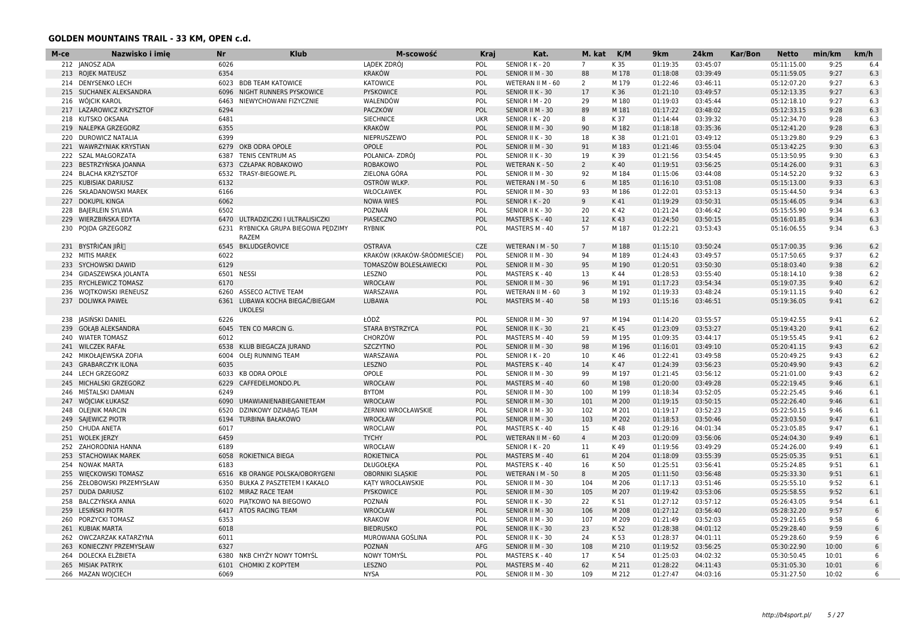## GOLDEN MOUNTAINS TRAIL - 33 KM, OPEN c.d.

| M-ce | Nazwisko i imię | Nr | Klub | M-scowość | Kraj | Kat. | M. kat | K/M | 9km | 24km | Kar/Bon | Netto | min/km | km/h |
|---|---|---|---|---|---|---|---|---|---|---|---|---|---|---|
| 212 | JANOSZ ADA | 6026 | | LĄDEK ZDRÓJ | POL | SENIOR I K - 20 | 7 | K 35 | 01:19:35 | 03:45:07 | | 05:11:15.00 | 9:25 | 6.4 |
| 213 | ROJEK MATEUSZ | 6354 | | KRAKÓW | POL | SENIOR II M - 30 | 88 | M 178 | 01:18:08 | 03:39:49 | | 05:11:59.05 | 9:27 | 6.3 |
| 214 | DENYSENKO LECH | 6023 | BDB TEAM KATOWICE | KATOWICE | POL | WETERAN II M - 60 | 2 | M 179 | 01:22:46 | 03:46:11 | | 05:12:07.20 | 9:27 | 6.3 |
| 215 | SUCHANEK ALEKSANDRA | 6096 | NIGHT RUNNERS PYSKOWICE | PYSKOWICE | POL | SENIOR II K - 30 | 17 | K 36 | 01:21:10 | 03:49:57 | | 05:12:13.35 | 9:27 | 6.3 |
| 216 | WÓJCIK KAROL | 6463 | NIEWYCHOWANI FIZYCZNIE | WALENDÓW | POL | SENIOR I M - 20 | 29 | M 180 | 01:19:03 | 03:45:44 | | 05:12:18.10 | 9:27 | 6.3 |
| 217 | LAZAROWICZ KRZYSZTOF | 6294 | | PACZKÓW | POL | SENIOR II M - 30 | 89 | M 181 | 01:17:22 | 03:48:02 | | 05:12:33.15 | 9:28 | 6.3 |
| 218 | KUTSKO OKSANA | 6481 | | SIECHNICE | UKR | SENIOR I K - 20 | 8 | K 37 | 01:14:44 | 03:39:32 | | 05:12:34.70 | 9:28 | 6.3 |
| 219 | NALEPKA GRZEGORZ | 6355 | | KRAKÓW | POL | SENIOR II M - 30 | 90 | M 182 | 01:18:18 | 03:35:36 | | 05:12:41.20 | 9:28 | 6.3 |
| 220 | DUROWICZ NATALIA | 6399 | | NIEPRUSZEWO | POL | SENIOR II K - 30 | 18 | K 38 | 01:21:01 | 03:49:12 | | 05:13:29.80 | 9:29 | 6.3 |
| 221 | WAWRZYNIAK KRYSTIAN | 6279 | OKB ODRA OPOLE | OPOLE | POL | SENIOR II M - 30 | 91 | M 183 | 01:21:46 | 03:55:04 | | 05:13:42.25 | 9:30 | 6.3 |
| 222 | SZAL MAŁGORZATA | 6387 | TENIS CENTRUM AS | POLANICA- ZDRÓJ | POL | SENIOR II K - 30 | 19 | K 39 | 01:21:56 | 03:54:45 | | 05:13:50.95 | 9:30 | 6.3 |
| 223 | BESTRZYŃSKA JOANNA | 6373 | CZŁAPAK ROBAKOWO | ROBAKOWO | POL | WETERAN K - 50 | 2 | K 40 | 01:19:51 | 03:56:25 | | 05:14:26.00 | 9:31 | 6.3 |
| 224 | BLACHA KRZYSZTOF | 6532 | TRASY-BIEGOWE.PL | ZIELONA GÓRA | POL | SENIOR II M - 30 | 92 | M 184 | 01:15:06 | 03:44:08 | | 05:14:52.20 | 9:32 | 6.3 |
| 225 | KUBISIAK DARIUSZ | 6132 | | OSTRÓW WLKP. | POL | WETERAN I M - 50 | 6 | M 185 | 01:16:10 | 03:51:08 | | 05:15:13.00 | 9:33 | 6.3 |
| 226 | SKŁADANOWSKI MAREK | 6166 | | WŁOCŁAWEK | POL | SENIOR II M - 30 | 93 | M 186 | 01:22:01 | 03:53:13 | | 05:15:44.50 | 9:34 | 6.3 |
| 227 | DOKUPIL KINGA | 6062 | | NOWA WIEŚ | POL | SENIOR I K - 20 | 9 | K 41 | 01:19:29 | 03:50:31 | | 05:15:46.05 | 9:34 | 6.3 |
| 228 | BAJERLEIN SYLWIA | 6502 | | POZNAŃ | POL | SENIOR II K - 30 | 20 | K 42 | 01:21:24 | 03:46:42 | | 05:15:55.90 | 9:34 | 6.3 |
| 229 | WIERZBIŃSKA EDYTA | 6470 | ULTRADZICZKI I ULTRALISICZKI | PIASECZNO | POL | MASTERS K - 40 | 12 | K 43 | 01:24:50 | 03:50:15 | | 05:16:01.85 | 9:34 | 6.3 |
| 230 | POJDA GRZEGORZ | 6231 | RYBNICKA GRUPA BIEGOWA PĘDZIMY RAZEM | RYBNIK | POL | MASTERS M - 40 | 57 | M 187 | 01:22:21 | 03:53:43 | | 05:16:06.55 | 9:34 | 6.3 |
| 231 | BYSTŘIČAN JIŘÍ | 6545 | BKLUDGEŘOVICE | OSTRAVA | CZE | WETERAN I M - 50 | 7 | M 188 | 01:15:10 | 03:50:24 | | 05:17:00.35 | 9:36 | 6.2 |
| 232 | MITIS MAREK | 6022 | | KRAKÓW (KRAKÓW-ŚRÓDMIEŚCIE) | POL | SENIOR II M - 30 | 94 | M 189 | 01:24:43 | 03:49:57 | | 05:17:50.65 | 9:37 | 6.2 |
| 233 | SYCHOWSKI DAWID | 6129 | | TOMASZÓW BOLESŁAWIECKI | POL | SENIOR II M - 30 | 95 | M 190 | 01:20:51 | 03:50:30 | | 05:18:03.40 | 9:38 | 6.2 |
| 234 | GIDASZEWSKA JOLANTA | 6501 | NESSI | LESZNO | POL | MASTERS K - 40 | 13 | K 44 | 01:28:53 | 03:55:40 | | 05:18:14.10 | 9:38 | 6.2 |
| 235 | RYCHLEWICZ TOMASZ | 6170 | | WROCŁAW | POL | SENIOR II M - 30 | 96 | M 191 | 01:17:23 | 03:54:34 | | 05:19:07.35 | 9:40 | 6.2 |
| 236 | WOJTKOWSKI IRENEUSZ | 6260 | ASSECO ACTIVE TEAM | WARSZAWA | POL | WETERAN II M - 60 | 3 | M 192 | 01:19:33 | 03:48:24 | | 05:19:11.15 | 9:40 | 6.2 |
| 237 | DOLIWKA PAWEŁ | 6361 | LUBAWA KOCHA BIEGAĆ/BIEGAM UKOLESI | LUBAWA | POL | MASTERS M - 40 | 58 | M 193 | 01:15:16 | 03:46:51 | | 05:19:36.05 | 9:41 | 6.2 |
| 238 | JASIŃSKI DANIEL | 6226 | | ŁÓDŹ | POL | SENIOR II M - 30 | 97 | M 194 | 01:14:20 | 03:55:57 | | 05:19:42.55 | 9:41 | 6.2 |
| 239 | GOŁĄB ALEKSANDRA | 6045 | TEN CO MARCIN G. | STARA BYSTRZYCA | POL | SENIOR II K - 30 | 21 | K 45 | 01:23:09 | 03:53:27 | | 05:19:43.20 | 9:41 | 6.2 |
| 240 | WIATER TOMASZ | 6012 | | CHORZÓW | POL | MASTERS M - 40 | 59 | M 195 | 01:09:35 | 03:44:17 | | 05:19:55.45 | 9:41 | 6.2 |
| 241 | WILCZEK RAFAŁ | 6538 | KLUB BIEGACZA JURAND | SZCZYTNO | POL | SENIOR II M - 30 | 98 | M 196 | 01:16:01 | 03:49:10 | | 05:20:41.15 | 9:43 | 6.2 |
| 242 | MIKOŁAJEWSKA ZOFIA | 6004 | OLEJ RUNNING TEAM | WARSZAWA | POL | SENIOR I K - 20 | 10 | K 46 | 01:22:41 | 03:49:58 | | 05:20:49.25 | 9:43 | 6.2 |
| 243 | GRABARCZYK ILONA | 6035 | | LESZNO | POL | MASTERS K - 40 | 14 | K 47 | 01:24:39 | 03:56:23 | | 05:20:49.90 | 9:43 | 6.2 |
| 244 | LECH GRZEGORZ | 6033 | KB ODRA OPOLE | OPOLE | POL | SENIOR II M - 30 | 99 | M 197 | 01:21:45 | 03:56:12 | | 05:21:01.00 | 9:43 | 6.2 |
| 245 | MICHALSKI GRZEGORZ | 6229 | CAFFEDELMONDO.PL | WROCŁAW | POL | MASTERS M - 40 | 60 | M 198 | 01:20:00 | 03:49:28 | | 05:22:19.45 | 9:46 | 6.1 |
| 246 | MIŚTALSKI DAMIAN | 6249 | | BYTOM | POL | SENIOR II M - 30 | 100 | M 199 | 01:18:34 | 03:52:05 | | 05:22:25.45 | 9:46 | 6.1 |
| 247 | WÓJCIAK ŁUKASZ | 6090 | UMAWIANIENABIEGANIETEAM | WROCŁAW | POL | SENIOR II M - 30 | 101 | M 200 | 01:19:15 | 03:50:15 | | 05:22:26.40 | 9:46 | 6.1 |
| 248 | OLEJNIK MARCIN | 6520 | DZINKOWY DZIABĄG TEAM | ŻERNIKI WROCŁAWSKIE | POL | SENIOR II M - 30 | 102 | M 201 | 01:19:17 | 03:52:23 | | 05:22:50.15 | 9:46 | 6.1 |
| 249 | SAJEWICZ PIOTR | 6194 | TURBINA BAŁAKOWO | WROCŁAW | POL | SENIOR II M - 30 | 103 | M 202 | 01:18:53 | 03:50:46 | | 05:23:03.50 | 9:47 | 6.1 |
| 250 | CHUDA ANETA | 6017 | | WROCLAW | POL | MASTERS K - 40 | 15 | K 48 | 01:29:16 | 04:01:34 | | 05:23:05.85 | 9:47 | 6.1 |
| 251 | WOLEK JERZY | 6459 | | TYCHY | POL | WETERAN II M - 60 | 4 | M 203 | 01:20:09 | 03:56:06 | | 05:24:04.30 | 9:49 | 6.1 |
| 252 | ZAHORODNIA HANNA | 6189 | | WROCŁAW | | SENIOR I K - 20 | 11 | K 49 | 01:19:56 | 03:49:29 | | 05:24:26.00 | 9:49 | 6.1 |
| 253 | STACHOWIAK MAREK | 6058 | ROKIETNICA BIEGA | ROKIETNICA | POL | MASTERS M - 40 | 61 | M 204 | 01:18:09 | 03:55:39 | | 05:25:05.35 | 9:51 | 6.1 |
| 254 | NOWAK MARTA | 6183 | | DŁUGOŁĘKA | POL | MASTERS K - 40 | 16 | K 50 | 01:25:51 | 03:56:41 | | 05:25:24.85 | 9:51 | 6.1 |
| 255 | WIĘCKOWSKI TOMASZ | 6516 | KB ORANGE POLSKA/OBORYGENI | OBORNIKI SLĄSKIE | POL | WETERAN I M - 50 | 8 | M 205 | 01:11:50 | 03:56:48 | | 05:25:33.30 | 9:51 | 6.1 |
| 256 | ŻEŁOBOWSKI PRZEMYSŁAW | 6350 | BUŁKA Z PASZTETEM I KAKAŁO | KĄTY WROCŁAWSKIE | POL | SENIOR II M - 30 | 104 | M 206 | 01:17:13 | 03:51:46 | | 05:25:55.10 | 9:52 | 6.1 |
| 257 | DUDA DARIUSZ | 6102 | MIRAZ RACE TEAM | PYSKOWICE | POL | SENIOR II M - 30 | 105 | M 207 | 01:19:42 | 03:53:06 | | 05:25:58.55 | 9:52 | 6.1 |
| 258 | BALCZYŃSKA ANNA | 6020 | PIĄTKOWO NA BIEGOWO | POZNAŃ | POL | SENIOR II K - 30 | 22 | K 51 | 01:27:12 | 03:57:12 | | 05:26:43.05 | 9:54 | 6.1 |
| 259 | LESIŃSKI PIOTR | 6417 | ATOS RACING TEAM | WROCŁAW | POL | SENIOR II M - 30 | 106 | M 208 | 01:27:12 | 03:56:40 | | 05:28:32.20 | 9:57 | 6 |
| 260 | PORZYCKI TOMASZ | 6353 | | KRAKOW | POL | SENIOR II M - 30 | 107 | M 209 | 01:21:49 | 03:52:03 | | 05:29:21.65 | 9:58 | 6 |
| 261 | KUBIAK MARTA | 6018 | | BIEDRUSKO | POL | SENIOR II K - 30 | 23 | K 52 | 01:28:38 | 04:01:12 | | 05:29:28.40 | 9:59 | 6 |
| 262 | OWCZARZAK KATARZYNA | 6011 | | MUROWANA GOŚLINA | POL | SENIOR II K - 30 | 24 | K 53 | 01:28:37 | 04:01:11 | | 05:29:28.60 | 9:59 | 6 |
| 263 | KONIECZNY PRZEMYSŁAW | 6327 | | POZNAŃ | AFG | SENIOR II M - 30 | 108 | M 210 | 01:19:52 | 03:56:25 | | 05:30:22.90 | 10:00 | 6 |
| 264 | DOLECKA ELŻBIETA | 6380 | NKB CHYŻY NOWY TOMYŚL | NOWY TOMYŚL | POL | MASTERS K - 40 | 17 | K 54 | 01:25:03 | 04:02:32 | | 05:30:50.45 | 10:01 | 6 |
| 265 | MISIAK PATRYK | 6101 | CHOMIKI Z KOPYTEM | LESZNO | POL | MASTERS M - 40 | 62 | M 211 | 01:28:22 | 04:11:43 | | 05:31:05.30 | 10:01 | 6 |
| 266 | MAZAN WOJCIECH | 6069 | | NYSA | POL | SENIOR II M - 30 | 109 | M 212 | 01:27:47 | 04:03:16 | | 05:31:27.50 | 10:02 | 6 |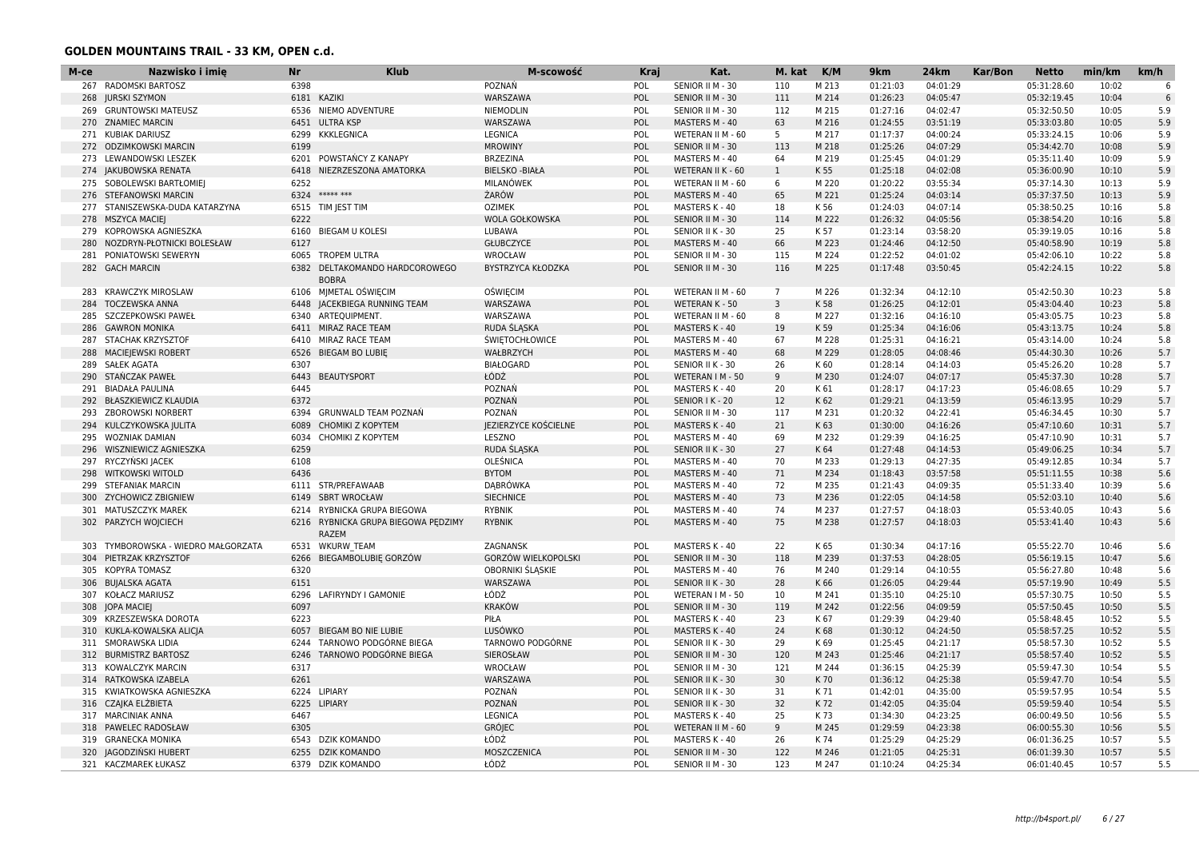### GOLDEN MOUNTAINS TRAIL - 33 KM, OPEN c.d.

| M-ce | Nazwisko i imię | Nr | Klub | M-scowość | Kraj | Kat. | M. kat | K/M | 9km | 24km | Kar/Bon | Netto | min/km | km/h |
|---|---|---|---|---|---|---|---|---|---|---|---|---|---|---|
| 267 | RADOMSKI BARTOSZ | 6398 | | POZNAŃ | POL | SENIOR II M - 30 | 110 | M 213 | 01:21:03 | 04:01:29 | | 05:31:28.60 | 10:02 | 6 |
| 268 | JURSKI SZYMON | 6181 | KAZIKI | WARSZAWA | POL | SENIOR II M - 30 | 111 | M 214 | 01:26:23 | 04:05:47 | | 05:32:19.45 | 10:04 | 6 |
| 269 | GRUNTOWSKI MATEUSZ | 6536 | NIEMO ADVENTURE | NIEMODLIN | POL | SENIOR II M - 30 | 112 | M 215 | 01:27:16 | 04:02:47 | | 05:32:50.50 | 10:05 | 5.9 |
| 270 | ZNAMIEC MARCIN | 6451 | ULTRA KSP | WARSZAWA | POL | MASTERS M - 40 | 63 | M 216 | 01:24:55 | 03:51:19 | | 05:33:03.80 | 10:05 | 5.9 |
| 271 | KUBIAK DARIUSZ | 6299 | KKKLEGNICA | LEGNICA | POL | WETERAN II M - 60 | 5 | M 217 | 01:17:37 | 04:00:24 | | 05:33:24.15 | 10:06 | 5.9 |
| 272 | ODZIMKOWSKI MARCIN | 6199 | | MROWINY | POL | SENIOR II M - 30 | 113 | M 218 | 01:25:26 | 04:07:29 | | 05:34:42.70 | 10:08 | 5.9 |
| 273 | LEWANDOWSKI LESZEK | 6201 | POWSTAŃCY Z KANAPY | BRZEZINA | POL | MASTERS M - 40 | 64 | M 219 | 01:25:45 | 04:01:29 | | 05:35:11.40 | 10:09 | 5.9 |
| 274 | JAKUBOWSKA RENATA | 6418 | NIEZRZESZONA AMATORKA | BIELSKO -BIAŁA | POL | WETERAN II K - 60 | 1 | K 55 | 01:25:18 | 04:02:08 | | 05:36:00.90 | 10:10 | 5.9 |
| 275 | SOBOLEWSKI BARTŁOMIEJ | 6252 | | MILANÓWEK | POL | WETERAN II M - 60 | 6 | M 220 | 01:20:22 | 03:55:34 | | 05:37:14.30 | 10:13 | 5.9 |
| 276 | STEFANOWSKI MARCIN | 6324 | ***** *** | ŻARÓW | POL | MASTERS M - 40 | 65 | M 221 | 01:25:24 | 04:03:14 | | 05:37:37.50 | 10:13 | 5.9 |
| 277 | STANISZEWSKA-DUDA KATARZYNA | 6515 | TIM JEST TIM | OZIMEK | POL | MASTERS K - 40 | 18 | K 56 | 01:24:03 | 04:07:14 | | 05:38:50.25 | 10:16 | 5.8 |
| 278 | MSZYCA MACIEJ | 6222 | | WOLA GOŁKOWSKA | POL | SENIOR II M - 30 | 114 | M 222 | 01:26:32 | 04:05:56 | | 05:38:54.20 | 10:16 | 5.8 |
| 279 | KOPROWSKA AGNIESZKA | 6160 | BIEGAM U KOLESI | LUBAWA | POL | SENIOR II K - 30 | 25 | K 57 | 01:23:14 | 03:58:20 | | 05:39:19.05 | 10:16 | 5.8 |
| 280 | NOZDRYN-PŁOTNICKI BOLESŁAW | 6127 | | GŁUBCZYCE | POL | MASTERS M - 40 | 66 | M 223 | 01:24:46 | 04:12:50 | | 05:40:58.90 | 10:19 | 5.8 |
| 281 | PONIATOWSKI SEWERYN | 6065 | TROPEM ULTRA | WROCŁAW | POL | SENIOR II M - 30 | 115 | M 224 | 01:22:52 | 04:01:02 | | 05:42:06.10 | 10:22 | 5.8 |
| 282 | GACH MARCIN | 6382 | DELTAKOMANDO HARDCOROWEGO BOBRA | BYSTRZYCA KŁODZKA | POL | SENIOR II M - 30 | 116 | M 225 | 01:17:48 | 03:50:45 | | 05:42:24.15 | 10:22 | 5.8 |
| 283 | KRAWCZYK MIROSLAW | 6106 | MJMETAL OŚWIĘCIM | OŚWIĘCIM | POL | WETERAN II M - 60 | 7 | M 226 | 01:32:34 | 04:12:10 | | 05:42:50.30 | 10:23 | 5.8 |
| 284 | TOCZEWSKA ANNA | 6448 | JACEKBIEGA RUNNING TEAM | WARSZAWA | POL | WETERAN K - 50 | 3 | K 58 | 01:26:25 | 04:12:01 | | 05:43:04.40 | 10:23 | 5.8 |
| 285 | SZCZEPKOWSKI PAWEŁ | 6340 | ARTEQUIPMENT. | WARSZAWA | POL | WETERAN II M - 60 | 8 | M 227 | 01:32:16 | 04:16:10 | | 05:43:05.75 | 10:23 | 5.8 |
| 286 | GAWRON MONIKA | 6411 | MIRAZ RACE TEAM | RUDA ŚLĄSKA | POL | MASTERS K - 40 | 19 | K 59 | 01:25:34 | 04:16:06 | | 05:43:13.75 | 10:24 | 5.8 |
| 287 | STACHAK KRZYSZTOF | 6410 | MIRAZ RACE TEAM | ŚWIĘTOCHŁOWICE | POL | MASTERS M - 40 | 67 | M 228 | 01:25:31 | 04:16:21 | | 05:43:14.00 | 10:24 | 5.8 |
| 288 | MACIEJEWSKI ROBERT | 6526 | BIEGAM BO LUBIĘ | WAŁBRZYCH | POL | MASTERS M - 40 | 68 | M 229 | 01:28:05 | 04:08:46 | | 05:44:30.30 | 10:26 | 5.7 |
| 289 | SAŁEK AGATA | 6307 | | BIAŁOGARD | POL | SENIOR II K - 30 | 26 | K 60 | 01:28:14 | 04:14:03 | | 05:45:26.20 | 10:28 | 5.7 |
| 290 | STAŃCZAK PAWEŁ | 6443 | BEAUTYSPORT | ŁÓDŹ | POL | WETERAN I M - 50 | 9 | M 230 | 01:24:07 | 04:07:17 | | 05:45:37.30 | 10:28 | 5.7 |
| 291 | BIADAŁA PAULINA | 6445 | | POZNAŃ | POL | MASTERS K - 40 | 20 | K 61 | 01:28:17 | 04:17:23 | | 05:46:08.65 | 10:29 | 5.7 |
| 292 | BŁASZKIEWICZ KLAUDIA | 6372 | | POZNAŃ | POL | SENIOR I K - 20 | 12 | K 62 | 01:29:21 | 04:13:59 | | 05:46:13.95 | 10:29 | 5.7 |
| 293 | ZBOROWSKI NORBERT | 6394 | GRUNWALD TEAM POZNAŃ | POZNAŃ | POL | SENIOR II M - 30 | 117 | M 231 | 01:20:32 | 04:22:41 | | 05:46:34.45 | 10:30 | 5.7 |
| 294 | KULCZYKOWSKA JULITA | 6089 | CHOMIKI Z KOPYTEM | JEZIERZYCE KOŚCIELNE | POL | MASTERS K - 40 | 21 | K 63 | 01:30:00 | 04:16:26 | | 05:47:10.60 | 10:31 | 5.7 |
| 295 | WOZNIAK DAMIAN | 6034 | CHOMIKI Z KOPYTEM | LESZNO | POL | MASTERS M - 40 | 69 | M 232 | 01:29:39 | 04:16:25 | | 05:47:10.90 | 10:31 | 5.7 |
| 296 | WISZNIEWICZ AGNIESZKA | 6259 | | RUDA ŚLĄSKA | POL | SENIOR II K - 30 | 27 | K 64 | 01:27:48 | 04:14:53 | | 05:49:06.25 | 10:34 | 5.7 |
| 297 | RYCZYŃSKI JACEK | 6108 | | OLEŚNICA | POL | MASTERS M - 40 | 70 | M 233 | 01:29:13 | 04:27:35 | | 05:49:12.85 | 10:34 | 5.7 |
| 298 | WITKOWSKI WITOLD | 6436 | | BYTOM | POL | MASTERS M - 40 | 71 | M 234 | 01:18:43 | 03:57:58 | | 05:51:11.55 | 10:38 | 5.6 |
| 299 | STEFANIAK MARCIN | 6111 | STR/PREFAWAAB | DĄBRÓWKA | POL | MASTERS M - 40 | 72 | M 235 | 01:21:43 | 04:09:35 | | 05:51:33.40 | 10:39 | 5.6 |
| 300 | ZYCHOWICZ ZBIGNIEW | 6149 | SBRT WROCŁAW | SIECHNICE | POL | MASTERS M - 40 | 73 | M 236 | 01:22:05 | 04:14:58 | | 05:52:03.10 | 10:40 | 5.6 |
| 301 | MATUSZCZYK MAREK | 6214 | RYBNICKA GRUPA BIEGOWA | RYBNIK | POL | MASTERS M - 40 | 74 | M 237 | 01:27:57 | 04:18:03 | | 05:53:40.05 | 10:43 | 5.6 |
| 302 | PARZYCH WOJCIECH | 6216 | RYBNICKA GRUPA BIEGOWA PĘDZIMY RAZEM | RYBNIK | POL | MASTERS M - 40 | 75 | M 238 | 01:27:57 | 04:18:03 | | 05:53:41.40 | 10:43 | 5.6 |
| 303 | TYMBOROWSKA - WIEDRO MAŁGORZATA | 6531 | WKURW_TEAM | ZAGNANSK | POL | MASTERS K - 40 | 22 | K 65 | 01:30:34 | 04:17:16 | | 05:55:22.70 | 10:46 | 5.6 |
| 304 | PIETRZAK KRZYSZTOF | 6266 | BIEGAMBOLUBIĘ GORZÓW | GORZÓW WIELKOPOLSKI | POL | SENIOR II M - 30 | 118 | M 239 | 01:37:53 | 04:28:05 | | 05:56:19.15 | 10:47 | 5.6 |
| 305 | KOPYRA TOMASZ | 6320 | | OBORNIKI ŚLĄSKIE | POL | MASTERS M - 40 | 76 | M 240 | 01:29:14 | 04:10:55 | | 05:56:27.80 | 10:48 | 5.6 |
| 306 | BUJALSKA AGATA | 6151 | | WARSZAWA | POL | SENIOR II K - 30 | 28 | K 66 | 01:26:05 | 04:29:44 | | 05:57:19.90 | 10:49 | 5.5 |
| 307 | KOŁACZ MARIUSZ | 6296 | LAFIRYNDY I GAMONIE | ŁÓDŹ | POL | WETERAN I M - 50 | 10 | M 241 | 01:35:10 | 04:25:10 | | 05:57:30.75 | 10:50 | 5.5 |
| 308 | JOPA MACIEJ | 6097 | | KRAKÓW | POL | SENIOR II M - 30 | 119 | M 242 | 01:22:56 | 04:09:59 | | 05:57:50.45 | 10:50 | 5.5 |
| 309 | KRZESZEWSKA DOROTA | 6223 | | PIŁA | POL | MASTERS K - 40 | 23 | K 67 | 01:29:39 | 04:29:40 | | 05:58:48.45 | 10:52 | 5.5 |
| 310 | KUKLA-KOWALSKA ALICJA | 6057 | BIEGAM BO NIE LUBIE | LUSÓWKO | POL | MASTERS K - 40 | 24 | K 68 | 01:30:12 | 04:24:50 | | 05:58:57.25 | 10:52 | 5.5 |
| 311 | SMORAWSKA LIDIA | 6244 | TARNOWO PODGÓRNE BIEGA | TARNOWO PODGÓRNE | POL | SENIOR II K - 30 | 29 | K 69 | 01:25:45 | 04:21:17 | | 05:58:57.30 | 10:52 | 5.5 |
| 312 | BURMISTRZ BARTOSZ | 6246 | TARNOWO PODGÓRNE BIEGA | SIEROSŁAW | POL | SENIOR II M - 30 | 120 | M 243 | 01:25:46 | 04:21:17 | | 05:58:57.40 | 10:52 | 5.5 |
| 313 | KOWALCZYK MARCIN | 6317 | | WROCŁAW | POL | SENIOR II M - 30 | 121 | M 244 | 01:36:15 | 04:25:39 | | 05:59:47.30 | 10:54 | 5.5 |
| 314 | RATKOWSKA IZABELA | 6261 | | WARSZAWA | POL | SENIOR II K - 30 | 30 | K 70 | 01:36:12 | 04:25:38 | | 05:59:47.70 | 10:54 | 5.5 |
| 315 | KWIATKOWSKA AGNIESZKA | 6224 | LIPIARY | POZNAŃ | POL | SENIOR II K - 30 | 31 | K 71 | 01:42:01 | 04:35:00 | | 05:59:57.95 | 10:54 | 5.5 |
| 316 | CZAJKA ELŻBIETA | 6225 | LIPIARY | POZNAŃ | POL | SENIOR II K - 30 | 32 | K 72 | 01:42:05 | 04:35:04 | | 05:59:59.40 | 10:54 | 5.5 |
| 317 | MARCINIAK ANNA | 6467 | | LEGNICA | POL | MASTERS K - 40 | 25 | K 73 | 01:34:30 | 04:23:25 | | 06:00:49.50 | 10:56 | 5.5 |
| 318 | PAWELEC RADOSŁAW | 6305 | | GRÓJEC | POL | WETERAN II M - 60 | 9 | M 245 | 01:29:59 | 04:23:38 | | 06:00:55.30 | 10:56 | 5.5 |
| 319 | GRANECKA MONIKA | 6543 | DZIK KOMANDO | ŁÓDŹ | POL | MASTERS K - 40 | 26 | K 74 | 01:25:29 | 04:25:29 | | 06:01:36.25 | 10:57 | 5.5 |
| 320 | JAGODZIŃSKI HUBERT | 6255 | DZIK KOMANDO | MOSZCZENICA | POL | SENIOR II M - 30 | 122 | M 246 | 01:21:05 | 04:25:31 | | 06:01:39.30 | 10:57 | 5.5 |
| 321 | KACZMAREK ŁUKASZ | 6379 | DZIK KOMANDO | ŁÓDŹ | POL | SENIOR II M - 30 | 123 | M 247 | 01:10:24 | 04:25:34 | | 06:01:40.45 | 10:57 | 5.5 |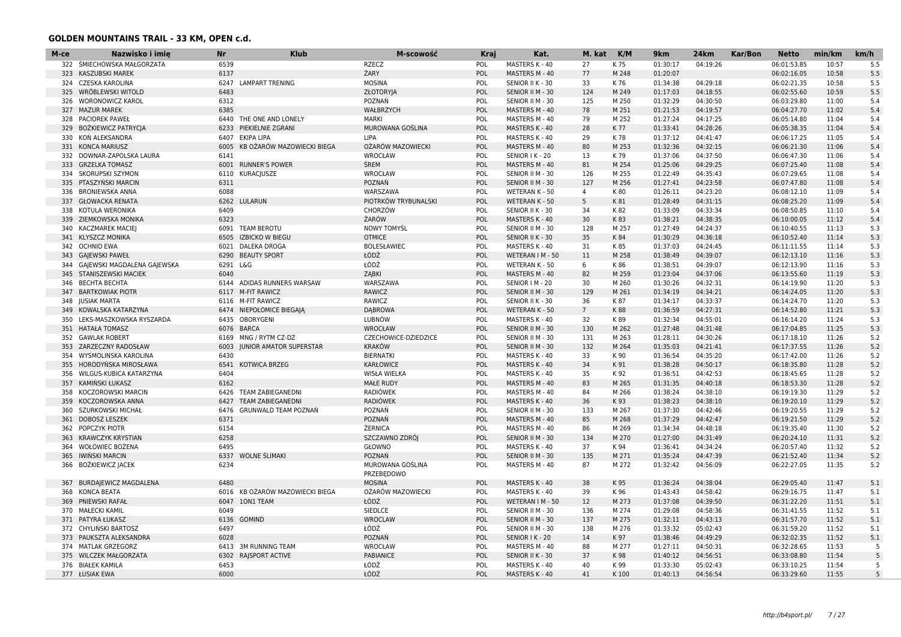## GOLDEN MOUNTAINS TRAIL - 33 KM, OPEN c.d.

| M-ce | Nazwisko i imię | Nr | Klub | M-scowość | Kraj | Kat. | M. kat | K/M | 9km | 24km | Kar/Bon | Netto | min/km | km/h |
|---|---|---|---|---|---|---|---|---|---|---|---|---|---|---|
| 322 | ŚMIECHOWSKA MAŁGORZATA | 6539 | | RZECZ | POL | MASTERS K - 40 | 27 | K 75 | 01:30:17 | 04:19:26 | | 06:01:53.85 | 10:57 | 5.5 |
| 323 | KASZUBSKI MAREK | 6137 | | ŻARY | POL | MASTERS M - 40 | 77 | M 248 | 01:20:07 | | | 06:02:16.05 | 10:58 | 5.5 |
| 324 | CZESKA KAROLINA | 6247 | LAMPART TRENING | MOSINA | POL | SENIOR II K - 30 | 33 | K 76 | 01:34:38 | 04:29:18 | | 06:02:21.35 | 10:58 | 5.5 |
| 325 | WRÓBLEWSKI WITOLD | 6483 | | ZŁOTORYJA | POL | SENIOR II M - 30 | 124 | M 249 | 01:17:03 | 04:18:55 | | 06:02:55.60 | 10:59 | 5.5 |
| 326 | WORONOWICZ KAROL | 6312 | | POZNAŃ | POL | SENIOR II M - 30 | 125 | M 250 | 01:32:29 | 04:30:50 | | 06:03:29.80 | 11:00 | 5.4 |
| 327 | MAZUR MAREK | 6385 | | WAŁBRZYCH | POL | MASTERS M - 40 | 78 | M 251 | 01:21:53 | 04:19:57 | | 06:04:27.70 | 11:02 | 5.4 |
| 328 | PACIOREK PAWEŁ | 6440 | THE ONE AND LONELY | MARKI | POL | MASTERS M - 40 | 79 | M 252 | 01:27:24 | 04:17:25 | | 06:05:14.80 | 11:04 | 5.4 |
| 329 | BOŻKIEWICZ PATRYCJA | 6233 | PIEKIELNIE ZGRANI | MUROWANA GOŚLINA | POL | MASTERS K - 40 | 28 | K 77 | 01:33:41 | 04:28:26 | | 06:05:38.35 | 11:04 | 5.4 |
| 330 | KOŃ ALEKSANDRA | 6407 | EKIPA LIPA | LIPA | POL | MASTERS K - 40 | 29 | K 78 | 01:37:12 | 04:41:47 | | 06:06:17.25 | 11:05 | 5.4 |
| 331 | KONCA MARIUSZ | 6005 | KB OŻARÓW MAZOWIECKI BIEGA | OŻARÓW MAZOWIECKI | POL | MASTERS M - 40 | 80 | M 253 | 01:32:36 | 04:32:15 | | 06:06:21.30 | 11:06 | 5.4 |
| 332 | DOWNAR-ZAPOLSKA LAURA | 6141 | | WROCŁAW | POL | SENIOR I K - 20 | 13 | K 79 | 01:37:06 | 04:37:50 | | 06:06:47.30 | 11:06 | 5.4 |
| 333 | GRZELKA TOMASZ | 6001 | RUNNER'S POWER | ŚREM | POL | MASTERS M - 40 | 81 | M 254 | 01:25:06 | 04:29:25 | | 06:07:25.40 | 11:08 | 5.4 |
| 334 | SKORUPSKI SZYMON | 6110 | KURACJUSZE | WROCŁAW | POL | SENIOR II M - 30 | 126 | M 255 | 01:22:49 | 04:35:43 | | 06:07:29.65 | 11:08 | 5.4 |
| 335 | PTASZYŃSKI MARCIN | 6311 | | POZNAŃ | POL | SENIOR II M - 30 | 127 | M 256 | 01:27:41 | 04:23:58 | | 06:07:47.80 | 11:08 | 5.4 |
| 336 | BRONIEWSKA ANNA | 6088 | | WARSZAWA | POL | WETERAN K - 50 | 4 | K 80 | 01:26:11 | 04:23:20 | | 06:08:12.10 | 11:09 | 5.4 |
| 337 | GŁOWACKA RENATA | 6262 | LULARUN | PIOTRKÓW TRYBUNALSKI | POL | WETERAN K - 50 | 5 | K 81 | 01:28:49 | 04:31:15 | | 06:08:25.20 | 11:09 | 5.4 |
| 338 | KOTULA WERONIKA | 6409 | | CHORZÓW | POL | SENIOR II K - 30 | 34 | K 82 | 01:33:09 | 04:33:34 | | 06:08:50.85 | 11:10 | 5.4 |
| 339 | ZIEMKOWSKA MONIKA | 6323 | | ŻARÓW | POL | MASTERS K - 40 | 30 | K 83 | 01:38:21 | 04:38:35 | | 06:10:00.05 | 11:12 | 5.4 |
| 340 | KACZMAREK MACIEJ | 6091 | TEAM BEROTU | NOWY TOMYŚL | POL | SENIOR II M - 30 | 128 | M 257 | 01:27:49 | 04:24:37 | | 06:10:40.55 | 11:13 | 5.3 |
| 341 | KLYSZCZ MONIKA | 6505 | IZBICKO W BIEGU | OTMICE | POL | SENIOR II K - 30 | 35 | K 84 | 01:30:29 | 04:36:18 | | 06:10:52.40 | 11:14 | 5.3 |
| 342 | OCHNIO EWA | 6021 | DALEKA DROGA | BOLESŁAWIEC | POL | MASTERS K - 40 | 31 | K 85 | 01:37:03 | 04:24:45 | | 06:11:11.55 | 11:14 | 5.3 |
| 343 | GAJEWSKI PAWEŁ | 6290 | BEAUTY SPORT | ŁÓDŹ | POL | WETERAN I M - 50 | 11 | M 258 | 01:38:49 | 04:39:07 | | 06:12:13.10 | 11:16 | 5.3 |
| 344 | GAJEWSKI MAGDALENA GAJEWSKA | 6291 | L&G | ŁÓDŹ | POL | WETERAN K - 50 | 6 | K 86 | 01:38:51 | 04:39:07 | | 06:12:13.90 | 11:16 | 5.3 |
| 345 | STANISZEWSKI MACIEK | 6040 | | ZĄBKI | POL | MASTERS M - 40 | 82 | M 259 | 01:23:04 | 04:37:06 | | 06:13:55.60 | 11:19 | 5.3 |
| 346 | BECHTA BECHTA | 6144 | ADIDAS RUNNERS WARSAW | WARSZAWA | POL | SENIOR I M - 20 | 30 | M 260 | 01:30:26 | 04:32:31 | | 06:14:19.90 | 11:20 | 5.3 |
| 347 | BARTKOWIAK PIOTR | 6117 | M-FIT RAWICZ | RAWICZ | POL | SENIOR II M - 30 | 129 | M 261 | 01:34:19 | 04:34:21 | | 06:14:24.05 | 11:20 | 5.3 |
| 348 | JUSIAK MARTA | 6116 | M-FIT RAWICZ | RAWICZ | POL | SENIOR II K - 30 | 36 | K 87 | 01:34:17 | 04:33:37 | | 06:14:24.70 | 11:20 | 5.3 |
| 349 | KOWALSKA KATARZYNA | 6474 | NIEPOŁOMICE BIEGAJĄ | DĄBROWA | POL | WETERAN K - 50 | 7 | K 88 | 01:36:59 | 04:27:31 | | 06:14:52.80 | 11:21 | 5.3 |
| 350 | LEKS-MASZKOWSKA RYSZARDA | 6435 | OBORYGENI | LUBNÓW | POL | MASTERS K - 40 | 32 | K 89 | 01:32:34 | 04:55:01 | | 06:16:14.20 | 11:24 | 5.3 |
| 351 | HATAŁA TOMASZ | 6076 | BARCA | WROCŁAW | POL | SENIOR II M - 30 | 130 | M 262 | 01:27:48 | 04:31:48 | | 06:17:04.85 | 11:25 | 5.3 |
| 352 | GAWLAK ROBERT | 6169 | MNG / RYTM CZ-DZ | CZECHOWICE-DZIEDZICE | POL | SENIOR II M - 30 | 131 | M 263 | 01:28:11 | 04:30:26 | | 06:17:18.10 | 11:26 | 5.2 |
| 353 | ZARZECZNY RADOSŁAW | 6003 | JUNIOR AMATOR SUPERSTAR | KRAKÓW | POL | SENIOR II M - 30 | 132 | M 264 | 01:35:03 | 04:21:41 | | 06:17:37.55 | 11:26 | 5.2 |
| 354 | WYSMOLINSKA KAROLINA | 6430 | | BIERNATKI | POL | MASTERS K - 40 | 33 | K 90 | 01:36:54 | 04:35:20 | | 06:17:42.00 | 11:26 | 5.2 |
| 355 | HORODYŃSKA MIROSŁAWA | 6541 | KOTWICA BRZEG | KARŁOWICE | POL | MASTERS K - 40 | 34 | K 91 | 01:38:28 | 04:50:17 | | 06:18:35.80 | 11:28 | 5.2 |
| 356 | WILGUS-KUBICA KATARZYNA | 6404 | | WISŁA WIELKA | POL | MASTERS K - 40 | 35 | K 92 | 01:36:51 | 04:42:53 | | 06:18:45.65 | 11:28 | 5.2 |
| 357 | KAMIŃSKI ŁUKASZ | 6162 | | MAŁE RUDY | POL | MASTERS M - 40 | 83 | M 265 | 01:31:35 | 04:40:18 | | 06:18:53.30 | 11:28 | 5.2 |
| 358 | KOCZOROWSKI MARCIN | 6426 | TEAM ZABIEGANEDNI | RADIÓWEK | POL | MASTERS M - 40 | 84 | M 266 | 01:38:24 | 04:38:10 | | 06:19:19.30 | 11:29 | 5.2 |
| 359 | KOCZOROWSKA ANNA | 6427 | TEAM ZABIEGANEDNI | RADIÓWEK | POL | MASTERS K - 40 | 36 | K 93 | 01:38:23 | 04:38:10 | | 06:19:20.10 | 11:29 | 5.2 |
| 360 | SZURKOWSKI MICHAŁ | 6476 | GRUNWALD TEAM POZNAŃ | POZNAŃ | POL | SENIOR II M - 30 | 133 | M 267 | 01:37:30 | 04:42:46 | | 06:19:20.55 | 11:29 | 5.2 |
| 361 | DOBOSZ LESZEK | 6371 | | POZNAŃ | POL | MASTERS M - 40 | 85 | M 268 | 01:37:29 | 04:42:47 | | 06:19:21.50 | 11:29 | 5.2 |
| 362 | POPCZYK PIOTR | 6154 | | ŻERNICA | POL | MASTERS M - 40 | 86 | M 269 | 01:34:34 | 04:48:18 | | 06:19:35.40 | 11:30 | 5.2 |
| 363 | KRAWCZYK KRYSTIAN | 6258 | | SZCZAWNO ZDRÓJ | POL | SENIOR II M - 30 | 134 | M 270 | 01:27:00 | 04:31:49 | | 06:20:24.10 | 11:31 | 5.2 |
| 364 | WOŁOWIEC BOŻENA | 6495 | | GŁOWNO | POL | MASTERS K - 40 | 37 | K 94 | 01:36:41 | 04:34:24 | | 06:20:57.40 | 11:32 | 5.2 |
| 365 | IWIŃSKI MARCIN | 6337 | WOLNE ŚLIMAKI | POZNAŃ | POL | SENIOR II M - 30 | 135 | M 271 | 01:35:24 | 04:47:39 | | 06:21:52.40 | 11:34 | 5.2 |
| 366 | BOŻKIEWICZ JACEK | 6234 | | MUROWANA GOŚLINA PRZEBĘDOWO | POL | MASTERS M - 40 | 87 | M 272 | 01:32:42 | 04:56:09 | | 06:22:27.05 | 11:35 | 5.2 |
| 367 | BURDAJEWICZ MAGDALENA | 6480 | | MOSINA | POL | MASTERS K - 40 | 38 | K 95 | 01:36:24 | 04:38:04 | | 06:29:05.40 | 11:47 | 5.1 |
| 368 | KONCA BEATA | 6016 | KB OŻARÓW MAZOWIECKI BIEGA | OŻARÓW MAZOWIECKI | POL | MASTERS K - 40 | 39 | K 96 | 01:43:43 | 04:58:42 | | 06:29:16.75 | 11:47 | 5.1 |
| 369 | PNIEWSKI RAFAŁ | 6047 | 1ON1 TEAM | ŁÓDŹ | POL | WETERAN I M - 50 | 12 | M 273 | 01:37:08 | 04:39:50 | | 06:31:22.20 | 11:51 | 5.1 |
| 370 | MAŁECKI KAMIL | 6049 | | SIEDLCE | POL | SENIOR II M - 30 | 136 | M 274 | 01:29:08 | 04:58:36 | | 06:31:41.55 | 11:52 | 5.1 |
| 371 | PATYRA ŁUKASZ | 6136 | GOMIND | WROCLAW | POL | SENIOR II M - 30 | 137 | M 275 | 01:32:11 | 04:43:13 | | 06:31:57.70 | 11:52 | 5.1 |
| 372 | CHYLIŃSKI BARTOSZ | 6497 | | ŁÓDŹ | POL | SENIOR II M - 30 | 138 | M 276 | 01:33:32 | 05:02:43 | | 06:31:59.20 | 11:52 | 5.1 |
| 373 | PAUKSZTA ALEKSANDRA | 6028 | | POZNAŃ | POL | SENIOR I K - 20 | 14 | K 97 | 01:38:46 | 04:49:29 | | 06:32:02.35 | 11:52 | 5.1 |
| 374 | MATLAK GRZEGORZ | 6413 | 3M RUNNING TEAM | WROCŁAW | POL | MASTERS M - 40 | 88 | M 277 | 01:27:11 | 04:50:31 | | 06:32:28.65 | 11:53 | 5 |
| 375 | WILCZEK MAŁGORZATA | 6302 | RAJSPORT ACTIVE | PABIANICE | POL | SENIOR II K - 30 | 37 | K 98 | 01:40:12 | 04:56:51 | | 06:33:08.80 | 11:54 | 5 |
| 376 | BIAŁEK KAMILA | 6453 | | ŁÓDŹ | POL | MASTERS K - 40 | 40 | K 99 | 01:33:30 | 05:02:43 | | 06:33:10.25 | 11:54 | 5 |
| 377 | ŁUSIAK EWA | 6000 | | ŁÓDŹ | POL | MASTERS K - 40 | 41 | K 100 | 01:40:13 | 04:56:54 | | 06:33:29.60 | 11:55 | 5 |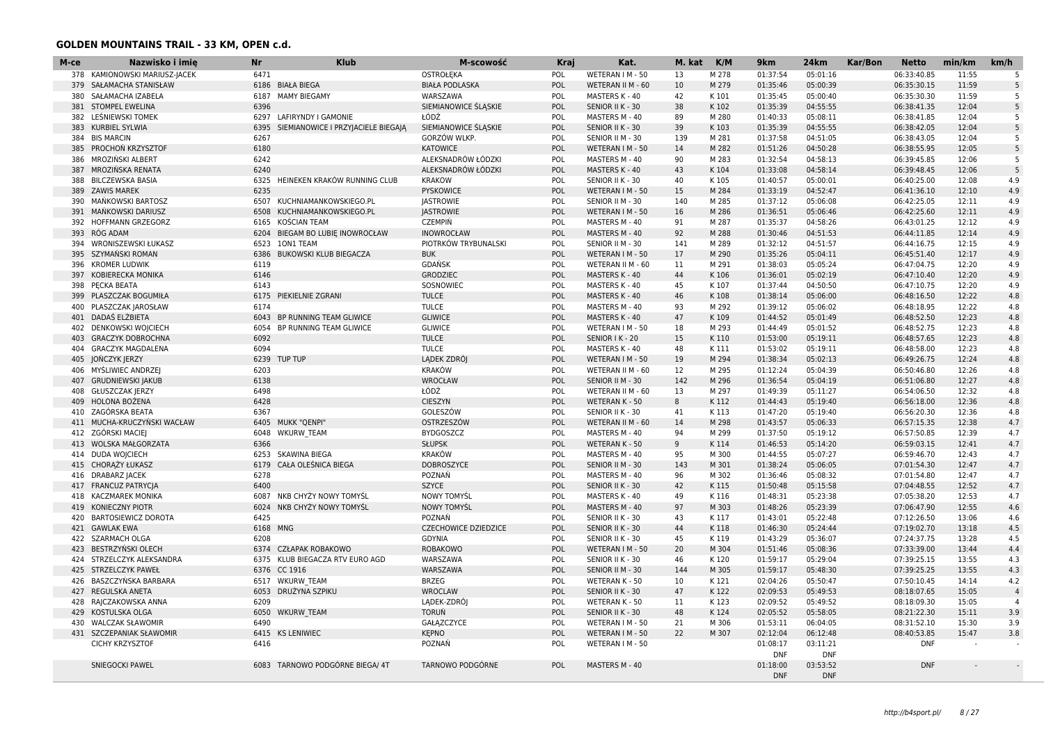### GOLDEN MOUNTAINS TRAIL - 33 KM, OPEN c.d.

| M-ce | Nazwisko i imię | Nr | Klub | M-scowość | Kraj | Kat. | M. kat | K/M | 9km | 24km | Kar/Bon | Netto | min/km | km/h |
|---|---|---|---|---|---|---|---|---|---|---|---|---|---|---|
| 378 | KAMIONOWSKI MARIUSZ-JACEK | 6471 | | OSTROŁĘKA | POL | WETERAN I M - 50 | 13 | M 278 | 01:37:54 | 05:01:16 | | 06:33:40.85 | 11:55 | 5 |
| 379 | SAŁAMACHA STANISŁAW | 6186 | BIAŁA BIEGA | BIAŁA PODLASKA | POL | WETERAN II M - 60 | 10 | M 279 | 01:35:46 | 05:00:39 | | 06:35:30.15 | 11:59 | 5 |
| 380 | SAŁAMACHA IZABELA | 6187 | MAMY BIEGAMY | WARSZAWA | POL | MASTERS K - 40 | 42 | K 101 | 01:35:45 | 05:00:40 | | 06:35:30.30 | 11:59 | 5 |
| 381 | STOMPEL EWELINA | 6396 | | SIEMIANOWICE ŚLĄSKIE | POL | SENIOR II K - 30 | 38 | K 102 | 01:35:39 | 04:55:55 | | 06:38:41.35 | 12:04 | 5 |
| 382 | LEŚNIEWSKI TOMEK | 6297 | LAFIRYNDY I GAMONIE | ŁÓDŹ | POL | MASTERS M - 40 | 89 | M 280 | 01:40:33 | 05:08:11 | | 06:38:41.85 | 12:04 | 5 |
| 383 | KURBIEL SYLWIA | 6395 | SIEMIANOWICE I PRZYJACIELE BIEGAJĄ | SIEMIANOWICE ŚLĄSKIE | POL | SENIOR II K - 30 | 39 | K 103 | 01:35:39 | 04:55:55 | | 06:38:42.05 | 12:04 | 5 |
| 384 | BIS MARCIN | 6267 | | GORZÓW WLKP. | POL | SENIOR II M - 30 | 139 | M 281 | 01:37:58 | 04:51:05 | | 06:38:43.05 | 12:04 | 5 |
| 385 | PROCHOŃ KRZYSZTOF | 6180 | | KATOWICE | POL | WETERAN I M - 50 | 14 | M 282 | 01:51:26 | 04:50:28 | | 06:38:55.95 | 12:05 | 5 |
| 386 | MROZIŃSKI ALBERT | 6242 | | ALEKSANDRÓW ŁÓDZKI | POL | MASTERS M - 40 | 90 | M 283 | 01:32:54 | 04:58:13 | | 06:39:45.85 | 12:06 | 5 |
| 387 | MROZIŃSKA RENATA | 6240 | | ALEKSANDRÓW ŁÓDZKI | POL | MASTERS K - 40 | 43 | K 104 | 01:33:08 | 04:58:14 | | 06:39:48.45 | 12:06 | 5 |
| 388 | BILCZEWSKA BASIA | 6325 | HEINEKEN KRAKÓW RUNNING CLUB | KRAKOW | POL | SENIOR II K - 30 | 40 | K 105 | 01:40:57 | 05:00:01 | | 06:40:25.00 | 12:08 | 4.9 |
| 389 | ZAWIS MAREK | 6235 | | PYSKOWICE | POL | WETERAN I M - 50 | 15 | M 284 | 01:33:19 | 04:52:47 | | 06:41:36.10 | 12:10 | 4.9 |
| 390 | MAŃKOWSKI BARTOSZ | 6507 | KUCHNIAMANKOWSKIEGO.PL | JASTROWIE | POL | SENIOR II M - 30 | 140 | M 285 | 01:37:12 | 05:06:08 | | 06:42:25.05 | 12:11 | 4.9 |
| 391 | MAŃKOWSKI DARIUSZ | 6508 | KUCHNIAMANKOWSKIEGO.PL | JASTROWIE | POL | WETERAN I M - 50 | 16 | M 286 | 01:36:51 | 05:06:46 | | 06:42:25.60 | 12:11 | 4.9 |
| 392 | HOFFMANN GRZEGORZ | 6165 | KOŚCIAN TEAM | CZEMPIŃ | POL | MASTERS M - 40 | 91 | M 287 | 01:35:37 | 04:58:26 | | 06:43:01.25 | 12:12 | 4.9 |
| 393 | RÓG ADAM | 6204 | BIEGAM BO LUBIĘ INOWROCŁAW | INOWROCŁAW | POL | MASTERS M - 40 | 92 | M 288 | 01:30:46 | 04:51:53 | | 06:44:11.85 | 12:14 | 4.9 |
| 394 | WRONISZEWSKI ŁUKASZ | 6523 | 1ON1 TEAM | PIOTRKÓW TRYBUNALSKI | POL | SENIOR II M - 30 | 141 | M 289 | 01:32:12 | 04:51:57 | | 06:44:16.75 | 12:15 | 4.9 |
| 395 | SZYMAŃSKI ROMAN | 6386 | BUKOWSKI KLUB BIEGACZA | BUK | POL | WETERAN I M - 50 | 17 | M 290 | 01:35:26 | 05:04:11 | | 06:45:51.40 | 12:17 | 4.9 |
| 396 | KROMER LUDWIK | 6119 | | GDAŃSK | POL | WETERAN II M - 60 | 11 | M 291 | 01:38:03 | 05:05:24 | | 06:47:04.75 | 12:20 | 4.9 |
| 397 | KOBIERECKA MONIKA | 6146 | | GRODZIEC | POL | MASTERS K - 40 | 44 | K 106 | 01:36:01 | 05:02:19 | | 06:47:10.40 | 12:20 | 4.9 |
| 398 | PĘCKA BEATA | 6143 | | SOSNOWIEC | POL | MASTERS K - 40 | 45 | K 107 | 01:37:44 | 04:50:50 | | 06:47:10.75 | 12:20 | 4.9 |
| 399 | PLASZCZAK BOGUMIŁA | 6175 | PIEKIELNIE ZGRANI | TULCE | POL | MASTERS K - 40 | 46 | K 108 | 01:38:14 | 05:06:00 | | 06:48:16.50 | 12:22 | 4.8 |
| 400 | PLASZCZAK JAROSŁAW | 6174 | | TULCE | POL | MASTERS M - 40 | 93 | M 292 | 01:39:12 | 05:06:02 | | 06:48:18.95 | 12:22 | 4.8 |
| 401 | DADAŚ ELŻBIETA | 6043 | BP RUNNING TEAM GLIWICE | GLIWICE | POL | MASTERS K - 40 | 47 | K 109 | 01:44:52 | 05:01:49 | | 06:48:52.50 | 12:23 | 4.8 |
| 402 | DENKOWSKI WOJCIECH | 6054 | BP RUNNING TEAM GLIWICE | GLIWICE | POL | WETERAN I M - 50 | 18 | M 293 | 01:44:49 | 05:01:52 | | 06:48:52.75 | 12:23 | 4.8 |
| 403 | GRACZYK DOBROCHNA | 6092 | | TULCE | POL | SENIOR I K - 20 | 15 | K 110 | 01:53:00 | 05:19:11 | | 06:48:57.65 | 12:23 | 4.8 |
| 404 | GRACZYK MAGDALENA | 6094 | | TULCE | POL | MASTERS K - 40 | 48 | K 111 | 01:53:02 | 05:19:11 | | 06:48:58.00 | 12:23 | 4.8 |
| 405 | JOŃCZYK JERZY | 6239 | TUP TUP | LĄDEK ZDRÓJ | POL | WETERAN I M - 50 | 19 | M 294 | 01:38:34 | 05:02:13 | | 06:49:26.75 | 12:24 | 4.8 |
| 406 | MYŚLIWIEC ANDRZEJ | 6203 | | KRAKÓW | POL | WETERAN II M - 60 | 12 | M 295 | 01:12:24 | 05:04:39 | | 06:50:46.80 | 12:26 | 4.8 |
| 407 | GRUDNIEWSKI JAKUB | 6138 | | WROCŁAW | POL | SENIOR II M - 30 | 142 | M 296 | 01:36:54 | 05:04:19 | | 06:51:06.80 | 12:27 | 4.8 |
| 408 | GŁUSZCZAK JERZY | 6498 | | ŁÓDŹ | POL | WETERAN II M - 60 | 13 | M 297 | 01:49:39 | 05:11:27 | | 06:54:06.50 | 12:32 | 4.8 |
| 409 | HOLONA BOŻENA | 6428 | | CIESZYN | POL | WETERAN K - 50 | 8 | K 112 | 01:44:43 | 05:19:40 | | 06:56:18.00 | 12:36 | 4.8 |
| 410 | ZAGÓRSKA BEATA | 6367 | | GOLESZÓW | POL | SENIOR II K - 30 | 41 | K 113 | 01:47:20 | 05:19:40 | | 06:56:20.30 | 12:36 | 4.8 |
| 411 | MUCHA-KRUCZYŃSKI WACŁAW | 6405 | MUKK "QENPI" | OSTRZESZÓW | POL | WETERAN II M - 60 | 14 | M 298 | 01:43:57 | 05:06:33 | | 06:57:15.35 | 12:38 | 4.7 |
| 412 | ZGÓRSKI MACIEJ | 6048 | WKURW_TEAM | BYDGOSZCZ | POL | MASTERS M - 40 | 94 | M 299 | 01:37:50 | 05:19:12 | | 06:57:50.85 | 12:39 | 4.7 |
| 413 | WOLSKA MAŁGORZATA | 6366 | | SŁUPSK | POL | WETERAN K - 50 | 9 | K 114 | 01:46:53 | 05:14:20 | | 06:59:03.15 | 12:41 | 4.7 |
| 414 | DUDA WOJCIECH | 6253 | SKAWINA BIEGA | KRAKÓW | POL | MASTERS M - 40 | 95 | M 300 | 01:44:55 | 05:07:27 | | 06:59:46.70 | 12:43 | 4.7 |
| 415 | CHORĄŻY ŁUKASZ | 6179 | CAŁA OLEŚNICA BIEGA | DOBROSZYCE | POL | SENIOR II M - 30 | 143 | M 301 | 01:38:24 | 05:06:05 | | 07:01:54.30 | 12:47 | 4.7 |
| 416 | DRABARZ JACEK | 6278 | | POZNAŃ | POL | MASTERS M - 40 | 96 | M 302 | 01:36:46 | 05:08:32 | | 07:01:54.80 | 12:47 | 4.7 |
| 417 | FRANCUZ PATRYCJA | 6400 | | SZYCE | POL | SENIOR II K - 30 | 42 | K 115 | 01:50:48 | 05:15:58 | | 07:04:48.55 | 12:52 | 4.7 |
| 418 | KACZMAREK MONIKA | 6087 | NKB CHYŻY NOWY TOMYŚL | NOWY TOMYŚL | POL | MASTERS K - 40 | 49 | K 116 | 01:48:31 | 05:23:38 | | 07:05:38.20 | 12:53 | 4.7 |
| 419 | KONIECZNY PIOTR | 6024 | NKB CHYŻY NOWY TOMYŚL | NOWY TOMYŚL | POL | MASTERS M - 40 | 97 | M 303 | 01:48:26 | 05:23:39 | | 07:06:47.90 | 12:55 | 4.6 |
| 420 | BARTOSIEWICZ DOROTA | 6425 | | POZNAŃ | POL | SENIOR II K - 30 | 43 | K 117 | 01:43:01 | 05:22:48 | | 07:12:26.50 | 13:06 | 4.6 |
| 421 | GAWLAK EWA | 6168 | MNG | CZECHOWICE DZIEDZICE | POL | SENIOR II K - 30 | 44 | K 118 | 01:46:30 | 05:24:44 | | 07:19:02.70 | 13:18 | 4.5 |
| 422 | SZARMACH OLGA | 6208 | | GDYNIA | POL | SENIOR II K - 30 | 45 | K 119 | 01:43:29 | 05:36:07 | | 07:24:37.75 | 13:28 | 4.5 |
| 423 | BESTRZYŃSKI OLECH | 6374 | CZŁAPAK ROBAKOWO | ROBAKOWO | POL | WETERAN I M - 50 | 20 | M 304 | 01:51:46 | 05:08:36 | | 07:33:39.00 | 13:44 | 4.4 |
| 424 | STRZELCZYK ALEKSANDRA | 6375 | KLUB BIEGACZA RTV EURO AGD | WARSZAWA | POL | SENIOR II K - 30 | 46 | K 120 | 01:59:17 | 05:29:04 | | 07:39:25.15 | 13:55 | 4.3 |
| 425 | STRZELCZYK PAWEŁ | 6376 | CC 1916 | WARSZAWA | POL | SENIOR II M - 30 | 144 | M 305 | 01:59:17 | 05:48:30 | | 07:39:25.25 | 13:55 | 4.3 |
| 426 | BASZCZYŃSKA BARBARA | 6517 | WKURW_TEAM | BRZEG | POL | WETERAN K - 50 | 10 | K 121 | 02:04:26 | 05:50:47 | | 07:50:10.45 | 14:14 | 4.2 |
| 427 | REGULSKA ANETA | 6053 | DRUŻYNA SZPIKU | WROCLAW | POL | SENIOR II K - 30 | 47 | K 122 | 02:09:53 | 05:49:53 | | 08:18:07.65 | 15:05 | 4 |
| 428 | RAJCZAKOWSKA ANNA | 6209 | | LĄDEK-ZDRÓJ | POL | WETERAN K - 50 | 11 | K 123 | 02:09:52 | 05:49:52 | | 08:18:09.30 | 15:05 | 4 |
| 429 | KOSTULSKA OLGA | 6050 | WKURW_TEAM | TORUŃ | POL | SENIOR II K - 30 | 48 | K 124 | 02:05:52 | 05:58:05 | | 08:21:22.30 | 15:11 | 3.9 |
| 430 | WALCZAK SŁAWOMIR | 6490 | | GAŁĄZCZYCE | POL | WETERAN I M - 50 | 21 | M 306 | 01:53:11 | 06:04:05 | | 08:31:52.10 | 15:30 | 3.9 |
| 431 | SZCZEPANIAK SŁAWOMIR | 6415 | KS LENIWIEC | KĘPNO | POL | WETERAN I M - 50 | 22 | M 307 | 02:12:04 | 06:12:48 | | 08:40:53.85 | 15:47 | 3.8 |
| | CICHY KRZYSZTOF | 6416 | | POZNAŃ | POL | WETERAN I M - 50 | | | 01:08:17 DNF | 03:11:21 DNF | | DNF | - | - |
| | SNIEGOCKI PAWEL | 6083 | TARNOWO PODGÓRNE BIEGA/ 4T | TARNOWO PODGÓRNE | POL | MASTERS M - 40 | | | 01:18:00 DNF | 03:53:52 DNF | | DNF | - | - |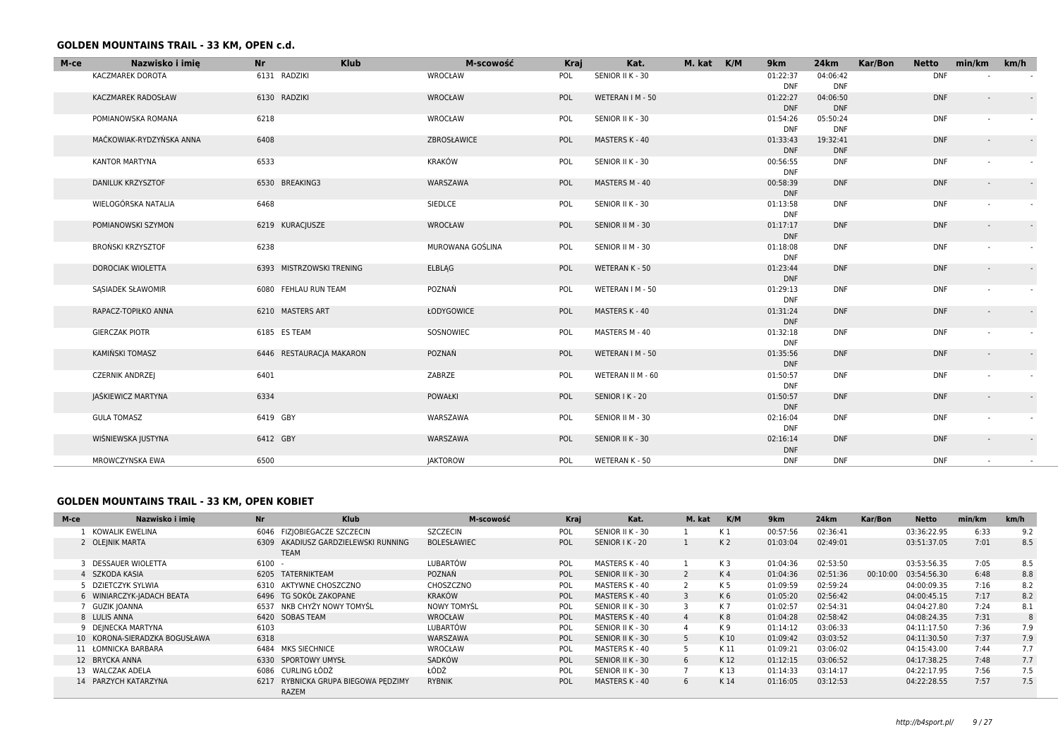## GOLDEN MOUNTAINS TRAIL - 33 KM, OPEN c.d.

| M-ce | Nazwisko i imię | Nr | Klub | M-scowość | Kraj | Kat. | M. kat | K/M | 9km | 24km | Kar/Bon | Netto | min/km | km/h |
|---|---|---|---|---|---|---|---|---|---|---|---|---|---|---|
| | KACZMAREK DOROTA | 6131 | RADZIKI | WROCŁAW | POL | SENIOR II K - 30 | | | 01:22:37 DNF | 04:06:42 DNF | | DNF | - | - |
| | KACZMAREK RADOSŁAW | 6130 | RADZIKI | WROCŁAW | POL | WETERAN I M - 50 | | | 01:22:27 DNF | 04:06:50 DNF | | DNF | - | - |
| | POMIANOWSKA ROMANA | 6218 | | WROCŁAW | POL | SENIOR II K - 30 | | | 01:54:26 DNF | 05:50:24 DNF | | DNF | - | - |
| | MAĆKOWIAK-RYDZYŃSKA ANNA | 6408 | | ZBROSŁAWICE | POL | MASTERS K - 40 | | | 01:33:43 DNF | 19:32:41 DNF | | DNF | - | - |
| | KANTOR MARTYNA | 6533 | | KRAKÓW | POL | SENIOR II K - 30 | | | 00:56:55 DNF | DNF | | DNF | - | - |
| | DANILUK KRZYSZTOF | 6530 | BREAKING3 | WARSZAWA | POL | MASTERS M - 40 | | | 00:58:39 DNF | DNF | | DNF | - | - |
| | WIELOGÓRSKA NATALIA | 6468 | | SIEDLCE | POL | SENIOR II K - 30 | | | 01:13:58 DNF | DNF | | DNF | - | - |
| | POMIANOWSKI SZYMON | 6219 | KURACJUSZE | WROCŁAW | POL | SENIOR II M - 30 | | | 01:17:17 DNF | DNF | | DNF | - | - |
| | BROŃSKI KRZYSZTOF | 6238 | | MUROWANA GOŚLINA | POL | SENIOR II M - 30 | | | 01:18:08 DNF | DNF | | DNF | - | - |
| | DOROCIAK WIOLETTA | 6393 | MISTRZOWSKI TRENING | ELBLĄG | POL | WETERAN K - 50 | | | 01:23:44 DNF | DNF | | DNF | - | - |
| | SĄSIADEK SŁAWOMIR | 6080 | FEHLAU RUN TEAM | POZNAŃ | POL | WETERAN I M - 50 | | | 01:29:13 DNF | DNF | | DNF | - | - |
| | RAPACZ-TOPIŁKO ANNA | 6210 | MASTERS ART | ŁODYGOWICE | POL | MASTERS K - 40 | | | 01:31:24 DNF | DNF | | DNF | - | - |
| | GIERCZAK PIOTR | 6185 | ES TEAM | SOSNOWIEC | POL | MASTERS M - 40 | | | 01:32:18 DNF | DNF | | DNF | - | - |
| | KAMIŃSKI TOMASZ | 6446 | RESTAURACJA MAKARON | POZNAŃ | POL | WETERAN I M - 50 | | | 01:35:56 DNF | DNF | | DNF | - | - |
| | CZERNIK ANDRZEJ | 6401 | | ZABRZE | POL | WETERAN II M - 60 | | | 01:50:57 DNF | DNF | | DNF | - | - |
| | JAŚKIEWICZ MARTYNA | 6334 | | POWAŁKI | POL | SENIOR I K - 20 | | | 01:50:57 DNF | DNF | | DNF | - | - |
| | GULA TOMASZ | 6419 | GBY | WARSZAWA | POL | SENIOR II M - 30 | | | 02:16:04 DNF | DNF | | DNF | - | - |
| | WIŚNIEWSKA JUSTYNA | 6412 | GBY | WARSZAWA | POL | SENIOR II K - 30 | | | 02:16:14 DNF | DNF | | DNF | - | - |
| | MROWCZYNSKA EWA | 6500 | | JAKTOROW | POL | WETERAN K - 50 | | | DNF | DNF | | DNF | - | - |

## GOLDEN MOUNTAINS TRAIL - 33 KM, OPEN KOBIET

| M-ce | Nazwisko i imię | Nr | Klub | M-scowość | Kraj | Kat. | M. kat | K/M | 9km | 24km | Kar/Bon | Netto | min/km | km/h |
|---|---|---|---|---|---|---|---|---|---|---|---|---|---|---|
| 1 | KOWALIK EWELINA | 6046 | FIZJOBIEGACZE SZCZECIN | SZCZECIN | POL | SENIOR II K - 30 | 1 | K 1 | 00:57:56 | 02:36:41 | | 03:36:22.95 | 6:33 | 9.2 |
| 2 | OLEJNIK MARTA | 6309 | AKADIUSZ GARDZIELEWSKI RUNNING TEAM | BOLESŁAWIEC | POL | SENIOR I K - 20 | 1 | K 2 | 01:03:04 | 02:49:01 | | 03:51:37.05 | 7:01 | 8.5 |
| 3 | DESSAUER WIOLETTA | 6100 | - | LUBARTÓW | POL | MASTERS K - 40 | 1 | K 3 | 01:04:36 | 02:53:50 | | 03:53:56.35 | 7:05 | 8.5 |
| 4 | SZKODA KASIA | 6205 | TATERNIKTEAM | POZNAŃ | POL | SENIOR II K - 30 | 2 | K 4 | 01:04:36 | 02:51:36 | 00:10:00 | 03:54:56.30 | 6:48 | 8.8 |
| 5 | DZIETCZYK SYLWIA | 6310 | AKTYWNE CHOSZCZNO | CHOSZCZNO | POL | MASTERS K - 40 | 2 | K 5 | 01:09:59 | 02:59:24 | | 04:00:09.35 | 7:16 | 8.2 |
| 6 | WINIARCZYK-JADACH BEATA | 6496 | TG SOKÓŁ ZAKOPANE | KRAKÓW | POL | MASTERS K - 40 | 3 | K 6 | 01:05:20 | 02:56:42 | | 04:00:45.15 | 7:17 | 8.2 |
| 7 | GUZIK JOANNA | 6537 | NKB CHYŻY NOWY TOMYŚL | NOWY TOMYŚL | POL | SENIOR II K - 30 | 3 | K 7 | 01:02:57 | 02:54:31 | | 04:04:27.80 | 7:24 | 8.1 |
| 8 | LULIS ANNA | 6420 | SOBAS TEAM | WROCŁAW | POL | MASTERS K - 40 | 4 | K 8 | 01:04:28 | 02:58:42 | | 04:08:24.35 | 7:31 | 8 |
| 9 | DEJNECKA MARTYNA | 6103 | | LUBARTÓW | POL | SENIOR II K - 30 | 4 | K 9 | 01:14:12 | 03:06:33 | | 04:11:17.50 | 7:36 | 7.9 |
| 10 | KORONA-SIERADZKA BOGUSŁAWA | 6318 | | WARSZAWA | POL | SENIOR II K - 30 | 5 | K 10 | 01:09:42 | 03:03:52 | | 04:11:30.50 | 7:37 | 7.9 |
| 11 | ŁOMNICKA BARBARA | 6484 | MKS SIECHNICE | WROCŁAW | POL | MASTERS K - 40 | 5 | K 11 | 01:09:21 | 03:06:02 | | 04:15:43.00 | 7:44 | 7.7 |
| 12 | BRYCKA ANNA | 6330 | SPORTOWY UMYSŁ | SADKÓW | POL | SENIOR II K - 30 | 6 | K 12 | 01:12:15 | 03:06:52 | | 04:17:38.25 | 7:48 | 7.7 |
| 13 | WALCZAK ADELA | 6086 | CURLING ŁÓDŹ | ŁÓDŹ | POL | SENIOR II K - 30 | 7 | K 13 | 01:14:33 | 03:14:17 | | 04:22:17.95 | 7:56 | 7.5 |
| 14 | PARZYCH KATARZYNA | 6217 | RYBNICKA GRUPA BIEGOWA PĘDZIMY RAZEM | RYBNIK | POL | MASTERS K - 40 | 6 | K 14 | 01:16:05 | 03:12:53 | | 04:22:28.55 | 7:57 | 7.5 |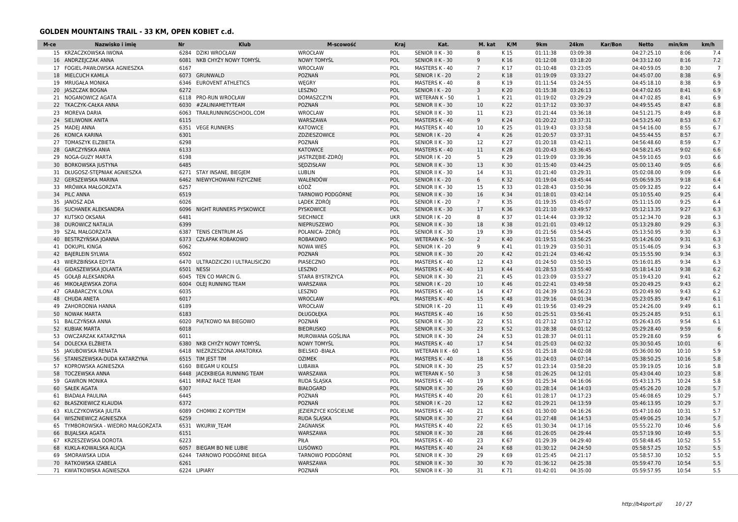## GOLDEN MOUNTAINS TRAIL - 33 KM, OPEN KOBIET c.d.

| M-ce | Nazwisko i imię | Nr | Klub | M-scowość | Kraj | Kat. | M. kat | K/M | 9km | 24km | Kar/Bon | Netto | min/km | km/h |
|---|---|---|---|---|---|---|---|---|---|---|---|---|---|---|
| 15 | KRZACZKOWSKA IWONA | 6284 | DZIKI WROCŁAW | WROCŁAW | POL | SENIOR II K - 30 | 8 | K 15 | 01:11:38 | 03:09:38 | | 04:27:25.10 | 8:06 | 7.4 |
| 16 | ANDRZEJCZAK ANNA | 6081 | NKB CHYŻY NOWY TOMYŚL | NOWY TOMYŚL | POL | SENIOR II K - 30 | 9 | K 16 | 01:12:08 | 03:18:20 | | 04:33:12.60 | 8:16 | 7.2 |
| 17 | FOGIEL-PAWŁOWSKA AGNIESZKA | 6167 | | WROCŁAW | POL | MASTERS K - 40 | 7 | K 17 | 01:10:48 | 03:23:05 | | 04:40:59.05 | 8:30 | 7 |
| 18 | MIELCUCH KAMILA | 6073 | GRUNWALD | POZNAŃ | POL | SENIOR I K - 20 | 2 | K 18 | 01:19:09 | 03:33:27 | | 04:45:07.00 | 8:38 | 6.9 |
| 19 | MRUGAŁA MONIKA | 6346 | EUROVENT ATHLETICS | WĘGRY | POL | MASTERS K - 40 | 8 | K 19 | 01:11:54 | 03:24:55 | | 04:45:18.10 | 8:38 | 6.9 |
| 20 | JASZCZAK BOGNA | 6272 | | LESZNO | POL | SENIOR I K - 20 | 3 | K 20 | 01:15:38 | 03:26:13 | | 04:47:02.65 | 8:41 | 6.9 |
| 21 | NOGANOWICZ AGATA | 6118 | PRO-RUN WROCŁAW | DOMASZCZYN | POL | WETERAN K - 50 | 1 | K 21 | 01:19:02 | 03:29:29 | | 04:47:02.85 | 8:41 | 6.9 |
| 22 | TKACZYK-CAŁKA ANNA | 6030 | #ZALINIAMETYTEAM | POZNAŃ | POL | SENIOR II K - 30 | 10 | K 22 | 01:17:12 | 03:30:37 | | 04:49:55.45 | 8:47 | 6.8 |
| 23 | MOREVA DARIA | 6063 | TRAILRUNNINGSCHOOL.COM | WROCLAW | POL | SENIOR II K - 30 | 11 | K 23 | 01:21:44 | 03:36:18 | | 04:51:21.75 | 8:49 | 6.8 |
| 24 | SIELIWONIK ANITA | 6115 | | WARSZAWA | POL | MASTERS K - 40 | 9 | K 24 | 01:20:22 | 03:37:31 | | 04:53:25.40 | 8:53 | 6.7 |
| 25 | MADEJ ANNA | 6351 | VEGE RUNNERS | KATOWICE | POL | MASTERS K - 40 | 10 | K 25 | 01:19:43 | 03:33:58 | | 04:54:16.00 | 8:55 | 6.7 |
| 26 | KONICA KARINA | 6301 | | ZDZIESZOWICE | POL | SENIOR I K - 20 | 4 | K 26 | 01:20:57 | 03:37:31 | | 04:55:44.55 | 8:57 | 6.7 |
| 27 | TOMASZYK ELZBIETA | 6298 | | POZNAŃ | POL | SENIOR II K - 30 | 12 | K 27 | 01:20:18 | 03:42:11 | | 04:56:48.60 | 8:59 | 6.7 |
| 28 | GARCZYŃSKA ANIA | 6133 | | KATOWICE | POL | MASTERS K - 40 | 11 | K 28 | 01:20:43 | 03:36:45 | | 04:58:21.45 | 9:02 | 6.6 |
| 29 | NOGA-GUZY MARTA | 6198 | | JASTRZĘBIE-ZDRÓJ | POL | SENIOR I K - 20 | 5 | K 29 | 01:19:09 | 03:39:36 | | 04:59:10.65 | 9:03 | 6.6 |
| 30 | BORKOWSKA JUSTYNA | 6485 | | SĘDZISŁAW | POL | SENIOR II K - 30 | 13 | K 30 | 01:15:40 | 03:44:25 | | 05:00:13.40 | 9:05 | 6.6 |
| 31 | DŁUGOSZ-STĘPNIAK AGNIESZKA | 6271 | STAY INSANE, BIEGJEM | LUBLIN | POL | SENIOR II K - 30 | 14 | K 31 | 01:21:40 | 03:29:31 | | 05:02:08.00 | 9:09 | 6.6 |
| 32 | GERSZEWSKA MARINA | 6462 | NIEWYCHOWANI FIZYCZNIE | WALENDÓW | POL | SENIOR I K - 20 | 6 | K 32 | 01:19:04 | 03:45:44 | | 05:06:59.35 | 9:18 | 6.4 |
| 33 | MRÓWKA MAŁGORZATA | 6257 | | ŁÓDŹ | POL | SENIOR II K - 30 | 15 | K 33 | 01:28:43 | 03:50:36 | | 05:09:32.85 | 9:22 | 6.4 |
| 34 | PILC ANNA | 6519 | | TARNOWO PODGÓRNE | POL | SENIOR II K - 30 | 16 | K 34 | 01:18:01 | 03:42:14 | | 05:10:55.40 | 9:25 | 6.4 |
| 35 | JANOSZ ADA | 6026 | | LĄDEK ZDRÓJ | POL | SENIOR I K - 20 | 7 | K 35 | 01:19:35 | 03:45:07 | | 05:11:15.00 | 9:25 | 6.4 |
| 36 | SUCHANEK ALEKSANDRA | 6096 | NIGHT RUNNERS PYSKOWICE | PYSKOWICE | POL | SENIOR II K - 30 | 17 | K 36 | 01:21:10 | 03:49:57 | | 05:12:13.35 | 9:27 | 6.3 |
| 37 | KUTSKO OKSANA | 6481 | | SIECHNICE | UKR | SENIOR I K - 20 | 8 | K 37 | 01:14:44 | 03:39:32 | | 05:12:34.70 | 9:28 | 6.3 |
| 38 | DUROWICZ NATALIA | 6399 | | NIEPRUSZEWO | POL | SENIOR II K - 30 | 18 | K 38 | 01:21:01 | 03:49:12 | | 05:13:29.80 | 9:29 | 6.3 |
| 39 | SZAL MAŁGORZATA | 6387 | TENIS CENTRUM AS | POLANICA- ZDRÓJ | POL | SENIOR II K - 30 | 19 | K 39 | 01:21:56 | 03:54:45 | | 05:13:50.95 | 9:30 | 6.3 |
| 40 | BESTRZYŃSKA JOANNA | 6373 | CZŁAPAK ROBAKOWO | ROBAKOWO | POL | WETERAN K - 50 | 2 | K 40 | 01:19:51 | 03:56:25 | | 05:14:26.00 | 9:31 | 6.3 |
| 41 | DOKUPIL KINGA | 6062 | | NOWA WIEŚ | POL | SENIOR I K - 20 | 9 | K 41 | 01:19:29 | 03:50:31 | | 05:15:46.05 | 9:34 | 6.3 |
| 42 | BAJERLEIN SYLWIA | 6502 | | POZNAŃ | POL | SENIOR II K - 30 | 20 | K 42 | 01:21:24 | 03:46:42 | | 05:15:55.90 | 9:34 | 6.3 |
| 43 | WIERZBIŃSKA EDYTA | 6470 | ULTRADZICZKI I ULTRALISICZKI | PIASECZNO | POL | MASTERS K - 40 | 12 | K 43 | 01:24:50 | 03:50:15 | | 05:16:01.85 | 9:34 | 6.3 |
| 44 | GIDASZEWSKA JOLANTA | 6501 | NESSI | LESZNO | POL | MASTERS K - 40 | 13 | K 44 | 01:28:53 | 03:55:40 | | 05:18:14.10 | 9:38 | 6.2 |
| 45 | GOŁĄB ALEKSANDRA | 6045 | TEN CO MARCIN G. | STARA BYSTRZYCA | POL | SENIOR II K - 30 | 21 | K 45 | 01:23:09 | 03:53:27 | | 05:19:43.20 | 9:41 | 6.2 |
| 46 | MIKOŁAJEWSKA ZOFIA | 6004 | OLEJ RUNNING TEAM | WARSZAWA | POL | SENIOR I K - 20 | 10 | K 46 | 01:22:41 | 03:49:58 | | 05:20:49.25 | 9:43 | 6.2 |
| 47 | GRABARCZYK ILONA | 6035 | | LESZNO | POL | MASTERS K - 40 | 14 | K 47 | 01:24:39 | 03:56:23 | | 05:20:49.90 | 9:43 | 6.2 |
| 48 | CHUDA ANETA | 6017 | | WROCLAW | POL | MASTERS K - 40 | 15 | K 48 | 01:29:16 | 04:01:34 | | 05:23:05.85 | 9:47 | 6.1 |
| 49 | ZAHORODNIA HANNA | 6189 | | WROCŁAW | | SENIOR I K - 20 | 11 | K 49 | 01:19:56 | 03:49:29 | | 05:24:26.00 | 9:49 | 6.1 |
| 50 | NOWAK MARTA | 6183 | | DŁUGOŁĘKA | POL | MASTERS K - 40 | 16 | K 50 | 01:25:51 | 03:56:41 | | 05:25:24.85 | 9:51 | 6.1 |
| 51 | BALCZYŃSKA ANNA | 6020 | PIĄTKOWO NA BIEGOWO | POZNAŃ | POL | SENIOR II K - 30 | 22 | K 51 | 01:27:12 | 03:57:12 | | 05:26:43.05 | 9:54 | 6.1 |
| 52 | KUBIAK MARTA | 6018 | | BIEDRUSKO | POL | SENIOR II K - 30 | 23 | K 52 | 01:28:38 | 04:01:12 | | 05:29:28.40 | 9:59 | 6 |
| 53 | OWCZARZAK KATARZYNA | 6011 | | MUROWANA GOŚLINA | POL | SENIOR II K - 30 | 24 | K 53 | 01:28:37 | 04:01:11 | | 05:29:28.60 | 9:59 | 6 |
| 54 | DOLECKA ELŻBIETA | 6380 | NKB CHYŻY NOWY TOMYŚL | NOWY TOMYŚL | POL | MASTERS K - 40 | 17 | K 54 | 01:25:03 | 04:02:32 | | 05:30:50.45 | 10:01 | 6 |
| 55 | JAKUBOWSKA RENATA | 6418 | NIEZRZESZONA AMATORKA | BIELSKO -BIAŁA | POL | WETERAN II K - 60 | 1 | K 55 | 01:25:18 | 04:02:08 | | 05:36:00.90 | 10:10 | 5.9 |
| 56 | STANISZEWSKA-DUDA KATARZYNA | 6515 | TIM JEST TIM | OZIMEK | POL | MASTERS K - 40 | 18 | K 56 | 01:24:03 | 04:07:14 | | 05:38:50.25 | 10:16 | 5.8 |
| 57 | KOPROWSKA AGNIESZKA | 6160 | BIEGAM U KOLESI | LUBAWA | POL | SENIOR II K - 30 | 25 | K 57 | 01:23:14 | 03:58:20 | | 05:39:19.05 | 10:16 | 5.8 |
| 58 | TOCZEWSKA ANNA | 6448 | JACEKBIEGA RUNNING TEAM | WARSZAWA | POL | WETERAN K - 50 | 3 | K 58 | 01:26:25 | 04:12:01 | | 05:43:04.40 | 10:23 | 5.8 |
| 59 | GAWRON MONIKA | 6411 | MIRAZ RACE TEAM | RUDA ŚLĄSKA | POL | MASTERS K - 40 | 19 | K 59 | 01:25:34 | 04:16:06 | | 05:43:13.75 | 10:24 | 5.8 |
| 60 | SAŁEK AGATA | 6307 | | BIAŁOGARD | POL | SENIOR II K - 30 | 26 | K 60 | 01:28:14 | 04:14:03 | | 05:45:26.20 | 10:28 | 5.7 |
| 61 | BIADAŁA PAULINA | 6445 | | POZNAŃ | POL | MASTERS K - 40 | 20 | K 61 | 01:28:17 | 04:17:23 | | 05:46:08.65 | 10:29 | 5.7 |
| 62 | BŁASZKIEWICZ KLAUDIA | 6372 | | POZNAŃ | POL | SENIOR I K - 20 | 12 | K 62 | 01:29:21 | 04:13:59 | | 05:46:13.95 | 10:29 | 5.7 |
| 63 | KULCZYKOWSKA JULITA | 6089 | CHOMIKI Z KOPYTEM | JEZIERZYCE KOŚCIELNE | POL | MASTERS K - 40 | 21 | K 63 | 01:30:00 | 04:16:26 | | 05:47:10.60 | 10:31 | 5.7 |
| 64 | WISZNIEWICZ AGNIESZKA | 6259 | | RUDA ŚLĄSKA | POL | SENIOR II K - 30 | 27 | K 64 | 01:27:48 | 04:14:53 | | 05:49:06.25 | 10:34 | 5.7 |
| 65 | TYMBOROWSKA - WIEDRO MAŁGORZATA | 6531 | WKURW_TEAM | ZAGNANSK | POL | MASTERS K - 40 | 22 | K 65 | 01:30:34 | 04:17:16 | | 05:55:22.70 | 10:46 | 5.6 |
| 66 | BUJALSKA AGATA | 6151 | | WARSZAWA | POL | SENIOR II K - 30 | 28 | K 66 | 01:26:05 | 04:29:44 | | 05:57:19.90 | 10:49 | 5.5 |
| 67 | KRZESZEWSKA DOROTA | 6223 | | PIŁA | POL | MASTERS K - 40 | 23 | K 67 | 01:29:39 | 04:29:40 | | 05:58:48.45 | 10:52 | 5.5 |
| 68 | KUKLA-KOWALSKA ALICJA | 6057 | BIEGAM BO NIE LUBIE | LUSÓWKO | POL | MASTERS K - 40 | 24 | K 68 | 01:30:12 | 04:24:50 | | 05:58:57.25 | 10:52 | 5.5 |
| 69 | SMORAWSKA LIDIA | 6244 | TARNOWO PODGÓRNE BIEGA | TARNOWO PODGÓRNE | POL | SENIOR II K - 30 | 29 | K 69 | 01:25:45 | 04:21:17 | | 05:58:57.30 | 10:52 | 5.5 |
| 70 | RATKOWSKA IZABELA | 6261 | | WARSZAWA | POL | SENIOR II K - 30 | 30 | K 70 | 01:36:12 | 04:25:38 | | 05:59:47.70 | 10:54 | 5.5 |
| 71 | KWIATKOWSKA AGNIESZKA | 6224 | LIPIARY | POZNAŃ | POL | SENIOR II K - 30 | 31 | K 71 | 01:42:01 | 04:35:00 | | 05:59:57.95 | 10:54 | 5.5 |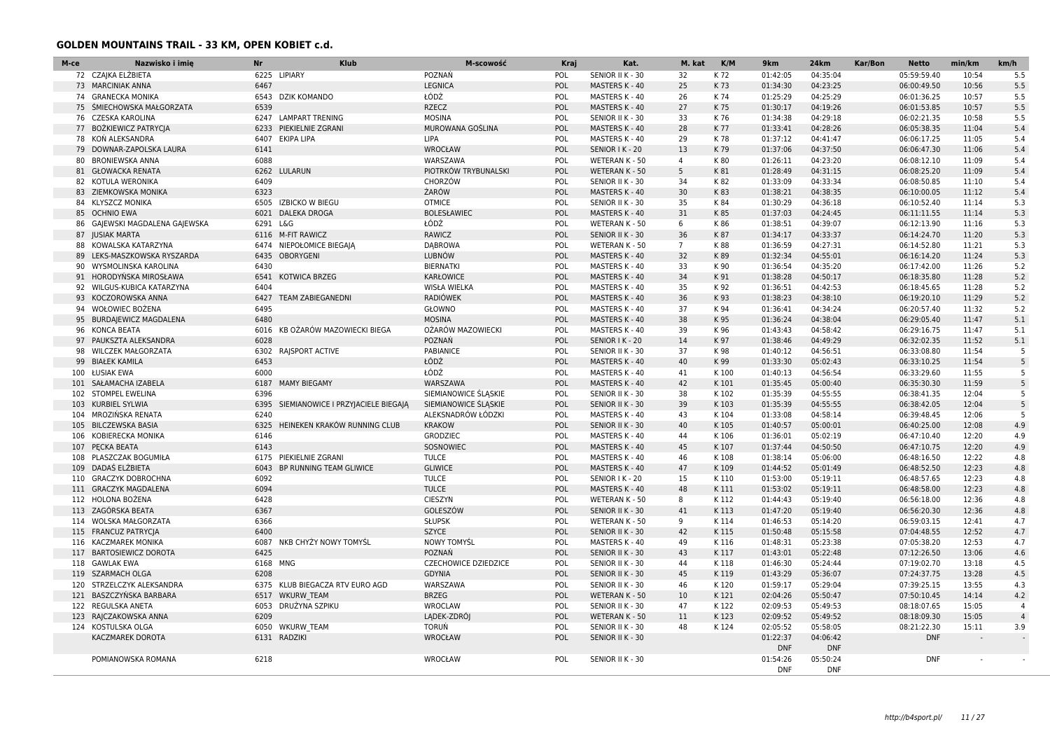## GOLDEN MOUNTAINS TRAIL - 33 KM, OPEN KOBIET c.d.

| M-ce | Nazwisko i imię | Nr | Klub | M-scowość | Kraj | Kat. | M. kat | K/M | 9km | 24km | Kar/Bon | Netto | min/km | km/h |
|---|---|---|---|---|---|---|---|---|---|---|---|---|---|---|
| 72 | CZAJKA ELŻBIETA | 6225 | LIPIARY | POZNAŃ | POL | SENIOR II K - 30 | 32 | K 72 | 01:42:05 | 04:35:04 | | 05:59:59.40 | 10:54 | 5.5 |
| 73 | MARCINIAK ANNA | 6467 | | LEGNICA | POL | MASTERS K - 40 | 25 | K 73 | 01:34:30 | 04:23:25 | | 06:00:49.50 | 10:56 | 5.5 |
| 74 | GRANECKA MONIKA | 6543 | DZIK KOMANDO | ŁÓDŹ | POL | MASTERS K - 40 | 26 | K 74 | 01:25:29 | 04:25:29 | | 06:01:36.25 | 10:57 | 5.5 |
| 75 | ŚMIECHOWSKA MAŁGORZATA | 6539 | | RZECZ | POL | MASTERS K - 40 | 27 | K 75 | 01:30:17 | 04:19:26 | | 06:01:53.85 | 10:57 | 5.5 |
| 76 | CZESKA KAROLINA | 6247 | LAMPART TRENING | MOSINA | POL | SENIOR II K - 30 | 33 | K 76 | 01:34:38 | 04:29:18 | | 06:02:21.35 | 10:58 | 5.5 |
| 77 | BOŻKIEWICZ PATRYCJA | 6233 | PIEKIELNIE ZGRANI | MUROWANA GOŚLINA | POL | MASTERS K - 40 | 28 | K 77 | 01:33:41 | 04:28:26 | | 06:05:38.35 | 11:04 | 5.4 |
| 78 | KOŃ ALEKSANDRA | 6407 | EKIPA LIPA | LIPA | POL | MASTERS K - 40 | 29 | K 78 | 01:37:12 | 04:41:47 | | 06:06:17.25 | 11:05 | 5.4 |
| 79 | DOWNAR-ZAPOLSKA LAURA | 6141 | | WROCŁAW | POL | SENIOR I K - 20 | 13 | K 79 | 01:37:06 | 04:37:50 | | 06:06:47.30 | 11:06 | 5.4 |
| 80 | BRONIEWSKA ANNA | 6088 | | WARSZAWA | POL | WETERAN K - 50 | 4 | K 80 | 01:26:11 | 04:23:20 | | 06:08:12.10 | 11:09 | 5.4 |
| 81 | GŁOWACKA RENATA | 6262 | LULARUN | PIOTRKÓW TRYBUNALSKI | POL | WETERAN K - 50 | 5 | K 81 | 01:28:49 | 04:31:15 | | 06:08:25.20 | 11:09 | 5.4 |
| 82 | KOTULA WERONIKA | 6409 | | CHORZÓW | POL | SENIOR II K - 30 | 34 | K 82 | 01:33:09 | 04:33:34 | | 06:08:50.85 | 11:10 | 5.4 |
| 83 | ZIEMKOWSKA MONIKA | 6323 | | ŻARÓW | POL | MASTERS K - 40 | 30 | K 83 | 01:38:21 | 04:38:35 | | 06:10:00.05 | 11:12 | 5.4 |
| 84 | KLYSZCZ MONIKA | 6505 | IZBICKO W BIEGU | OTMICE | POL | SENIOR II K - 30 | 35 | K 84 | 01:30:29 | 04:36:18 | | 06:10:52.40 | 11:14 | 5.3 |
| 85 | OCHNIO EWA | 6021 | DALEKA DROGA | BOLESŁAWIEC | POL | MASTERS K - 40 | 31 | K 85 | 01:37:03 | 04:24:45 | | 06:11:11.55 | 11:14 | 5.3 |
| 86 | GAJEWSKI MAGDALENA GAJEWSKA | 6291 | L&G | ŁÓDŹ | POL | WETERAN K - 50 | 6 | K 86 | 01:38:51 | 04:39:07 | | 06:12:13.90 | 11:16 | 5.3 |
| 87 | JUSIAK MARTA | 6116 | M-FIT RAWICZ | RAWICZ | POL | SENIOR II K - 30 | 36 | K 87 | 01:34:17 | 04:33:37 | | 06:14:24.70 | 11:20 | 5.3 |
| 88 | KOWALSKA KATARZYNA | 6474 | NIEPOŁOMICE BIEGAJĄ | DĄBROWA | POL | WETERAN K - 50 | 7 | K 88 | 01:36:59 | 04:27:31 | | 06:14:52.80 | 11:21 | 5.3 |
| 89 | LEKS-MASZKOWSKA RYSZARDA | 6435 | OBORYGENI | LUBNÓW | POL | MASTERS K - 40 | 32 | K 89 | 01:32:34 | 04:55:01 | | 06:16:14.20 | 11:24 | 5.3 |
| 90 | WYSMOLINSKA KAROLINA | 6430 | | BIERNATKI | POL | MASTERS K - 40 | 33 | K 90 | 01:36:54 | 04:35:20 | | 06:17:42.00 | 11:26 | 5.2 |
| 91 | HORODYŃSKA MIROSŁAWA | 6541 | KOTWICA BRZEG | KARŁOWICE | POL | MASTERS K - 40 | 34 | K 91 | 01:38:28 | 04:50:17 | | 06:18:35.80 | 11:28 | 5.2 |
| 92 | WILGUS-KUBICA KATARZYNA | 6404 | | WISŁA WIELKA | POL | MASTERS K - 40 | 35 | K 92 | 01:36:51 | 04:42:53 | | 06:18:45.65 | 11:28 | 5.2 |
| 93 | KOCZOROWSKA ANNA | 6427 | TEAM ZABIEGANEDNI | RADIÓWEK | POL | MASTERS K - 40 | 36 | K 93 | 01:38:23 | 04:38:10 | | 06:19:20.10 | 11:29 | 5.2 |
| 94 | WOŁOWIEC BOŻENA | 6495 | | GŁOWNO | POL | MASTERS K - 40 | 37 | K 94 | 01:36:41 | 04:34:24 | | 06:20:57.40 | 11:32 | 5.2 |
| 95 | BURDAJEWICZ MAGDALENA | 6480 | | MOSINA | POL | MASTERS K - 40 | 38 | K 95 | 01:36:24 | 04:38:04 | | 06:29:05.40 | 11:47 | 5.1 |
| 96 | KONCA BEATA | 6016 | KB OŻARÓW MAZOWIECKI BIEGA | OŻARÓW MAZOWIECKI | POL | MASTERS K - 40 | 39 | K 96 | 01:43:43 | 04:58:42 | | 06:29:16.75 | 11:47 | 5.1 |
| 97 | PAUKSZTA ALEKSANDRA | 6028 | | POZNAŃ | POL | SENIOR I K - 20 | 14 | K 97 | 01:38:46 | 04:49:29 | | 06:32:02.35 | 11:52 | 5.1 |
| 98 | WILCZEK MAŁGORZATA | 6302 | RAJSPORT ACTIVE | PABIANICE | POL | SENIOR II K - 30 | 37 | K 98 | 01:40:12 | 04:56:51 | | 06:33:08.80 | 11:54 | 5 |
| 99 | BIAŁEK KAMILA | 6453 | | ŁÓDŹ | POL | MASTERS K - 40 | 40 | K 99 | 01:33:30 | 05:02:43 | | 06:33:10.25 | 11:54 | 5 |
| 100 | ŁUSIAK EWA | 6000 | | ŁÓDŹ | POL | MASTERS K - 40 | 41 | K 100 | 01:40:13 | 04:56:54 | | 06:33:29.60 | 11:55 | 5 |
| 101 | SAŁAMACHA IZABELA | 6187 | MAMY BIEGAMY | WARSZAWA | POL | MASTERS K - 40 | 42 | K 101 | 01:35:45 | 05:00:40 | | 06:35:30.30 | 11:59 | 5 |
| 102 | STOMPEL EWELINA | 6396 | | SIEMIANOWICE ŚLĄSKIE | POL | SENIOR II K - 30 | 38 | K 102 | 01:35:39 | 04:55:55 | | 06:38:41.35 | 12:04 | 5 |
| 103 | KURBIEL SYLWIA | 6395 | SIEMIANOWICE I PRZYJACIELE BIEGAJĄ | SIEMIANOWICE ŚLĄSKIE | POL | SENIOR II K - 30 | 39 | K 103 | 01:35:39 | 04:55:55 | | 06:38:42.05 | 12:04 | 5 |
| 104 | MROZIŃSKA RENATA | 6240 | | ALEKSNADRÓW ŁÓDZKI | POL | MASTERS K - 40 | 43 | K 104 | 01:33:08 | 04:58:14 | | 06:39:48.45 | 12:06 | 5 |
| 105 | BILCZEWSKA BASIA | 6325 | HEINEKEN KRAKÓW RUNNING CLUB | KRAKOW | POL | SENIOR II K - 30 | 40 | K 105 | 01:40:57 | 05:00:01 | | 06:40:25.00 | 12:08 | 4.9 |
| 106 | KOBIERECKA MONIKA | 6146 | | GRODZIEC | POL | MASTERS K - 40 | 44 | K 106 | 01:36:01 | 05:02:19 | | 06:47:10.40 | 12:20 | 4.9 |
| 107 | PĘCKA BEATA | 6143 | | SOSNOWIEC | POL | MASTERS K - 40 | 45 | K 107 | 01:37:44 | 04:50:50 | | 06:47:10.75 | 12:20 | 4.9 |
| 108 | PLASZCZAK BOGUMIŁA | 6175 | PIEKIELNIE ZGRANI | TULCE | POL | MASTERS K - 40 | 46 | K 108 | 01:38:14 | 05:06:00 | | 06:48:16.50 | 12:22 | 4.8 |
| 109 | DADAŚ ELŻBIETA | 6043 | BP RUNNING TEAM GLIWICE | GLIWICE | POL | MASTERS K - 40 | 47 | K 109 | 01:44:52 | 05:01:49 | | 06:48:52.50 | 12:23 | 4.8 |
| 110 | GRACZYK DOBROCHNA | 6092 | | TULCE | POL | SENIOR I K - 20 | 15 | K 110 | 01:53:00 | 05:19:11 | | 06:48:57.65 | 12:23 | 4.8 |
| 111 | GRACZYK MAGDALENA | 6094 | | TULCE | POL | MASTERS K - 40 | 48 | K 111 | 01:53:02 | 05:19:11 | | 06:48:58.00 | 12:23 | 4.8 |
| 112 | HOLONA BOŻENA | 6428 | | CIESZYN | POL | WETERAN K - 50 | 8 | K 112 | 01:44:43 | 05:19:40 | | 06:56:18.00 | 12:36 | 4.8 |
| 113 | ZAGÓRSKA BEATA | 6367 | | GOLESZÓW | POL | SENIOR II K - 30 | 41 | K 113 | 01:47:20 | 05:19:40 | | 06:56:20.30 | 12:36 | 4.8 |
| 114 | WOLSKA MAŁGORZATA | 6366 | | SŁUPSK | POL | WETERAN K - 50 | 9 | K 114 | 01:46:53 | 05:14:20 | | 06:59:03.15 | 12:41 | 4.7 |
| 115 | FRANCUZ PATRYCJA | 6400 | | SZYCE | POL | SENIOR II K - 30 | 42 | K 115 | 01:50:48 | 05:15:58 | | 07:04:48.55 | 12:52 | 4.7 |
| 116 | KACZMAREK MONIKA | 6087 | NKB CHYŻY NOWY TOMYŚL | NOWY TOMYŚL | POL | MASTERS K - 40 | 49 | K 116 | 01:48:31 | 05:23:38 | | 07:05:38.20 | 12:53 | 4.7 |
| 117 | BARTOSIEWICZ DOROTA | 6425 | | POZNAŃ | POL | SENIOR II K - 30 | 43 | K 117 | 01:43:01 | 05:22:48 | | 07:12:26.50 | 13:06 | 4.6 |
| 118 | GAWLAK EWA | 6168 | MNG | CZECHOWICE DZIEDZICE | POL | SENIOR II K - 30 | 44 | K 118 | 01:46:30 | 05:24:44 | | 07:19:02.70 | 13:18 | 4.5 |
| 119 | SZARMACH OLGA | 6208 | | GDYNIA | POL | SENIOR II K - 30 | 45 | K 119 | 01:43:29 | 05:36:07 | | 07:24:37.75 | 13:28 | 4.5 |
| 120 | STRZELCZYK ALEKSANDRA | 6375 | KLUB BIEGACZA RTV EURO AGD | WARSZAWA | POL | SENIOR II K - 30 | 46 | K 120 | 01:59:17 | 05:29:04 | | 07:39:25.15 | 13:55 | 4.3 |
| 121 | BASZCZYŃSKA BARBARA | 6517 | WKURW_TEAM | BRZEG | POL | WETERAN K - 50 | 10 | K 121 | 02:04:26 | 05:50:47 | | 07:50:10.45 | 14:14 | 4.2 |
| 122 | REGULSKA ANETA | 6053 | DRUŻYNA SZPIKU | WROCLAW | POL | SENIOR II K - 30 | 47 | K 122 | 02:09:53 | 05:49:53 | | 08:18:07.65 | 15:05 | 4 |
| 123 | RAJCZAKOWSKA ANNA | 6209 | | LĄDEK-ZDRÓJ | POL | WETERAN K - 50 | 11 | K 123 | 02:09:52 | 05:49:52 | | 08:18:09.30 | 15:05 | 4 |
| 124 | KOSTULSKA OLGA | 6050 | WKURW_TEAM | TORUŃ | POL | SENIOR II K - 30 | 48 | K 124 | 02:05:52 | 05:58:05 | | 08:21:22.30 | 15:11 | 3.9 |
| | KACZMAREK DOROTA | 6131 | RADZIKI | WROCŁAW | POL | SENIOR II K - 30 | | | 01:22:37 DNF | 04:06:42 DNF | | DNF | - | - |
| | POMIANOWSKA ROMANA | 6218 | | WROCŁAW | POL | SENIOR II K - 30 | | | 01:54:26 DNF | 05:50:24 DNF | | DNF | - | - |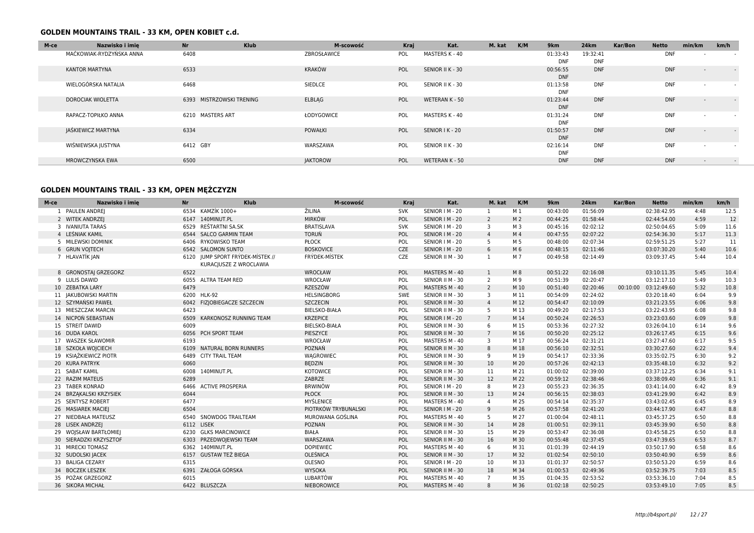## GOLDEN MOUNTAINS TRAIL - 33 KM, OPEN KOBIET c.d.

| M-ce | Nazwisko i imię | Nr | Klub | M-scowość | Kraj | Kat. | M. kat | K/M | 9km | 24km | Kar/Bon | Netto | min/km | km/h |
|---|---|---|---|---|---|---|---|---|---|---|---|---|---|---|
| | MAĆKOWIAK-RYDZYŃSKA ANNA | 6408 | | ZBROSŁAWICE | POL | MASTERS K - 40 | | | 01:33:43 DNF | 19:32:41 DNF | | DNF | - | - |
| | KANTOR MARTYNA | 6533 | | KRAKÓW | POL | SENIOR II K - 30 | | | 00:56:55 DNF | DNF | | DNF | - | - |
| | WIELOGÓRSKA NATALIA | 6468 | | SIEDLCE | POL | SENIOR II K - 30 | | | 01:13:58 DNF | DNF | | DNF | - | - |
| | DOROCIAK WIOLETTA | 6393 | MISTRZOWSKI TRENING | ELBLĄG | POL | WETERAN K - 50 | | | 01:23:44 DNF | DNF | | DNF | - | - |
| | RAPACZ-TOPIŁKO ANNA | 6210 | MASTERS ART | ŁODYGOWICE | POL | MASTERS K - 40 | | | 01:31:24 DNF | DNF | | DNF | - | - |
| | JAŚKIEWICZ MARTYNA | 6334 | | POWAŁKI | POL | SENIOR I K - 20 | | | 01:50:57 DNF | DNF | | DNF | - | - |
| | WIŚNIEWSKA JUSTYNA | 6412 | GBY | WARSZAWA | POL | SENIOR II K - 30 | | | 02:16:14 DNF | DNF | | DNF | - | - |
| | MROWCZYNSKA EWA | 6500 | | JAKTOROW | POL | WETERAN K - 50 | | | DNF | DNF | | DNF | - | - |

## GOLDEN MOUNTAINS TRAIL - 33 KM, OPEN MĘŻCZYZN

| M-ce | Nazwisko i imię | Nr | Klub | M-scowość | Kraj | Kat. | M. kat | K/M | 9km | 24km | Kar/Bon | Netto | min/km | km/h |
|---|---|---|---|---|---|---|---|---|---|---|---|---|---|---|
| 1 | PAULEN ANDREJ | 6534 | KAMZÍK 1000+ | ŽILINA | SVK | SENIOR I M - 20 | 1 | M 1 | 00:43:00 | 01:56:09 | | 02:38:42.95 | 4:48 | 12.5 |
| 2 | WITEK ANDRZEJ | 6147 | 140MINUT.PL | MIRKÓW | POL | SENIOR I M - 20 | 2 | M 2 | 00:44:25 | 01:58:44 | | 02:44:54.00 | 4:59 | 12 |
| 3 | IVANIUTA TARAS | 6529 | REŠTARTNI SA.SK | BRATISLAVA | SVK | SENIOR I M - 20 | 3 | M 3 | 00:45:16 | 02:02:12 | | 02:50:04.65 | 5:09 | 11.6 |
| 4 | LEŚNIAK KAMIL | 6544 | SALCO GARMIN TEAM | TORUŃ | POL | SENIOR I M - 20 | 4 | M 4 | 00:47:55 | 02:07:22 | | 02:54:36.30 | 5:17 | 11.3 |
| 5 | MILEWSKI DOMINIK | 6406 | RYKOWISKO TEAM | PŁOCK | POL | SENIOR I M - 20 | 5 | M 5 | 00:48:00 | 02:07:34 | | 02:59:51.25 | 5:27 | 11 |
| 6 | GRUN VOJTECH | 6542 | SALOMON SUNTO | BOSKOVICE | CZE | SENIOR I M - 20 | 6 | M 6 | 00:48:15 | 02:11:46 | | 03:07:30.20 | 5:40 | 10.6 |
| 7 | HLAVATÍK JAN | 6120 | JUMP SPORT FRÝDEK-MÍSTEK // KURACJUSZE Z WROCLAWIA | FRÝDEK-MÍSTEK | CZE | SENIOR II M - 30 | 1 | M 7 | 00:49:58 | 02:14:49 | | 03:09:37.45 | 5:44 | 10.4 |
| 8 | GRONOSTAJ GRZEGORZ | 6522 | | WROCŁAW | POL | MASTERS M - 40 | 1 | M 8 | 00:51:22 | 02:16:08 | | 03:10:11.35 | 5:45 | 10.4 |
| 9 | LULIS DAWID | 6055 | ALTRA TEAM RED | WROCŁAW | POL | SENIOR II M - 30 | 2 | M 9 | 00:51:39 | 02:20:47 | | 03:12:17.10 | 5:49 | 10.3 |
| 10 | ZEBATKA LARY | 6479 | | RZESZÓW | POL | MASTERS M - 40 | 2 | M 10 | 00:51:40 | 02:20:46 | 00:10:00 | 03:12:49.60 | 5:32 | 10.8 |
| 11 | JAKUBOWSKI MARTIN | 6200 | HLK-92 | HELSINGBORG | SWE | SENIOR II M - 30 | 3 | M 11 | 00:54:09 | 02:24:02 | | 03:20:18.40 | 6:04 | 9.9 |
| 12 | SZYMAŃSKI PAWEŁ | 6042 | FIZJOBIEGACZE SZCZECIN | SZCZECIN | POL | SENIOR II M - 30 | 4 | M 12 | 00:54:47 | 02:10:09 | | 03:21:23.55 | 6:06 | 9.8 |
| 13 | MIESZCZAK MARCIN | 6423 | | BIELSKO-BIAŁA | POL | SENIOR II M - 30 | 5 | M 13 | 00:49:20 | 02:17:53 | | 03:22:43.95 | 6:08 | 9.8 |
| 14 | NICPOŃ SEBASTIAN | 6509 | KARKONOSZ RUNNING TEAM | KRZEPICE | POL | SENIOR I M - 20 | 7 | M 14 | 00:50:24 | 02:26:53 | | 03:23:03.60 | 6:09 | 9.8 |
| 15 | STREIT DAWID | 6009 | | BIELSKO-BIAŁA | POL | SENIOR II M - 30 | 6 | M 15 | 00:53:36 | 02:27:32 | | 03:26:04.10 | 6:14 | 9.6 |
| 16 | DUDA KAROL | 6056 | PCH SPORT TEAM | PIESZYCE | POL | SENIOR II M - 30 | 7 | M 16 | 00:50:20 | 02:25:12 | | 03:26:17.45 | 6:15 | 9.6 |
| 17 | WASZEK SŁAWOMIR | 6193 | | WROCŁAW | POL | MASTERS M - 40 | 3 | M 17 | 00:56:24 | 02:31:21 | | 03:27:47.60 | 6:17 | 9.5 |
| 18 | SZKOŁA WOJCIECH | 6109 | NATURAL BORN RUNNERS | POZNAŃ | POL | SENIOR II M - 30 | 8 | M 18 | 00:56:10 | 02:32:51 | | 03:30:27.60 | 6:22 | 9.4 |
| 19 | KSIĄŻKIEWICZ PIOTR | 6489 | CITY TRAIL TEAM | WĄGROWIEC | POL | SENIOR II M - 30 | 9 | M 19 | 00:54:17 | 02:33:36 | | 03:35:02.75 | 6:30 | 9.2 |
| 20 | KURA PATRYK | 6060 | | BĘDZIN | POL | SENIOR II M - 30 | 10 | M 20 | 00:57:26 | 02:42:13 | | 03:35:48.10 | 6:32 | 9.2 |
| 21 | SABAT KAMIL | 6008 | 140MINUT.PL | KOTOWICE | POL | SENIOR II M - 30 | 11 | M 21 | 01:00:02 | 02:39:00 | | 03:37:12.25 | 6:34 | 9.1 |
| 22 | RAZIM MATEUS | 6289 | | ZABRZE | POL | SENIOR II M - 30 | 12 | M 22 | 00:59:12 | 02:38:46 | | 03:38:09.40 | 6:36 | 9.1 |
| 23 | TABER KONRAD | 6466 | ACTIVE PROSPERIA | BRWINÓW | POL | SENIOR I M - 20 | 8 | M 23 | 00:55:23 | 02:36:35 | | 03:41:14.00 | 6:42 | 8.9 |
| 24 | BRZĄKALSKI KRZYSIEK | 6044 | | PŁOCK | POL | SENIOR II M - 30 | 13 | M 24 | 00:56:15 | 02:38:03 | | 03:41:29.90 | 6:42 | 8.9 |
| 25 | SENTYSZ ROBERT | 6477 | | MYŚLENICE | POL | MASTERS M - 40 | 4 | M 25 | 00:54:14 | 02:35:37 | | 03:43:02.45 | 6:45 | 8.9 |
| 26 | MASIAREK MACIEJ | 6504 | | PIOTRKÓW TRYBUNALSKI | POL | SENIOR I M - 20 | 9 | M 26 | 00:57:58 | 02:41:20 | | 03:44:17.90 | 6:47 | 8.8 |
| 27 | NIEDBAŁA MATEUSZ | 6540 | SNOWDOG TRAILTEAM | MUROWANA GOŚLINA | POL | MASTERS M - 40 | 5 | M 27 | 01:00:04 | 02:48:11 | | 03:45:37.25 | 6:50 | 8.8 |
| 28 | LISEK ANDRZEJ | 6112 | LISEK | POZNAN | POL | SENIOR II M - 30 | 14 | M 28 | 01:00:51 | 02:39:11 | | 03:45:39.90 | 6:50 | 8.8 |
| 29 | WOJSŁAW BARTŁOMIEJ | 6230 | GLKS MARCINOWICE | BIAŁA | POL | SENIOR II M - 30 | 15 | M 29 | 00:53:47 | 02:36:08 | | 03:45:58.25 | 6:50 | 8.8 |
| 30 | SIERADZKI KRZYSZTOF | 6303 | PRZEDWOJEWSKI TEAM | WARSZAWA | POL | SENIOR II M - 30 | 16 | M 30 | 00:55:48 | 02:37:45 | | 03:47:39.65 | 6:53 | 8.7 |
| 31 | MIRECKI TOMASZ | 6362 | 140MINUT.PL | DOPIEWIEC | POL | MASTERS M - 40 | 6 | M 31 | 01:01:39 | 02:44:19 | | 03:50:17.90 | 6:58 | 8.6 |
| 32 | SUDOLSKI JACEK | 6157 | GUSTAW TEŻ BIEGA | OLEŚNICA | POL | SENIOR II M - 30 | 17 | M 32 | 01:02:54 | 02:50:10 | | 03:50:40.90 | 6:59 | 8.6 |
| 33 | BALIGA CEZARY | 6315 | | OLESNO | POL | SENIOR I M - 20 | 10 | M 33 | 01:01:37 | 02:50:57 | | 03:50:53.20 | 6:59 | 8.6 |
| 34 | BOCZEK LESZEK | 6391 | ZAŁOGA GÓRSKA | WYSOKA | POL | SENIOR II M - 30 | 18 | M 34 | 01:00:53 | 02:49:36 | | 03:52:39.75 | 7:03 | 8.5 |
| 35 | POŻAK GRZEGORZ | 6015 | | LUBARTÓW | POL | MASTERS M - 40 | 7 | M 35 | 01:04:35 | 02:53:52 | | 03:53:36.10 | 7:04 | 8.5 |
| 36 | SIKORA MICHAŁ | 6422 | BLUSZCZA | NIEBOROWICE | POL | MASTERS M - 40 | 8 | M 36 | 01:02:18 | 02:50:25 | | 03:53:49.10 | 7:05 | 8.5 |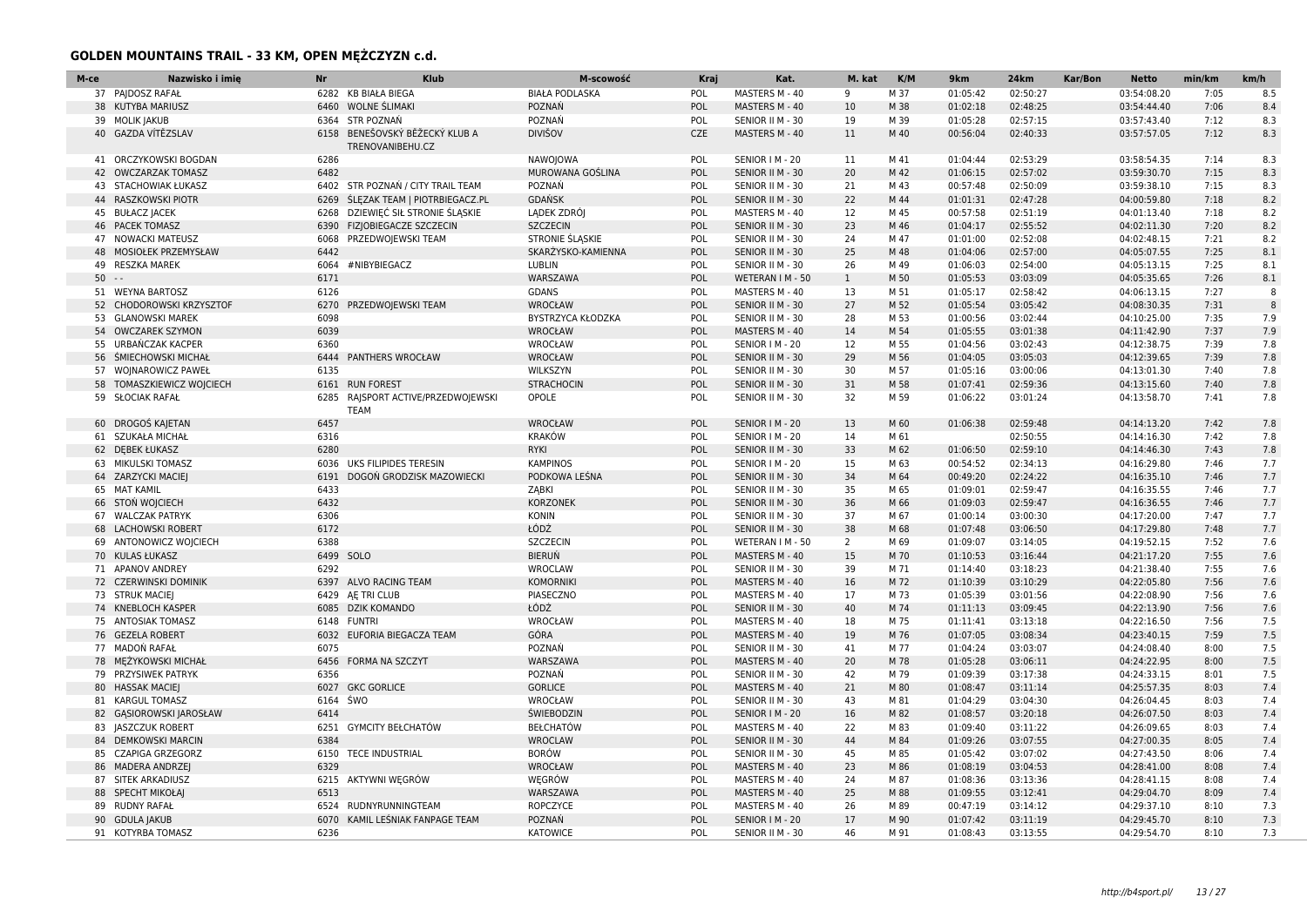## GOLDEN MOUNTAINS TRAIL - 33 KM, OPEN MĘŻCZYZN c.d.

| M-ce | Nazwisko i imię | Nr | Klub | M-scowość | Kraj | Kat. | M. kat | K/M | 9km | 24km | Kar/Bon | Netto | min/km | km/h |
|---|---|---|---|---|---|---|---|---|---|---|---|---|---|---|
| 37 | PAJDOSZ RAFAŁ | 6282 | KB BIAŁA BIEGA | BIAŁA PODLASKA | POL | MASTERS M - 40 | 9 | M 37 | 01:05:42 | 02:50:27 | | 03:54:08.20 | 7:05 | 8.5 |
| 38 | KUTYBA MARIUSZ | 6460 | WOLNE ŚLIMAKI | POZNAŃ | POL | MASTERS M - 40 | 10 | M 38 | 01:02:18 | 02:48:25 | | 03:54:44.40 | 7:06 | 8.4 |
| 39 | MOLIK JAKUB | 6364 | STR POZNAŃ | POZNAŃ | POL | SENIOR II M - 30 | 19 | M 39 | 01:05:28 | 02:57:15 | | 03:57:43.40 | 7:12 | 8.3 |
| 40 | GAZDA VÍTĚZSLAV | 6158 | BENEŠOVSKÝ BĚŽECKÝ KLUB A TRENOVANIBEHU.CZ | DIVIŠOV | CZE | MASTERS M - 40 | 11 | M 40 | 00:56:04 | 02:40:33 | | 03:57:57.05 | 7:12 | 8.3 |
| 41 | ORCZYKOWSKI BOGDAN | 6286 | | NAWOJOWA | POL | SENIOR I M - 20 | 11 | M 41 | 01:04:44 | 02:53:29 | | 03:58:54.35 | 7:14 | 8.3 |
| 42 | OWCZARZAK TOMASZ | 6482 | | MUROWANA GOŚLINA | POL | SENIOR II M - 30 | 20 | M 42 | 01:06:15 | 02:57:02 | | 03:59:30.70 | 7:15 | 8.3 |
| 43 | STACHOWIAK ŁUKASZ | 6402 | STR POZNAŃ / CITY TRAIL TEAM | POZNAŃ | POL | SENIOR II M - 30 | 21 | M 43 | 00:57:48 | 02:50:09 | | 03:59:38.10 | 7:15 | 8.3 |
| 44 | RASZKOWSKI PIOTR | 6269 | ŚLĘZAK TEAM \| PIOTRBIEGACZ.PL | GDAŃSK | POL | SENIOR II M - 30 | 22 | M 44 | 01:01:31 | 02:47:28 | | 04:00:59.80 | 7:18 | 8.2 |
| 45 | BUŁACZ JACEK | 6268 | DZIEWIĘĆ SIŁ STRONIE ŚLĄSKIE | LĄDEK ZDRÓJ | POL | MASTERS M - 40 | 12 | M 45 | 00:57:58 | 02:51:19 | | 04:01:13.40 | 7:18 | 8.2 |
| 46 | PACEK TOMASZ | 6390 | FIZJOBIEGACZE SZCZECIN | SZCZECIN | POL | SENIOR II M - 30 | 23 | M 46 | 01:04:17 | 02:55:52 | | 04:02:11.30 | 7:20 | 8.2 |
| 47 | NOWACKI MATEUSZ | 6068 | PRZEDWOJEWSKI TEAM | STRONIE ŚLĄSKIE | POL | SENIOR II M - 30 | 24 | M 47 | 01:01:00 | 02:52:08 | | 04:02:48.15 | 7:21 | 8.2 |
| 48 | MOSIOŁEK PRZEMYSŁAW | 6442 | | SKARŻYSKO-KAMIENNA | POL | SENIOR II M - 30 | 25 | M 48 | 01:04:06 | 02:57:00 | | 04:05:07.55 | 7:25 | 8.1 |
| 49 | RESZKA MAREK | 6064 | #NIBYBIEGACZ | LUBLIN | POL | SENIOR II M - 30 | 26 | M 49 | 01:06:03 | 02:54:00 | | 04:05:13.15 | 7:25 | 8.1 |
| 50 | - - | 6171 | | WARSZAWA | POL | WETERAN I M - 50 | 1 | M 50 | 01:05:53 | 03:03:09 | | 04:05:35.65 | 7:26 | 8.1 |
| 51 | WEYNA BARTOSZ | 6126 | | GDANS | POL | MASTERS M - 40 | 13 | M 51 | 01:05:17 | 02:58:42 | | 04:06:13.15 | 7:27 | 8 |
| 52 | CHODOROWSKI KRZYSZTOF | 6270 | PRZEDWOJEWSKI TEAM | WROCŁAW | POL | SENIOR II M - 30 | 27 | M 52 | 01:05:54 | 03:05:42 | | 04:08:30.35 | 7:31 | 8 |
| 53 | GLANOWSKI MAREK | 6098 | | BYSTRZYCA KŁODZKA | POL | SENIOR II M - 30 | 28 | M 53 | 01:00:56 | 03:02:44 | | 04:10:25.00 | 7:35 | 7.9 |
| 54 | OWCZAREK SZYMON | 6039 | | WROCŁAW | POL | MASTERS M - 40 | 14 | M 54 | 01:05:55 | 03:01:38 | | 04:11:42.90 | 7:37 | 7.9 |
| 55 | URBAŃCZAK KACPER | 6360 | | WROCŁAW | POL | SENIOR I M - 20 | 12 | M 55 | 01:04:56 | 03:02:43 | | 04:12:38.75 | 7:39 | 7.8 |
| 56 | ŚMIECHOWSKI MICHAŁ | 6444 | PANTHERS WROCŁAW | WROCŁAW | POL | SENIOR II M - 30 | 29 | M 56 | 01:04:05 | 03:05:03 | | 04:12:39.65 | 7:39 | 7.8 |
| 57 | WOJNAROWICZ PAWEŁ | 6135 | | WILKSZYN | POL | SENIOR II M - 30 | 30 | M 57 | 01:05:16 | 03:00:06 | | 04:13:01.30 | 7:40 | 7.8 |
| 58 | TOMASZKIEWICZ WOJCIECH | 6161 | RUN FOREST | STRACHOCIN | POL | SENIOR II M - 30 | 31 | M 58 | 01:07:41 | 02:59:36 | | 04:13:15.60 | 7:40 | 7.8 |
| 59 | SŁOCIAK RAFAŁ | 6285 | RAJSPORT ACTIVE/PRZEDWOJEWSKI TEAM | OPOLE | POL | SENIOR II M - 30 | 32 | M 59 | 01:06:22 | 03:01:24 | | 04:13:58.70 | 7:41 | 7.8 |
| 60 | DROGOŚ KAJETAN | 6457 | | WROCŁAW | POL | SENIOR I M - 20 | 13 | M 60 | 01:06:38 | 02:59:48 | | 04:14:13.20 | 7:42 | 7.8 |
| 61 | SZUKAŁA MICHAŁ | 6316 | | KRAKÓW | POL | SENIOR I M - 20 | 14 | M 61 | | 02:50:55 | | 04:14:16.30 | 7:42 | 7.8 |
| 62 | DĘBEK ŁUKASZ | 6280 | | RYKI | POL | SENIOR II M - 30 | 33 | M 62 | 01:06:50 | 02:59:10 | | 04:14:46.30 | 7:43 | 7.8 |
| 63 | MIKULSKI TOMASZ | 6036 | UKS FILIPIDES TERESIN | KAMPINOS | POL | SENIOR I M - 20 | 15 | M 63 | 00:54:52 | 02:34:13 | | 04:16:29.80 | 7:46 | 7.7 |
| 64 | ZARZYCKI MACIEJ | 6191 | DOGOŃ GRODZISK MAZOWIECKI | PODKOWA LEŚNA | POL | SENIOR II M - 30 | 34 | M 64 | 00:49:20 | 02:24:22 | | 04:16:35.10 | 7:46 | 7.7 |
| 65 | MAT KAMIL | 6433 | | ZĄBKI | POL | SENIOR II M - 30 | 35 | M 65 | 01:09:01 | 02:59:47 | | 04:16:35.55 | 7:46 | 7.7 |
| 66 | STOŃ WOJCIECH | 6432 | | KORZONEK | POL | SENIOR II M - 30 | 36 | M 66 | 01:09:03 | 02:59:47 | | 04:16:36.55 | 7:46 | 7.7 |
| 67 | WALCZAK PATRYK | 6306 | | KONIN | POL | SENIOR II M - 30 | 37 | M 67 | 01:00:14 | 03:00:30 | | 04:17:20.00 | 7:47 | 7.7 |
| 68 | LACHOWSKI ROBERT | 6172 | | ŁÓDŹ | POL | SENIOR II M - 30 | 38 | M 68 | 01:07:48 | 03:06:50 | | 04:17:29.80 | 7:48 | 7.7 |
| 69 | ANTONOWICZ WOJCIECH | 6388 | | SZCZECIN | POL | WETERAN I M - 50 | 2 | M 69 | 01:09:07 | 03:14:05 | | 04:19:52.15 | 7:52 | 7.6 |
| 70 | KULAS ŁUKASZ | 6499 | SOLO | BIERUŃ | POL | MASTERS M - 40 | 15 | M 70 | 01:10:53 | 03:16:44 | | 04:21:17.20 | 7:55 | 7.6 |
| 71 | APANOV ANDREY | 6292 | | WROCLAW | POL | SENIOR II M - 30 | 39 | M 71 | 01:14:40 | 03:18:23 | | 04:21:38.40 | 7:55 | 7.6 |
| 72 | CZERWINSKI DOMINIK | 6397 | ALVO RACING TEAM | KOMORNIKI | POL | MASTERS M - 40 | 16 | M 72 | 01:10:39 | 03:10:29 | | 04:22:05.80 | 7:56 | 7.6 |
| 73 | STRUK MACIEJ | 6429 | AĘ TRI CLUB | PIASECZNO | POL | MASTERS M - 40 | 17 | M 73 | 01:05:39 | 03:01:56 | | 04:22:08.90 | 7:56 | 7.6 |
| 74 | KNEBLOCH KASPER | 6085 | DZIK KOMANDO | ŁÓDŹ | POL | SENIOR II M - 30 | 40 | M 74 | 01:11:13 | 03:09:45 | | 04:22:13.90 | 7:56 | 7.6 |
| 75 | ANTOSIAK TOMASZ | 6148 | FUNTRI | WROCŁAW | POL | MASTERS M - 40 | 18 | M 75 | 01:11:41 | 03:13:18 | | 04:22:16.50 | 7:56 | 7.5 |
| 76 | GEZELA ROBERT | 6032 | EUFORIA BIEGACZA TEAM | GÓRA | POL | MASTERS M - 40 | 19 | M 76 | 01:07:05 | 03:08:34 | | 04:23:40.15 | 7:59 | 7.5 |
| 77 | MADOŃ RAFAŁ | 6075 | | POZNAŃ | POL | SENIOR II M - 30 | 41 | M 77 | 01:04:24 | 03:03:07 | | 04:24:08.40 | 8:00 | 7.5 |
| 78 | MĘŻYKOWSKI MICHAŁ | 6456 | FORMA NA SZCZYT | WARSZAWA | POL | MASTERS M - 40 | 20 | M 78 | 01:05:28 | 03:06:11 | | 04:24:22.95 | 8:00 | 7.5 |
| 79 | PRZYSIWEK PATRYK | 6356 | | POZNAŃ | POL | SENIOR II M - 30 | 42 | M 79 | 01:09:39 | 03:17:38 | | 04:24:33.15 | 8:01 | 7.5 |
| 80 | HASSAK MACIEJ | 6027 | GKC GORLICE | GORLICE | POL | MASTERS M - 40 | 21 | M 80 | 01:08:47 | 03:11:14 | | 04:25:57.35 | 8:03 | 7.4 |
| 81 | KARGUL TOMASZ | 6164 | ŚWO | WROCŁAW | POL | SENIOR II M - 30 | 43 | M 81 | 01:04:29 | 03:04:30 | | 04:26:04.45 | 8:03 | 7.4 |
| 82 | GĄSIOROWSKI JAROSŁAW | 6414 | | ŚWIEBODZIN | POL | SENIOR I M - 20 | 16 | M 82 | 01:08:57 | 03:20:18 | | 04:26:07.50 | 8:03 | 7.4 |
| 83 | JASZCZUK ROBERT | 6251 | GYMCITY BEŁCHATÓW | BEŁCHATÓW | POL | MASTERS M - 40 | 22 | M 83 | 01:09:40 | 03:11:22 | | 04:26:09.65 | 8:03 | 7.4 |
| 84 | DEMKOWSKI MARCIN | 6384 | | WROCŁAW | POL | SENIOR II M - 30 | 44 | M 84 | 01:09:26 | 03:07:55 | | 04:27:00.35 | 8:05 | 7.4 |
| 85 | CZAPIGA GRZEGORZ | 6150 | TECE INDUSTRIAL | BORÓW | POL | SENIOR II M - 30 | 45 | M 85 | 01:05:42 | 03:07:02 | | 04:27:43.50 | 8:06 | 7.4 |
| 86 | MADERA ANDRZEJ | 6329 | | WROCŁAW | POL | MASTERS M - 40 | 23 | M 86 | 01:08:19 | 03:04:53 | | 04:28:41.00 | 8:08 | 7.4 |
| 87 | SITEK ARKADIUSZ | 6215 | AKTYWNI WĘGRÓW | WĘGRÓW | POL | MASTERS M - 40 | 24 | M 87 | 01:08:36 | 03:13:36 | | 04:28:41.15 | 8:08 | 7.4 |
| 88 | SPECHT MIKOŁAJ | 6513 | | WARSZAWA | POL | MASTERS M - 40 | 25 | M 88 | 01:09:55 | 03:12:41 | | 04:29:04.70 | 8:09 | 7.4 |
| 89 | RUDNY RAFAŁ | 6524 | RUDNYRUNNINGTEAM | ROPCZYCE | POL | MASTERS M - 40 | 26 | M 89 | 00:47:19 | 03:14:12 | | 04:29:37.10 | 8:10 | 7.3 |
| 90 | GDULA JAKUB | 6070 | KAMIL LEŚNIAK FANPAGE TEAM | POZNAŃ | POL | SENIOR I M - 20 | 17 | M 90 | 01:07:42 | 03:11:19 | | 04:29:45.70 | 8:10 | 7.3 |
| 91 | KOTYRBA TOMASZ | 6236 | | KATOWICE | POL | SENIOR II M - 30 | 46 | M 91 | 01:08:43 | 03:13:55 | | 04:29:54.70 | 8:10 | 7.3 |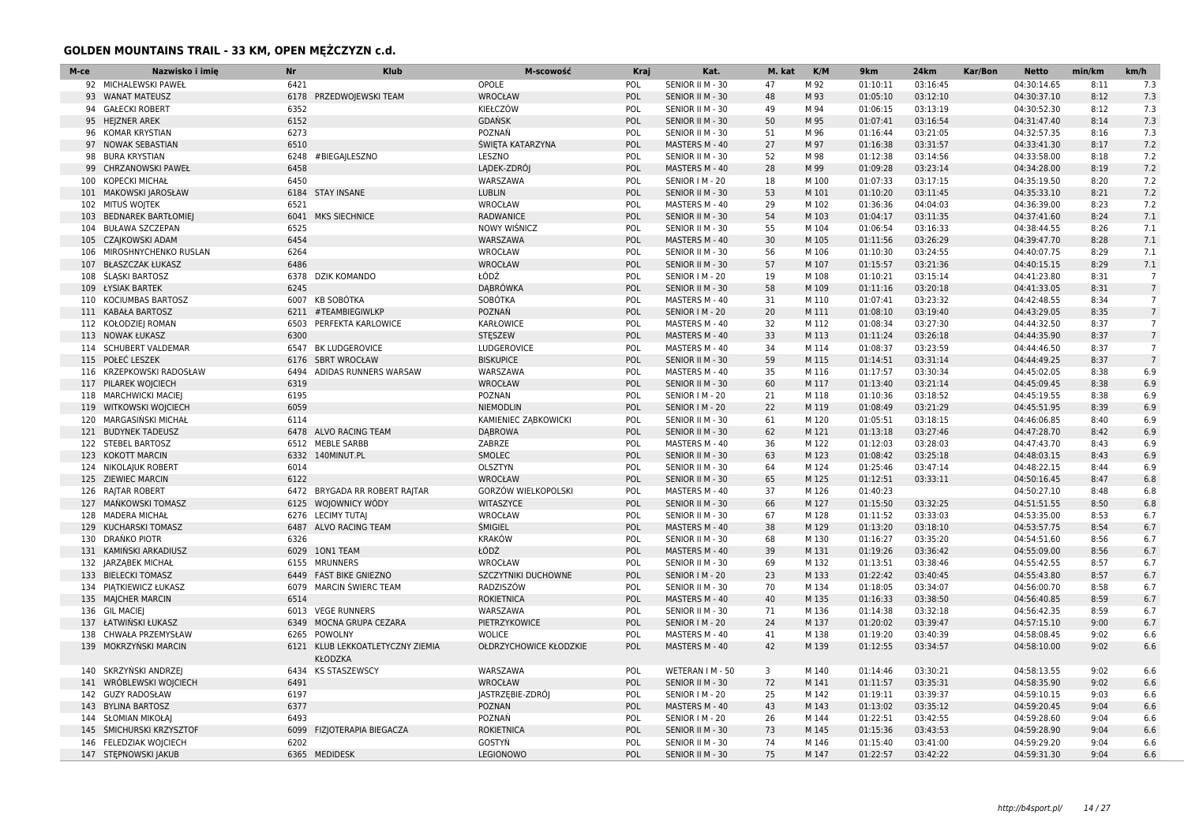## GOLDEN MOUNTAINS TRAIL - 33 KM, OPEN MĘŻCZYZN c.d.

| M-ce | Nazwisko i imię | Nr | Klub | M-scowość | Kraj | Kat. | M. kat | K/M | 9km | 24km | Kar/Bon | Netto | min/km | km/h |
|---|---|---|---|---|---|---|---|---|---|---|---|---|---|---|
| 92 | MICHALEWSKI PAWEŁ | 6421 | | OPOLE | POL | SENIOR II M - 30 | 47 | M 92 | 01:10:11 | 03:16:45 | | 04:30:14.65 | 8:11 | 7.3 |
| 93 | WANAT MATEUSZ | 6178 | PRZEDWOJEWSKI TEAM | WROCŁAW | POL | SENIOR II M - 30 | 48 | M 93 | 01:05:10 | 03:12:10 | | 04:30:37.10 | 8:12 | 7.3 |
| 94 | GAŁECKI ROBERT | 6352 | | KIEŁCZÓW | POL | SENIOR II M - 30 | 49 | M 94 | 01:06:15 | 03:13:19 | | 04:30:52.30 | 8:12 | 7.3 |
| 95 | HEJZNER AREK | 6152 | | GDAŃSK | POL | SENIOR II M - 30 | 50 | M 95 | 01:07:41 | 03:16:54 | | 04:31:47.40 | 8:14 | 7.3 |
| 96 | KOMAR KRYSTIAN | 6273 | | POZNAŃ | POL | SENIOR II M - 30 | 51 | M 96 | 01:16:44 | 03:21:05 | | 04:32:57.35 | 8:16 | 7.3 |
| 97 | NOWAK SEBASTIAN | 6510 | | ŚWIĘTA KATARZYNA | POL | MASTERS M - 40 | 27 | M 97 | 01:16:38 | 03:31:57 | | 04:33:41.30 | 8:17 | 7.2 |
| 98 | BURA KRYSTIAN | 6248 | #BIEGAJLESZNO | LESZNO | POL | SENIOR II M - 30 | 52 | M 98 | 01:12:38 | 03:14:56 | | 04:33:58.00 | 8:18 | 7.2 |
| 99 | CHRZANOWSKI PAWEŁ | 6458 | | LĄDEK-ZDRÓJ | POL | MASTERS M - 40 | 28 | M 99 | 01:09:28 | 03:23:14 | | 04:34:28.00 | 8:19 | 7.2 |
| 100 | KOPECKI MICHAŁ | 6450 | | WARSZAWA | POL | SENIOR I M - 20 | 18 | M 100 | 01:07:33 | 03:17:15 | | 04:35:19.50 | 8:20 | 7.2 |
| 101 | MAKOWSKI JAROSŁAW | 6184 | STAY INSANE | LUBLIN | POL | SENIOR II M - 30 | 53 | M 101 | 01:10:20 | 03:11:45 | | 04:35:33.10 | 8:21 | 7.2 |
| 102 | MITUŚ WOJTEK | 6521 | | WROCŁAW | POL | MASTERS M - 40 | 29 | M 102 | 01:36:36 | 04:04:03 | | 04:36:39.00 | 8:23 | 7.2 |
| 103 | BEDNAREK BARTŁOMIEJ | 6041 | MKS SIECHNICE | RADWANICE | POL | SENIOR II M - 30 | 54 | M 103 | 01:04:17 | 03:11:35 | | 04:37:41.60 | 8:24 | 7.1 |
| 104 | BUŁAWA SZCZEPAN | 6525 | | NOWY WIŚNICZ | POL | SENIOR II M - 30 | 55 | M 104 | 01:06:54 | 03:16:33 | | 04:38:44.55 | 8:26 | 7.1 |
| 105 | CZAJKOWSKI ADAM | 6454 | | WARSZAWA | POL | MASTERS M - 40 | 30 | M 105 | 01:11:56 | 03:26:29 | | 04:39:47.70 | 8:28 | 7.1 |
| 106 | MIROSHNYCHENKO RUSLAN | 6264 | | WROCŁAW | POL | SENIOR II M - 30 | 56 | M 106 | 01:10:30 | 03:24:55 | | 04:40:07.75 | 8:29 | 7.1 |
| 107 | BŁASZCZAK ŁUKASZ | 6486 | | WROCŁAW | POL | SENIOR II M - 30 | 57 | M 107 | 01:15:57 | 03:21:36 | | 04:40:15.15 | 8:29 | 7.1 |
| 108 | ŚLĄSKI BARTOSZ | 6378 | DZIK KOMANDO | ŁÓDŹ | POL | SENIOR I M - 20 | 19 | M 108 | 01:10:21 | 03:15:14 | | 04:41:23.80 | 8:31 | 7 |
| 109 | ŁYSIAK BARTEK | 6245 | | DĄBRÓWKA | POL | SENIOR II M - 30 | 58 | M 109 | 01:11:16 | 03:20:18 | | 04:41:33.05 | 8:31 | 7 |
| 110 | KOCIUMBAS BARTOSZ | 6007 | KB SOBÓTKA | SOBÓTKA | POL | MASTERS M - 40 | 31 | M 110 | 01:07:41 | 03:23:32 | | 04:42:48.55 | 8:34 | 7 |
| 111 | KABAŁA BARTOSZ | 6211 | #TEAMBIEGIWLKP | POZNAŃ | POL | SENIOR I M - 20 | 20 | M 111 | 01:08:10 | 03:19:40 | | 04:43:29.05 | 8:35 | 7 |
| 112 | KOŁODZIEJ ROMAN | 6503 | PERFEKTA KARLOWICE | KARŁOWICE | POL | MASTERS M - 40 | 32 | M 112 | 01:08:34 | 03:27:30 | | 04:44:32.50 | 8:37 | 7 |
| 113 | NOWAK ŁUKASZ | 6300 | | STĘSZEW | POL | MASTERS M - 40 | 33 | M 113 | 01:11:24 | 03:26:18 | | 04:44:35.90 | 8:37 | 7 |
| 114 | SCHUBERT VALDEMAR | 6547 | BK LUDGEROVICE | LUDGEROVICE | POL | MASTERS M - 40 | 34 | M 114 | 01:08:37 | 03:23:59 | | 04:44:46.50 | 8:37 | 7 |
| 115 | POŁEĆ LESZEK | 6176 | SBRT WROCŁAW | BISKUPICE | POL | SENIOR II M - 30 | 59 | M 115 | 01:14:51 | 03:31:14 | | 04:44:49.25 | 8:37 | 7 |
| 116 | KRZEPKOWSKI RADOSŁAW | 6494 | ADIDAS RUNNERS WARSAW | WARSZAWA | POL | MASTERS M - 40 | 35 | M 116 | 01:17:57 | 03:30:34 | | 04:45:02.05 | 8:38 | 6.9 |
| 117 | PILAREK WOJCIECH | 6319 | | WROCŁAW | POL | SENIOR II M - 30 | 60 | M 117 | 01:13:40 | 03:21:14 | | 04:45:09.45 | 8:38 | 6.9 |
| 118 | MARCHWICKI MACIEJ | 6195 | | POZNAN | POL | SENIOR I M - 20 | 21 | M 118 | 01:10:36 | 03:18:52 | | 04:45:19.55 | 8:38 | 6.9 |
| 119 | WITKOWSKI WOJCIECH | 6059 | | NIEMODLIN | POL | SENIOR I M - 20 | 22 | M 119 | 01:08:49 | 03:21:29 | | 04:45:51.95 | 8:39 | 6.9 |
| 120 | MARGASIŃSKI MICHAŁ | 6114 | | KAMIENIEC ZĄBKOWICKI | POL | SENIOR II M - 30 | 61 | M 120 | 01:05:51 | 03:18:15 | | 04:46:06.85 | 8:40 | 6.9 |
| 121 | BUDYNEK TADEUSZ | 6478 | ALVO RACING TEAM | DĄBROWA | POL | SENIOR II M - 30 | 62 | M 121 | 01:13:18 | 03:27:46 | | 04:47:28.70 | 8:42 | 6.9 |
| 122 | STEBEL BARTOSZ | 6512 | MEBLE SARBB | ZABRZE | POL | MASTERS M - 40 | 36 | M 122 | 01:12:03 | 03:28:03 | | 04:47:43.70 | 8:43 | 6.9 |
| 123 | KOKOTT MARCIN | 6332 | 140MINUT.PL | SMOLEC | POL | SENIOR II M - 30 | 63 | M 123 | 01:08:42 | 03:25:18 | | 04:48:03.15 | 8:43 | 6.9 |
| 124 | NIKOLAJUK ROBERT | 6014 | | OLSZTYN | POL | SENIOR II M - 30 | 64 | M 124 | 01:25:46 | 03:47:14 | | 04:48:22.15 | 8:44 | 6.9 |
| 125 | ZIEWIEC MARCIN | 6122 | | WROCŁAW | POL | SENIOR II M - 30 | 65 | M 125 | 01:12:51 | 03:33:11 | | 04:50:16.45 | 8:47 | 6.8 |
| 126 | RAJTAR ROBERT | 6472 | BRYGADA RR ROBERT RAJTAR | GORZÓW WIELKOPOLSKI | POL | MASTERS M - 40 | 37 | M 126 | 01:40:23 | | | 04:50:27.10 | 8:48 | 6.8 |
| 127 | MAŃKOWSKI TOMASZ | 6125 | WOJOWNICY WÓDY | WITASZYCE | POL | SENIOR II M - 30 | 66 | M 127 | 01:15:50 | 03:32:25 | | 04:51:51.55 | 8:50 | 6.8 |
| 128 | MADERA MICHAŁ | 6276 | LECIMY TUTAJ | WROCŁAW | POL | SENIOR II M - 30 | 67 | M 128 | 01:11:52 | 03:33:03 | | 04:53:35.00 | 8:53 | 6.7 |
| 129 | KUCHARSKI TOMASZ | 6487 | ALVO RACING TEAM | ŚMIGIEL | POL | MASTERS M - 40 | 38 | M 129 | 01:13:20 | 03:18:10 | | 04:53:57.75 | 8:54 | 6.7 |
| 130 | DRAŃKO PIOTR | 6326 | | KRAKÓW | POL | SENIOR II M - 30 | 68 | M 130 | 01:16:27 | 03:35:20 | | 04:54:51.60 | 8:56 | 6.7 |
| 131 | KAMIŃSKI ARKADIUSZ | 6029 | 1ON1 TEAM | ŁÓDŹ | POL | MASTERS M - 40 | 39 | M 131 | 01:19:26 | 03:36:42 | | 04:55:09.00 | 8:56 | 6.7 |
| 132 | JARZĄBEK MICHAŁ | 6155 | MRUNNERS | WROCŁAW | POL | SENIOR II M - 30 | 69 | M 132 | 01:13:51 | 03:38:46 | | 04:55:42.55 | 8:57 | 6.7 |
| 133 | BIELECKI TOMASZ | 6449 | FAST BIKE GNIEZNO | SZCZYTNIKI DUCHOWNE | POL | SENIOR I M - 20 | 23 | M 133 | 01:22:42 | 03:40:45 | | 04:55:43.80 | 8:57 | 6.7 |
| 134 | PIĄTKIEWICZ ŁUKASZ | 6079 | MARCIN ŚWIERC TEAM | RADZISZÓW | POL | SENIOR II M - 30 | 70 | M 134 | 01:18:05 | 03:34:07 | | 04:56:00.70 | 8:58 | 6.7 |
| 135 | MAJCHER MARCIN | 6514 | | ROKIETNICA | POL | MASTERS M - 40 | 40 | M 135 | 01:16:33 | 03:38:50 | | 04:56:40.85 | 8:59 | 6.7 |
| 136 | GIL MACIEJ | 6013 | VEGE RUNNERS | WARSZAWA | POL | SENIOR II M - 30 | 71 | M 136 | 01:14:38 | 03:32:18 | | 04:56:42.35 | 8:59 | 6.7 |
| 137 | ŁATWIŃSKI ŁUKASZ | 6349 | MOCNA GRUPA CEZARA | PIETRZYKOWICE | POL | SENIOR I M - 20 | 24 | M 137 | 01:20:02 | 03:39:47 | | 04:57:15.10 | 9:00 | 6.7 |
| 138 | CHWAŁA PRZEMYSŁAW | 6265 | POWOLNY | WOLICE | POL | MASTERS M - 40 | 41 | M 138 | 01:19:20 | 03:40:39 | | 04:58:08.45 | 9:02 | 6.6 |
| 139 | MOKRZYŃSKI MARCIN | 6121 | KLUB LEKKOATLETYCZNY ZIEMIA ŁÓDZKA | OŁDRZYCHOWICE KŁODZKIE | POL | MASTERS M - 40 | 42 | M 139 | 01:12:55 | 03:34:57 | | 04:58:10.00 | 9:02 | 6.6 |
| 140 | SKRZYŃSKI ANDRZEJ | 6434 | KS STASZEWSCY | WARSZAWA | POL | WETERAN I M - 50 | 3 | M 140 | 01:14:46 | 03:30:21 | | 04:58:13.55 | 9:02 | 6.6 |
| 141 | WRÓBLEWSKI WOJCIECH | 6491 | | WROCŁAW | POL | SENIOR II M - 30 | 72 | M 141 | 01:11:57 | 03:35:31 | | 04:58:35.90 | 9:02 | 6.6 |
| 142 | GUZY RADOSŁAW | 6197 | | JASTRZĘBIE-ZDRÓJ | POL | SENIOR I M - 20 | 25 | M 142 | 01:19:11 | 03:39:37 | | 04:59:10.15 | 9:03 | 6.6 |
| 143 | BYLINA BARTOSZ | 6377 | | POZNAN | POL | MASTERS M - 40 | 43 | M 143 | 01:13:02 | 03:35:12 | | 04:59:20.45 | 9:04 | 6.6 |
| 144 | SŁOMIAN MIKOŁAJ | 6493 | | POZNAŃ | POL | SENIOR I M - 20 | 26 | M 144 | 01:22:51 | 03:42:55 | | 04:59:28.60 | 9:04 | 6.6 |
| 145 | ŚMICHURSKI KRZYSZTOF | 6099 | FIZJOTERAPIA BIEGACZA | ROKIETNICA | POL | SENIOR II M - 30 | 73 | M 145 | 01:15:36 | 03:43:53 | | 04:59:28.90 | 9:04 | 6.6 |
| 146 | FELEDZIAK WOJCIECH | 6202 | | GOSTYŃ | POL | SENIOR II M - 30 | 74 | M 146 | 01:15:40 | 03:41:00 | | 04:59:29.20 | 9:04 | 6.6 |
| 147 | STĘPNOWSKI JAKUB | 6365 | MEDIDESK | LEGIONOWO | POL | SENIOR II M - 30 | 75 | M 147 | 01:22:57 | 03:42:22 | | 04:59:31.30 | 9:04 | 6.6 |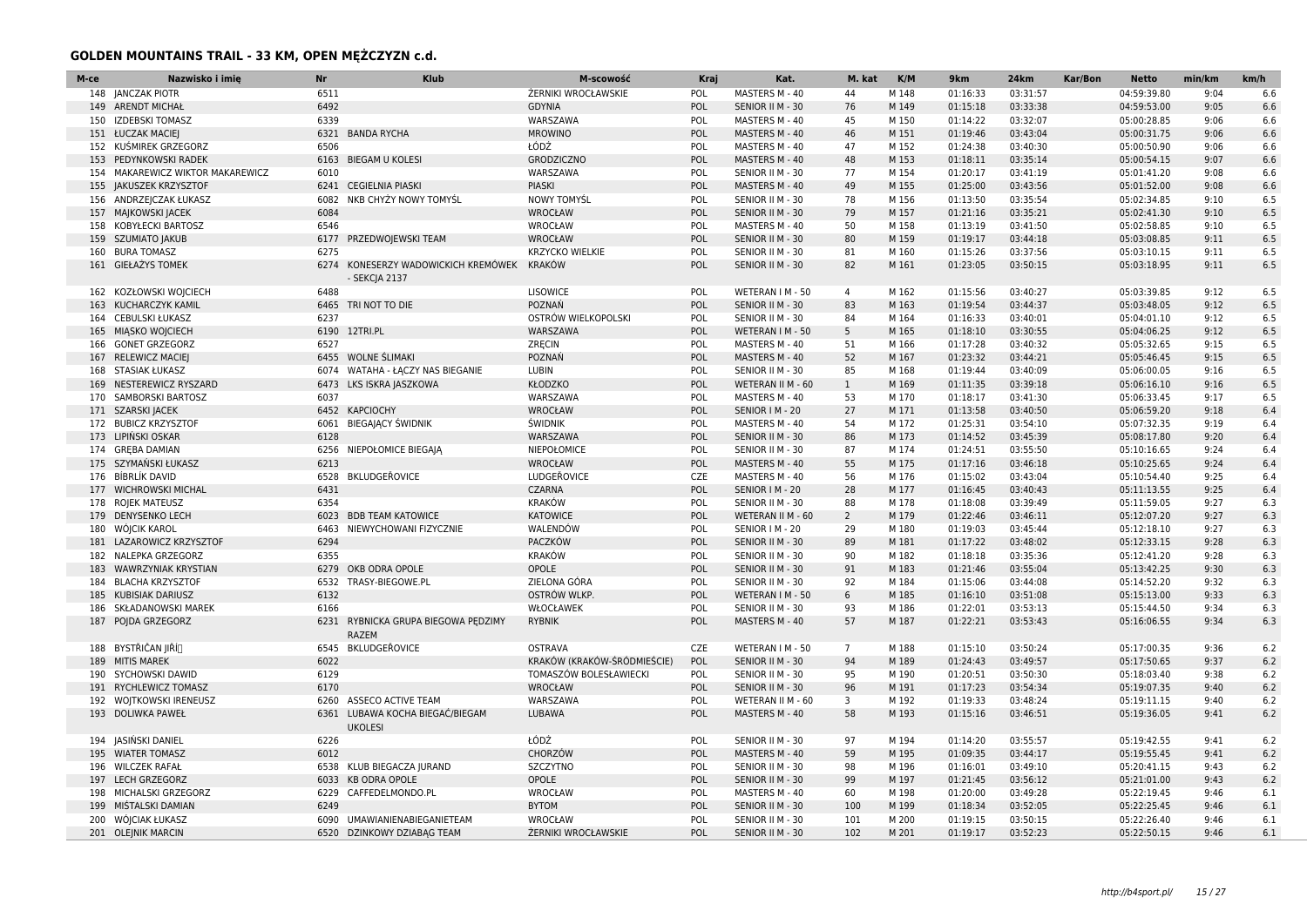## GOLDEN MOUNTAINS TRAIL - 33 KM, OPEN MĘŻCZYZN c.d.

| M-ce | Nazwisko i imię | Nr | Klub | M-scowość | Kraj | Kat. | M. kat | K/M | 9km | 24km | Kar/Bon | Netto | min/km | km/h |
|---|---|---|---|---|---|---|---|---|---|---|---|---|---|---|
| 148 | JANCZAK PIOTR | 6511 | | ŻERNIKI WROCŁAWSKIE | POL | MASTERS M - 40 | 44 | M 148 | 01:16:33 | 03:31:57 | | 04:59:39.80 | 9:04 | 6.6 |
| 149 | ARENDT MICHAŁ | 6492 | | GDYNIA | POL | SENIOR II M - 30 | 76 | M 149 | 01:15:18 | 03:33:38 | | 04:59:53.00 | 9:05 | 6.6 |
| 150 | IZDEBSKI TOMASZ | 6339 | | WARSZAWA | POL | MASTERS M - 40 | 45 | M 150 | 01:14:22 | 03:32:07 | | 05:00:28.85 | 9:06 | 6.6 |
| 151 | ŁUCZAK MACIEJ | 6321 | BANDA RYCHA | MROWINO | POL | MASTERS M - 40 | 46 | M 151 | 01:19:46 | 03:43:04 | | 05:00:31.75 | 9:06 | 6.6 |
| 152 | KUŚMIREK GRZEGORZ | 6506 | | ŁÓDŹ | POL | MASTERS M - 40 | 47 | M 152 | 01:24:38 | 03:40:30 | | 05:00:50.90 | 9:06 | 6.6 |
| 153 | PEDYNKOWSKI RADEK | 6163 | BIEGAM U KOLESI | GRODZICZNO | POL | MASTERS M - 40 | 48 | M 153 | 01:18:11 | 03:35:14 | | 05:00:54.15 | 9:07 | 6.6 |
| 154 | MAKAREWICZ WIKTOR MAKAREWICZ | 6010 | | WARSZAWA | POL | SENIOR II M - 30 | 77 | M 154 | 01:20:17 | 03:41:19 | | 05:01:41.20 | 9:08 | 6.6 |
| 155 | JAKUSZEK KRZYSZTOF | 6241 | CEGIELNIA PIASKI | PIASKI | POL | MASTERS M - 40 | 49 | M 155 | 01:25:00 | 03:43:56 | | 05:01:52.00 | 9:08 | 6.6 |
| 156 | ANDRZEJCZAK ŁUKASZ | 6082 | NKB CHYŻY NOWY TOMYŚL | NOWY TOMYŚL | POL | SENIOR II M - 30 | 78 | M 156 | 01:13:50 | 03:35:54 | | 05:02:34.85 | 9:10 | 6.5 |
| 157 | MAJKOWSKI JACEK | 6084 | | WROCŁAW | POL | SENIOR II M - 30 | 79 | M 157 | 01:21:16 | 03:35:21 | | 05:02:41.30 | 9:10 | 6.5 |
| 158 | KOBYŁECKI BARTOSZ | 6546 | | WROCŁAW | POL | MASTERS M - 40 | 50 | M 158 | 01:13:19 | 03:41:50 | | 05:02:58.85 | 9:10 | 6.5 |
| 159 | SZUMIATO JAKUB | 6177 | PRZEDWOJEWSKI TEAM | WROCŁAW | POL | SENIOR II M - 30 | 80 | M 159 | 01:19:17 | 03:44:18 | | 05:03:08.85 | 9:11 | 6.5 |
| 160 | BURA TOMASZ | 6275 | | KRZYCKO WIELKIE | POL | SENIOR II M - 30 | 81 | M 160 | 01:15:26 | 03:37:56 | | 05:03:10.15 | 9:11 | 6.5 |
| 161 | GIEŁAŻYS TOMEK | 6274 | KONESERZY WADOWICKICH KREMÓWEK - SEKCJA 2137 | KRAKÓW | POL | SENIOR II M - 30 | 82 | M 161 | 01:23:05 | 03:50:15 | | 05:03:18.95 | 9:11 | 6.5 |
| 162 | KOZŁOWSKI WOJCIECH | 6488 | | LISOWICE | POL | WETERAN I M - 50 | 4 | M 162 | 01:15:56 | 03:40:27 | | 05:03:39.85 | 9:12 | 6.5 |
| 163 | KUCHARCZYK KAMIL | 6465 | TRI NOT TO DIE | POZNAŃ | POL | SENIOR II M - 30 | 83 | M 163 | 01:19:54 | 03:44:37 | | 05:03:48.05 | 9:12 | 6.5 |
| 164 | CEBULSKI ŁUKASZ | 6237 | | OSTRÓW WIELKOPOLSKI | POL | SENIOR II M - 30 | 84 | M 164 | 01:16:33 | 03:40:01 | | 05:04:01.10 | 9:12 | 6.5 |
| 165 | MIĄSKO WOJCIECH | 6190 | 12TRI.PL | WARSZAWA | POL | WETERAN I M - 50 | 5 | M 165 | 01:18:10 | 03:30:55 | | 05:04:06.25 | 9:12 | 6.5 |
| 166 | GONET GRZEGORZ | 6527 | | ZRĘCIN | POL | MASTERS M - 40 | 51 | M 166 | 01:17:28 | 03:40:32 | | 05:05:32.65 | 9:15 | 6.5 |
| 167 | RELEWICZ MACIEJ | 6455 | WOLNE ŚLIMAKI | POZNAŃ | POL | MASTERS M - 40 | 52 | M 167 | 01:23:32 | 03:44:21 | | 05:05:46.45 | 9:15 | 6.5 |
| 168 | STASIAK ŁUKASZ | 6074 | WATAHA - ŁĄCZY NAS BIEGANIE | LUBIN | POL | SENIOR II M - 30 | 85 | M 168 | 01:19:44 | 03:40:09 | | 05:06:00.05 | 9:16 | 6.5 |
| 169 | NESTEREWICZ RYSZARD | 6473 | LKS ISKRA JASZKOWA | KŁODZKO | POL | WETERAN II M - 60 | 1 | M 169 | 01:11:35 | 03:39:18 | | 05:06:16.10 | 9:16 | 6.5 |
| 170 | SAMBORSKI BARTOSZ | 6037 | | WARSZAWA | POL | MASTERS M - 40 | 53 | M 170 | 01:18:17 | 03:41:30 | | 05:06:33.45 | 9:17 | 6.5 |
| 171 | SZARSKI JACEK | 6452 | KAPCIOCHY | WROCŁAW | POL | SENIOR I M - 20 | 27 | M 171 | 01:13:58 | 03:40:50 | | 05:06:59.20 | 9:18 | 6.4 |
| 172 | BUBICZ KRZYSZTOF | 6061 | BIEGAJĄCY ŚWIDNIK | ŚWIDNIK | POL | MASTERS M - 40 | 54 | M 172 | 01:25:31 | 03:54:10 | | 05:07:32.35 | 9:19 | 6.4 |
| 173 | LIPIŃSKI OSKAR | 6128 | | WARSZAWA | POL | SENIOR II M - 30 | 86 | M 173 | 01:14:52 | 03:45:39 | | 05:08:17.80 | 9:20 | 6.4 |
| 174 | GRĘBA DAMIAN | 6256 | NIEPOŁOMICE BIEGAJĄ | NIEPOŁOMICE | POL | SENIOR II M - 30 | 87 | M 174 | 01:24:51 | 03:55:50 | | 05:10:16.65 | 9:24 | 6.4 |
| 175 | SZYMAŃSKI ŁUKASZ | 6213 | | WROCŁAW | POL | MASTERS M - 40 | 55 | M 175 | 01:17:16 | 03:46:18 | | 05:10:25.65 | 9:24 | 6.4 |
| 176 | BÍBRLÍK DAVID | 6528 | BKLUDGEŘOVICE | LUDGEŘOVICE | CZE | MASTERS M - 40 | 56 | M 176 | 01:15:02 | 03:43:04 | | 05:10:54.40 | 9:25 | 6.4 |
| 177 | WICHROWSKI MICHAL | 6431 | | CZARNA | POL | SENIOR I M - 20 | 28 | M 177 | 01:16:45 | 03:40:43 | | 05:11:13.55 | 9:25 | 6.4 |
| 178 | ROJEK MATEUSZ | 6354 | | KRAKÓW | POL | SENIOR II M - 30 | 88 | M 178 | 01:18:08 | 03:39:49 | | 05:11:59.05 | 9:27 | 6.3 |
| 179 | DENYSENKO LECH | 6023 | BDB TEAM KATOWICE | KATOWICE | POL | WETERAN II M - 60 | 2 | M 179 | 01:22:46 | 03:46:11 | | 05:12:07.20 | 9:27 | 6.3 |
| 180 | WÓJCIK KAROL | 6463 | NIEWYCHOWANI FIZYCZNIE | WALENDÓW | POL | SENIOR I M - 20 | 29 | M 180 | 01:19:03 | 03:45:44 | | 05:12:18.10 | 9:27 | 6.3 |
| 181 | LAZAROWICZ KRZYSZTOF | 6294 | | PACZKÓW | POL | SENIOR II M - 30 | 89 | M 181 | 01:17:22 | 03:48:02 | | 05:12:33.15 | 9:28 | 6.3 |
| 182 | NALEPKA GRZEGORZ | 6355 | | KRAKÓW | POL | SENIOR II M - 30 | 90 | M 182 | 01:18:18 | 03:35:36 | | 05:12:41.20 | 9:28 | 6.3 |
| 183 | WAWRZYNIAK KRYSTIAN | 6279 | OKB ODRA OPOLE | OPOLE | POL | SENIOR II M - 30 | 91 | M 183 | 01:21:46 | 03:55:04 | | 05:13:42.25 | 9:30 | 6.3 |
| 184 | BLACHA KRZYSZTOF | 6532 | TRASY-BIEGOWE.PL | ZIELONA GÓRA | POL | SENIOR II M - 30 | 92 | M 184 | 01:15:06 | 03:44:08 | | 05:14:52.20 | 9:32 | 6.3 |
| 185 | KUBISIAK DARIUSZ | 6132 | | OSTRÓW WLKP. | POL | WETERAN I M - 50 | 6 | M 185 | 01:16:10 | 03:51:08 | | 05:15:13.00 | 9:33 | 6.3 |
| 186 | SKŁADANOWSKI MAREK | 6166 | | WŁOCŁAWEK | POL | SENIOR II M - 30 | 93 | M 186 | 01:22:01 | 03:53:13 | | 05:15:44.50 | 9:34 | 6.3 |
| 187 | POJDA GRZEGORZ | 6231 | RYBNICKA GRUPA BIEGOWA PĘDZIMY RAZEM | RYBNIK | POL | MASTERS M - 40 | 57 | M 187 | 01:22:21 | 03:53:43 | | 05:16:06.55 | 9:34 | 6.3 |
| 188 | BYSTŘIČAN JIŘÍ | 6545 | BKLUDGEŘOVICE | OSTRAVA | CZE | WETERAN I M - 50 | 7 | M 188 | 01:15:10 | 03:50:24 | | 05:17:00.35 | 9:36 | 6.2 |
| 189 | MITIS MAREK | 6022 | | KRAKÓW (KRAKÓW-ŚRÓDMIEŚCIE) | POL | SENIOR II M - 30 | 94 | M 189 | 01:24:43 | 03:49:57 | | 05:17:50.65 | 9:37 | 6.2 |
| 190 | SYCHOWSKI DAWID | 6129 | | TOMASZÓW BOLESŁAWIECKI | POL | SENIOR II M - 30 | 95 | M 190 | 01:20:51 | 03:50:30 | | 05:18:03.40 | 9:38 | 6.2 |
| 191 | RYCHLEWICZ TOMASZ | 6170 | | WROCŁAW | POL | SENIOR II M - 30 | 96 | M 191 | 01:17:23 | 03:54:34 | | 05:19:07.35 | 9:40 | 6.2 |
| 192 | WOJTKOWSKI IRENEUSZ | 6260 | ASSECO ACTIVE TEAM | WARSZAWA | POL | WETERAN II M - 60 | 3 | M 192 | 01:19:33 | 03:48:24 | | 05:19:11.15 | 9:40 | 6.2 |
| 193 | DOLIWKA PAWEŁ | 6361 | LUBAWA KOCHA BIEGAĆ/BIEGAM UKOLESI | LUBAWA | POL | MASTERS M - 40 | 58 | M 193 | 01:15:16 | 03:46:51 | | 05:19:36.05 | 9:41 | 6.2 |
| 194 | JASIŃSKI DANIEL | 6226 | | ŁÓDŹ | POL | SENIOR II M - 30 | 97 | M 194 | 01:14:20 | 03:55:57 | | 05:19:42.55 | 9:41 | 6.2 |
| 195 | WIATER TOMASZ | 6012 | | CHORZÓW | POL | MASTERS M - 40 | 59 | M 195 | 01:09:35 | 03:44:17 | | 05:19:55.45 | 9:41 | 6.2 |
| 196 | WILCZEK RAFAŁ | 6538 | KLUB BIEGACZA JURAND | SZCZYTNO | POL | SENIOR II M - 30 | 98 | M 196 | 01:16:01 | 03:49:10 | | 05:20:41.15 | 9:43 | 6.2 |
| 197 | LECH GRZEGORZ | 6033 | KB ODRA OPOLE | OPOLE | POL | SENIOR II M - 30 | 99 | M 197 | 01:21:45 | 03:56:12 | | 05:21:01.00 | 9:43 | 6.2 |
| 198 | MICHALSKI GRZEGORZ | 6229 | CAFFEDELMONDO.PL | WROCŁAW | POL | MASTERS M - 40 | 60 | M 198 | 01:20:00 | 03:49:28 | | 05:22:19.45 | 9:46 | 6.1 |
| 199 | MIŚTALSKI DAMIAN | 6249 | | BYTOM | POL | SENIOR II M - 30 | 100 | M 199 | 01:18:34 | 03:52:05 | | 05:22:25.45 | 9:46 | 6.1 |
| 200 | WÓJCIAK ŁUKASZ | 6090 | UMAWIANIENABIEGANIETEAM | WROCŁAW | POL | SENIOR II M - 30 | 101 | M 200 | 01:19:15 | 03:50:15 | | 05:22:26.40 | 9:46 | 6.1 |
| 201 | OLEJNIK MARCIN | 6520 | DZINKOWY DZIABĄG TEAM | ŻERNIKI WROCŁAWSKIE | POL | SENIOR II M - 30 | 102 | M 201 | 01:19:17 | 03:52:23 | | 05:22:50.15 | 9:46 | 6.1 |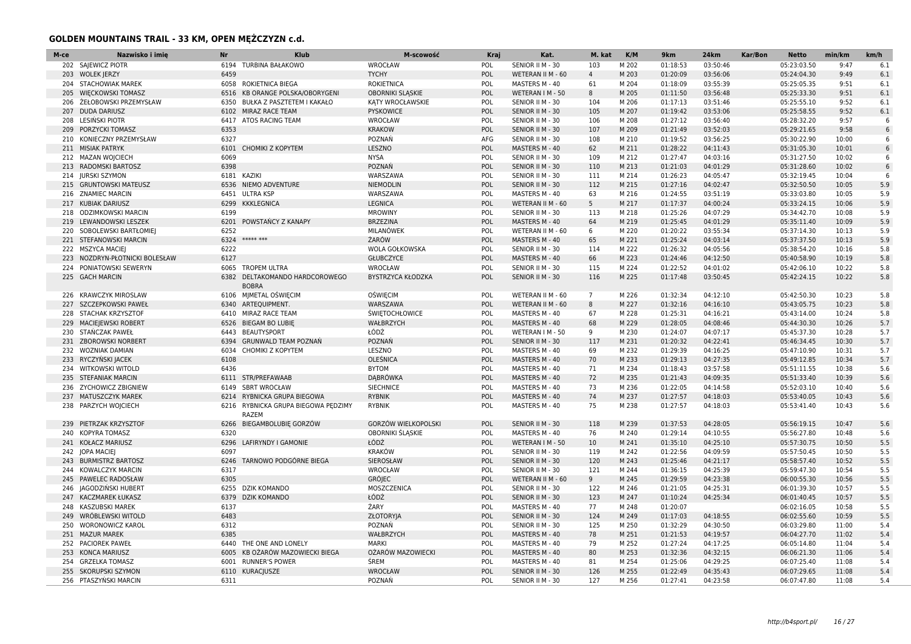## GOLDEN MOUNTAINS TRAIL - 33 KM, OPEN MĘŻCZYZN c.d.

| M-ce | Nazwisko i imię | Nr | Klub | M-scowość | Kraj | Kat. | M. kat | K/M | 9km | 24km | Kar/Bon | Netto | min/km | km/h |
|---|---|---|---|---|---|---|---|---|---|---|---|---|---|---|
| 202 | SAJEWICZ PIOTR | 6194 | TURBINA BAŁAKOWO | WROCŁAW | POL | SENIOR II M - 30 | 103 | M 202 | 01:18:53 | 03:50:46 | | 05:23:03.50 | 9:47 | 6.1 |
| 203 | WOLEK JERZY | 6459 | | TYCHY | POL | WETERAN II M - 60 | 4 | M 203 | 01:20:09 | 03:56:06 | | 05:24:04.30 | 9:49 | 6.1 |
| 204 | STACHOWIAK MAREK | 6058 | ROKIETNICA BIEGA | ROKIETNICA | POL | MASTERS M - 40 | 61 | M 204 | 01:18:09 | 03:55:39 | | 05:25:05.35 | 9:51 | 6.1 |
| 205 | WIĘCKOWSKI TOMASZ | 6516 | KB ORANGE POLSKA/OBORYGENI | OBORNIKI SLĄSKIE | POL | WETERAN I M - 50 | 8 | M 205 | 01:11:50 | 03:56:48 | | 05:25:33.30 | 9:51 | 6.1 |
| 206 | ŻEŁOBOWSKI PRZEMYSŁAW | 6350 | BUŁKA Z PASZTETEM I KAKAŁO | KĄTY WROCŁAWSKIE | POL | SENIOR II M - 30 | 104 | M 206 | 01:17:13 | 03:51:46 | | 05:25:55.10 | 9:52 | 6.1 |
| 207 | DUDA DARIUSZ | 6102 | MIRAZ RACE TEAM | PYSKOWICE | POL | SENIOR II M - 30 | 105 | M 207 | 01:19:42 | 03:53:06 | | 05:25:58.55 | 9:52 | 6.1 |
| 208 | LESIŃSKI PIOTR | 6417 | ATOS RACING TEAM | WROCŁAW | POL | SENIOR II M - 30 | 106 | M 208 | 01:27:12 | 03:56:40 | | 05:28:32.20 | 9:57 | 6 |
| 209 | PORZYCKI TOMASZ | 6353 | | KRAKOW | POL | SENIOR II M - 30 | 107 | M 209 | 01:21:49 | 03:52:03 | | 05:29:21.65 | 9:58 | 6 |
| 210 | KONIECZNY PRZEMYSŁAW | 6327 | | POZNAŃ | AFG | SENIOR II M - 30 | 108 | M 210 | 01:19:52 | 03:56:25 | | 05:30:22.90 | 10:00 | 6 |
| 211 | MISIAK PATRYK | 6101 | CHOMIKI Z KOPYTEM | LESZNO | POL | MASTERS M - 40 | 62 | M 211 | 01:28:22 | 04:11:43 | | 05:31:05.30 | 10:01 | 6 |
| 212 | MAZAN WOJCIECH | 6069 | | NYSA | POL | SENIOR II M - 30 | 109 | M 212 | 01:27:47 | 04:03:16 | | 05:31:27.50 | 10:02 | 6 |
| 213 | RADOMSKI BARTOSZ | 6398 | | POZNAŃ | POL | SENIOR II M - 30 | 110 | M 213 | 01:21:03 | 04:01:29 | | 05:31:28.60 | 10:02 | 6 |
| 214 | JURSKI SZYMON | 6181 | KAZIKI | WARSZAWA | POL | SENIOR II M - 30 | 111 | M 214 | 01:26:23 | 04:05:47 | | 05:32:19.45 | 10:04 | 6 |
| 215 | GRUNTOWSKI MATEUSZ | 6536 | NIEMO ADVENTURE | NIEMODLIN | POL | SENIOR II M - 30 | 112 | M 215 | 01:27:16 | 04:02:47 | | 05:32:50.50 | 10:05 | 5.9 |
| 216 | ZNAMIEC MARCIN | 6451 | ULTRA KSP | WARSZAWA | POL | MASTERS M - 40 | 63 | M 216 | 01:24:55 | 03:51:19 | | 05:33:03.80 | 10:05 | 5.9 |
| 217 | KUBIAK DARIUSZ | 6299 | KKLEGNICA | LEGNICA | POL | WETERAN II M - 60 | 5 | M 217 | 01:17:37 | 04:00:24 | | 05:33:24.15 | 10:06 | 5.9 |
| 218 | ODZIMKOWSKI MARCIN | 6199 | | MROWINY | POL | SENIOR II M - 30 | 113 | M 218 | 01:25:26 | 04:07:29 | | 05:34:42.70 | 10:08 | 5.9 |
| 219 | LEWANDOWSKI LESZEK | 6201 | POWSTAŃCY Z KANAPY | BRZEZINA | POL | MASTERS M - 40 | 64 | M 219 | 01:25:45 | 04:01:29 | | 05:35:11.40 | 10:09 | 5.9 |
| 220 | SOBOLEWSKI BARTŁOMIEJ | 6252 | | MILANÓWEK | POL | WETERAN II M - 60 | 6 | M 220 | 01:20:22 | 03:55:34 | | 05:37:14.30 | 10:13 | 5.9 |
| 221 | STEFANOWSKI MARCIN | 6324 | ***** *** | ŻARÓW | POL | MASTERS M - 40 | 65 | M 221 | 01:25:24 | 04:03:14 | | 05:37:37.50 | 10:13 | 5.9 |
| 222 | MSZYCA MACIEJ | 6222 | | WOLA GOŁKOWSKA | POL | SENIOR II M - 30 | 114 | M 222 | 01:26:32 | 04:05:56 | | 05:38:54.20 | 10:16 | 5.8 |
| 223 | NOZDRYN-PŁOTNICKI BOLESŁAW | 6127 | | GŁUBCZYCE | POL | MASTERS M - 40 | 66 | M 223 | 01:24:46 | 04:12:50 | | 05:40:58.90 | 10:19 | 5.8 |
| 224 | PONIATOWSKI SEWERYN | 6065 | TROPEM ULTRA | WROCŁAW | POL | SENIOR II M - 30 | 115 | M 224 | 01:22:52 | 04:01:02 | | 05:42:06.10 | 10:22 | 5.8 |
| 225 | GACH MARCIN | 6382 | DELTAKOMANDO HARDCOROWEGO BOBRA | BYSTRZYCA KŁODZKA | POL | SENIOR II M - 30 | 116 | M 225 | 01:17:48 | 03:50:45 | | 05:42:24.15 | 10:22 | 5.8 |
| 226 | KRAWCZYK MIROSLAW | 6106 | MJMETAL OŚWIĘCIM | OŚWIĘCIM | POL | WETERAN II M - 60 | 7 | M 226 | 01:32:34 | 04:12:10 | | 05:42:50.30 | 10:23 | 5.8 |
| 227 | SZCZEPKOWSKI PAWEŁ | 6340 | ARTEQUIPMENT. | WARSZAWA | POL | WETERAN II M - 60 | 8 | M 227 | 01:32:16 | 04:16:10 | | 05:43:05.75 | 10:23 | 5.8 |
| 228 | STACHAK KRZYSZTOF | 6410 | MIRAZ RACE TEAM | ŚWIĘTOCHŁOWICE | POL | MASTERS M - 40 | 67 | M 228 | 01:25:31 | 04:16:21 | | 05:43:14.00 | 10:24 | 5.8 |
| 229 | MACIEJEWSKI ROBERT | 6526 | BIEGAM BO LUBIĘ | WAŁBRZYCH | POL | MASTERS M - 40 | 68 | M 229 | 01:28:05 | 04:08:46 | | 05:44:30.30 | 10:26 | 5.7 |
| 230 | STAŃCZAK PAWEŁ | 6443 | BEAUTYSPORT | ŁÓDŹ | POL | WETERAN I M - 50 | 9 | M 230 | 01:24:07 | 04:07:17 | | 05:45:37.30 | 10:28 | 5.7 |
| 231 | ZBOROWSKI NORBERT | 6394 | GRUNWALD TEAM POZNAŃ | POZNAŃ | POL | SENIOR II M - 30 | 117 | M 231 | 01:20:32 | 04:22:41 | | 05:46:34.45 | 10:30 | 5.7 |
| 232 | WOZNIAK DAMIAN | 6034 | CHOMIKI Z KOPYTEM | LESZNO | POL | MASTERS M - 40 | 69 | M 232 | 01:29:39 | 04:16:25 | | 05:47:10.90 | 10:31 | 5.7 |
| 233 | RYCZYŃSKI JACEK | 6108 | | OLEŚNICA | POL | MASTERS M - 40 | 70 | M 233 | 01:29:13 | 04:27:35 | | 05:49:12.85 | 10:34 | 5.7 |
| 234 | WITKOWSKI WITOLD | 6436 | | BYTOM | POL | MASTERS M - 40 | 71 | M 234 | 01:18:43 | 03:57:58 | | 05:51:11.55 | 10:38 | 5.6 |
| 235 | STEFANIAK MARCIN | 6111 | STR/PREFAWAAB | DĄBRÓWKA | POL | MASTERS M - 40 | 72 | M 235 | 01:21:43 | 04:09:35 | | 05:51:33.40 | 10:39 | 5.6 |
| 236 | ZYCHOWICZ ZBIGNIEW | 6149 | SBRT WROCŁAW | SIECHNICE | POL | MASTERS M - 40 | 73 | M 236 | 01:22:05 | 04:14:58 | | 05:52:03.10 | 10:40 | 5.6 |
| 237 | MATUSZCZYK MAREK | 6214 | RYBNICKA GRUPA BIEGOWA | RYBNIK | POL | MASTERS M - 40 | 74 | M 237 | 01:27:57 | 04:18:03 | | 05:53:40.05 | 10:43 | 5.6 |
| 238 | PARZYCH WOJCIECH | 6216 | RYBNICKA GRUPA BIEGOWA PĘDZIMY RAZEM | RYBNIK | POL | MASTERS M - 40 | 75 | M 238 | 01:27:57 | 04:18:03 | | 05:53:41.40 | 10:43 | 5.6 |
| 239 | PIETRZAK KRZYSZTOF | 6266 | BIEGAMBOLUBIĘ GORZÓW | GORZÓW WIELKOPOLSKI | POL | SENIOR II M - 30 | 118 | M 239 | 01:37:53 | 04:28:05 | | 05:56:19.15 | 10:47 | 5.6 |
| 240 | KOPYRA TOMASZ | 6320 | | OBORNIKI ŚLĄSKIE | POL | MASTERS M - 40 | 76 | M 240 | 01:29:14 | 04:10:55 | | 05:56:27.80 | 10:48 | 5.6 |
| 241 | KOŁACZ MARIUSZ | 6296 | LAFIRYNDY I GAMONIE | ŁÓDŹ | POL | WETERAN I M - 50 | 10 | M 241 | 01:35:10 | 04:25:10 | | 05:57:30.75 | 10:50 | 5.5 |
| 242 | JOPA MACIEJ | 6097 | | KRAKÓW | POL | SENIOR II M - 30 | 119 | M 242 | 01:22:56 | 04:09:59 | | 05:57:50.45 | 10:50 | 5.5 |
| 243 | BURMISTRZ BARTOSZ | 6246 | TARNOWO PODGÓRNE BIEGA | SIEROSŁAW | POL | SENIOR II M - 30 | 120 | M 243 | 01:25:46 | 04:21:17 | | 05:58:57.40 | 10:52 | 5.5 |
| 244 | KOWALCZYK MARCIN | 6317 | | WROCŁAW | POL | SENIOR II M - 30 | 121 | M 244 | 01:36:15 | 04:25:39 | | 05:59:47.30 | 10:54 | 5.5 |
| 245 | PAWELEC RADOSŁAW | 6305 | | GRÓJEC | POL | WETERAN II M - 60 | 9 | M 245 | 01:29:59 | 04:23:38 | | 06:00:55.30 | 10:56 | 5.5 |
| 246 | JAGODZIŃSKI HUBERT | 6255 | DZIK KOMANDO | MOSZCZENICA | POL | SENIOR II M - 30 | 122 | M 246 | 01:21:05 | 04:25:31 | | 06:01:39.30 | 10:57 | 5.5 |
| 247 | KACZMAREK ŁUKASZ | 6379 | DZIK KOMANDO | ŁÓDŹ | POL | SENIOR II M - 30 | 123 | M 247 | 01:10:24 | 04:25:34 | | 06:01:40.45 | 10:57 | 5.5 |
| 248 | KASZUBSKI MAREK | 6137 | | ŻARY | POL | MASTERS M - 40 | 77 | M 248 | 01:20:07 | | | 06:02:16.05 | 10:58 | 5.5 |
| 249 | WRÓBLEWSKI WITOLD | 6483 | | ZŁOTORYJA | POL | SENIOR II M - 30 | 124 | M 249 | 01:17:03 | 04:18:55 | | 06:02:55.60 | 10:59 | 5.5 |
| 250 | WORONOWICZ KAROL | 6312 | | POZNAŃ | POL | SENIOR II M - 30 | 125 | M 250 | 01:32:29 | 04:30:50 | | 06:03:29.80 | 11:00 | 5.4 |
| 251 | MAZUR MAREK | 6385 | | WAŁBRZYCH | POL | MASTERS M - 40 | 78 | M 251 | 01:21:53 | 04:19:57 | | 06:04:27.70 | 11:02 | 5.4 |
| 252 | PACIOREK PAWEŁ | 6440 | THE ONE AND LONELY | MARKI | POL | MASTERS M - 40 | 79 | M 252 | 01:27:24 | 04:17:25 | | 06:05:14.80 | 11:04 | 5.4 |
| 253 | KONCA MARIUSZ | 6005 | KB OŻARÓW MAZOWIECKI BIEGA | OŻARÓW MAZOWIECKI | POL | MASTERS M - 40 | 80 | M 253 | 01:32:36 | 04:32:15 | | 06:06:21.30 | 11:06 | 5.4 |
| 254 | GRZELKA TOMASZ | 6001 | RUNNER'S POWER | ŚREM | POL | MASTERS M - 40 | 81 | M 254 | 01:25:06 | 04:29:25 | | 06:07:25.40 | 11:08 | 5.4 |
| 255 | SKORUPSKI SZYMON | 6110 | KURACJUSZE | WROCŁAW | POL | SENIOR II M - 30 | 126 | M 255 | 01:22:49 | 04:35:43 | | 06:07:29.65 | 11:08 | 5.4 |
| 256 | PTASZYŃSKI MARCIN | 6311 | | POZNAŃ | POL | SENIOR II M - 30 | 127 | M 256 | 01:27:41 | 04:23:58 | | 06:07:47.80 | 11:08 | 5.4 |

http://b4sport.pl/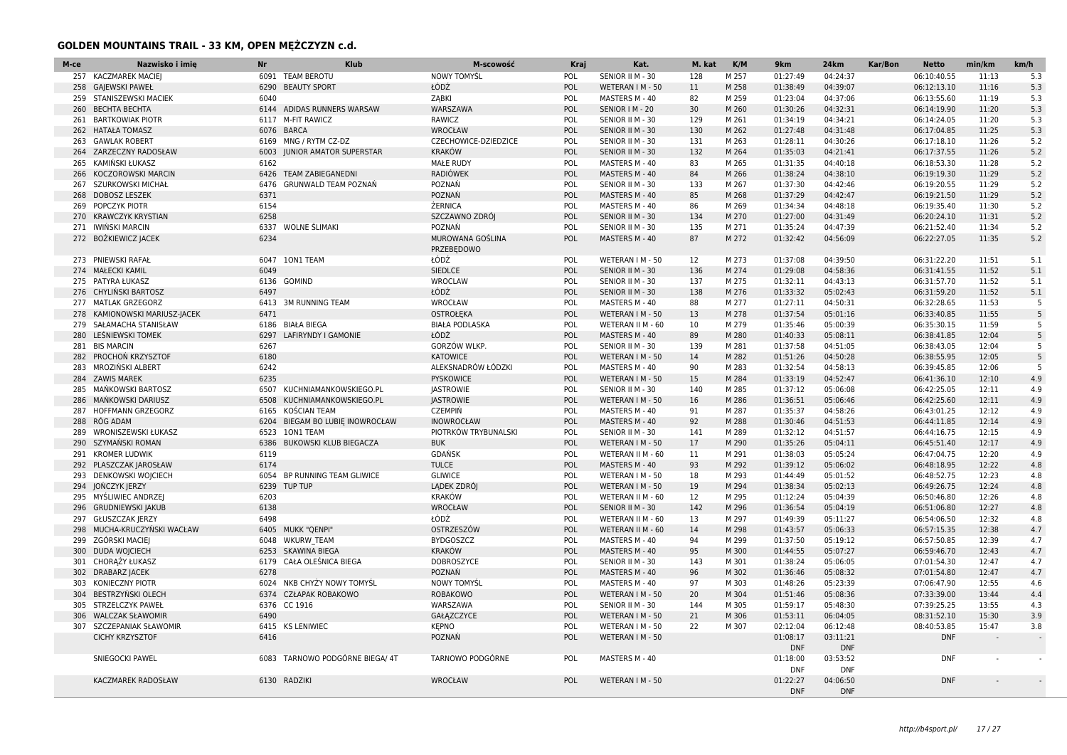## GOLDEN MOUNTAINS TRAIL - 33 KM, OPEN MĘŻCZYZN c.d.

| M-ce | Nazwisko i imię | Nr | Klub | M-scowość | Kraj | Kat. | M. kat | K/M | 9km | 24km | Kar/Bon | Netto | min/km | km/h |
|---|---|---|---|---|---|---|---|---|---|---|---|---|---|---|
| 257 | KACZMAREK MACIEJ | 6091 | TEAM BEROTU | NOWY TOMYŚL | POL | SENIOR II M - 30 | 128 | M 257 | 01:27:49 | 04:24:37 | | 06:10:40.55 | 11:13 | 5.3 |
| 258 | GAJEWSKI PAWEŁ | 6290 | BEAUTY SPORT | ŁÓDŹ | POL | WETERAN I M - 50 | 11 | M 258 | 01:38:49 | 04:39:07 | | 06:12:13.10 | 11:16 | 5.3 |
| 259 | STANISZEWSKI MACIEK | 6040 | | ZĄBKI | POL | MASTERS M - 40 | 82 | M 259 | 01:23:04 | 04:37:06 | | 06:13:55.60 | 11:19 | 5.3 |
| 260 | BECHTA BECHTA | 6144 | ADIDAS RUNNERS WARSAW | WARSZAWA | POL | SENIOR I M - 20 | 30 | M 260 | 01:30:26 | 04:32:31 | | 06:14:19.90 | 11:20 | 5.3 |
| 261 | BARTKOWIAK PIOTR | 6117 | M-FIT RAWICZ | RAWICZ | POL | SENIOR II M - 30 | 129 | M 261 | 01:34:19 | 04:34:21 | | 06:14:24.05 | 11:20 | 5.3 |
| 262 | HATAŁA TOMASZ | 6076 | BARCA | WROCŁAW | POL | SENIOR II M - 30 | 130 | M 262 | 01:27:48 | 04:31:48 | | 06:17:04.85 | 11:25 | 5.3 |
| 263 | GAWLAK ROBERT | 6169 | MNG / RYTM CZ-DZ | CZECHOWICE-DZIEDZICE | POL | SENIOR II M - 30 | 131 | M 263 | 01:28:11 | 04:30:26 | | 06:17:18.10 | 11:26 | 5.2 |
| 264 | ZARZECZNY RADOSŁAW | 6003 | JUNIOR AMATOR SUPERSTAR | KRAKÓW | POL | SENIOR II M - 30 | 132 | M 264 | 01:35:03 | 04:21:41 | | 06:17:37.55 | 11:26 | 5.2 |
| 265 | KAMIŃSKI ŁUKASZ | 6162 | | MAŁE RUDY | POL | MASTERS M - 40 | 83 | M 265 | 01:31:35 | 04:40:18 | | 06:18:53.30 | 11:28 | 5.2 |
| 266 | KOCZOROWSKI MARCIN | 6426 | TEAM ZABIEGANEDNI | RADIÓWEK | POL | MASTERS M - 40 | 84 | M 266 | 01:38:24 | 04:38:10 | | 06:19:19.30 | 11:29 | 5.2 |
| 267 | SZURKOWSKI MICHAŁ | 6476 | GRUNWALD TEAM POZNAŃ | POZNAŃ | POL | SENIOR II M - 30 | 133 | M 267 | 01:37:30 | 04:42:46 | | 06:19:20.55 | 11:29 | 5.2 |
| 268 | DOBOSZ LESZEK | 6371 | | POZNAŃ | POL | MASTERS M - 40 | 85 | M 268 | 01:37:29 | 04:42:47 | | 06:19:21.50 | 11:29 | 5.2 |
| 269 | POPCZYK PIOTR | 6154 | | ŻERNICA | POL | MASTERS M - 40 | 86 | M 269 | 01:34:34 | 04:48:18 | | 06:19:35.40 | 11:30 | 5.2 |
| 270 | KRAWCZYK KRYSTIAN | 6258 | | SZCZAWNO ZDRÓJ | POL | SENIOR II M - 30 | 134 | M 270 | 01:27:00 | 04:31:49 | | 06:20:24.10 | 11:31 | 5.2 |
| 271 | IWIŃSKI MARCIN | 6337 | WOLNE ŚLIMAKI | POZNAŃ | POL | SENIOR II M - 30 | 135 | M 271 | 01:35:24 | 04:47:39 | | 06:21:52.40 | 11:34 | 5.2 |
| 272 | BOŻKIEWICZ JACEK | 6234 | | MUROWANA GOŚLINA PRZEBĘDOWO | POL | MASTERS M - 40 | 87 | M 272 | 01:32:42 | 04:56:09 | | 06:22:27.05 | 11:35 | 5.2 |
| 273 | PNIEWSKI RAFAŁ | 6047 | 1ON1 TEAM | ŁÓDŹ | POL | WETERAN I M - 50 | 12 | M 273 | 01:37:08 | 04:39:50 | | 06:31:22.20 | 11:51 | 5.1 |
| 274 | MAŁECKI KAMIL | 6049 | | SIEDLCE | POL | SENIOR II M - 30 | 136 | M 274 | 01:29:08 | 04:58:36 | | 06:31:41.55 | 11:52 | 5.1 |
| 275 | PATYRA ŁUKASZ | 6136 | GOMIND | WROCLAW | POL | SENIOR II M - 30 | 137 | M 275 | 01:32:11 | 04:43:13 | | 06:31:57.70 | 11:52 | 5.1 |
| 276 | CHYLIŃSKI BARTOSZ | 6497 | | ŁÓDŹ | POL | SENIOR II M - 30 | 138 | M 276 | 01:33:32 | 05:02:43 | | 06:31:59.20 | 11:52 | 5.1 |
| 277 | MATLAK GRZEGORZ | 6413 | 3M RUNNING TEAM | WROCŁAW | POL | MASTERS M - 40 | 88 | M 277 | 01:27:11 | 04:50:31 | | 06:32:28.65 | 11:53 | 5 |
| 278 | KAMIONOWSKI MARIUSZ-JACEK | 6471 | | OSTROŁĘKA | POL | WETERAN I M - 50 | 13 | M 278 | 01:37:54 | 05:01:16 | | 06:33:40.85 | 11:55 | 5 |
| 279 | SAŁAMACHA STANISŁAW | 6186 | BIAŁA BIEGA | BIAŁA PODLASKA | POL | WETERAN II M - 60 | 10 | M 279 | 01:35:46 | 05:00:39 | | 06:35:30.15 | 11:59 | 5 |
| 280 | LEŚNIEWSKI TOMEK | 6297 | LAFIRYNDY I GAMONIE | ŁÓDŹ | POL | MASTERS M - 40 | 89 | M 280 | 01:40:33 | 05:08:11 | | 06:38:41.85 | 12:04 | 5 |
| 281 | BIS MARCIN | 6267 | | GORZÓW WLKP. | POL | SENIOR II M - 30 | 139 | M 281 | 01:37:58 | 04:51:05 | | 06:38:43.05 | 12:04 | 5 |
| 282 | PROCHOŃ KRZYSZTOF | 6180 | | KATOWICE | POL | WETERAN I M - 50 | 14 | M 282 | 01:51:26 | 04:50:28 | | 06:38:55.95 | 12:05 | 5 |
| 283 | MROZIŃSKI ALBERT | 6242 | | ALEKSNADRÓW ŁÓDZKI | POL | MASTERS M - 40 | 90 | M 283 | 01:32:54 | 04:58:13 | | 06:39:45.85 | 12:06 | 5 |
| 284 | ZAWIS MAREK | 6235 | | PYSKOWICE | POL | WETERAN I M - 50 | 15 | M 284 | 01:33:19 | 04:52:47 | | 06:41:36.10 | 12:10 | 4.9 |
| 285 | MAŃKOWSKI BARTOSZ | 6507 | KUCHNIAMANKOWSKIEGO.PL | JASTROWIE | POL | SENIOR II M - 30 | 140 | M 285 | 01:37:12 | 05:06:08 | | 06:42:25.05 | 12:11 | 4.9 |
| 286 | MAŃKOWSKI DARIUSZ | 6508 | KUCHNIAMANKOWSKIEGO.PL | JASTROWIE | POL | WETERAN I M - 50 | 16 | M 286 | 01:36:51 | 05:06:46 | | 06:42:25.60 | 12:11 | 4.9 |
| 287 | HOFFMANN GRZEGORZ | 6165 | KOŚCIAN TEAM | CZEMPIŃ | POL | MASTERS M - 40 | 91 | M 287 | 01:35:37 | 04:58:26 | | 06:43:01.25 | 12:12 | 4.9 |
| 288 | RÓG ADAM | 6204 | BIEGAM BO LUBIĘ INOWROCŁAW | INOWROCŁAW | POL | MASTERS M - 40 | 92 | M 288 | 01:30:46 | 04:51:53 | | 06:44:11.85 | 12:14 | 4.9 |
| 289 | WRONISZEWSKI ŁUKASZ | 6523 | 1ON1 TEAM | PIOTRKÓW TRYBUNALSKI | POL | SENIOR II M - 30 | 141 | M 289 | 01:32:12 | 04:51:57 | | 06:44:16.75 | 12:15 | 4.9 |
| 290 | SZYMAŃSKI ROMAN | 6386 | BUKOWSKI KLUB BIEGACZA | BUK | POL | WETERAN I M - 50 | 17 | M 290 | 01:35:26 | 05:04:11 | | 06:45:51.40 | 12:17 | 4.9 |
| 291 | KROMER LUDWIK | 6119 | | GDAŃSK | POL | WETERAN II M - 60 | 11 | M 291 | 01:38:03 | 05:05:24 | | 06:47:04.75 | 12:20 | 4.9 |
| 292 | PLASZCZAK JAROSŁAW | 6174 | | TULCE | POL | MASTERS M - 40 | 93 | M 292 | 01:39:12 | 05:06:02 | | 06:48:18.95 | 12:22 | 4.8 |
| 293 | DENKOWSKI WOJCIECH | 6054 | BP RUNNING TEAM GLIWICE | GLIWICE | POL | WETERAN I M - 50 | 18 | M 293 | 01:44:49 | 05:01:52 | | 06:48:52.75 | 12:23 | 4.8 |
| 294 | JOŃCZYK JERZY | 6239 | TUP TUP | LĄDEK ZDRÓJ | POL | WETERAN I M - 50 | 19 | M 294 | 01:38:34 | 05:02:13 | | 06:49:26.75 | 12:24 | 4.8 |
| 295 | MYŚLIWIEC ANDRZEJ | 6203 | | KRAKÓW | POL | WETERAN II M - 60 | 12 | M 295 | 01:12:24 | 05:04:39 | | 06:50:46.80 | 12:26 | 4.8 |
| 296 | GRUDNIEWSKI JAKUB | 6138 | | WROCŁAW | POL | SENIOR II M - 30 | 142 | M 296 | 01:36:54 | 05:04:19 | | 06:51:06.80 | 12:27 | 4.8 |
| 297 | GŁUSZCZAK JERZY | 6498 | | ŁÓDŹ | POL | WETERAN II M - 60 | 13 | M 297 | 01:49:39 | 05:11:27 | | 06:54:06.50 | 12:32 | 4.8 |
| 298 | MUCHA-KRUCZYŃSKI WACŁAW | 6405 | MUKK "QENPI" | OSTRZESZÓW | POL | WETERAN II M - 60 | 14 | M 298 | 01:43:57 | 05:06:33 | | 06:57:15.35 | 12:38 | 4.7 |
| 299 | ZGÓRSKI MACIEJ | 6048 | WKURW_TEAM | BYDGOSZCZ | POL | MASTERS M - 40 | 94 | M 299 | 01:37:50 | 05:19:12 | | 06:57:50.85 | 12:39 | 4.7 |
| 300 | DUDA WOJCIECH | 6253 | SKAWINA BIEGA | KRAKÓW | POL | MASTERS M - 40 | 95 | M 300 | 01:44:55 | 05:07:27 | | 06:59:46.70 | 12:43 | 4.7 |
| 301 | CHORĄŻY ŁUKASZ | 6179 | CAŁA OLEŚNICA BIEGA | DOBROSZYCE | POL | SENIOR II M - 30 | 143 | M 301 | 01:38:24 | 05:06:05 | | 07:01:54.30 | 12:47 | 4.7 |
| 302 | DRABARZ JACEK | 6278 | | POZNAŃ | POL | MASTERS M - 40 | 96 | M 302 | 01:36:46 | 05:08:32 | | 07:01:54.80 | 12:47 | 4.7 |
| 303 | KONIECZNY PIOTR | 6024 | NKB CHYŻY NOWY TOMYŚL | NOWY TOMYŚL | POL | MASTERS M - 40 | 97 | M 303 | 01:48:26 | 05:23:39 | | 07:06:47.90 | 12:55 | 4.6 |
| 304 | BESTRZYŃSKI OLECH | 6374 | CZŁAPAK ROBAKOWO | ROBAKOWO | POL | WETERAN I M - 50 | 20 | M 304 | 01:51:46 | 05:08:36 | | 07:33:39.00 | 13:44 | 4.4 |
| 305 | STRZELCZYK PAWEŁ | 6376 | CC 1916 | WARSZAWA | POL | SENIOR II M - 30 | 144 | M 305 | 01:59:17 | 05:48:30 | | 07:39:25.25 | 13:55 | 4.3 |
| 306 | WALCZAK SŁAWOMIR | 6490 | | GAŁĄZCZYCE | POL | WETERAN I M - 50 | 21 | M 306 | 01:53:11 | 06:04:05 | | 08:31:52.10 | 15:30 | 3.9 |
| 307 | SZCZEPANIAK SŁAWOMIR | 6415 | KS LENIWIEC | KĘPNO | POL | WETERAN I M - 50 | 22 | M 307 | 02:12:04 | 06:12:48 | | 08:40:53.85 | 15:47 | 3.8 |
| | CICHY KRZYSZTOF | 6416 | | POZNAŃ | POL | WETERAN I M - 50 | | | 01:08:17 DNF | 03:11:21 DNF | | DNF | - | - |
| | SNIEGOCKI PAWEL | 6083 | TARNOWO PODGÓRNE BIEGA/ 4T | TARNOWO PODGÓRNE | POL | MASTERS M - 40 | | | 01:18:00 DNF | 03:53:52 DNF | | DNF | - | - |
| | KACZMAREK RADOSŁAW | 6130 | RADZIKI | WROCŁAW | POL | WETERAN I M - 50 | | | 01:22:27 DNF | 04:06:50 DNF | | DNF | - | - |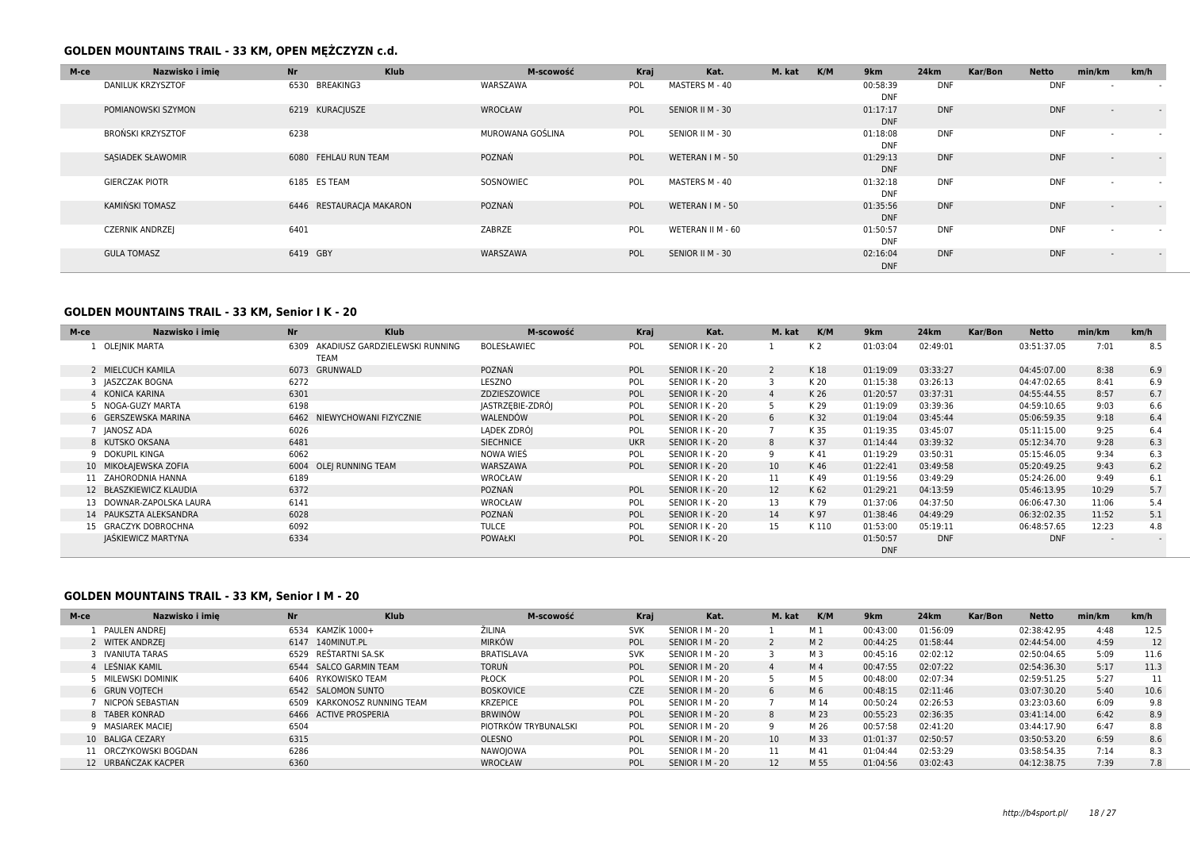## GOLDEN MOUNTAINS TRAIL - 33 KM, OPEN MĘŻCZYZN c.d.

| M-ce | Nazwisko i imię | Nr | Klub | M-scowość | Kraj | Kat. | M. kat | K/M | 9km | 24km | Kar/Bon | Netto | min/km | km/h |
|---|---|---|---|---|---|---|---|---|---|---|---|---|---|---|
| | DANILUK KRZYSZTOF | 6530 | BREAKING3 | WARSZAWA | POL | MASTERS M - 40 | | | 00:58:39 DNF | DNF | | DNF | - | - |
| | POMIANOWSKI SZYMON | 6219 | KURACJUSZE | WROCŁAW | POL | SENIOR II M - 30 | | | 01:17:17 DNF | DNF | | DNF | - | - |
| | BROŃSKI KRZYSZTOF | 6238 | | MUROWANA GOŚLINA | POL | SENIOR II M - 30 | | | 01:18:08 DNF | DNF | | DNF | - | - |
| | SĄSIADEK SŁAWOMIR | 6080 | FEHLAU RUN TEAM | POZNAŃ | POL | WETERAN I M - 50 | | | 01:29:13 DNF | DNF | | DNF | - | - |
| | GIERCZAK PIOTR | 6185 | ES TEAM | SOSNOWIEC | POL | MASTERS M - 40 | | | 01:32:18 DNF | DNF | | DNF | - | - |
| | KAMIŃSKI TOMASZ | 6446 | RESTAURACJA MAKARON | POZNAŃ | POL | WETERAN I M - 50 | | | 01:35:56 DNF | DNF | | DNF | - | - |
| | CZERNIK ANDRZEJ | 6401 | | ZABRZE | POL | WETERAN II M - 60 | | | 01:50:57 DNF | DNF | | DNF | - | - |
| | GULA TOMASZ | 6419 | GBY | WARSZAWA | POL | SENIOR II M - 30 | | | 02:16:04 DNF | DNF | | DNF | - | - |

## GOLDEN MOUNTAINS TRAIL - 33 KM, Senior I K - 20

| M-ce | Nazwisko i imię | Nr | Klub | M-scowość | Kraj | Kat. | M. kat | K/M | 9km | 24km | Kar/Bon | Netto | min/km | km/h |
|---|---|---|---|---|---|---|---|---|---|---|---|---|---|---|
| 1 | OLEJNIK MARTA | 6309 | AKADIUSZ GARDZIELEWSKI RUNNING TEAM | BOLESŁAWIEC | POL | SENIOR I K - 20 | 1 | K 2 | 01:03:04 | 02:49:01 | | 03:51:37.05 | 7:01 | 8.5 |
| 2 | MIELCUCH KAMILA | 6073 | GRUNWALD | POZNAŃ | POL | SENIOR I K - 20 | 2 | K 18 | 01:19:09 | 03:33:27 | | 04:45:07.00 | 8:38 | 6.9 |
| 3 | JASZCZAK BOGNA | 6272 | | LESZNO | POL | SENIOR I K - 20 | 3 | K 20 | 01:15:38 | 03:26:13 | | 04:47:02.65 | 8:41 | 6.9 |
| 4 | KONICA KARINA | 6301 | | ZDZIESZOWICE | POL | SENIOR I K - 20 | 4 | K 26 | 01:20:57 | 03:37:31 | | 04:55:44.55 | 8:57 | 6.7 |
| 5 | NOGA-GUZY MARTA | 6198 | | JASTRZĘBIE-ZDRÓJ | POL | SENIOR I K - 20 | 5 | K 29 | 01:19:09 | 03:39:36 | | 04:59:10.65 | 9:03 | 6.6 |
| 6 | GERSZEWSKA MARINA | 6462 | NIEWYCHOWANI FIZYCZNIE | WALENDÓW | POL | SENIOR I K - 20 | 6 | K 32 | 01:19:04 | 03:45:44 | | 05:06:59.35 | 9:18 | 6.4 |
| 7 | JANOSZ ADA | 6026 | | LĄDEK ZDRÓJ | POL | SENIOR I K - 20 | 7 | K 35 | 01:19:35 | 03:45:07 | | 05:11:15.00 | 9:25 | 6.4 |
| 8 | KUTSKO OKSANA | 6481 | | SIECHNICE | UKR | SENIOR I K - 20 | 8 | K 37 | 01:14:44 | 03:39:32 | | 05:12:34.70 | 9:28 | 6.3 |
| 9 | DOKUPIL KINGA | 6062 | | NOWA WIEŚ | POL | SENIOR I K - 20 | 9 | K 41 | 01:19:29 | 03:50:31 | | 05:15:46.05 | 9:34 | 6.3 |
| 10 | MIKOŁAJEWSKA ZOFIA | 6004 | OLEJ RUNNING TEAM | WARSZAWA | POL | SENIOR I K - 20 | 10 | K 46 | 01:22:41 | 03:49:58 | | 05:20:49.25 | 9:43 | 6.2 |
| 11 | ZAHORODNIA HANNA | 6189 | | WROCŁAW | | SENIOR I K - 20 | 11 | K 49 | 01:19:56 | 03:49:29 | | 05:24:26.00 | 9:49 | 6.1 |
| 12 | BŁASZKIEWICZ KLAUDIA | 6372 | | POZNAŃ | POL | SENIOR I K - 20 | 12 | K 62 | 01:29:21 | 04:13:59 | | 05:46:13.95 | 10:29 | 5.7 |
| 13 | DOWNAR-ZAPOLSKA LAURA | 6141 | | WROCŁAW | POL | SENIOR I K - 20 | 13 | K 79 | 01:37:06 | 04:37:50 | | 06:06:47.30 | 11:06 | 5.4 |
| 14 | PAUKSZTA ALEKSANDRA | 6028 | | POZNAŃ | POL | SENIOR I K - 20 | 14 | K 97 | 01:38:46 | 04:49:29 | | 06:32:02.35 | 11:52 | 5.1 |
| 15 | GRACZYK DOBROCHNA | 6092 | | TULCE | POL | SENIOR I K - 20 | 15 | K 110 | 01:53:00 | 05:19:11 | | 06:48:57.65 | 12:23 | 4.8 |
| | JAŚKIEWICZ MARTYNA | 6334 | | POWAŁKI | POL | SENIOR I K - 20 | | | 01:50:57 DNF | DNF | | DNF | - | - |

## GOLDEN MOUNTAINS TRAIL - 33 KM, Senior I M - 20

| M-ce | Nazwisko i imię | Nr | Klub | M-scowość | Kraj | Kat. | M. kat | K/M | 9km | 24km | Kar/Bon | Netto | min/km | km/h |
|---|---|---|---|---|---|---|---|---|---|---|---|---|---|---|
| 1 | PAULEN ANDREJ | 6534 | KAMZÍK 1000+ | ŽILINA | SVK | SENIOR I M - 20 | 1 | M 1 | 00:43:00 | 01:56:09 | | 02:38:42.95 | 4:48 | 12.5 |
| 2 | WITEK ANDRZEJ | 6147 | 140MINUT.PL | MIRKÓW | POL | SENIOR I M - 20 | 2 | M 2 | 00:44:25 | 01:58:44 | | 02:44:54.00 | 4:59 | 12 |
| 3 | IVANIUTA TARAS | 6529 | REŠTARTNI SA.SK | BRATISLAVA | SVK | SENIOR I M - 20 | 3 | M 3 | 00:45:16 | 02:02:12 | | 02:50:04.65 | 5:09 | 11.6 |
| 4 | LEŚNIAK KAMIL | 6544 | SALCO GARMIN TEAM | TORUŃ | POL | SENIOR I M - 20 | 4 | M 4 | 00:47:55 | 02:07:22 | | 02:54:36.30 | 5:17 | 11.3 |
| 5 | MILEWSKI DOMINIK | 6406 | RYKOWISKO TEAM | PŁOCK | POL | SENIOR I M - 20 | 5 | M 5 | 00:48:00 | 02:07:34 | | 02:59:51.25 | 5:27 | 11 |
| 6 | GRUN VOJTECH | 6542 | SALOMON SUNTO | BOSKOVICE | CZE | SENIOR I M - 20 | 6 | M 6 | 00:48:15 | 02:11:46 | | 03:07:30.20 | 5:40 | 10.6 |
| 7 | NICPOŃ SEBASTIAN | 6509 | KARKONOSZ RUNNING TEAM | KRZEPICE | POL | SENIOR I M - 20 | 7 | M 14 | 00:50:24 | 02:26:53 | | 03:23:03.60 | 6:09 | 9.8 |
| 8 | TABER KONRAD | 6466 | ACTIVE PROSPERIA | BRWINÓW | POL | SENIOR I M - 20 | 8 | M 23 | 00:55:23 | 02:36:35 | | 03:41:14.00 | 6:42 | 8.9 |
| 9 | MASIAREK MACIEJ | 6504 | | PIOTRKÓW TRYBUNALSKI | POL | SENIOR I M - 20 | 9 | M 26 | 00:57:58 | 02:41:20 | | 03:44:17.90 | 6:47 | 8.8 |
| 10 | BALIGA CEZARY | 6315 | | OLESNO | POL | SENIOR I M - 20 | 10 | M 33 | 01:01:37 | 02:50:57 | | 03:50:53.20 | 6:59 | 8.6 |
| 11 | ORCZYKOWSKI BOGDAN | 6286 | | NAWOJOWA | POL | SENIOR I M - 20 | 11 | M 41 | 01:04:44 | 02:53:29 | | 03:58:54.35 | 7:14 | 8.3 |
| 12 | URBAŃCZAK KACPER | 6360 | | WROCŁAW | POL | SENIOR I M - 20 | 12 | M 55 | 01:04:56 | 03:02:43 | | 04:12:38.75 | 7:39 | 7.8 |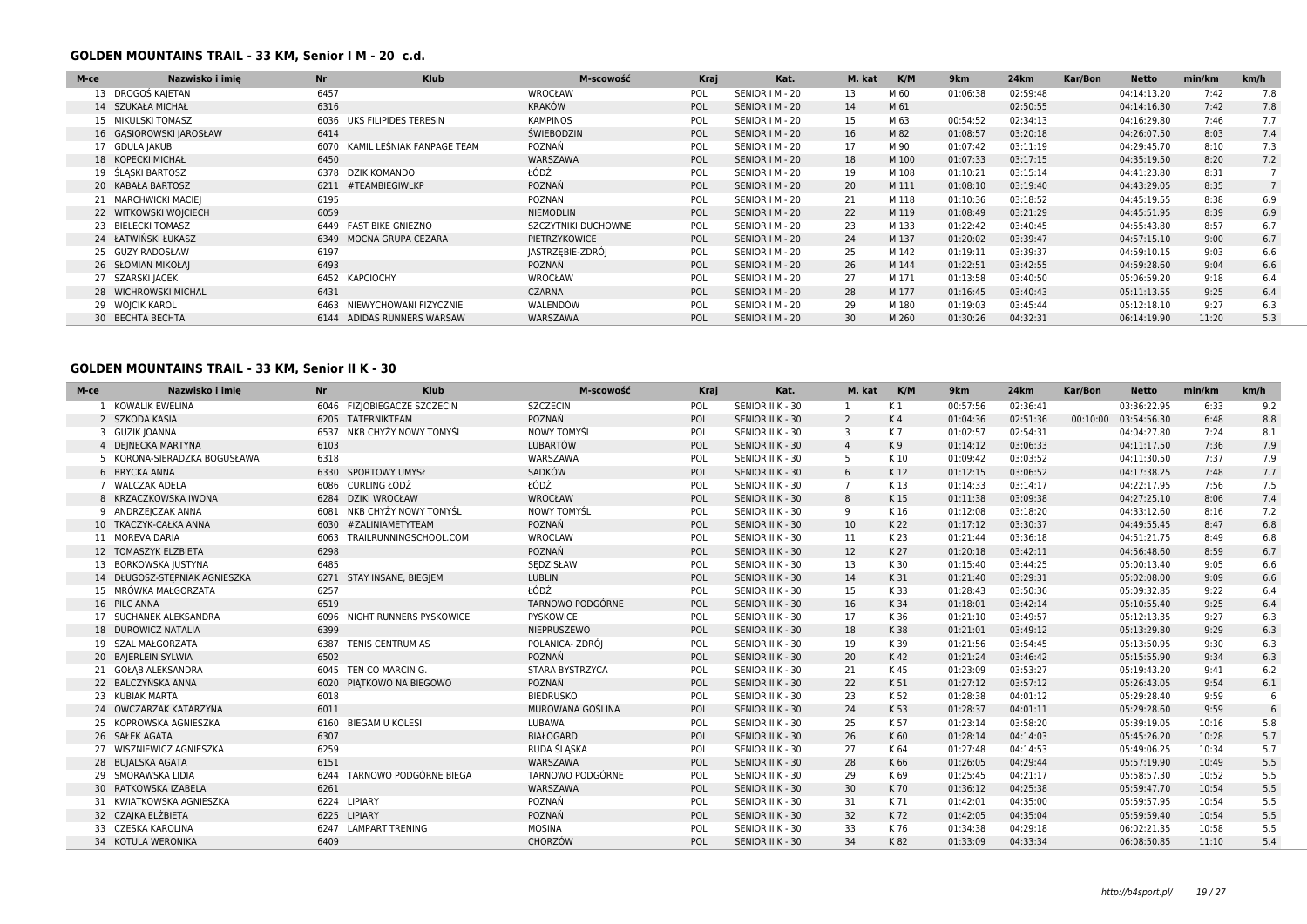## GOLDEN MOUNTAINS TRAIL - 33 KM, Senior I M - 20 c.d.

| M-ce | Nazwisko i imię | Nr | Klub | M-scowość | Kraj | Kat. | M. kat | K/M | 9km | 24km | Kar/Bon | Netto | min/km | km/h |
|---|---|---|---|---|---|---|---|---|---|---|---|---|---|---|
| 13 | DROGOŚ KAJETAN | 6457 | | WROCŁAW | POL | SENIOR I M - 20 | 13 | M 60 | 01:06:38 | 02:59:48 | | 04:14:13.20 | 7:42 | 7.8 |
| 14 | SZUKAŁA MICHAŁ | 6316 | | KRAKÓW | POL | SENIOR I M - 20 | 14 | M 61 | | 02:50:55 | | 04:14:16.30 | 7:42 | 7.8 |
| 15 | MIKULSKI TOMASZ | 6036 | UKS FILIPIDES TERESIN | KAMPINOS | POL | SENIOR I M - 20 | 15 | M 63 | 00:54:52 | 02:34:13 | | 04:16:29.80 | 7:46 | 7.7 |
| 16 | GĄSIOROWSKI JAROSŁAW | 6414 | | ŚWIEBODZIN | POL | SENIOR I M - 20 | 16 | M 82 | 01:08:57 | 03:20:18 | | 04:26:07.50 | 8:03 | 7.4 |
| 17 | GDULA JAKUB | 6070 | KAMIL LEŚNIAK FANPAGE TEAM | POZNAŃ | POL | SENIOR I M - 20 | 17 | M 90 | 01:07:42 | 03:11:19 | | 04:29:45.70 | 8:10 | 7.3 |
| 18 | KOPECKI MICHAŁ | 6450 | | WARSZAWA | POL | SENIOR I M - 20 | 18 | M 100 | 01:07:33 | 03:17:15 | | 04:35:19.50 | 8:20 | 7.2 |
| 19 | ŚLĄSKI BARTOSZ | 6378 | DZIK KOMANDO | ŁÓDŹ | POL | SENIOR I M - 20 | 19 | M 108 | 01:10:21 | 03:15:14 | | 04:41:23.80 | 8:31 | 7 |
| 20 | KABAŁA BARTOSZ | 6211 | #TEAMBIEGIWLKP | POZNAŃ | POL | SENIOR I M - 20 | 20 | M 111 | 01:08:10 | 03:19:40 | | 04:43:29.05 | 8:35 | 7 |
| 21 | MARCHWICKI MACIEJ | 6195 | | POZNAN | POL | SENIOR I M - 20 | 21 | M 118 | 01:10:36 | 03:18:52 | | 04:45:19.55 | 8:38 | 6.9 |
| 22 | WITKOWSKI WOJCIECH | 6059 | | NIEMODLIN | POL | SENIOR I M - 20 | 22 | M 119 | 01:08:49 | 03:21:29 | | 04:45:51.95 | 8:39 | 6.9 |
| 23 | BIELECKI TOMASZ | 6449 | FAST BIKE GNIEZNO | SZCZYTNIKI DUCHOWNE | POL | SENIOR I M - 20 | 23 | M 133 | 01:22:42 | 03:40:45 | | 04:55:43.80 | 8:57 | 6.7 |
| 24 | ŁATWIŃSKI ŁUKASZ | 6349 | MOCNA GRUPA CEZARA | PIETRZYKOWICE | POL | SENIOR I M - 20 | 24 | M 137 | 01:20:02 | 03:39:47 | | 04:57:15.10 | 9:00 | 6.7 |
| 25 | GUZY RADOSŁAW | 6197 | | JASTRZĘBIE-ZDRÓJ | POL | SENIOR I M - 20 | 25 | M 142 | 01:19:11 | 03:39:37 | | 04:59:10.15 | 9:03 | 6.6 |
| 26 | SŁOMIAN MIKOŁAJ | 6493 | | POZNAŃ | POL | SENIOR I M - 20 | 26 | M 144 | 01:22:51 | 03:42:55 | | 04:59:28.60 | 9:04 | 6.6 |
| 27 | SZARSKI JACEK | 6452 | KAPCIOCHY | WROCŁAW | POL | SENIOR I M - 20 | 27 | M 171 | 01:13:58 | 03:40:50 | | 05:06:59.20 | 9:18 | 6.4 |
| 28 | WICHROWSKI MICHAL | 6431 | | CZARNA | POL | SENIOR I M - 20 | 28 | M 177 | 01:16:45 | 03:40:43 | | 05:11:13.55 | 9:25 | 6.4 |
| 29 | WÓJCIK KAROL | 6463 | NIEWYCHOWANI FIZYCZNIE | WALENDÓW | POL | SENIOR I M - 20 | 29 | M 180 | 01:19:03 | 03:45:44 | | 05:12:18.10 | 9:27 | 6.3 |
| 30 | BECHTA BECHTA | 6144 | ADIDAS RUNNERS WARSAW | WARSZAWA | POL | SENIOR I M - 20 | 30 | M 260 | 01:30:26 | 04:32:31 | | 06:14:19.90 | 11:20 | 5.3 |

## GOLDEN MOUNTAINS TRAIL - 33 KM, Senior II K - 30

| M-ce | Nazwisko i imię | Nr | Klub | M-scowość | Kraj | Kat. | M. kat | K/M | 9km | 24km | Kar/Bon | Netto | min/km | km/h |
|---|---|---|---|---|---|---|---|---|---|---|---|---|---|---|
| 1 | KOWALIK EWELINA | 6046 | FIZJOBIEGACZE SZCZECIN | SZCZECIN | POL | SENIOR II K - 30 | 1 | K 1 | 00:57:56 | 02:36:41 | | 03:36:22.95 | 6:33 | 9.2 |
| 2 | SZKODA KASIA | 6205 | TATERNIKTEAM | POZNAŃ | POL | SENIOR II K - 30 | 2 | K 4 | 01:04:36 | 02:51:36 | 00:10:00 | 03:54:56.30 | 6:48 | 8.8 |
| 3 | GUZIK JOANNA | 6537 | NKB CHYŻY NOWY TOMYŚL | NOWY TOMYŚL | POL | SENIOR II K - 30 | 3 | K 7 | 01:02:57 | 02:54:31 | | 04:04:27.80 | 7:24 | 8.1 |
| 4 | DEJNECKA MARTYNA | 6103 | | LUBARTÓW | POL | SENIOR II K - 30 | 4 | K 9 | 01:14:12 | 03:06:33 | | 04:11:17.50 | 7:36 | 7.9 |
| 5 | KORONA-SIERADZKA BOGUSŁAWA | 6318 | | WARSZAWA | POL | SENIOR II K - 30 | 5 | K 10 | 01:09:42 | 03:03:52 | | 04:11:30.50 | 7:37 | 7.9 |
| 6 | BRYCKA ANNA | 6330 | SPORTOWY UMYSŁ | SADKÓW | POL | SENIOR II K - 30 | 6 | K 12 | 01:12:15 | 03:06:52 | | 04:17:38.25 | 7:48 | 7.7 |
| 7 | WALCZAK ADELA | 6086 | CURLING ŁÓDŹ | ŁÓDŹ | POL | SENIOR II K - 30 | 7 | K 13 | 01:14:33 | 03:14:17 | | 04:22:17.95 | 7:56 | 7.5 |
| 8 | KRZACZKOWSKA IWONA | 6284 | DZIKI WROCŁAW | WROCŁAW | POL | SENIOR II K - 30 | 8 | K 15 | 01:11:38 | 03:09:38 | | 04:27:25.10 | 8:06 | 7.4 |
| 9 | ANDRZEJCZAK ANNA | 6081 | NKB CHYŻY NOWY TOMYŚL | NOWY TOMYŚL | POL | SENIOR II K - 30 | 9 | K 16 | 01:12:08 | 03:18:20 | | 04:33:12.60 | 8:16 | 7.2 |
| 10 | TKACZYK-CAŁKA ANNA | 6030 | #ZALINIAMETYTEAM | POZNAŃ | POL | SENIOR II K - 30 | 10 | K 22 | 01:17:12 | 03:30:37 | | 04:49:55.45 | 8:47 | 6.8 |
| 11 | MOREVA DARIA | 6063 | TRAILRUNNINGSCHOOL.COM | WROCLAW | POL | SENIOR II K - 30 | 11 | K 23 | 01:21:44 | 03:36:18 | | 04:51:21.75 | 8:49 | 6.8 |
| 12 | TOMASZYK ELZBIETA | 6298 | | POZNAŃ | POL | SENIOR II K - 30 | 12 | K 27 | 01:20:18 | 03:42:11 | | 04:56:48.60 | 8:59 | 6.7 |
| 13 | BORKOWSKA JUSTYNA | 6485 | | SĘDZISŁAW | POL | SENIOR II K - 30 | 13 | K 30 | 01:15:40 | 03:44:25 | | 05:00:13.40 | 9:05 | 6.6 |
| 14 | DŁUGOSZ-STĘPNIAK AGNIESZKA | 6271 | STAY INSANE, BIEGJEM | LUBLIN | POL | SENIOR II K - 30 | 14 | K 31 | 01:21:40 | 03:29:31 | | 05:02:08.00 | 9:09 | 6.6 |
| 15 | MRÓWKA MAŁGORZATA | 6257 | | ŁÓDŹ | POL | SENIOR II K - 30 | 15 | K 33 | 01:28:43 | 03:50:36 | | 05:09:32.85 | 9:22 | 6.4 |
| 16 | PILC ANNA | 6519 | | TARNOWO PODGÓRNE | POL | SENIOR II K - 30 | 16 | K 34 | 01:18:01 | 03:42:14 | | 05:10:55.40 | 9:25 | 6.4 |
| 17 | SUCHANEK ALEKSANDRA | 6096 | NIGHT RUNNERS PYSKOWICE | PYSKOWICE | POL | SENIOR II K - 30 | 17 | K 36 | 01:21:10 | 03:49:57 | | 05:12:13.35 | 9:27 | 6.3 |
| 18 | DUROWICZ NATALIA | 6399 | | NIEPRUSZEWO | POL | SENIOR II K - 30 | 18 | K 38 | 01:21:01 | 03:49:12 | | 05:13:29.80 | 9:29 | 6.3 |
| 19 | SZAL MAŁGORZATA | 6387 | TENIS CENTRUM AS | POLANICA- ZDRÓJ | POL | SENIOR II K - 30 | 19 | K 39 | 01:21:56 | 03:54:45 | | 05:13:50.95 | 9:30 | 6.3 |
| 20 | BAJERLEIN SYLWIA | 6502 | | POZNAŃ | POL | SENIOR II K - 30 | 20 | K 42 | 01:21:24 | 03:46:42 | | 05:15:55.90 | 9:34 | 6.3 |
| 21 | GOŁĄB ALEKSANDRA | 6045 | TEN CO MARCIN G. | STARA BYSTRZYCA | POL | SENIOR II K - 30 | 21 | K 45 | 01:23:09 | 03:53:27 | | 05:19:43.20 | 9:41 | 6.2 |
| 22 | BALCZYŃSKA ANNA | 6020 | PIĄTKOWO NA BIEGOWO | POZNAŃ | POL | SENIOR II K - 30 | 22 | K 51 | 01:27:12 | 03:57:12 | | 05:26:43.05 | 9:54 | 6.1 |
| 23 | KUBIAK MARTA | 6018 | | BIEDRUSKO | POL | SENIOR II K - 30 | 23 | K 52 | 01:28:38 | 04:01:12 | | 05:29:28.40 | 9:59 | 6 |
| 24 | OWCZARZAK KATARZYNA | 6011 | | MUROWANA GOŚLINA | POL | SENIOR II K - 30 | 24 | K 53 | 01:28:37 | 04:01:11 | | 05:29:28.60 | 9:59 | 6 |
| 25 | KOPROWSKA AGNIESZKA | 6160 | BIEGAM U KOLESI | LUBAWA | POL | SENIOR II K - 30 | 25 | K 57 | 01:23:14 | 03:58:20 | | 05:39:19.05 | 10:16 | 5.8 |
| 26 | SAŁEK AGATA | 6307 | | BIAŁOGARD | POL | SENIOR II K - 30 | 26 | K 60 | 01:28:14 | 04:14:03 | | 05:45:26.20 | 10:28 | 5.7 |
| 27 | WISZNIEWICZ AGNIESZKA | 6259 | | RUDA ŚLĄSKA | POL | SENIOR II K - 30 | 27 | K 64 | 01:27:48 | 04:14:53 | | 05:49:06.25 | 10:34 | 5.7 |
| 28 | BUJALSKA AGATA | 6151 | | WARSZAWA | POL | SENIOR II K - 30 | 28 | K 66 | 01:26:05 | 04:29:44 | | 05:57:19.90 | 10:49 | 5.5 |
| 29 | SMORAWSKA LIDIA | 6244 | TARNOWO PODGÓRNE BIEGA | TARNOWO PODGÓRNE | POL | SENIOR II K - 30 | 29 | K 69 | 01:25:45 | 04:21:17 | | 05:58:57.30 | 10:52 | 5.5 |
| 30 | RATKOWSKA IZABELA | 6261 | | WARSZAWA | POL | SENIOR II K - 30 | 30 | K 70 | 01:36:12 | 04:25:38 | | 05:59:47.70 | 10:54 | 5.5 |
| 31 | KWIATKOWSKA AGNIESZKA | 6224 | LIPIARY | POZNAŃ | POL | SENIOR II K - 30 | 31 | K 71 | 01:42:01 | 04:35:00 | | 05:59:57.95 | 10:54 | 5.5 |
| 32 | CZAJKA ELŻBIETA | 6225 | LIPIARY | POZNAŃ | POL | SENIOR II K - 30 | 32 | K 72 | 01:42:05 | 04:35:04 | | 05:59:59.40 | 10:54 | 5.5 |
| 33 | CZESKA KAROLINA | 6247 | LAMPART TRENING | MOSINA | POL | SENIOR II K - 30 | 33 | K 76 | 01:34:38 | 04:29:18 | | 06:02:21.35 | 10:58 | 5.5 |
| 34 | KOTULA WERONIKA | 6409 | | CHORZÓW | POL | SENIOR II K - 30 | 34 | K 82 | 01:33:09 | 04:33:34 | | 06:08:50.85 | 11:10 | 5.4 |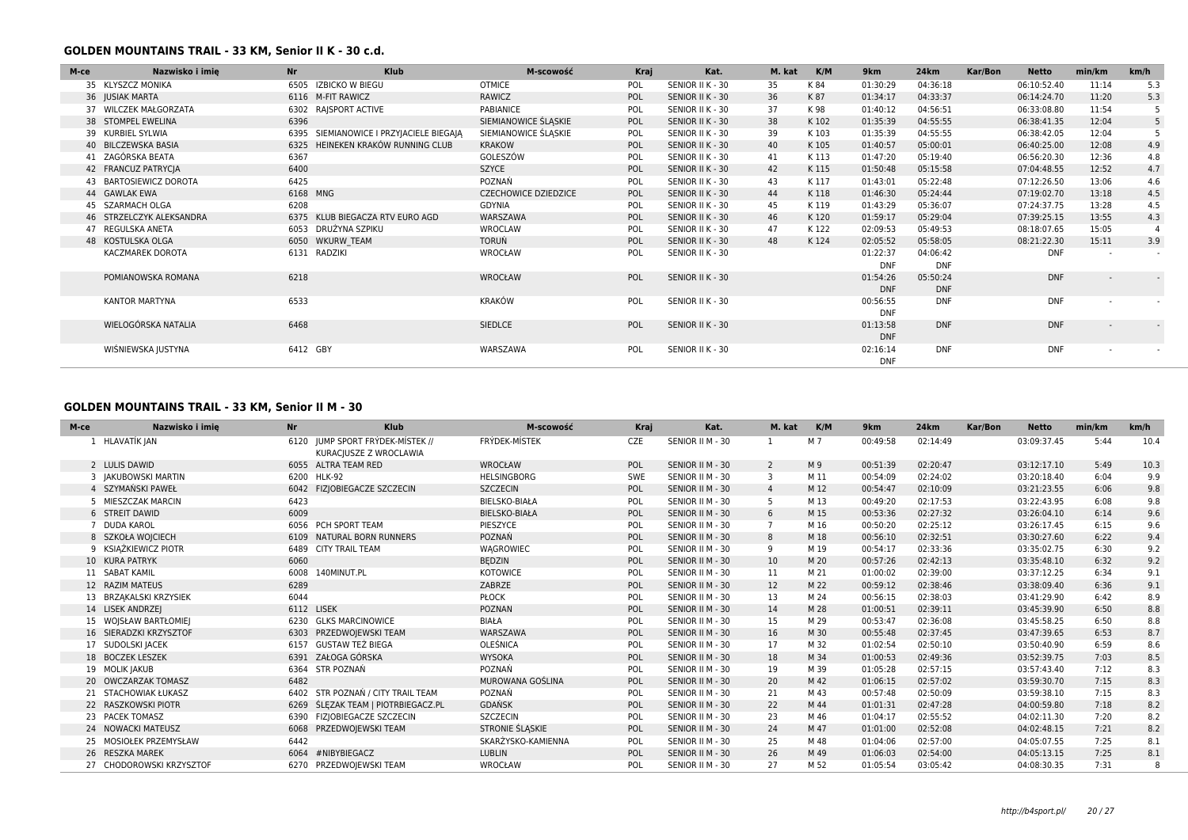### GOLDEN MOUNTAINS TRAIL - 33 KM, Senior II K - 30 c.d.

| M-ce | Nazwisko i imię | Nr | Klub | M-scowość | Kraj | Kat. | M. kat | K/M | 9km | 24km | Kar/Bon | Netto | min/km | km/h |
|---|---|---|---|---|---|---|---|---|---|---|---|---|---|---|
| 35 | KLYSZCZ MONIKA | 6505 | IZBICKO W BIEGU | OTMICE | POL | SENIOR II K - 30 | 35 | K 84 | 01:30:29 | 04:36:18 | | 06:10:52.40 | 11:14 | 5.3 |
| 36 | JUSIAK MARTA | 6116 | M-FIT RAWICZ | RAWICZ | POL | SENIOR II K - 30 | 36 | K 87 | 01:34:17 | 04:33:37 | | 06:14:24.70 | 11:20 | 5.3 |
| 37 | WILCZEK MAŁGORZATA | 6302 | RAJSPORT ACTIVE | PABIANICE | POL | SENIOR II K - 30 | 37 | K 98 | 01:40:12 | 04:56:51 | | 06:33:08.80 | 11:54 | 5 |
| 38 | STOMPEL EWELINA | 6396 | | SIEMIANOWICE ŚLĄSKIE | POL | SENIOR II K - 30 | 38 | K 102 | 01:35:39 | 04:55:55 | | 06:38:41.35 | 12:04 | 5 |
| 39 | KURBIEL SYLWIA | 6395 | SIEMIANOWICE I PRZYJACIELE BIEGAJĄ | SIEMIANOWICE ŚLĄSKIE | POL | SENIOR II K - 30 | 39 | K 103 | 01:35:39 | 04:55:55 | | 06:38:42.05 | 12:04 | 5 |
| 40 | BILCZEWSKA BASIA | 6325 | HEINEKEN KRAKÓW RUNNING CLUB | KRAKOW | POL | SENIOR II K - 30 | 40 | K 105 | 01:40:57 | 05:00:01 | | 06:40:25.00 | 12:08 | 4.9 |
| 41 | ZAGÓRSKA BEATA | 6367 | | GOLESZÓW | POL | SENIOR II K - 30 | 41 | K 113 | 01:47:20 | 05:19:40 | | 06:56:20.30 | 12:36 | 4.8 |
| 42 | FRANCUZ PATRYCJA | 6400 | | SZYCE | POL | SENIOR II K - 30 | 42 | K 115 | 01:50:48 | 05:15:58 | | 07:04:48.55 | 12:52 | 4.7 |
| 43 | BARTOSIEWICZ DOROTA | 6425 | | POZNAŃ | POL | SENIOR II K - 30 | 43 | K 117 | 01:43:01 | 05:22:48 | | 07:12:26.50 | 13:06 | 4.6 |
| 44 | GAWLAK EWA | 6168 | MNG | CZECHOWICE DZIEDZICE | POL | SENIOR II K - 30 | 44 | K 118 | 01:46:30 | 05:24:44 | | 07:19:02.70 | 13:18 | 4.5 |
| 45 | SZARMACH OLGA | 6208 | | GDYNIA | POL | SENIOR II K - 30 | 45 | K 119 | 01:43:29 | 05:36:07 | | 07:24:37.75 | 13:28 | 4.5 |
| 46 | STRZELCZYK ALEKSANDRA | 6375 | KLUB BIEGACZA RTV EURO AGD | WARSZAWA | POL | SENIOR II K - 30 | 46 | K 120 | 01:59:17 | 05:29:04 | | 07:39:25.15 | 13:55 | 4.3 |
| 47 | REGULSKA ANETA | 6053 | DRUŻYNA SZPIKU | WROCLAW | POL | SENIOR II K - 30 | 47 | K 122 | 02:09:53 | 05:49:53 | | 08:18:07.65 | 15:05 | 4 |
| 48 | KOSTULSKA OLGA | 6050 | WKURW_TEAM | TORUŃ | POL | SENIOR II K - 30 | 48 | K 124 | 02:05:52 | 05:58:05 | | 08:21:22.30 | 15:11 | 3.9 |
| | KACZMAREK DOROTA | 6131 | RADZIKI | WROCŁAW | POL | SENIOR II K - 30 | | | 01:22:37 DNF | 04:06:42 DNF | | DNF | - | - |
| | POMIANOWSKA ROMANA | 6218 | | WROCŁAW | POL | SENIOR II K - 30 | | | 01:54:26 DNF | 05:50:24 DNF | | DNF | - | - |
| | KANTOR MARTYNA | 6533 | | KRAKÓW | POL | SENIOR II K - 30 | | | 00:56:55 DNF | DNF | | DNF | - | - |
| | WIELOGÓRSKA NATALIA | 6468 | | SIEDLCE | POL | SENIOR II K - 30 | | | 01:13:58 DNF | DNF | | DNF | - | - |
| | WIŚNIEWSKA JUSTYNA | 6412 | GBY | WARSZAWA | POL | SENIOR II K - 30 | | | 02:16:14 DNF | DNF | | DNF | - | - |

### GOLDEN MOUNTAINS TRAIL - 33 KM, Senior II M - 30

| M-ce | Nazwisko i imię | Nr | Klub | M-scowość | Kraj | Kat. | M. kat | K/M | 9km | 24km | Kar/Bon | Netto | min/km | km/h |
|---|---|---|---|---|---|---|---|---|---|---|---|---|---|---|
| 1 | HLAVATÍK JAN | 6120 | JUMP SPORT FRÝDEK-MÍSTEK // KURACJUSZE Z WROCLAWIA | FRÝDEK-MÍSTEK | CZE | SENIOR II M - 30 | 1 | M 7 | 00:49:58 | 02:14:49 | | 03:09:37.45 | 5:44 | 10.4 |
| 2 | LULIS DAWID | 6055 | ALTRA TEAM RED | WROCŁAW | POL | SENIOR II M - 30 | 2 | M 9 | 00:51:39 | 02:20:47 | | 03:12:17.10 | 5:49 | 10.3 |
| 3 | JAKUBOWSKI MARTIN | 6200 | HLK-92 | HELSINGBORG | SWE | SENIOR II M - 30 | 3 | M 11 | 00:54:09 | 02:24:02 | | 03:20:18.40 | 6:04 | 9.9 |
| 4 | SZYMAŃSKI PAWEŁ | 6042 | FIZJOBIEGACZE SZCZECIN | SZCZECIN | POL | SENIOR II M - 30 | 4 | M 12 | 00:54:47 | 02:10:09 | | 03:21:23.55 | 6:06 | 9.8 |
| 5 | MIESZCZAK MARCIN | 6423 | | BIELSKO-BIAŁA | POL | SENIOR II M - 30 | 5 | M 13 | 00:49:20 | 02:17:53 | | 03:22:43.95 | 6:08 | 9.8 |
| 6 | STREIT DAWID | 6009 | | BIELSKO-BIAŁA | POL | SENIOR II M - 30 | 6 | M 15 | 00:53:36 | 02:27:32 | | 03:26:04.10 | 6:14 | 9.6 |
| 7 | DUDA KAROL | 6056 | PCH SPORT TEAM | PIESZYCE | POL | SENIOR II M - 30 | 7 | M 16 | 00:50:20 | 02:25:12 | | 03:26:17.45 | 6:15 | 9.6 |
| 8 | SZKOŁA WOJCIECH | 6109 | NATURAL BORN RUNNERS | POZNAŃ | POL | SENIOR II M - 30 | 8 | M 18 | 00:56:10 | 02:32:51 | | 03:30:27.60 | 6:22 | 9.4 |
| 9 | KSIĄŻKIEWICZ PIOTR | 6489 | CITY TRAIL TEAM | WĄGROWIEC | POL | SENIOR II M - 30 | 9 | M 19 | 00:54:17 | 02:33:36 | | 03:35:02.75 | 6:30 | 9.2 |
| 10 | KURA PATRYK | 6060 | | BĘDZIN | POL | SENIOR II M - 30 | 10 | M 20 | 00:57:26 | 02:42:13 | | 03:35:48.10 | 6:32 | 9.2 |
| 11 | SABAT KAMIL | 6008 | 140MINUT.PL | KOTOWICE | POL | SENIOR II M - 30 | 11 | M 21 | 01:00:02 | 02:39:00 | | 03:37:12.25 | 6:34 | 9.1 |
| 12 | RAZIM MATEUS | 6289 | | ZABRZE | POL | SENIOR II M - 30 | 12 | M 22 | 00:59:12 | 02:38:46 | | 03:38:09.40 | 6:36 | 9.1 |
| 13 | BRZĄKALSKI KRZYSIEK | 6044 | | PŁOCK | POL | SENIOR II M - 30 | 13 | M 24 | 00:56:15 | 02:38:03 | | 03:41:29.90 | 6:42 | 8.9 |
| 14 | LISEK ANDRZEJ | 6112 | LISEK | POZNAN | POL | SENIOR II M - 30 | 14 | M 28 | 01:00:51 | 02:39:11 | | 03:45:39.90 | 6:50 | 8.8 |
| 15 | WOJSŁAW BARTŁOMIEJ | 6230 | GLKS MARCINOWICE | BIAŁA | POL | SENIOR II M - 30 | 15 | M 29 | 00:53:47 | 02:36:08 | | 03:45:58.25 | 6:50 | 8.8 |
| 16 | SIERADZKI KRZYSZTOF | 6303 | PRZEDWOJEWSKI TEAM | WARSZAWA | POL | SENIOR II M - 30 | 16 | M 30 | 00:55:48 | 02:37:45 | | 03:47:39.65 | 6:53 | 8.7 |
| 17 | SUDOLSKI JACEK | 6157 | GUSTAW TEŻ BIEGA | OLEŚNICA | POL | SENIOR II M - 30 | 17 | M 32 | 01:02:54 | 02:50:10 | | 03:50:40.90 | 6:59 | 8.6 |
| 18 | BOCZEK LESZEK | 6391 | ZAŁOGA GÓRSKA | WYSOKA | POL | SENIOR II M - 30 | 18 | M 34 | 01:00:53 | 02:49:36 | | 03:52:39.75 | 7:03 | 8.5 |
| 19 | MOLIK JAKUB | 6364 | STR POZNAŃ | POZNAŃ | POL | SENIOR II M - 30 | 19 | M 39 | 01:05:28 | 02:57:15 | | 03:57:43.40 | 7:12 | 8.3 |
| 20 | OWCZARZAK TOMASZ | 6482 | | MUROWANA GOŚLINA | POL | SENIOR II M - 30 | 20 | M 42 | 01:06:15 | 02:57:02 | | 03:59:30.70 | 7:15 | 8.3 |
| 21 | STACHOWIAK ŁUKASZ | 6402 | STR POZNAŃ / CITY TRAIL TEAM | POZNAŃ | POL | SENIOR II M - 30 | 21 | M 43 | 00:57:48 | 02:50:09 | | 03:59:38.10 | 7:15 | 8.3 |
| 22 | RASZKOWSKI PIOTR | 6269 | ŚLĘZAK TEAM \| PIOTRBIEGACZ.PL | GDAŃSK | POL | SENIOR II M - 30 | 22 | M 44 | 01:01:31 | 02:47:28 | | 04:00:59.80 | 7:18 | 8.2 |
| 23 | PACEK TOMASZ | 6390 | FIZJOBIEGACZE SZCZECIN | SZCZECIN | POL | SENIOR II M - 30 | 23 | M 46 | 01:04:17 | 02:55:52 | | 04:02:11.30 | 7:20 | 8.2 |
| 24 | NOWACKI MATEUSZ | 6068 | PRZEDWOJEWSKI TEAM | STRONIE ŚLĄSKIE | POL | SENIOR II M - 30 | 24 | M 47 | 01:01:00 | 02:52:08 | | 04:02:48.15 | 7:21 | 8.2 |
| 25 | MOSIOŁEK PRZEMYSŁAW | 6442 | | SKARŻYSKO-KAMIENNA | POL | SENIOR II M - 30 | 25 | M 48 | 01:04:06 | 02:57:00 | | 04:05:07.55 | 7:25 | 8.1 |
| 26 | RESZKA MAREK | 6064 | #NIBYBIEGACZ | LUBLIN | POL | SENIOR II M - 30 | 26 | M 49 | 01:06:03 | 02:54:00 | | 04:05:13.15 | 7:25 | 8.1 |
| 27 | CHODOROWSKI KRZYSZTOF | 6270 | PRZEDWOJEWSKI TEAM | WROCŁAW | POL | SENIOR II M - 30 | 27 | M 52 | 01:05:54 | 03:05:42 | | 04:08:30.35 | 7:31 | 8 |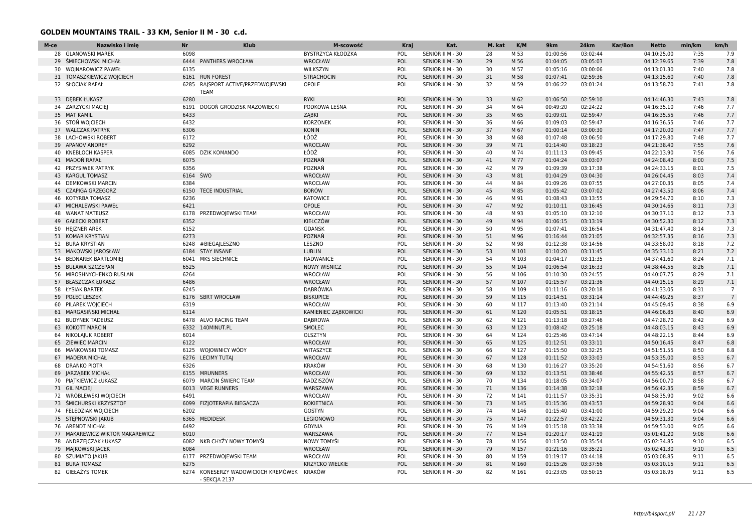## GOLDEN MOUNTAINS TRAIL - 33 KM, Senior II M - 30 c.d.

| M-ce | Nazwisko i imię | Nr | Klub | M-scowość | Kraj | Kat. | M. kat | K/M | 9km | 24km | Kar/Bon | Netto | min/km | km/h |
|---|---|---|---|---|---|---|---|---|---|---|---|---|---|---|
| 28 | GLANOWSKI MAREK | 6098 | | BYSTRZYCA KŁODZKA | POL | SENIOR II M - 30 | 28 | M 53 | 01:00:56 | 03:02:44 | | 04:10:25.00 | 7:35 | 7.9 |
| 29 | ŚMIECHOWSKI MICHAŁ | 6444 | PANTHERS WROCŁAW | WROCŁAW | POL | SENIOR II M - 30 | 29 | M 56 | 01:04:05 | 03:05:03 | | 04:12:39.65 | 7:39 | 7.8 |
| 30 | WOJNAROWICZ PAWEŁ | 6135 | | WILKSZYN | POL | SENIOR II M - 30 | 30 | M 57 | 01:05:16 | 03:00:06 | | 04:13:01.30 | 7:40 | 7.8 |
| 31 | TOMASZKIEWICZ WOJCIECH | 6161 | RUN FOREST | STRACHOCIN | POL | SENIOR II M - 30 | 31 | M 58 | 01:07:41 | 02:59:36 | | 04:13:15.60 | 7:40 | 7.8 |
| 32 | SŁOCIAK RAFAŁ | 6285 | RAJSPORT ACTIVE/PRZEDWOJEWSKI TEAM | OPOLE | POL | SENIOR II M - 30 | 32 | M 59 | 01:06:22 | 03:01:24 | | 04:13:58.70 | 7:41 | 7.8 |
| 33 | DĘBEK ŁUKASZ | 6280 | | RYKI | POL | SENIOR II M - 30 | 33 | M 62 | 01:06:50 | 02:59:10 | | 04:14:46.30 | 7:43 | 7.8 |
| 34 | ZARZYCKI MACIEJ | 6191 | DOGOŃ GRODZISK MAZOWIECKI | PODKOWA LEŚNA | POL | SENIOR II M - 30 | 34 | M 64 | 00:49:20 | 02:24:22 | | 04:16:35.10 | 7:46 | 7.7 |
| 35 | MAT KAMIL | 6433 | | ZĄBKI | POL | SENIOR II M - 30 | 35 | M 65 | 01:09:01 | 02:59:47 | | 04:16:35.55 | 7:46 | 7.7 |
| 36 | STOŃ WOJCIECH | 6432 | | KORZONEK | POL | SENIOR II M - 30 | 36 | M 66 | 01:09:03 | 02:59:47 | | 04:16:36.55 | 7:46 | 7.7 |
| 37 | WALCZAK PATRYK | 6306 | | KONIN | POL | SENIOR II M - 30 | 37 | M 67 | 01:00:14 | 03:00:30 | | 04:17:20.00 | 7:47 | 7.7 |
| 38 | LACHOWSKI ROBERT | 6172 | | ŁÓDŹ | POL | SENIOR II M - 30 | 38 | M 68 | 01:07:48 | 03:06:50 | | 04:17:29.80 | 7:48 | 7.7 |
| 39 | APANOV ANDREY | 6292 | | WROCLAW | POL | SENIOR II M - 30 | 39 | M 71 | 01:14:40 | 03:18:23 | | 04:21:38.40 | 7:55 | 7.6 |
| 40 | KNEBLOCH KASPER | 6085 | DZIK KOMANDO | ŁÓDŹ | POL | SENIOR II M - 30 | 40 | M 74 | 01:11:13 | 03:09:45 | | 04:22:13.90 | 7:56 | 7.6 |
| 41 | MADOŃ RAFAŁ | 6075 | | POZNAŃ | POL | SENIOR II M - 30 | 41 | M 77 | 01:04:24 | 03:03:07 | | 04:24:08.40 | 8:00 | 7.5 |
| 42 | PRZYSIWEK PATRYK | 6356 | | POZNAŃ | POL | SENIOR II M - 30 | 42 | M 79 | 01:09:39 | 03:17:38 | | 04:24:33.15 | 8:01 | 7.5 |
| 43 | KARGUL TOMASZ | 6164 | ŚWO | WROCŁAW | POL | SENIOR II M - 30 | 43 | M 81 | 01:04:29 | 03:04:30 | | 04:26:04.45 | 8:03 | 7.4 |
| 44 | DEMKOWSKI MARCIN | 6384 | | WROCLAW | POL | SENIOR II M - 30 | 44 | M 84 | 01:09:26 | 03:07:55 | | 04:27:00.35 | 8:05 | 7.4 |
| 45 | CZAPIGA GRZEGORZ | 6150 | TECE INDUSTRIAL | BORÓW | POL | SENIOR II M - 30 | 45 | M 85 | 01:05:42 | 03:07:02 | | 04:27:43.50 | 8:06 | 7.4 |
| 46 | KOTYRBA TOMASZ | 6236 | | KATOWICE | POL | SENIOR II M - 30 | 46 | M 91 | 01:08:43 | 03:13:55 | | 04:29:54.70 | 8:10 | 7.3 |
| 47 | MICHALEWSKI PAWEŁ | 6421 | | OPOLE | POL | SENIOR II M - 30 | 47 | M 92 | 01:10:11 | 03:16:45 | | 04:30:14.65 | 8:11 | 7.3 |
| 48 | WANAT MATEUSZ | 6178 | PRZEDWOJEWSKI TEAM | WROCŁAW | POL | SENIOR II M - 30 | 48 | M 93 | 01:05:10 | 03:12:10 | | 04:30:37.10 | 8:12 | 7.3 |
| 49 | GAŁECKI ROBERT | 6352 | | KIEŁCZÓW | POL | SENIOR II M - 30 | 49 | M 94 | 01:06:15 | 03:13:19 | | 04:30:52.30 | 8:12 | 7.3 |
| 50 | HEJZNER AREK | 6152 | | GDAŃSK | POL | SENIOR II M - 30 | 50 | M 95 | 01:07:41 | 03:16:54 | | 04:31:47.40 | 8:14 | 7.3 |
| 51 | KOMAR KRYSTIAN | 6273 | | POZNAŃ | POL | SENIOR II M - 30 | 51 | M 96 | 01:16:44 | 03:21:05 | | 04:32:57.35 | 8:16 | 7.3 |
| 52 | BURA KRYSTIAN | 6248 | #BIEGAJLESZNO | LESZNO | POL | SENIOR II M - 30 | 52 | M 98 | 01:12:38 | 03:14:56 | | 04:33:58.00 | 8:18 | 7.2 |
| 53 | MAKOWSKI JAROSŁAW | 6184 | STAY INSANE | LUBLIN | POL | SENIOR II M - 30 | 53 | M 101 | 01:10:20 | 03:11:45 | | 04:35:33.10 | 8:21 | 7.2 |
| 54 | BEDNAREK BARTŁOMIEJ | 6041 | MKS SIECHNICE | RADWANICE | POL | SENIOR II M - 30 | 54 | M 103 | 01:04:17 | 03:11:35 | | 04:37:41.60 | 8:24 | 7.1 |
| 55 | BUŁAWA SZCZEPAN | 6525 | | NOWY WIŚNICZ | POL | SENIOR II M - 30 | 55 | M 104 | 01:06:54 | 03:16:33 | | 04:38:44.55 | 8:26 | 7.1 |
| 56 | MIROSHNYCHENKO RUSLAN | 6264 | | WROCŁAW | POL | SENIOR II M - 30 | 56 | M 106 | 01:10:30 | 03:24:55 | | 04:40:07.75 | 8:29 | 7.1 |
| 57 | BŁASZCZAK ŁUKASZ | 6486 | | WROCŁAW | POL | SENIOR II M - 30 | 57 | M 107 | 01:15:57 | 03:21:36 | | 04:40:15.15 | 8:29 | 7.1 |
| 58 | ŁYSIAK BARTEK | 6245 | | DĄBRÓWKA | POL | SENIOR II M - 30 | 58 | M 109 | 01:11:16 | 03:20:18 | | 04:41:33.05 | 8:31 | 7 |
| 59 | POŁEĆ LESZEK | 6176 | SBRT WROCŁAW | BISKUPICE | POL | SENIOR II M - 30 | 59 | M 115 | 01:14:51 | 03:31:14 | | 04:44:49.25 | 8:37 | 7 |
| 60 | PILAREK WOJCIECH | 6319 | | WROCŁAW | POL | SENIOR II M - 30 | 60 | M 117 | 01:13:40 | 03:21:14 | | 04:45:09.45 | 8:38 | 6.9 |
| 61 | MARGASIŃSKI MICHAŁ | 6114 | | KAMIENIEC ZĄBKOWICKI | POL | SENIOR II M - 30 | 61 | M 120 | 01:05:51 | 03:18:15 | | 04:46:06.85 | 8:40 | 6.9 |
| 62 | BUDYNEK TADEUSZ | 6478 | ALVO RACING TEAM | DĄBROWA | POL | SENIOR II M - 30 | 62 | M 121 | 01:13:18 | 03:27:46 | | 04:47:28.70 | 8:42 | 6.9 |
| 63 | KOKOTT MARCIN | 6332 | 140MINUT.PL | SMOLEC | POL | SENIOR II M - 30 | 63 | M 123 | 01:08:42 | 03:25:18 | | 04:48:03.15 | 8:43 | 6.9 |
| 64 | NIKOLAJUK ROBERT | 6014 | | OLSZTYN | POL | SENIOR II M - 30 | 64 | M 124 | 01:25:46 | 03:47:14 | | 04:48:22.15 | 8:44 | 6.9 |
| 65 | ZIEWIEC MARCIN | 6122 | | WROCŁAW | POL | SENIOR II M - 30 | 65 | M 125 | 01:12:51 | 03:33:11 | | 04:50:16.45 | 8:47 | 6.8 |
| 66 | MAŃKOWSKI TOMASZ | 6125 | WOJOWNICY WÓDY | WITASZYCE | POL | SENIOR II M - 30 | 66 | M 127 | 01:15:50 | 03:32:25 | | 04:51:51.55 | 8:50 | 6.8 |
| 67 | MADERA MICHAŁ | 6276 | LECIMY TUTAJ | WROCŁAW | POL | SENIOR II M - 30 | 67 | M 128 | 01:11:52 | 03:33:03 | | 04:53:35.00 | 8:53 | 6.7 |
| 68 | DRAŃKO PIOTR | 6326 | | KRAKÓW | POL | SENIOR II M - 30 | 68 | M 130 | 01:16:27 | 03:35:20 | | 04:54:51.60 | 8:56 | 6.7 |
| 69 | JARZĄBEK MICHAŁ | 6155 | MRUNNERS | WROCŁAW | POL | SENIOR II M - 30 | 69 | M 132 | 01:13:51 | 03:38:46 | | 04:55:42.55 | 8:57 | 6.7 |
| 70 | PIĄTKIEWICZ ŁUKASZ | 6079 | MARCIN ŚWIERC TEAM | RADZISZÓW | POL | SENIOR II M - 30 | 70 | M 134 | 01:18:05 | 03:34:07 | | 04:56:00.70 | 8:58 | 6.7 |
| 71 | GIL MACIEJ | 6013 | VEGE RUNNERS | WARSZAWA | POL | SENIOR II M - 30 | 71 | M 136 | 01:14:38 | 03:32:18 | | 04:56:42.35 | 8:59 | 6.7 |
| 72 | WRÓBLEWSKI WOJCIECH | 6491 | | WROCŁAW | POL | SENIOR II M - 30 | 72 | M 141 | 01:11:57 | 03:35:31 | | 04:58:35.90 | 9:02 | 6.6 |
| 73 | ŚMICHURSKI KRZYSZTOF | 6099 | FIZJOTERAPIA BIEGACZA | ROKIETNICA | POL | SENIOR II M - 30 | 73 | M 145 | 01:15:36 | 03:43:53 | | 04:59:28.90 | 9:04 | 6.6 |
| 74 | FELEDZIAK WOJCIECH | 6202 | | GOSTYŃ | POL | SENIOR II M - 30 | 74 | M 146 | 01:15:40 | 03:41:00 | | 04:59:29.20 | 9:04 | 6.6 |
| 75 | STĘPNOWSKI JAKUB | 6365 | MEDIDESK | LEGIONOWO | POL | SENIOR II M - 30 | 75 | M 147 | 01:22:57 | 03:42:22 | | 04:59:31.30 | 9:04 | 6.6 |
| 76 | ARENDT MICHAŁ | 6492 | | GDYNIA | POL | SENIOR II M - 30 | 76 | M 149 | 01:15:18 | 03:33:38 | | 04:59:53.00 | 9:05 | 6.6 |
| 77 | MAKAREWICZ WIKTOR MAKAREWICZ | 6010 | | WARSZAWA | POL | SENIOR II M - 30 | 77 | M 154 | 01:20:17 | 03:41:19 | | 05:01:41.20 | 9:08 | 6.6 |
| 78 | ANDRZEJCZAK ŁUKASZ | 6082 | NKB CHYŻY NOWY TOMYŚL | NOWY TOMYŚL | POL | SENIOR II M - 30 | 78 | M 156 | 01:13:50 | 03:35:54 | | 05:02:34.85 | 9:10 | 6.5 |
| 79 | MAJKOWSKI JACEK | 6084 | | WROCŁAW | POL | SENIOR II M - 30 | 79 | M 157 | 01:21:16 | 03:35:21 | | 05:02:41.30 | 9:10 | 6.5 |
| 80 | SZUMIATO JAKUB | 6177 | PRZEDWOJEWSKI TEAM | WROCŁAW | POL | SENIOR II M - 30 | 80 | M 159 | 01:19:17 | 03:44:18 | | 05:03:08.85 | 9:11 | 6.5 |
| 81 | BURA TOMASZ | 6275 | | KRZYCKO WIELKIE | POL | SENIOR II M - 30 | 81 | M 160 | 01:15:26 | 03:37:56 | | 05:03:10.15 | 9:11 | 6.5 |
| 82 | GIEŁAŻYS TOMEK | 6274 | KONESERZY WADOWICKICH KREMÓWEK - SEKCJA 2137 | KRAKÓW | POL | SENIOR II M - 30 | 82 | M 161 | 01:23:05 | 03:50:15 | | 05:03:18.95 | 9:11 | 6.5 |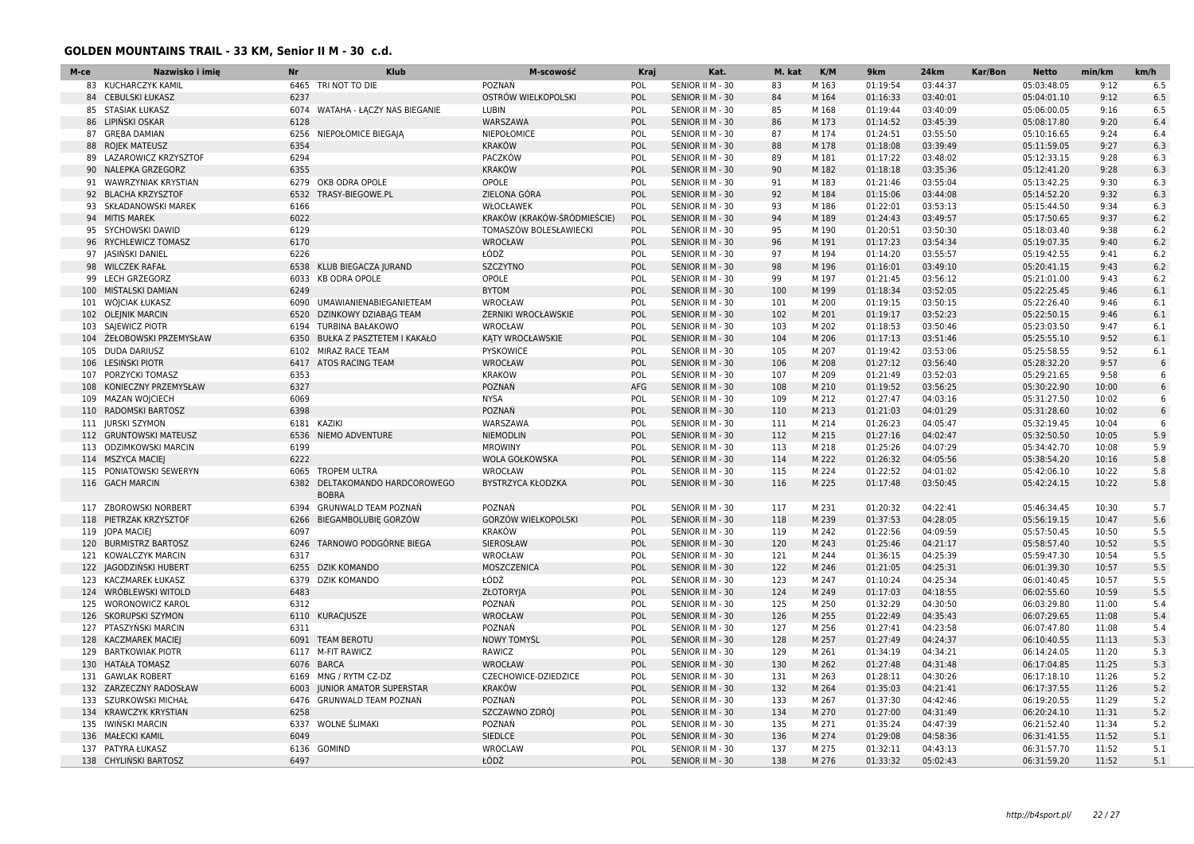## GOLDEN MOUNTAINS TRAIL - 33 KM, Senior II M - 30 c.d.

| M-ce | Nazwisko i imię | Nr | Klub | M-scowość | Kraj | Kat. | M. kat | K/M | 9km | 24km | Kar/Bon | Netto | min/km | km/h |
|---|---|---|---|---|---|---|---|---|---|---|---|---|---|---|
| 83 | KUCHARCZYK KAMIL | 6465 | TRI NOT TO DIE | POZNAŃ | POL | SENIOR II M - 30 | 83 | M 163 | 01:19:54 | 03:44:37 | | 05:03:48.05 | 9:12 | 6.5 |
| 84 | CEBULSKI ŁUKASZ | 6237 | | OSTRÓW WIELKOPOLSKI | POL | SENIOR II M - 30 | 84 | M 164 | 01:16:33 | 03:40:01 | | 05:04:01.10 | 9:12 | 6.5 |
| 85 | STASIAK ŁUKASZ | 6074 | WATAHA - ŁĄCZY NAS BIEGANIE | LUBIN | POL | SENIOR II M - 30 | 85 | M 168 | 01:19:44 | 03:40:09 | | 05:06:00.05 | 9:16 | 6.5 |
| 86 | LIPIŃSKI OSKAR | 6128 | | WARSZAWA | POL | SENIOR II M - 30 | 86 | M 173 | 01:14:52 | 03:45:39 | | 05:08:17.80 | 9:20 | 6.4 |
| 87 | GRĘBA DAMIAN | 6256 | NIEPOŁOMICE BIEGAJĄ | NIEPOŁOMICE | POL | SENIOR II M - 30 | 87 | M 174 | 01:24:51 | 03:55:50 | | 05:10:16.65 | 9:24 | 6.4 |
| 88 | ROJEK MATEUSZ | 6354 | | KRAKÓW | POL | SENIOR II M - 30 | 88 | M 178 | 01:18:08 | 03:39:49 | | 05:11:59.05 | 9:27 | 6.3 |
| 89 | LAZAROWICZ KRZYSZTOF | 6294 | | PACZKÓW | POL | SENIOR II M - 30 | 89 | M 181 | 01:17:22 | 03:48:02 | | 05:12:33.15 | 9:28 | 6.3 |
| 90 | NALEPKA GRZEGORZ | 6355 | | KRAKÓW | POL | SENIOR II M - 30 | 90 | M 182 | 01:18:18 | 03:35:36 | | 05:12:41.20 | 9:28 | 6.3 |
| 91 | WAWRZYNIAK KRYSTIAN | 6279 | OKB ODRA OPOLE | OPOLE | POL | SENIOR II M - 30 | 91 | M 183 | 01:21:46 | 03:55:04 | | 05:13:42.25 | 9:30 | 6.3 |
| 92 | BLACHA KRZYSZTOF | 6532 | TRASY-BIEGOWE.PL | ZIELONA GÓRA | POL | SENIOR II M - 30 | 92 | M 184 | 01:15:06 | 03:44:08 | | 05:14:52.20 | 9:32 | 6.3 |
| 93 | SKŁADANOWSKI MAREK | 6166 | | WŁOCŁAWEK | POL | SENIOR II M - 30 | 93 | M 186 | 01:22:01 | 03:53:13 | | 05:15:44.50 | 9:34 | 6.3 |
| 94 | MITIS MAREK | 6022 | | KRAKÓW (KRAKÓW-ŚRÓDMIEŚCIE) | POL | SENIOR II M - 30 | 94 | M 189 | 01:24:43 | 03:49:57 | | 05:17:50.65 | 9:37 | 6.2 |
| 95 | SYCHOWSKI DAWID | 6129 | | TOMASZÓW BOLESŁAWIECKI | POL | SENIOR II M - 30 | 95 | M 190 | 01:20:51 | 03:50:30 | | 05:18:03.40 | 9:38 | 6.2 |
| 96 | RYCHLEWICZ TOMASZ | 6170 | | WROCŁAW | POL | SENIOR II M - 30 | 96 | M 191 | 01:17:23 | 03:54:34 | | 05:19:07.35 | 9:40 | 6.2 |
| 97 | JASIŃSKI DANIEL | 6226 | | ŁÓDŹ | POL | SENIOR II M - 30 | 97 | M 194 | 01:14:20 | 03:55:57 | | 05:19:42.55 | 9:41 | 6.2 |
| 98 | WILCZEK RAFAŁ | 6538 | KLUB BIEGACZA JURAND | SZCZYTNO | POL | SENIOR II M - 30 | 98 | M 196 | 01:16:01 | 03:49:10 | | 05:20:41.15 | 9:43 | 6.2 |
| 99 | LECH GRZEGORZ | 6033 | KB ODRA OPOLE | OPOLE | POL | SENIOR II M - 30 | 99 | M 197 | 01:21:45 | 03:56:12 | | 05:21:01.00 | 9:43 | 6.2 |
| 100 | MIŚTALSKI DAMIAN | 6249 | | BYTOM | POL | SENIOR II M - 30 | 100 | M 199 | 01:18:34 | 03:52:05 | | 05:22:25.45 | 9:46 | 6.1 |
| 101 | WÓJCIAK ŁUKASZ | 6090 | UMAWIANIENABIEGANIETEAM | WROCŁAW | POL | SENIOR II M - 30 | 101 | M 200 | 01:19:15 | 03:50:15 | | 05:22:26.40 | 9:46 | 6.1 |
| 102 | OLEJNIK MARCIN | 6520 | DZINKOWY DZIABĄG TEAM | ŻERNIKI WROCŁAWSKIE | POL | SENIOR II M - 30 | 102 | M 201 | 01:19:17 | 03:52:23 | | 05:22:50.15 | 9:46 | 6.1 |
| 103 | SAJEWICZ PIOTR | 6194 | TURBINA BAŁAKOWO | WROCŁAW | POL | SENIOR II M - 30 | 103 | M 202 | 01:18:53 | 03:50:46 | | 05:23:03.50 | 9:47 | 6.1 |
| 104 | ŻEŁOBOWSKI PRZEMYSŁAW | 6350 | BUŁKA Z PASZTETEM I KAKAŁO | KĄTY WROCŁAWSKIE | POL | SENIOR II M - 30 | 104 | M 206 | 01:17:13 | 03:51:46 | | 05:25:55.10 | 9:52 | 6.1 |
| 105 | DUDA DARIUSZ | 6102 | MIRAZ RACE TEAM | PYSKOWICE | POL | SENIOR II M - 30 | 105 | M 207 | 01:19:42 | 03:53:06 | | 05:25:58.55 | 9:52 | 6.1 |
| 106 | LESIŃSKI PIOTR | 6417 | ATOS RACING TEAM | WROCŁAW | POL | SENIOR II M - 30 | 106 | M 208 | 01:27:12 | 03:56:40 | | 05:28:32.20 | 9:57 | 6 |
| 107 | PORZYCKI TOMASZ | 6353 | | KRAKOW | POL | SENIOR II M - 30 | 107 | M 209 | 01:21:49 | 03:52:03 | | 05:29:21.65 | 9:58 | 6 |
| 108 | KONIECZNY PRZEMYSŁAW | 6327 | | POZNAŃ | AFG | SENIOR II M - 30 | 108 | M 210 | 01:19:52 | 03:56:25 | | 05:30:22.90 | 10:00 | 6 |
| 109 | MAZAN WOJCIECH | 6069 | | NYSA | POL | SENIOR II M - 30 | 109 | M 212 | 01:27:47 | 04:03:16 | | 05:31:27.50 | 10:02 | 6 |
| 110 | RADOMSKI BARTOSZ | 6398 | | POZNAŃ | POL | SENIOR II M - 30 | 110 | M 213 | 01:21:03 | 04:01:29 | | 05:31:28.60 | 10:02 | 6 |
| 111 | JURSKI SZYMON | 6181 | KAZIKI | WARSZAWA | POL | SENIOR II M - 30 | 111 | M 214 | 01:26:23 | 04:05:47 | | 05:32:19.45 | 10:04 | 6 |
| 112 | GRUNTOWSKI MATEUSZ | 6536 | NIEMO ADVENTURE | NIEMODLIN | POL | SENIOR II M - 30 | 112 | M 215 | 01:27:16 | 04:02:47 | | 05:32:50.50 | 10:05 | 5.9 |
| 113 | ODZIMKOWSKI MARCIN | 6199 | | MROWINY | POL | SENIOR II M - 30 | 113 | M 218 | 01:25:26 | 04:07:29 | | 05:34:42.70 | 10:08 | 5.9 |
| 114 | MSZYCA MACIEJ | 6222 | | WOLA GOŁKOWSKA | POL | SENIOR II M - 30 | 114 | M 222 | 01:26:32 | 04:05:56 | | 05:38:54.20 | 10:16 | 5.8 |
| 115 | PONIATOWSKI SEWERYN | 6065 | TROPEM ULTRA | WROCŁAW | POL | SENIOR II M - 30 | 115 | M 224 | 01:22:52 | 04:01:02 | | 05:42:06.10 | 10:22 | 5.8 |
| 116 | GACH MARCIN | 6382 | DELTAKOMANDO HARDCOROWEGO BOBRA | BYSTRZYCA KŁODZKA | POL | SENIOR II M - 30 | 116 | M 225 | 01:17:48 | 03:50:45 | | 05:42:24.15 | 10:22 | 5.8 |
| 117 | ZBOROWSKI NORBERT | 6394 | GRUNWALD TEAM POZNAŃ | POZNAŃ | POL | SENIOR II M - 30 | 117 | M 231 | 01:20:32 | 04:22:41 | | 05:46:34.45 | 10:30 | 5.7 |
| 118 | PIETRZAK KRZYSZTOF | 6266 | BIEGAMBOLUBIĘ GORZÓW | GORZÓW WIELKOPOLSKI | POL | SENIOR II M - 30 | 118 | M 239 | 01:37:53 | 04:28:05 | | 05:56:19.15 | 10:47 | 5.6 |
| 119 | JOPA MACIEJ | 6097 | | KRAKÓW | POL | SENIOR II M - 30 | 119 | M 242 | 01:22:56 | 04:09:59 | | 05:57:50.45 | 10:50 | 5.5 |
| 120 | BURMISTRZ BARTOSZ | 6246 | TARNOWO PODGÓRNE BIEGA | SIEROSŁAW | POL | SENIOR II M - 30 | 120 | M 243 | 01:25:46 | 04:21:17 | | 05:58:57.40 | 10:52 | 5.5 |
| 121 | KOWALCZYK MARCIN | 6317 | | WROCŁAW | POL | SENIOR II M - 30 | 121 | M 244 | 01:36:15 | 04:25:39 | | 05:59:47.30 | 10:54 | 5.5 |
| 122 | JAGODZIŃSKI HUBERT | 6255 | DZIK KOMANDO | MOSZCZENICA | POL | SENIOR II M - 30 | 122 | M 246 | 01:21:05 | 04:25:31 | | 06:01:39.30 | 10:57 | 5.5 |
| 123 | KACZMAREK ŁUKASZ | 6379 | DZIK KOMANDO | ŁÓDŹ | POL | SENIOR II M - 30 | 123 | M 247 | 01:10:24 | 04:25:34 | | 06:01:40.45 | 10:57 | 5.5 |
| 124 | WRÓBLEWSKI WITOLD | 6483 | | ZŁOTORYJA | POL | SENIOR II M - 30 | 124 | M 249 | 01:17:03 | 04:18:55 | | 06:02:55.60 | 10:59 | 5.5 |
| 125 | WORONOWICZ KAROL | 6312 | | POZNAŃ | POL | SENIOR II M - 30 | 125 | M 250 | 01:32:29 | 04:30:50 | | 06:03:29.80 | 11:00 | 5.4 |
| 126 | SKORUPSKI SZYMON | 6110 | KURACJUSZE | WROCŁAW | POL | SENIOR II M - 30 | 126 | M 255 | 01:22:49 | 04:35:43 | | 06:07:29.65 | 11:08 | 5.4 |
| 127 | PTASZYŃSKI MARCIN | 6311 | | POZNAŃ | POL | SENIOR II M - 30 | 127 | M 256 | 01:27:41 | 04:23:58 | | 06:07:47.80 | 11:08 | 5.4 |
| 128 | KACZMAREK MACIEJ | 6091 | TEAM BEROTU | NOWY TOMYŚL | POL | SENIOR II M - 30 | 128 | M 257 | 01:27:49 | 04:24:37 | | 06:10:40.55 | 11:13 | 5.3 |
| 129 | BARTKOWIAK PIOTR | 6117 | M-FIT RAWICZ | RAWICZ | POL | SENIOR II M - 30 | 129 | M 261 | 01:34:19 | 04:34:21 | | 06:14:24.05 | 11:20 | 5.3 |
| 130 | HATAŁA TOMASZ | 6076 | BARCA | WROCŁAW | POL | SENIOR II M - 30 | 130 | M 262 | 01:27:48 | 04:31:48 | | 06:17:04.85 | 11:25 | 5.3 |
| 131 | GAWLAK ROBERT | 6169 | MNG / RYTM CZ-DZ | CZECHOWICE-DZIEDZICE | POL | SENIOR II M - 30 | 131 | M 263 | 01:28:11 | 04:30:26 | | 06:17:18.10 | 11:26 | 5.2 |
| 132 | ZARZECZNY RADOSŁAW | 6003 | JUNIOR AMATOR SUPERSTAR | KRAKÓW | POL | SENIOR II M - 30 | 132 | M 264 | 01:35:03 | 04:21:41 | | 06:17:37.55 | 11:26 | 5.2 |
| 133 | SZURKOWSKI MICHAŁ | 6476 | GRUNWALD TEAM POZNAŃ | POZNAŃ | POL | SENIOR II M - 30 | 133 | M 267 | 01:37:30 | 04:42:46 | | 06:19:20.55 | 11:29 | 5.2 |
| 134 | KRAWCZYK KRYSTIAN | 6258 | | SZCZAWNO ZDRÓJ | POL | SENIOR II M - 30 | 134 | M 270 | 01:27:00 | 04:31:49 | | 06:20:24.10 | 11:31 | 5.2 |
| 135 | IWIŃSKI MARCIN | 6337 | WOLNE ŚLIMAKI | POZNAŃ | POL | SENIOR II M - 30 | 135 | M 271 | 01:35:24 | 04:47:39 | | 06:21:52.40 | 11:34 | 5.2 |
| 136 | MAŁECKI KAMIL | 6049 | | SIEDLCE | POL | SENIOR II M - 30 | 136 | M 274 | 01:29:08 | 04:58:36 | | 06:31:41.55 | 11:52 | 5.1 |
| 137 | PATYRA ŁUKASZ | 6136 | GOMIND | WROCLAW | POL | SENIOR II M - 30 | 137 | M 275 | 01:32:11 | 04:43:13 | | 06:31:57.70 | 11:52 | 5.1 |
| 138 | CHYLIŃSKI BARTOSZ | 6497 | | ŁÓDŹ | POL | SENIOR II M - 30 | 138 | M 276 | 01:33:32 | 05:02:43 | | 06:31:59.20 | 11:52 | 5.1 |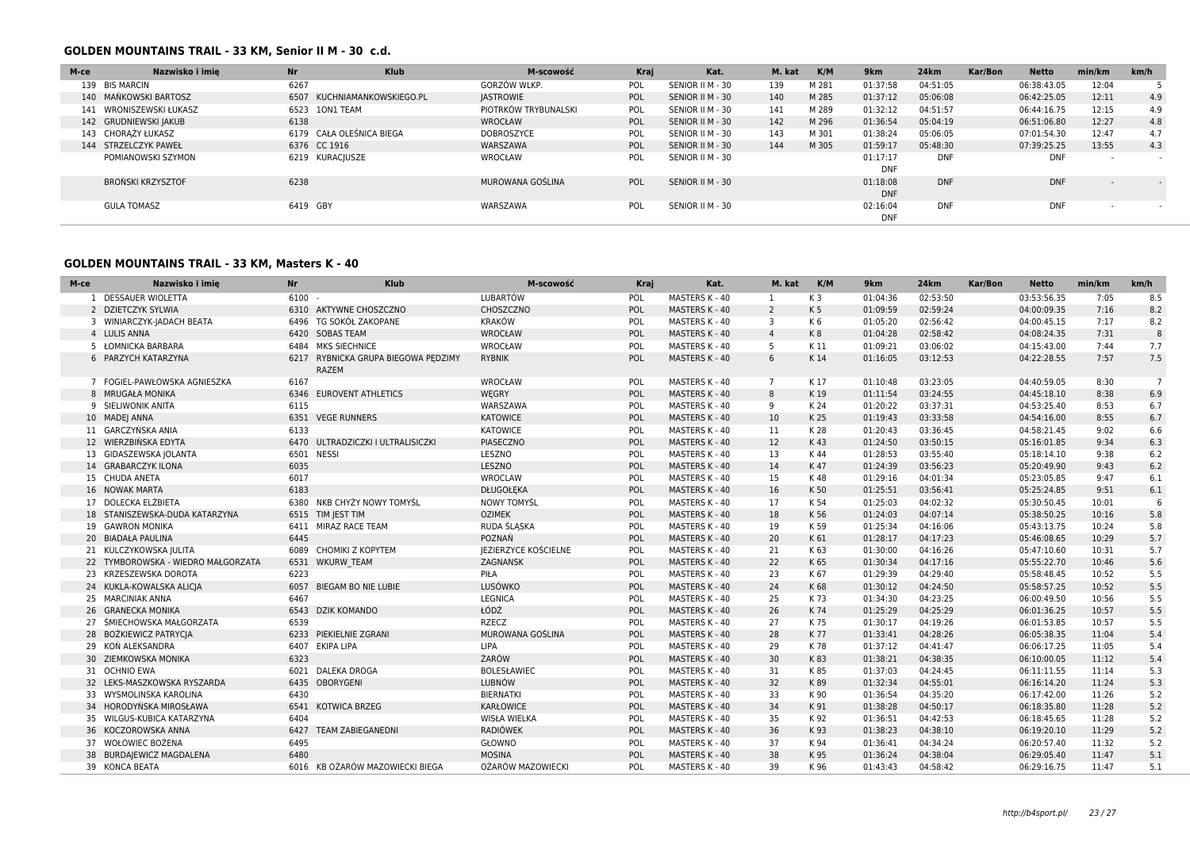## GOLDEN MOUNTAINS TRAIL - 33 KM, Senior II M - 30 c.d.

| M-ce | Nazwisko i imię | Nr | Klub | M-scowość | Kraj | Kat. | M. kat | K/M | 9km | 24km | Kar/Bon | Netto | min/km | km/h |
|---|---|---|---|---|---|---|---|---|---|---|---|---|---|---|
| 139 | BIS MARCIN | 6267 | | GORZÓW WLKP. | POL | SENIOR II M - 30 | 139 | M 281 | 01:37:58 | 04:51:05 | | 06:38:43.05 | 12:04 | 5 |
| 140 | MAŃKOWSKI BARTOSZ | 6507 | KUCHNIAMANKOWSKIEGO.PL | JASTROWIE | POL | SENIOR II M - 30 | 140 | M 285 | 01:37:12 | 05:06:08 | | 06:42:25.05 | 12:11 | 4.9 |
| 141 | WRONISZEWSKI ŁUKASZ | 6523 | 1ON1 TEAM | PIOTRKÓW TRYBUNALSKI | POL | SENIOR II M - 30 | 141 | M 289 | 01:32:12 | 04:51:57 | | 06:44:16.75 | 12:15 | 4.9 |
| 142 | GRUDNIEWSKI JAKUB | 6138 | | WROCŁAW | POL | SENIOR II M - 30 | 142 | M 296 | 01:36:54 | 05:04:19 | | 06:51:06.80 | 12:27 | 4.8 |
| 143 | CHORĄŻY ŁUKASZ | 6179 | CAŁA OLEŚNICA BIEGA | DOBROSZYCE | POL | SENIOR II M - 30 | 143 | M 301 | 01:38:24 | 05:06:05 | | 07:01:54.30 | 12:47 | 4.7 |
| 144 | STRZELCZYK PAWEŁ | 6376 | CC 1916 | WARSZAWA | POL | SENIOR II M - 30 | 144 | M 305 | 01:59:17 | 05:48:30 | | 07:39:25.25 | 13:55 | 4.3 |
| | POMIANOWSKI SZYMON | 6219 | KURACJUSZE | WROCŁAW | POL | SENIOR II M - 30 | | | 01:17:17 DNF | DNF | | DNF | - | - |
| | BROŃSKI KRZYSZTOF | 6238 | | MUROWANA GOŚLINA | POL | SENIOR II M - 30 | | | 01:18:08 DNF | DNF | | DNF | - | - |
| | GULA TOMASZ | 6419 | GBY | WARSZAWA | POL | SENIOR II M - 30 | | | 02:16:04 DNF | DNF | | DNF | - | - |

## GOLDEN MOUNTAINS TRAIL - 33 KM, Masters K - 40

| M-ce | Nazwisko i imię | Nr | Klub | M-scowość | Kraj | Kat. | M. kat | K/M | 9km | 24km | Kar/Bon | Netto | min/km | km/h |
|---|---|---|---|---|---|---|---|---|---|---|---|---|---|---|
| 1 | DESSAUER WIOLETTA | 6100 | - | LUBARTÓW | POL | MASTERS K - 40 | 1 | K 3 | 01:04:36 | 02:53:50 | | 03:53:56.35 | 7:05 | 8.5 |
| 2 | DZIETCZYK SYLWIA | 6310 | AKTYWNE CHOSZCZNO | CHOSZCZNO | POL | MASTERS K - 40 | 2 | K 5 | 01:09:59 | 02:59:24 | | 04:00:09.35 | 7:16 | 8.2 |
| 3 | WINIARCZYK-JADACH BEATA | 6496 | TG SOKÓŁ ZAKOPANE | KRAKÓW | POL | MASTERS K - 40 | 3 | K 6 | 01:05:20 | 02:56:42 | | 04:00:45.15 | 7:17 | 8.2 |
| 4 | LULIS ANNA | 6420 | SOBAS TEAM | WROCŁAW | POL | MASTERS K - 40 | 4 | K 8 | 01:04:28 | 02:58:42 | | 04:08:24.35 | 7:31 | 8 |
| 5 | ŁOMNICKA BARBARA | 6484 | MKS SIECHNICE | WROCŁAW | POL | MASTERS K - 40 | 5 | K 11 | 01:09:21 | 03:06:02 | | 04:15:43.00 | 7:44 | 7.7 |
| 6 | PARZYCH KATARZYNA | 6217 | RYBNICKA GRUPA BIEGOWA PĘDZIMY RAZEM | RYBNIK | POL | MASTERS K - 40 | 6 | K 14 | 01:16:05 | 03:12:53 | | 04:22:28.55 | 7:57 | 7.5 |
| 7 | FOGIEL-PAWŁOWSKA AGNIESZKA | 6167 | | WROCŁAW | POL | MASTERS K - 40 | 7 | K 17 | 01:10:48 | 03:23:05 | | 04:40:59.05 | 8:30 | 7 |
| 8 | MRUGAŁA MONIKA | 6346 | EUROVENT ATHLETICS | WĘGRY | POL | MASTERS K - 40 | 8 | K 19 | 01:11:54 | 03:24:55 | | 04:45:18.10 | 8:38 | 6.9 |
| 9 | SIELIWONIK ANITA | 6115 | | WARSZAWA | POL | MASTERS K - 40 | 9 | K 24 | 01:20:22 | 03:37:31 | | 04:53:25.40 | 8:53 | 6.7 |
| 10 | MADEJ ANNA | 6351 | VEGE RUNNERS | KATOWICE | POL | MASTERS K - 40 | 10 | K 25 | 01:19:43 | 03:33:58 | | 04:54:16.00 | 8:55 | 6.7 |
| 11 | GARCZYŃSKA ANIA | 6133 | | KATOWICE | POL | MASTERS K - 40 | 11 | K 28 | 01:20:43 | 03:36:45 | | 04:58:21.45 | 9:02 | 6.6 |
| 12 | WIERZBIŃSKA EDYTA | 6470 | ULTRADZICZKI I ULTRALISICZKI | PIASECZNO | POL | MASTERS K - 40 | 12 | K 43 | 01:24:50 | 03:50:15 | | 05:16:01.85 | 9:34 | 6.3 |
| 13 | GIDASZEWSKA JOLANTA | 6501 | NESSI | LESZNO | POL | MASTERS K - 40 | 13 | K 44 | 01:28:53 | 03:55:40 | | 05:18:14.10 | 9:38 | 6.2 |
| 14 | GRABARCZYK ILONA | 6035 | | LESZNO | POL | MASTERS K - 40 | 14 | K 47 | 01:24:39 | 03:56:23 | | 05:20:49.90 | 9:43 | 6.2 |
| 15 | CHUDA ANETA | 6017 | | WROCLAW | POL | MASTERS K - 40 | 15 | K 48 | 01:29:16 | 04:01:34 | | 05:23:05.85 | 9:47 | 6.1 |
| 16 | NOWAK MARTA | 6183 | | DŁUGOŁĘKA | POL | MASTERS K - 40 | 16 | K 50 | 01:25:51 | 03:56:41 | | 05:25:24.85 | 9:51 | 6.1 |
| 17 | DOLECKA ELŻBIETA | 6380 | NKB CHYŻY NOWY TOMYŚL | NOWY TOMYŚL | POL | MASTERS K - 40 | 17 | K 54 | 01:25:03 | 04:02:32 | | 05:30:50.45 | 10:01 | 6 |
| 18 | STANISZEWSKA-DUDA KATARZYNA | 6515 | TIM JEST TIM | OZIMEK | POL | MASTERS K - 40 | 18 | K 56 | 01:24:03 | 04:07:14 | | 05:38:50.25 | 10:16 | 5.8 |
| 19 | GAWRON MONIKA | 6411 | MIRAZ RACE TEAM | RUDA ŚLĄSKA | POL | MASTERS K - 40 | 19 | K 59 | 01:25:34 | 04:16:06 | | 05:43:13.75 | 10:24 | 5.8 |
| 20 | BIADAŁA PAULINA | 6445 | | POZNAŃ | POL | MASTERS K - 40 | 20 | K 61 | 01:28:17 | 04:17:23 | | 05:46:08.65 | 10:29 | 5.7 |
| 21 | KULCZYKOWSKA JULITA | 6089 | CHOMIKI Z KOPYTEM | JEZIERZYCE KOŚCIELNE | POL | MASTERS K - 40 | 21 | K 63 | 01:30:00 | 04:16:26 | | 05:47:10.60 | 10:31 | 5.7 |
| 22 | TYMBOROWSKA - WIEDRO MAŁGORZATA | 6531 | WKURW_TEAM | ZAGNANSK | POL | MASTERS K - 40 | 22 | K 65 | 01:30:34 | 04:17:16 | | 05:55:22.70 | 10:46 | 5.6 |
| 23 | KRZESZEWSKA DOROTA | 6223 | | PIŁA | POL | MASTERS K - 40 | 23 | K 67 | 01:29:39 | 04:29:40 | | 05:58:48.45 | 10:52 | 5.5 |
| 24 | KUKLA-KOWALSKA ALICJA | 6057 | BIEGAM BO NIE LUBIE | LUSÓWKO | POL | MASTERS K - 40 | 24 | K 68 | 01:30:12 | 04:24:50 | | 05:58:57.25 | 10:52 | 5.5 |
| 25 | MARCINIAK ANNA | 6467 | | LEGNICA | POL | MASTERS K - 40 | 25 | K 73 | 01:34:30 | 04:23:25 | | 06:00:49.50 | 10:56 | 5.5 |
| 26 | GRANECKA MONIKA | 6543 | DZIK KOMANDO | ŁÓDŹ | POL | MASTERS K - 40 | 26 | K 74 | 01:25:29 | 04:25:29 | | 06:01:36.25 | 10:57 | 5.5 |
| 27 | ŚMIECHOWSKA MAŁGORZATA | 6539 | | RZECZ | POL | MASTERS K - 40 | 27 | K 75 | 01:30:17 | 04:19:26 | | 06:01:53.85 | 10:57 | 5.5 |
| 28 | BOŻKIEWICZ PATRYCJA | 6233 | PIEKIELNIE ZGRANI | MUROWANA GOŚLINA | POL | MASTERS K - 40 | 28 | K 77 | 01:33:41 | 04:28:26 | | 06:05:38.35 | 11:04 | 5.4 |
| 29 | KOŃ ALEKSANDRA | 6407 | EKIPA LIPA | LIPA | POL | MASTERS K - 40 | 29 | K 78 | 01:37:12 | 04:41:47 | | 06:06:17.25 | 11:05 | 5.4 |
| 30 | ZIEMKOWSKA MONIKA | 6323 | | ŻARÓW | POL | MASTERS K - 40 | 30 | K 83 | 01:38:21 | 04:38:35 | | 06:10:00.05 | 11:12 | 5.4 |
| 31 | OCHNIO EWA | 6021 | DALEKA DROGA | BOLESŁAWIEC | POL | MASTERS K - 40 | 31 | K 85 | 01:37:03 | 04:24:45 | | 06:11:11.55 | 11:14 | 5.3 |
| 32 | LEKS-MASZKOWSKA RYSZARDA | 6435 | OBORYGENI | LUBNÓW | POL | MASTERS K - 40 | 32 | K 89 | 01:32:34 | 04:55:01 | | 06:16:14.20 | 11:24 | 5.3 |
| 33 | WYSMOLINSKA KAROLINA | 6430 | | BIERNATKI | POL | MASTERS K - 40 | 33 | K 90 | 01:36:54 | 04:35:20 | | 06:17:42.00 | 11:26 | 5.2 |
| 34 | HORODYŃSKA MIROSŁAWA | 6541 | KOTWICA BRZEG | KARŁOWICE | POL | MASTERS K - 40 | 34 | K 91 | 01:38:28 | 04:50:17 | | 06:18:35.80 | 11:28 | 5.2 |
| 35 | WILGUS-KUBICA KATARZYNA | 6404 | | WISŁA WIELKA | POL | MASTERS K - 40 | 35 | K 92 | 01:36:51 | 04:42:53 | | 06:18:45.65 | 11:28 | 5.2 |
| 36 | KOCZOROWSKA ANNA | 6427 | TEAM ZABIEGANEDNI | RADIÓWEK | POL | MASTERS K - 40 | 36 | K 93 | 01:38:23 | 04:38:10 | | 06:19:20.10 | 11:29 | 5.2 |
| 37 | WOŁOWIEC BOŻENA | 6495 | | GŁOWNO | POL | MASTERS K - 40 | 37 | K 94 | 01:36:41 | 04:34:24 | | 06:20:57.40 | 11:32 | 5.2 |
| 38 | BURDAJEWICZ MAGDALENA | 6480 | | MOSINA | POL | MASTERS K - 40 | 38 | K 95 | 01:36:24 | 04:38:04 | | 06:29:05.40 | 11:47 | 5.1 |
| 39 | KONCA BEATA | 6016 | KB OŻARÓW MAZOWIECKI BIEGA | OŻARÓW MAZOWIECKI | POL | MASTERS K - 40 | 39 | K 96 | 01:43:43 | 04:58:42 | | 06:29:16.75 | 11:47 | 5.1 |

http://b4sport.pl/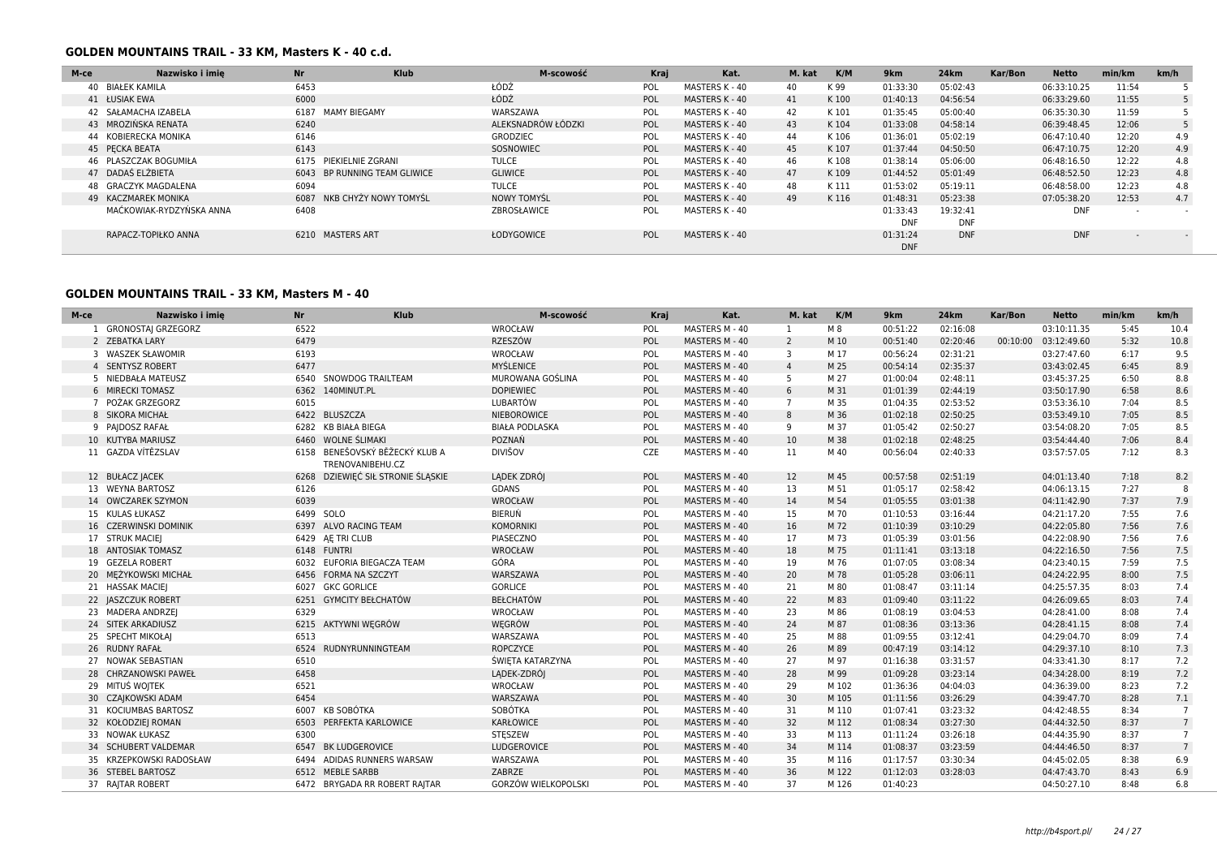### GOLDEN MOUNTAINS TRAIL - 33 KM, Masters K - 40 c.d.

| M-ce | Nazwisko i imię | Nr | Klub | M-scowość | Kraj | Kat. | M. kat | K/M | 9km | 24km | Kar/Bon | Netto | min/km | km/h |
|---|---|---|---|---|---|---|---|---|---|---|---|---|---|---|
| 40 | BIAŁEK KAMILA | 6453 | | ŁÓDŹ | POL | MASTERS K - 40 | 40 | K 99 | 01:33:30 | 05:02:43 | | 06:33:10.25 | 11:54 | 5 |
| 41 | ŁUSIAK EWA | 6000 | | ŁÓDŹ | POL | MASTERS K - 40 | 41 | K 100 | 01:40:13 | 04:56:54 | | 06:33:29.60 | 11:55 | 5 |
| 42 | SAŁAMACHA IZABELA | 6187 | MAMY BIEGAMY | WARSZAWA | POL | MASTERS K - 40 | 42 | K 101 | 01:35:45 | 05:00:40 | | 06:35:30.30 | 11:59 | 5 |
| 43 | MROZIŃSKA RENATA | 6240 | | ALEKSANDRÓW ŁÓDZKI | POL | MASTERS K - 40 | 43 | K 104 | 01:33:08 | 04:58:14 | | 06:39:48.45 | 12:06 | 5 |
| 44 | KOBIERECKA MONIKA | 6146 | | GRODZIEC | POL | MASTERS K - 40 | 44 | K 106 | 01:36:01 | 05:02:19 | | 06:47:10.40 | 12:20 | 4.9 |
| 45 | PĘCKA BEATA | 6143 | | SOSNOWIEC | POL | MASTERS K - 40 | 45 | K 107 | 01:37:44 | 04:50:50 | | 06:47:10.75 | 12:20 | 4.9 |
| 46 | PLASZCZAK BOGUMIŁA | 6175 | PIEKIELNIE ZGRANI | TULCE | POL | MASTERS K - 40 | 46 | K 108 | 01:38:14 | 05:06:00 | | 06:48:16.50 | 12:22 | 4.8 |
| 47 | DADAŚ ELŻBIETA | 6043 | BP RUNNING TEAM GLIWICE | GLIWICE | POL | MASTERS K - 40 | 47 | K 109 | 01:44:52 | 05:01:49 | | 06:48:52.50 | 12:23 | 4.8 |
| 48 | GRACZYK MAGDALENA | 6094 | | TULCE | POL | MASTERS K - 40 | 48 | K 111 | 01:53:02 | 05:19:11 | | 06:48:58.00 | 12:23 | 4.8 |
| 49 | KACZMAREK MONIKA | 6087 | NKB CHYŻY NOWY TOMYŚL | NOWY TOMYŚL | POL | MASTERS K - 40 | 49 | K 116 | 01:48:31 | 05:23:38 | | 07:05:38.20 | 12:53 | 4.7 |
| | MAĆKOWIAK-RYDZYŃSKA ANNA | 6408 | | ZBROSŁAWICE | POL | MASTERS K - 40 | | | 01:33:43 DNF | 19:32:41 DNF | | DNF | - | - |
| | RAPACZ-TOPIŁKO ANNA | 6210 | MASTERS ART | ŁODYGOWICE | POL | MASTERS K - 40 | | | 01:31:24 DNF | DNF | | DNF | - | - |

### GOLDEN MOUNTAINS TRAIL - 33 KM, Masters M - 40

| M-ce | Nazwisko i imię | Nr | Klub | M-scowość | Kraj | Kat. | M. kat | K/M | 9km | 24km | Kar/Bon | Netto | min/km | km/h |
|---|---|---|---|---|---|---|---|---|---|---|---|---|---|---|
| 1 | GRONOSTAJ GRZEGORZ | 6522 | | WROCŁAW | POL | MASTERS M - 40 | 1 | M 8 | 00:51:22 | 02:16:08 | | 03:10:11.35 | 5:45 | 10.4 |
| 2 | ZEBATKA LARY | 6479 | | RZESZÓW | POL | MASTERS M - 40 | 2 | M 10 | 00:51:40 | 02:20:46 | 00:10:00 | 03:12:49.60 | 5:32 | 10.8 |
| 3 | WASZEK SŁAWOMIR | 6193 | | WROCŁAW | POL | MASTERS M - 40 | 3 | M 17 | 00:56:24 | 02:31:21 | | 03:27:47.60 | 6:17 | 9.5 |
| 4 | SENTYSZ ROBERT | 6477 | | MYŚLENICE | POL | MASTERS M - 40 | 4 | M 25 | 00:54:14 | 02:35:37 | | 03:43:02.45 | 6:45 | 8.9 |
| 5 | NIEDBAŁA MATEUSZ | 6540 | SNOWDOG TRAILTEAM | MUROWANA GOŚLINA | POL | MASTERS M - 40 | 5 | M 27 | 01:00:04 | 02:48:11 | | 03:45:37.25 | 6:50 | 8.8 |
| 6 | MIRECKI TOMASZ | 6362 | 140MINUT.PL | DOPIEWIEC | POL | MASTERS M - 40 | 6 | M 31 | 01:01:39 | 02:44:19 | | 03:50:17.90 | 6:58 | 8.6 |
| 7 | POŻAK GRZEGORZ | 6015 | | LUBARTÓW | POL | MASTERS M - 40 | 7 | M 35 | 01:04:35 | 02:53:52 | | 03:53:36.10 | 7:04 | 8.5 |
| 8 | SIKORA MICHAŁ | 6422 | BLUSZCZA | NIEBOROWICE | POL | MASTERS M - 40 | 8 | M 36 | 01:02:18 | 02:50:25 | | 03:53:49.10 | 7:05 | 8.5 |
| 9 | PAJDOSZ RAFAŁ | 6282 | KB BIAŁA BIEGA | BIAŁA PODLASKA | POL | MASTERS M - 40 | 9 | M 37 | 01:05:42 | 02:50:27 | | 03:54:08.20 | 7:05 | 8.5 |
| 10 | KUTYBA MARIUSZ | 6460 | WOLNE ŚLIMAKI | POZNAŃ | POL | MASTERS M - 40 | 10 | M 38 | 01:02:18 | 02:48:25 | | 03:54:44.40 | 7:06 | 8.4 |
| 11 | GAZDA VÍTĚZSLAV | 6158 | BENEŠOVSKÝ BĚŽECKÝ KLUB A TRENOVANIBEHU.CZ | DIVIŠOV | CZE | MASTERS M - 40 | 11 | M 40 | 00:56:04 | 02:40:33 | | 03:57:57.05 | 7:12 | 8.3 |
| 12 | BUŁACZ JACEK | 6268 | DZIEWIĘĆ SIŁ STRONIE ŚLĄSKIE | LĄDEK ZDRÓJ | POL | MASTERS M - 40 | 12 | M 45 | 00:57:58 | 02:51:19 | | 04:01:13.40 | 7:18 | 8.2 |
| 13 | WEYNA BARTOSZ | 6126 | | GDANS | POL | MASTERS M - 40 | 13 | M 51 | 01:05:17 | 02:58:42 | | 04:06:13.15 | 7:27 | 8 |
| 14 | OWCZAREK SZYMON | 6039 | | WROCŁAW | POL | MASTERS M - 40 | 14 | M 54 | 01:05:55 | 03:01:38 | | 04:11:42.90 | 7:37 | 7.9 |
| 15 | KULAS ŁUKASZ | 6499 | SOLO | BIERUŃ | POL | MASTERS M - 40 | 15 | M 70 | 01:10:53 | 03:16:44 | | 04:21:17.20 | 7:55 | 7.6 |
| 16 | CZERWINSKI DOMINIK | 6397 | ALVO RACING TEAM | KOMORNIKI | POL | MASTERS M - 40 | 16 | M 72 | 01:10:39 | 03:10:29 | | 04:22:05.80 | 7:56 | 7.6 |
| 17 | STRUK MACIEJ | 6429 | AĘ TRI CLUB | PIASECZNO | POL | MASTERS M - 40 | 17 | M 73 | 01:05:39 | 03:01:56 | | 04:22:08.90 | 7:56 | 7.6 |
| 18 | ANTOSIAK TOMASZ | 6148 | FUNTRI | WROCŁAW | POL | MASTERS M - 40 | 18 | M 75 | 01:11:41 | 03:13:18 | | 04:22:16.50 | 7:56 | 7.5 |
| 19 | GEZELA ROBERT | 6032 | EUFORIA BIEGACZA TEAM | GÓRA | POL | MASTERS M - 40 | 19 | M 76 | 01:07:05 | 03:08:34 | | 04:23:40.15 | 7:59 | 7.5 |
| 20 | MĘŻYKOWSKI MICHAŁ | 6456 | FORMA NA SZCZYT | WARSZAWA | POL | MASTERS M - 40 | 20 | M 78 | 01:05:28 | 03:06:11 | | 04:24:22.95 | 8:00 | 7.5 |
| 21 | HASSAK MACIEJ | 6027 | GKC GORLICE | GORLICE | POL | MASTERS M - 40 | 21 | M 80 | 01:08:47 | 03:11:14 | | 04:25:57.35 | 8:03 | 7.4 |
| 22 | JASZCZUK ROBERT | 6251 | GYMCITY BEŁCHATÓW | BEŁCHATÓW | POL | MASTERS M - 40 | 22 | M 83 | 01:09:40 | 03:11:22 | | 04:26:09.65 | 8:03 | 7.4 |
| 23 | MADERA ANDRZEJ | 6329 | | WROCŁAW | POL | MASTERS M - 40 | 23 | M 86 | 01:08:19 | 03:04:53 | | 04:28:41.00 | 8:08 | 7.4 |
| 24 | SITEK ARKADIUSZ | 6215 | AKTYWNI WĘGRÓW | WĘGRÓW | POL | MASTERS M - 40 | 24 | M 87 | 01:08:36 | 03:13:36 | | 04:28:41.15 | 8:08 | 7.4 |
| 25 | SPECHT MIKOŁAJ | 6513 | | WARSZAWA | POL | MASTERS M - 40 | 25 | M 88 | 01:09:55 | 03:12:41 | | 04:29:04.70 | 8:09 | 7.4 |
| 26 | RUDNY RAFAŁ | 6524 | RUDNYRUNNINGTEAM | ROPCZYCE | POL | MASTERS M - 40 | 26 | M 89 | 00:47:19 | 03:14:12 | | 04:29:37.10 | 8:10 | 7.3 |
| 27 | NOWAK SEBASTIAN | 6510 | | ŚWIĘTA KATARZYNA | POL | MASTERS M - 40 | 27 | M 97 | 01:16:38 | 03:31:57 | | 04:33:41.30 | 8:17 | 7.2 |
| 28 | CHRZANOWSKI PAWEŁ | 6458 | | LĄDEK-ZDRÓJ | POL | MASTERS M - 40 | 28 | M 99 | 01:09:28 | 03:23:14 | | 04:34:28.00 | 8:19 | 7.2 |
| 29 | MITUŚ WOJTEK | 6521 | | WROCŁAW | POL | MASTERS M - 40 | 29 | M 102 | 01:36:36 | 04:04:03 | | 04:36:39.00 | 8:23 | 7.2 |
| 30 | CZAJKOWSKI ADAM | 6454 | | WARSZAWA | POL | MASTERS M - 40 | 30 | M 105 | 01:11:56 | 03:26:29 | | 04:39:47.70 | 8:28 | 7.1 |
| 31 | KOCIUMBAS BARTOSZ | 6007 | KB SOBÓTKA | SOBÓTKA | POL | MASTERS M - 40 | 31 | M 110 | 01:07:41 | 03:23:32 | | 04:42:48.55 | 8:34 | 7 |
| 32 | KOŁODZIEJ ROMAN | 6503 | PERFEKTA KARLOWICE | KARŁOWICE | POL | MASTERS M - 40 | 32 | M 112 | 01:08:34 | 03:27:30 | | 04:44:32.50 | 8:37 | 7 |
| 33 | NOWAK ŁUKASZ | 6300 | | STĘSZEW | POL | MASTERS M - 40 | 33 | M 113 | 01:11:24 | 03:26:18 | | 04:44:35.90 | 8:37 | 7 |
| 34 | SCHUBERT VALDEMAR | 6547 | BK LUDGEROVICE | LUDGEROVICE | POL | MASTERS M - 40 | 34 | M 114 | 01:08:37 | 03:23:59 | | 04:44:46.50 | 8:37 | 7 |
| 35 | KRZEPKOWSKI RADOSŁAW | 6494 | ADIDAS RUNNERS WARSAW | WARSZAWA | POL | MASTERS M - 40 | 35 | M 116 | 01:17:57 | 03:30:34 | | 04:45:02.05 | 8:38 | 6.9 |
| 36 | STEBEL BARTOSZ | 6512 | MEBLE SARBB | ZABRZE | POL | MASTERS M - 40 | 36 | M 122 | 01:12:03 | 03:28:03 | | 04:47:43.70 | 8:43 | 6.9 |
| 37 | RAJTAR ROBERT | 6472 | BRYGADA RR ROBERT RAJTAR | GORZÓW WIELKOPOLSKI | POL | MASTERS M - 40 | 37 | M 126 | 01:40:23 | | | 04:50:27.10 | 8:48 | 6.8 |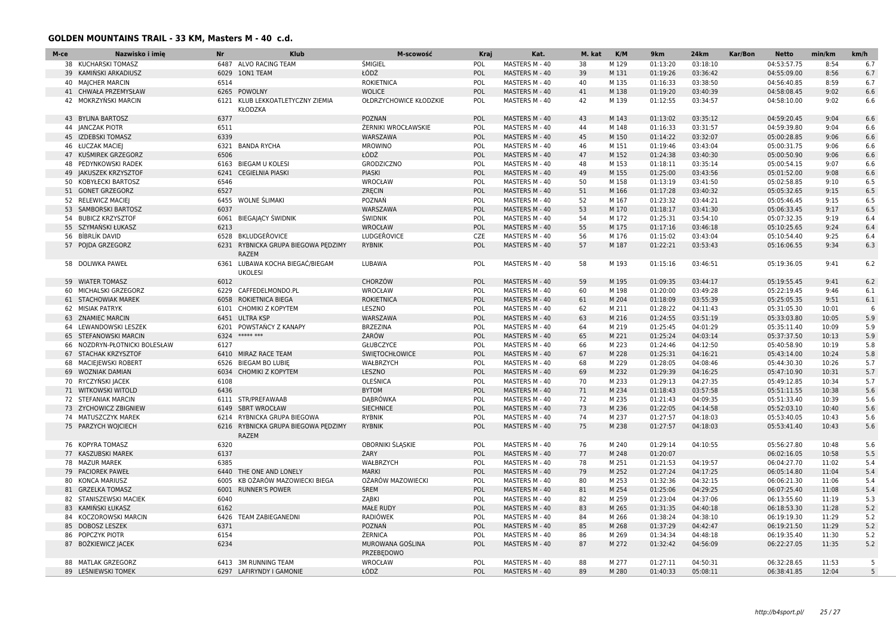### GOLDEN MOUNTAINS TRAIL - 33 KM, Masters M - 40 c.d.

| M-ce | Nazwisko i imię | Nr | Klub | M-scowość | Kraj | Kat. | M. kat | K/M | 9km | 24km | Kar/Bon | Netto | min/km | km/h |
|---|---|---|---|---|---|---|---|---|---|---|---|---|---|---|
| 38 | KUCHARSKI TOMASZ | 6487 | ALVO RACING TEAM | ŚMIGIEL | POL | MASTERS M - 40 | 38 | M 129 | 01:13:20 | 03:18:10 | | 04:53:57.75 | 8:54 | 6.7 |
| 39 | KAMIŃSKI ARKADIUSZ | 6029 | 1ON1 TEAM | ŁÓDŹ | POL | MASTERS M - 40 | 39 | M 131 | 01:19:26 | 03:36:42 | | 04:55:09.00 | 8:56 | 6.7 |
| 40 | MAJCHER MARCIN | 6514 | | ROKIETNICA | POL | MASTERS M - 40 | 40 | M 135 | 01:16:33 | 03:38:50 | | 04:56:40.85 | 8:59 | 6.7 |
| 41 | CHWAŁA PRZEMYSŁAW | 6265 | POWOLNY | WOLICE | POL | MASTERS M - 40 | 41 | M 138 | 01:19:20 | 03:40:39 | | 04:58:08.45 | 9:02 | 6.6 |
| 42 | MOKRZYŃSKI MARCIN | 6121 | KLUB LEKKOATLETYCZNY ZIEMIA KŁODZKA | OŁDRZYCHOWICE KŁODZKIE | POL | MASTERS M - 40 | 42 | M 139 | 01:12:55 | 03:34:57 | | 04:58:10.00 | 9:02 | 6.6 |
| 43 | BYLINA BARTOSZ | 6377 | | POZNAN | POL | MASTERS M - 40 | 43 | M 143 | 01:13:02 | 03:35:12 | | 04:59:20.45 | 9:04 | 6.6 |
| 44 | JANCZAK PIOTR | 6511 | | ŻERNIKI WROCŁAWSKIE | POL | MASTERS M - 40 | 44 | M 148 | 01:16:33 | 03:31:57 | | 04:59:39.80 | 9:04 | 6.6 |
| 45 | IZDEBSKI TOMASZ | 6339 | | WARSZAWA | POL | MASTERS M - 40 | 45 | M 150 | 01:14:22 | 03:32:07 | | 05:00:28.85 | 9:06 | 6.6 |
| 46 | ŁUCZAK MACIEJ | 6321 | BANDA RYCHA | MROWINO | POL | MASTERS M - 40 | 46 | M 151 | 01:19:46 | 03:43:04 | | 05:00:31.75 | 9:06 | 6.6 |
| 47 | KUŚMIREK GRZEGORZ | 6506 | | ŁÓDŹ | POL | MASTERS M - 40 | 47 | M 152 | 01:24:38 | 03:40:30 | | 05:00:50.90 | 9:06 | 6.6 |
| 48 | PEDYNKOWSKI RADEK | 6163 | BIEGAM U KOLESI | GRODZICZNO | POL | MASTERS M - 40 | 48 | M 153 | 01:18:11 | 03:35:14 | | 05:00:54.15 | 9:07 | 6.6 |
| 49 | JAKUSZEK KRZYSZTOF | 6241 | CEGIELNIA PIASKI | PIASKI | POL | MASTERS M - 40 | 49 | M 155 | 01:25:00 | 03:43:56 | | 05:01:52.00 | 9:08 | 6.6 |
| 50 | KOBYŁECKI BARTOSZ | 6546 | | WROCŁAW | POL | MASTERS M - 40 | 50 | M 158 | 01:13:19 | 03:41:50 | | 05:02:58.85 | 9:10 | 6.5 |
| 51 | GONET GRZEGORZ | 6527 | | ZRĘCIN | POL | MASTERS M - 40 | 51 | M 166 | 01:17:28 | 03:40:32 | | 05:05:32.65 | 9:15 | 6.5 |
| 52 | RELEWICZ MACIEJ | 6455 | WOLNE ŚLIMAKI | POZNAŃ | POL | MASTERS M - 40 | 52 | M 167 | 01:23:32 | 03:44:21 | | 05:05:46.45 | 9:15 | 6.5 |
| 53 | SAMBORSKI BARTOSZ | 6037 | | WARSZAWA | POL | MASTERS M - 40 | 53 | M 170 | 01:18:17 | 03:41:30 | | 05:06:33.45 | 9:17 | 6.5 |
| 54 | BUBICZ KRZYSZTOF | 6061 | BIEGAJĄCY ŚWIDNIK | ŚWIDNIK | POL | MASTERS M - 40 | 54 | M 172 | 01:25:31 | 03:54:10 | | 05:07:32.35 | 9:19 | 6.4 |
| 55 | SZYMAŃSKI ŁUKASZ | 6213 | | WROCŁAW | POL | MASTERS M - 40 | 55 | M 175 | 01:17:16 | 03:46:18 | | 05:10:25.65 | 9:24 | 6.4 |
| 56 | BÍBRLÍK DAVID | 6528 | BKLUDGEŘOVICE | LUDGEŘOVICE | CZE | MASTERS M - 40 | 56 | M 176 | 01:15:02 | 03:43:04 | | 05:10:54.40 | 9:25 | 6.4 |
| 57 | POJDA GRZEGORZ | 6231 | RYBNICKA GRUPA BIEGOWA PĘDZIMY RAZEM | RYBNIK | POL | MASTERS M - 40 | 57 | M 187 | 01:22:21 | 03:53:43 | | 05:16:06.55 | 9:34 | 6.3 |
| 58 | DOLIWKA PAWEŁ | 6361 | LUBAWA KOCHA BIEGAĆ/BIEGAM UKOLESI | LUBAWA | POL | MASTERS M - 40 | 58 | M 193 | 01:15:16 | 03:46:51 | | 05:19:36.05 | 9:41 | 6.2 |
| 59 | WIATER TOMASZ | 6012 | | CHORZÓW | POL | MASTERS M - 40 | 59 | M 195 | 01:09:35 | 03:44:17 | | 05:19:55.45 | 9:41 | 6.2 |
| 60 | MICHALSKI GRZEGORZ | 6229 | CAFFEDELMONDO.PL | WROCŁAW | POL | MASTERS M - 40 | 60 | M 198 | 01:20:00 | 03:49:28 | | 05:22:19.45 | 9:46 | 6.1 |
| 61 | STACHOWIAK MAREK | 6058 | ROKIETNICA BIEGA | ROKIETNICA | POL | MASTERS M - 40 | 61 | M 204 | 01:18:09 | 03:55:39 | | 05:25:05.35 | 9:51 | 6.1 |
| 62 | MISIAK PATRYK | 6101 | CHOMIKI Z KOPYTEM | LESZNO | POL | MASTERS M - 40 | 62 | M 211 | 01:28:22 | 04:11:43 | | 05:31:05.30 | 10:01 | 6 |
| 63 | ZNAMIEC MARCIN | 6451 | ULTRA KSP | WARSZAWA | POL | MASTERS M - 40 | 63 | M 216 | 01:24:55 | 03:51:19 | | 05:33:03.80 | 10:05 | 5.9 |
| 64 | LEWANDOWSKI LESZEK | 6201 | POWSTAŃCY Z KANAPY | BRZEZINA | POL | MASTERS M - 40 | 64 | M 219 | 01:25:45 | 04:01:29 | | 05:35:11.40 | 10:09 | 5.9 |
| 65 | STEFANOWSKI MARCIN | 6324 | ***** *** | ŻARÓW | POL | MASTERS M - 40 | 65 | M 221 | 01:25:24 | 04:03:14 | | 05:37:37.50 | 10:13 | 5.9 |
| 66 | NOZDRYN-PŁOTNICKI BOLESŁAW | 6127 | | GŁUBCZYCE | POL | MASTERS M - 40 | 66 | M 223 | 01:24:46 | 04:12:50 | | 05:40:58.90 | 10:19 | 5.8 |
| 67 | STACHAK KRZYSZTOF | 6410 | MIRAZ RACE TEAM | ŚWIĘTOCHŁOWICE | POL | MASTERS M - 40 | 67 | M 228 | 01:25:31 | 04:16:21 | | 05:43:14.00 | 10:24 | 5.8 |
| 68 | MACIEJEWSKI ROBERT | 6526 | BIEGAM BO LUBIĘ | WAŁBRZYCH | POL | MASTERS M - 40 | 68 | M 229 | 01:28:05 | 04:08:46 | | 05:44:30.30 | 10:26 | 5.7 |
| 69 | WOZNIAK DAMIAN | 6034 | CHOMIKI Z KOPYTEM | LESZNO | POL | MASTERS M - 40 | 69 | M 232 | 01:29:39 | 04:16:25 | | 05:47:10.90 | 10:31 | 5.7 |
| 70 | RYCZYŃSKI JACEK | 6108 | | OLEŚNICA | POL | MASTERS M - 40 | 70 | M 233 | 01:29:13 | 04:27:35 | | 05:49:12.85 | 10:34 | 5.7 |
| 71 | WITKOWSKI WITOLD | 6436 | | BYTOM | POL | MASTERS M - 40 | 71 | M 234 | 01:18:43 | 03:57:58 | | 05:51:11.55 | 10:38 | 5.6 |
| 72 | STEFANIAK MARCIN | 6111 | STR/PREFAWAAB | DĄBRÓWKA | POL | MASTERS M - 40 | 72 | M 235 | 01:21:43 | 04:09:35 | | 05:51:33.40 | 10:39 | 5.6 |
| 73 | ZYCHOWICZ ZBIGNIEW | 6149 | SBRT WROCŁAW | SIECHNICE | POL | MASTERS M - 40 | 73 | M 236 | 01:22:05 | 04:14:58 | | 05:52:03.10 | 10:40 | 5.6 |
| 74 | MATUSZCZYK MAREK | 6214 | RYBNICKA GRUPA BIEGOWA | RYBNIK | POL | MASTERS M - 40 | 74 | M 237 | 01:27:57 | 04:18:03 | | 05:53:40.05 | 10:43 | 5.6 |
| 75 | PARZYCH WOJCIECH | 6216 | RYBNICKA GRUPA BIEGOWA PĘDZIMY RAZEM | RYBNIK | POL | MASTERS M - 40 | 75 | M 238 | 01:27:57 | 04:18:03 | | 05:53:41.40 | 10:43 | 5.6 |
| 76 | KOPYRA TOMASZ | 6320 | | OBORNIKI ŚLĄSKIE | POL | MASTERS M - 40 | 76 | M 240 | 01:29:14 | 04:10:55 | | 05:56:27.80 | 10:48 | 5.6 |
| 77 | KASZUBSKI MAREK | 6137 | | ŻARY | POL | MASTERS M - 40 | 77 | M 248 | 01:20:07 | | | 06:02:16.05 | 10:58 | 5.5 |
| 78 | MAZUR MAREK | 6385 | | WAŁBRZYCH | POL | MASTERS M - 40 | 78 | M 251 | 01:21:53 | 04:19:57 | | 06:04:27.70 | 11:02 | 5.4 |
| 79 | PACIOREK PAWEŁ | 6440 | THE ONE AND LONELY | MARKI | POL | MASTERS M - 40 | 79 | M 252 | 01:27:24 | 04:17:25 | | 06:05:14.80 | 11:04 | 5.4 |
| 80 | KONCA MARIUSZ | 6005 | KB OŻARÓW MAZOWIECKI BIEGA | OŻARÓW MAZOWIECKI | POL | MASTERS M - 40 | 80 | M 253 | 01:32:36 | 04:32:15 | | 06:06:21.30 | 11:06 | 5.4 |
| 81 | GRZELKA TOMASZ | 6001 | RUNNER'S POWER | ŚREM | POL | MASTERS M - 40 | 81 | M 254 | 01:25:06 | 04:29:25 | | 06:07:25.40 | 11:08 | 5.4 |
| 82 | STANISZEWSKI MACIEK | 6040 | | ZĄBKI | POL | MASTERS M - 40 | 82 | M 259 | 01:23:04 | 04:37:06 | | 06:13:55.60 | 11:19 | 5.3 |
| 83 | KAMIŃSKI ŁUKASZ | 6162 | | MAŁE RUDY | POL | MASTERS M - 40 | 83 | M 265 | 01:31:35 | 04:40:18 | | 06:18:53.30 | 11:28 | 5.2 |
| 84 | KOCZOROWSKI MARCIN | 6426 | TEAM ZABIEGANEDNI | RADIÓWEK | POL | MASTERS M - 40 | 84 | M 266 | 01:38:24 | 04:38:10 | | 06:19:19.30 | 11:29 | 5.2 |
| 85 | DOBOSZ LESZEK | 6371 | | POZNAŃ | POL | MASTERS M - 40 | 85 | M 268 | 01:37:29 | 04:42:47 | | 06:19:21.50 | 11:29 | 5.2 |
| 86 | POPCZYK PIOTR | 6154 | | ŻERNICA | POL | MASTERS M - 40 | 86 | M 269 | 01:34:34 | 04:48:18 | | 06:19:35.40 | 11:30 | 5.2 |
| 87 | BOŻKIEWICZ JACEK | 6234 | | MUROWANA GOŚLINA PRZEBĘDOWO | POL | MASTERS M - 40 | 87 | M 272 | 01:32:42 | 04:56:09 | | 06:22:27.05 | 11:35 | 5.2 |
| 88 | MATLAK GRZEGORZ | 6413 | 3M RUNNING TEAM | WROCŁAW | POL | MASTERS M - 40 | 88 | M 277 | 01:27:11 | 04:50:31 | | 06:32:28.65 | 11:53 | 5 |
| 89 | LEŚNIEWSKI TOMEK | 6297 | LAFIRYNDY I GAMONIE | ŁÓDŹ | POL | MASTERS M - 40 | 89 | M 280 | 01:40:33 | 05:08:11 | | 06:38:41.85 | 12:04 | 5 |

http://b4sport.pl/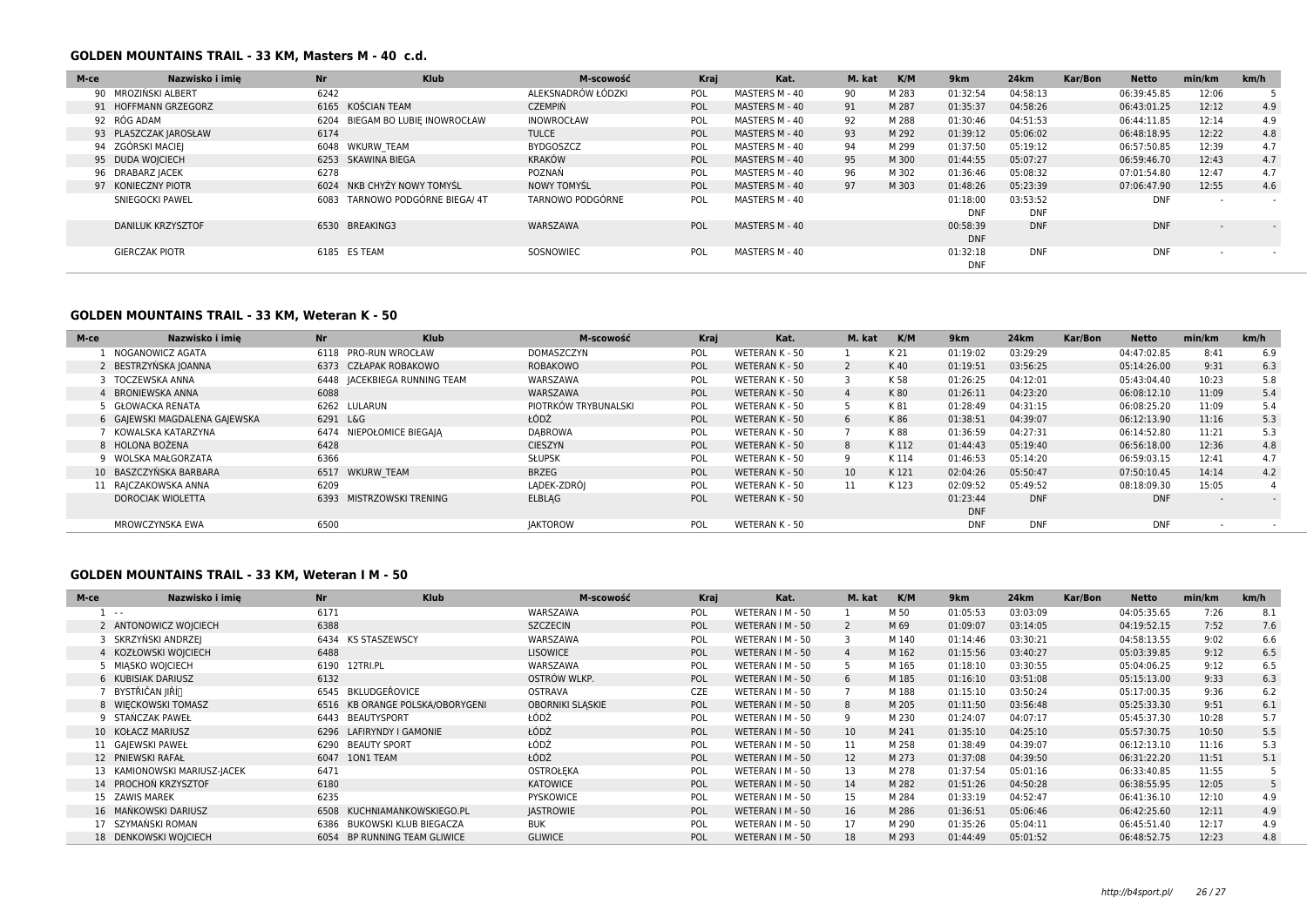## GOLDEN MOUNTAINS TRAIL - 33 KM, Masters M - 40 c.d.

| M-ce | Nazwisko i imię | Nr | Klub | M-scowość | Kraj | Kat. | M. kat | K/M | 9km | 24km | Kar/Bon | Netto | min/km | km/h |
|---|---|---|---|---|---|---|---|---|---|---|---|---|---|---|
| 90 | MROZIŃSKI ALBERT | 6242 | | ALEKSANDRÓW ŁÓDZKI | POL | MASTERS M - 40 | 90 | M 283 | 01:32:54 | 04:58:13 | | 06:39:45.85 | 12:06 | 5 |
| 91 | HOFFMANN GRZEGORZ | 6165 | KOŚCIAN TEAM | CZEMPIŃ | POL | MASTERS M - 40 | 91 | M 287 | 01:35:37 | 04:58:26 | | 06:43:01.25 | 12:12 | 4.9 |
| 92 | RÓG ADAM | 6204 | BIEGAM BO LUBIĘ INOWROCŁAW | INOWROCŁAW | POL | MASTERS M - 40 | 92 | M 288 | 01:30:46 | 04:51:53 | | 06:44:11.85 | 12:14 | 4.9 |
| 93 | PLASZCZAK JAROSŁAW | 6174 | | TULCE | POL | MASTERS M - 40 | 93 | M 292 | 01:39:12 | 05:06:02 | | 06:48:18.95 | 12:22 | 4.8 |
| 94 | ZGÓRSKI MACIEJ | 6048 | WKURW_TEAM | BYDGOSZCZ | POL | MASTERS M - 40 | 94 | M 299 | 01:37:50 | 05:19:12 | | 06:57:50.85 | 12:39 | 4.7 |
| 95 | DUDA WOJCIECH | 6253 | SKAWINA BIEGA | KRAKÓW | POL | MASTERS M - 40 | 95 | M 300 | 01:44:55 | 05:07:27 | | 06:59:46.70 | 12:43 | 4.7 |
| 96 | DRABARZ JACEK | 6278 | | POZNAŃ | POL | MASTERS M - 40 | 96 | M 302 | 01:36:46 | 05:08:32 | | 07:01:54.80 | 12:47 | 4.7 |
| 97 | KONIECZNY PIOTR | 6024 | NKB CHYŻY NOWY TOMYŚL | NOWY TOMYŚL | POL | MASTERS M - 40 | 97 | M 303 | 01:48:26 | 05:23:39 | | 07:06:47.90 | 12:55 | 4.6 |
| | SNIEGOCKI PAWEL | 6083 | TARNOWO PODGÓRNE BIEGA/ 4T | TARNOWO PODGÓRNE | POL | MASTERS M - 40 | | | 01:18:00 DNF | 03:53:52 DNF | | DNF | - | - |
| | DANILUK KRZYSZTOF | 6530 | BREAKING3 | WARSZAWA | POL | MASTERS M - 40 | | | 00:58:39 DNF | DNF | | DNF | - | - |
| | GIERCZAK PIOTR | 6185 | ES TEAM | SOSNOWIEC | POL | MASTERS M - 40 | | | 01:32:18 DNF | DNF | | DNF | - | - |

## GOLDEN MOUNTAINS TRAIL - 33 KM, Weteran K - 50

| M-ce | Nazwisko i imię | Nr | Klub | M-scowość | Kraj | Kat. | M. kat | K/M | 9km | 24km | Kar/Bon | Netto | min/km | km/h |
|---|---|---|---|---|---|---|---|---|---|---|---|---|---|---|
| 1 | NOGANOWICZ AGATA | 6118 | PRO-RUN WROCŁAW | DOMASZCZYN | POL | WETERAN K - 50 | 1 | K 21 | 01:19:02 | 03:29:29 | | 04:47:02.85 | 8:41 | 6.9 |
| 2 | BESTRZYŃSKA JOANNA | 6373 | CZŁAPAK ROBAKOWO | ROBAKOWO | POL | WETERAN K - 50 | 2 | K 40 | 01:19:51 | 03:56:25 | | 05:14:26.00 | 9:31 | 6.3 |
| 3 | TOCZEWSKA ANNA | 6448 | JACEKBIEGA RUNNING TEAM | WARSZAWA | POL | WETERAN K - 50 | 3 | K 58 | 01:26:25 | 04:12:01 | | 05:43:04.40 | 10:23 | 5.8 |
| 4 | BRONIEWSKA ANNA | 6088 | | WARSZAWA | POL | WETERAN K - 50 | 4 | K 80 | 01:26:11 | 04:23:20 | | 06:08:12.10 | 11:09 | 5.4 |
| 5 | GŁOWACKA RENATA | 6262 | LULARUN | PIOTRKÓW TRYBUNALSKI | POL | WETERAN K - 50 | 5 | K 81 | 01:28:49 | 04:31:15 | | 06:08:25.20 | 11:09 | 5.4 |
| 6 | GAJEWSKI MAGDALENA GAJEWSKA | 6291 | L&G | ŁÓDŹ | POL | WETERAN K - 50 | 6 | K 86 | 01:38:51 | 04:39:07 | | 06:12:13.90 | 11:16 | 5.3 |
| 7 | KOWALSKA KATARZYNA | 6474 | NIEPOŁOMICE BIEGAJĄ | DĄBROWA | POL | WETERAN K - 50 | 7 | K 88 | 01:36:59 | 04:27:31 | | 06:14:52.80 | 11:21 | 5.3 |
| 8 | HOLONA BOŻENA | 6428 | | CIESZYN | POL | WETERAN K - 50 | 8 | K 112 | 01:44:43 | 05:19:40 | | 06:56:18.00 | 12:36 | 4.8 |
| 9 | WOLSKA MAŁGORZATA | 6366 | | SŁUPSK | POL | WETERAN K - 50 | 9 | K 114 | 01:46:53 | 05:14:20 | | 06:59:03.15 | 12:41 | 4.7 |
| 10 | BASZCZYŃSKA BARBARA | 6517 | WKURW_TEAM | BRZEG | POL | WETERAN K - 50 | 10 | K 121 | 02:04:26 | 05:50:47 | | 07:50:10.45 | 14:14 | 4.2 |
| 11 | RAJCZAKOWSKA ANNA | 6209 | | LĄDEK-ZDRÓJ | POL | WETERAN K - 50 | 11 | K 123 | 02:09:52 | 05:49:52 | | 08:18:09.30 | 15:05 | 4 |
| | DOROCIAK WIOLETTA | 6393 | MISTRZOWSKI TRENING | ELBLĄG | POL | WETERAN K - 50 | | | 01:23:44 DNF | DNF | | DNF | - | - |
| | MROWCZYNSKA EWA | 6500 | | JAKTOROW | POL | WETERAN K - 50 | | | DNF | DNF | | DNF | - | - |

## GOLDEN MOUNTAINS TRAIL - 33 KM, Weteran I M - 50

| M-ce | Nazwisko i imię | Nr | Klub | M-scowość | Kraj | Kat. | M. kat | K/M | 9km | 24km | Kar/Bon | Netto | min/km | km/h |
|---|---|---|---|---|---|---|---|---|---|---|---|---|---|---|
| 1 | - - | 6171 | | WARSZAWA | POL | WETERAN I M - 50 | 1 | M 50 | 01:05:53 | 03:03:09 | | 04:05:35.65 | 7:26 | 8.1 |
| 2 | ANTONOWICZ WOJCIECH | 6388 | | SZCZECIN | POL | WETERAN I M - 50 | 2 | M 69 | 01:09:07 | 03:14:05 | | 04:19:52.15 | 7:52 | 7.6 |
| 3 | SKRZYŃSKI ANDRZEJ | 6434 | KS STASZEWSCY | WARSZAWA | POL | WETERAN I M - 50 | 3 | M 140 | 01:14:46 | 03:30:21 | | 04:58:13.55 | 9:02 | 6.6 |
| 4 | KOZŁOWSKI WOJCIECH | 6488 | | LISOWICE | POL | WETERAN I M - 50 | 4 | M 162 | 01:15:56 | 03:40:27 | | 05:03:39.85 | 9:12 | 6.5 |
| 5 | MIĄSKO WOJCIECH | 6190 | 12TRI.PL | WARSZAWA | POL | WETERAN I M - 50 | 5 | M 165 | 01:18:10 | 03:30:55 | | 05:04:06.25 | 9:12 | 6.5 |
| 6 | KUBISIAK DARIUSZ | 6132 | | OSTRÓW WLKP. | POL | WETERAN I M - 50 | 6 | M 185 | 01:16:10 | 03:51:08 | | 05:15:13.00 | 9:33 | 6.3 |
| 7 | BYSTŘIČAN JIŘÍ | 6545 | BKLUDGEŘOVICE | OSTRAVA | CZE | WETERAN I M - 50 | 7 | M 188 | 01:15:10 | 03:50:24 | | 05:17:00.35 | 9:36 | 6.2 |
| 8 | WIĘCKOWSKI TOMASZ | 6516 | KB ORANGE POLSKA/OBORYGENI | OBORNIKI SLĄSKIE | POL | WETERAN I M - 50 | 8 | M 205 | 01:11:50 | 03:56:48 | | 05:25:33.30 | 9:51 | 6.1 |
| 9 | STAŃCZAK PAWEŁ | 6443 | BEAUTYSPORT | ŁÓDŹ | POL | WETERAN I M - 50 | 9 | M 230 | 01:24:07 | 04:07:17 | | 05:45:37.30 | 10:28 | 5.7 |
| 10 | KOŁACZ MARIUSZ | 6296 | LAFIRYNDY I GAMONIE | ŁÓDŹ | POL | WETERAN I M - 50 | 10 | M 241 | 01:35:10 | 04:25:10 | | 05:57:30.75 | 10:50 | 5.5 |
| 11 | GAJEWSKI PAWEŁ | 6290 | BEAUTY SPORT | ŁÓDŹ | POL | WETERAN I M - 50 | 11 | M 258 | 01:38:49 | 04:39:07 | | 06:12:13.10 | 11:16 | 5.3 |
| 12 | PNIEWSKI RAFAŁ | 6047 | 1ON1 TEAM | ŁÓDŹ | POL | WETERAN I M - 50 | 12 | M 273 | 01:37:08 | 04:39:50 | | 06:31:22.20 | 11:51 | 5.1 |
| 13 | KAMIONOWSKI MARIUSZ-JACEK | 6471 | | OSTROŁĘKA | POL | WETERAN I M - 50 | 13 | M 278 | 01:37:54 | 05:01:16 | | 06:33:40.85 | 11:55 | 5 |
| 14 | PROCHOŃ KRZYSZTOF | 6180 | | KATOWICE | POL | WETERAN I M - 50 | 14 | M 282 | 01:51:26 | 04:50:28 | | 06:38:55.95 | 12:05 | 5 |
| 15 | ZAWIS MAREK | 6235 | | PYSKOWICE | POL | WETERAN I M - 50 | 15 | M 284 | 01:33:19 | 04:52:47 | | 06:41:36.10 | 12:10 | 4.9 |
| 16 | MAŃKOWSKI DARIUSZ | 6508 | KUCHNIAMANKOWSKIEGO.PL | JASTROWIE | POL | WETERAN I M - 50 | 16 | M 286 | 01:36:51 | 05:06:46 | | 06:42:25.60 | 12:11 | 4.9 |
| 17 | SZYMAŃSKI ROMAN | 6386 | BUKOWSKI KLUB BIEGACZA | BUK | POL | WETERAN I M - 50 | 17 | M 290 | 01:35:26 | 05:04:11 | | 06:45:51.40 | 12:17 | 4.9 |
| 18 | DENKOWSKI WOJCIECH | 6054 | BP RUNNING TEAM GLIWICE | GLIWICE | POL | WETERAN I M - 50 | 18 | M 293 | 01:44:49 | 05:01:52 | | 06:48:52.75 | 12:23 | 4.8 |

http://b4sport.pl/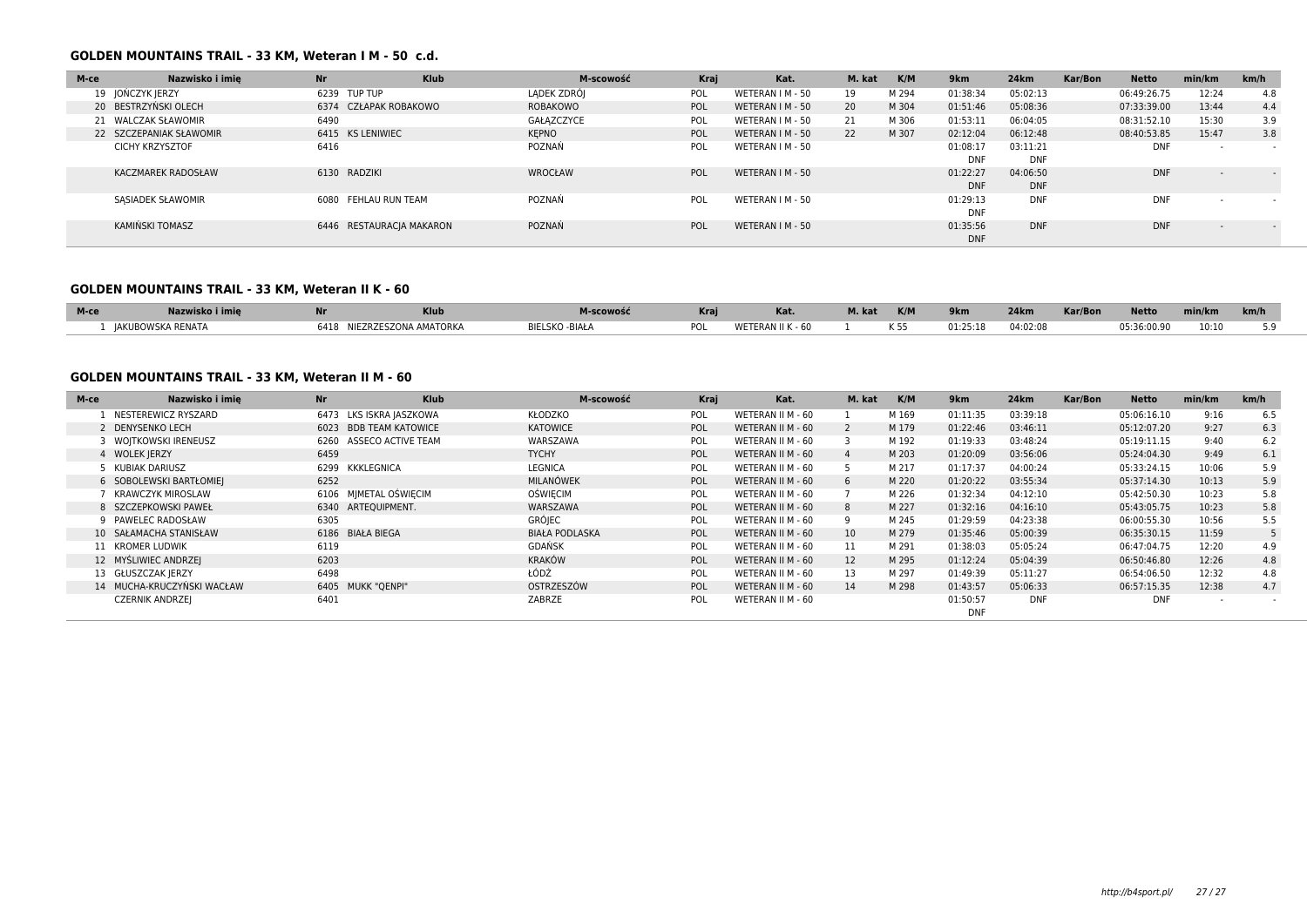## GOLDEN MOUNTAINS TRAIL - 33 KM, Weteran I M - 50 c.d.

| M-ce | Nazwisko i imię | Nr | Klub | M-scowość | Kraj | Kat. | M. kat | K/M | 9km | 24km | Kar/Bon | Netto | min/km | km/h |
|---|---|---|---|---|---|---|---|---|---|---|---|---|---|---|
| 19 | JOŃCZYK JERZY | 6239 | TUP TUP | LĄDEK ZDRÓJ | POL | WETERAN I M - 50 | 19 | M 294 | 01:38:34 | 05:02:13 | | 06:49:26.75 | 12:24 | 4.8 |
| 20 | BESTRZYŃSKI OLECH | 6374 | CZŁAPAK ROBAKOWO | ROBAKOWO | POL | WETERAN I M - 50 | 20 | M 304 | 01:51:46 | 05:08:36 | | 07:33:39.00 | 13:44 | 4.4 |
| 21 | WALCZAK SŁAWOMIR | 6490 | | GAŁĄZCZYCE | POL | WETERAN I M - 50 | 21 | M 306 | 01:53:11 | 06:04:05 | | 08:31:52.10 | 15:30 | 3.9 |
| 22 | SZCZEPANIAK SŁAWOMIR | 6415 | KS LENIWIEC | KĘPNO | POL | WETERAN I M - 50 | 22 | M 307 | 02:12:04 | 06:12:48 | | 08:40:53.85 | 15:47 | 3.8 |
| | CICHY KRZYSZTOF | 6416 | | POZNAŃ | POL | WETERAN I M - 50 | | | 01:08:17 DNF | 03:11:21 DNF | | DNF | - | - |
| | KACZMAREK RADOSŁAW | 6130 | RADZIKI | WROCŁAW | POL | WETERAN I M - 50 | | | 01:22:27 DNF | 04:06:50 DNF | | DNF | - | - |
| | SĄSIADEK SŁAWOMIR | 6080 | FEHLAU RUN TEAM | POZNAŃ | POL | WETERAN I M - 50 | | | 01:29:13 DNF | DNF | | DNF | - | - |
| | KAMIŃSKI TOMASZ | 6446 | RESTAURACJA MAKARON | POZNAŃ | POL | WETERAN I M - 50 | | | 01:35:56 DNF | DNF | | DNF | - | - |

## GOLDEN MOUNTAINS TRAIL - 33 KM, Weteran II K - 60

| M-ce | Nazwisko i imię | Nr | Klub | M-scowość | Kraj | Kat. | M. kat | K/M | 9km | 24km | Kar/Bon | Netto | min/km | km/h |
|---|---|---|---|---|---|---|---|---|---|---|---|---|---|---|
| 1 | JAKUBOWSKA RENATA | 6418 | NIEZRZESZONA AMATORKA | BIELSKO -BIAŁA | POL | WETERAN II K - 60 | 1 | K 55 | 01:25:18 | 04:02:08 | | 05:36:00.90 | 10:10 | 5.9 |

## GOLDEN MOUNTAINS TRAIL - 33 KM, Weteran II M - 60

| M-ce | Nazwisko i imię | Nr | Klub | M-scowość | Kraj | Kat. | M. kat | K/M | 9km | 24km | Kar/Bon | Netto | min/km | km/h |
|---|---|---|---|---|---|---|---|---|---|---|---|---|---|---|
| 1 | NESTEREWICZ RYSZARD | 6473 | LKS ISKRA JASZKOWA | KŁODZKO | POL | WETERAN II M - 60 | 1 | M 169 | 01:11:35 | 03:39:18 | | 05:06:16.10 | 9:16 | 6.5 |
| 2 | DENYSENKO LECH | 6023 | BDB TEAM KATOWICE | KATOWICE | POL | WETERAN II M - 60 | 2 | M 179 | 01:22:46 | 03:46:11 | | 05:12:07.20 | 9:27 | 6.3 |
| 3 | WOJTKOWSKI IRENEUSZ | 6260 | ASSECO ACTIVE TEAM | WARSZAWA | POL | WETERAN II M - 60 | 3 | M 192 | 01:19:33 | 03:48:24 | | 05:19:11.15 | 9:40 | 6.2 |
| 4 | WOLEK JERZY | 6459 | | TYCHY | POL | WETERAN II M - 60 | 4 | M 203 | 01:20:09 | 03:56:06 | | 05:24:04.30 | 9:49 | 6.1 |
| 5 | KUBIAK DARIUSZ | 6299 | KKLEGNICA | LEGNICA | POL | WETERAN II M - 60 | 5 | M 217 | 01:17:37 | 04:00:24 | | 05:33:24.15 | 10:06 | 5.9 |
| 6 | SOBOLEWSKI BARTŁOMIEJ | 6252 | | MILANÓWEK | POL | WETERAN II M - 60 | 6 | M 220 | 01:20:22 | 03:55:34 | | 05:37:14.30 | 10:13 | 5.9 |
| 7 | KRAWCZYK MIROSLAW | 6106 | MJMETAL OŚWIĘCIM | OŚWIĘCIM | POL | WETERAN II M - 60 | 7 | M 226 | 01:32:34 | 04:12:10 | | 05:42:50.30 | 10:23 | 5.8 |
| 8 | SZCZEPKOWSKI PAWEŁ | 6340 | ARTEQUIPMENT. | WARSZAWA | POL | WETERAN II M - 60 | 8 | M 227 | 01:32:16 | 04:16:10 | | 05:43:05.75 | 10:23 | 5.8 |
| 9 | PAWELEC RADOSŁAW | 6305 | | GRÓJEC | POL | WETERAN II M - 60 | 9 | M 245 | 01:29:59 | 04:23:38 | | 06:00:55.30 | 10:56 | 5.5 |
| 10 | SAŁAMACHA STANISŁAW | 6186 | BIAŁA BIEGA | BIAŁA PODLASKA | POL | WETERAN II M - 60 | 10 | M 279 | 01:35:46 | 05:00:39 | | 06:35:30.15 | 11:59 | 5 |
| 11 | KROMER LUDWIK | 6119 | | GDAŃSK | POL | WETERAN II M - 60 | 11 | M 291 | 01:38:03 | 05:05:24 | | 06:47:04.75 | 12:20 | 4.9 |
| 12 | MYŚLIWIEC ANDRZEJ | 6203 | | KRAKÓW | POL | WETERAN II M - 60 | 12 | M 295 | 01:12:24 | 05:04:39 | | 06:50:46.80 | 12:26 | 4.8 |
| 13 | GŁUSZCZAK JERZY | 6498 | | ŁÓDŹ | POL | WETERAN II M - 60 | 13 | M 297 | 01:49:39 | 05:11:27 | | 06:54:06.50 | 12:32 | 4.8 |
| 14 | MUCHA-KRUCZYŃSKI WACŁAW | 6405 | MUKK "QENPI" | OSTRZESZÓW | POL | WETERAN II M - 60 | 14 | M 298 | 01:43:57 | 05:06:33 | | 06:57:15.35 | 12:38 | 4.7 |
| | CZERNIK ANDRZEJ | 6401 | | ZABRZE | POL | WETERAN II M - 60 | | | 01:50:57 DNF | DNF | | DNF | - | - |